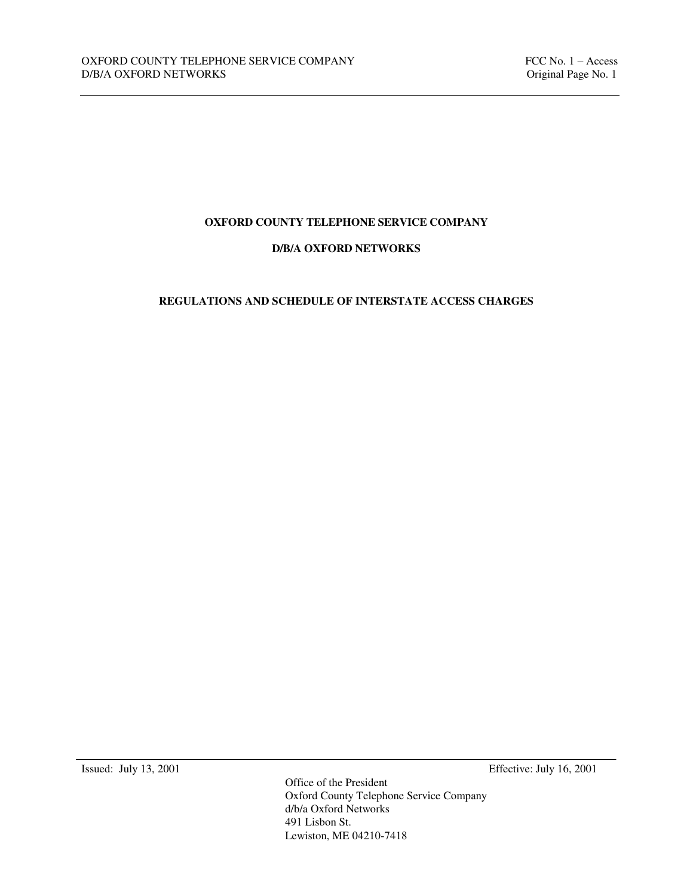# OXFORD COUNTY TELEPHONE SERVICE COMPANY

## D/B/A OXFORD NETWORKS

## REGULATIONS AND SCHEDULE OF INTERSTATE ACCESS CHARGES

Issued: July 13, 2001 Effective: July 16, 2001

Office of the President
Oxford County Telephone Service Company
d/b/a Oxford Networks
491 Lisbon St.
Lewiston, ME 04210-7418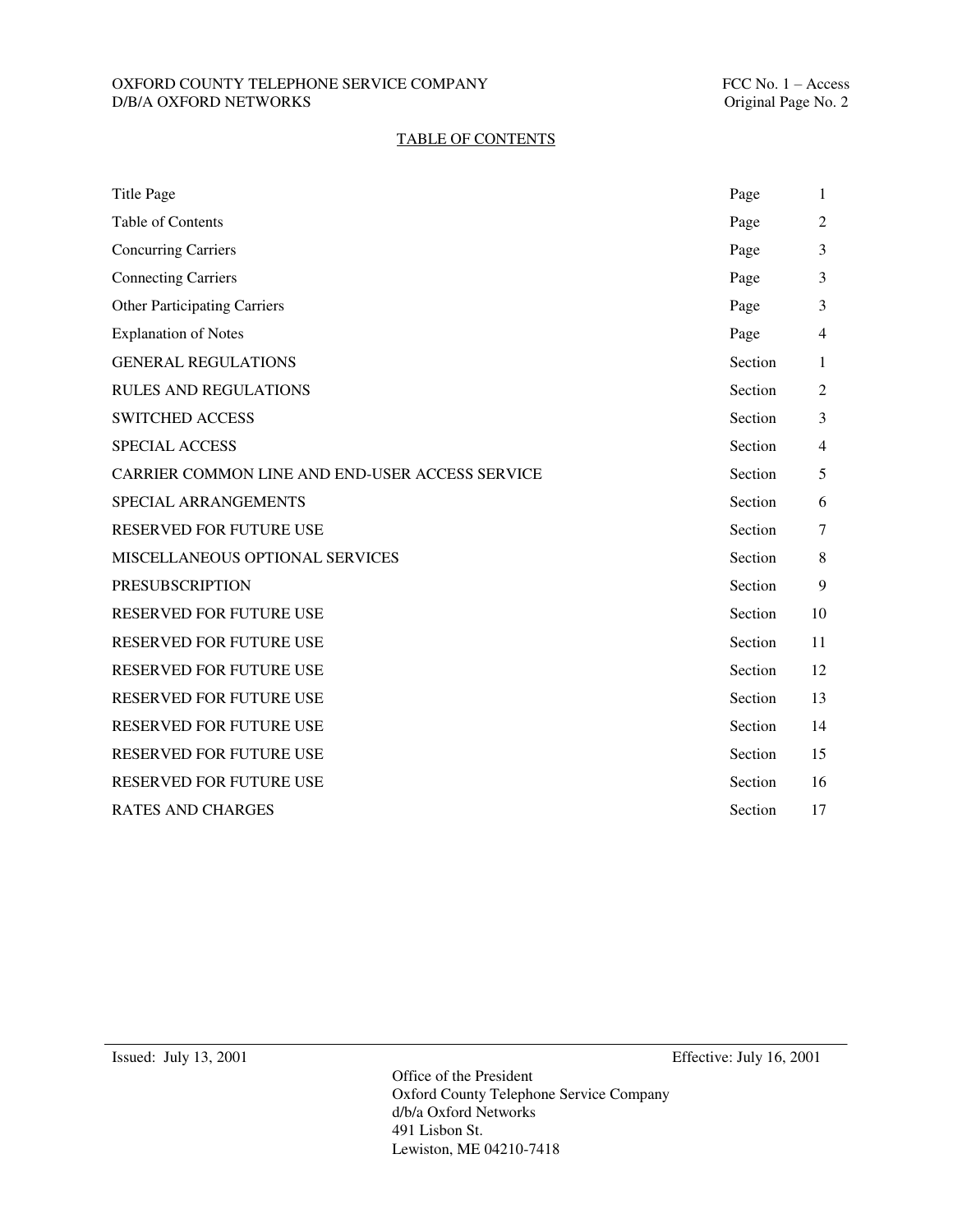## TABLE OF CONTENTS

| | | |
|---|---|---|
| Title Page | Page | 1 |
| Table of Contents | Page | 2 |
| Concurring Carriers | Page | 3 |
| Connecting Carriers | Page | 3 |
| Other Participating Carriers | Page | 3 |
| Explanation of Notes | Page | 4 |
| GENERAL REGULATIONS | Section | 1 |
| RULES AND REGULATIONS | Section | 2 |
| SWITCHED ACCESS | Section | 3 |
| SPECIAL ACCESS | Section | 4 |
| CARRIER COMMON LINE AND END-USER ACCESS SERVICE | Section | 5 |
| SPECIAL ARRANGEMENTS | Section | 6 |
| RESERVED FOR FUTURE USE | Section | 7 |
| MISCELLANEOUS OPTIONAL SERVICES | Section | 8 |
| PRESUBSCRIPTION | Section | 9 |
| RESERVED FOR FUTURE USE | Section | 10 |
| RESERVED FOR FUTURE USE | Section | 11 |
| RESERVED FOR FUTURE USE | Section | 12 |
| RESERVED FOR FUTURE USE | Section | 13 |
| RESERVED FOR FUTURE USE | Section | 14 |
| RESERVED FOR FUTURE USE | Section | 15 |
| RESERVED FOR FUTURE USE | Section | 16 |
| RATES AND CHARGES | Section | 17 |

Issued: July 13, 2001 Effective: July 16, 2001

Office of the President
Oxford County Telephone Service Company
d/b/a Oxford Networks
491 Lisbon St.
Lewiston, ME 04210-7418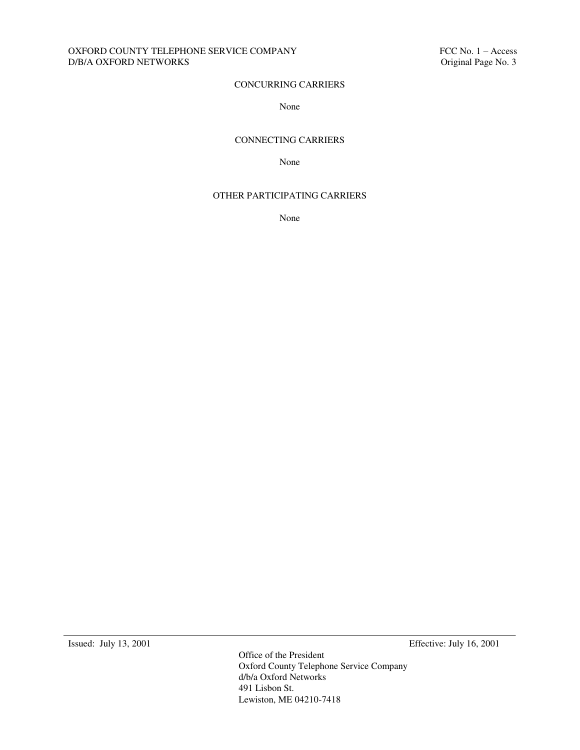## CONCURRING CARRIERS

None

## CONNECTING CARRIERS

None

## OTHER PARTICIPATING CARRIERS

None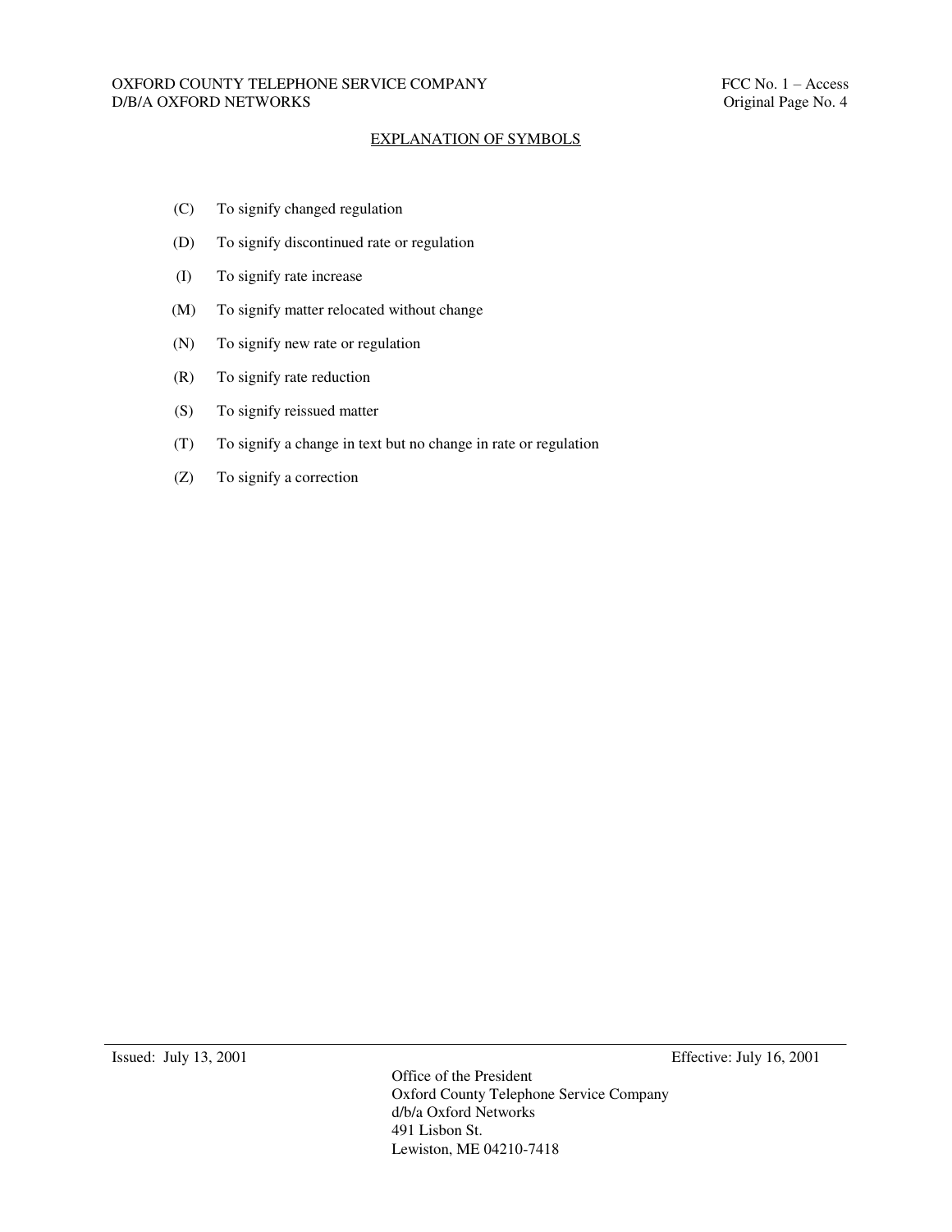## EXPLANATION OF SYMBOLS

(C) To signify changed regulation

(D) To signify discontinued rate or regulation

(I) To signify rate increase

(M) To signify matter relocated without change

(N) To signify new rate or regulation

(R) To signify rate reduction

(S) To signify reissued matter

(T) To signify a change in text but no change in rate or regulation

(Z) To signify a correction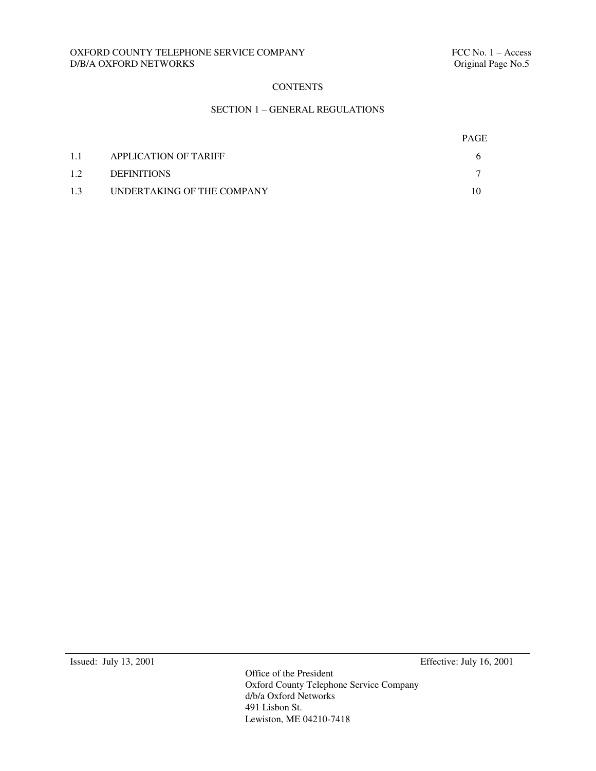# CONTENTS

## SECTION 1 – GENERAL REGULATIONS

| | | PAGE |
|---|---|---|
| 1.1 | APPLICATION OF TARIFF | 6 |
| 1.2 | DEFINITIONS | 7 |
| 1.3 | UNDERTAKING OF THE COMPANY | 10 |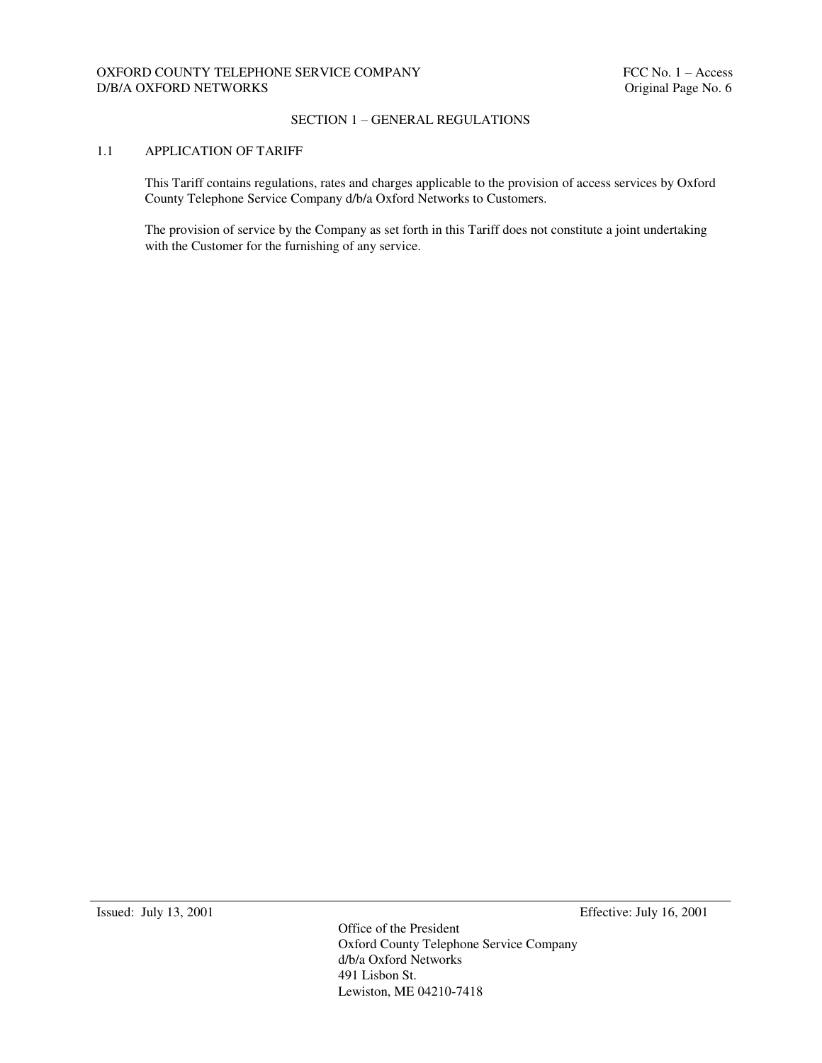## SECTION 1 – GENERAL REGULATIONS

### 1.1 APPLICATION OF TARIFF

This Tariff contains regulations, rates and charges applicable to the provision of access services by Oxford County Telephone Service Company d/b/a Oxford Networks to Customers.

The provision of service by the Company as set forth in this Tariff does not constitute a joint undertaking with the Customer for the furnishing of any service.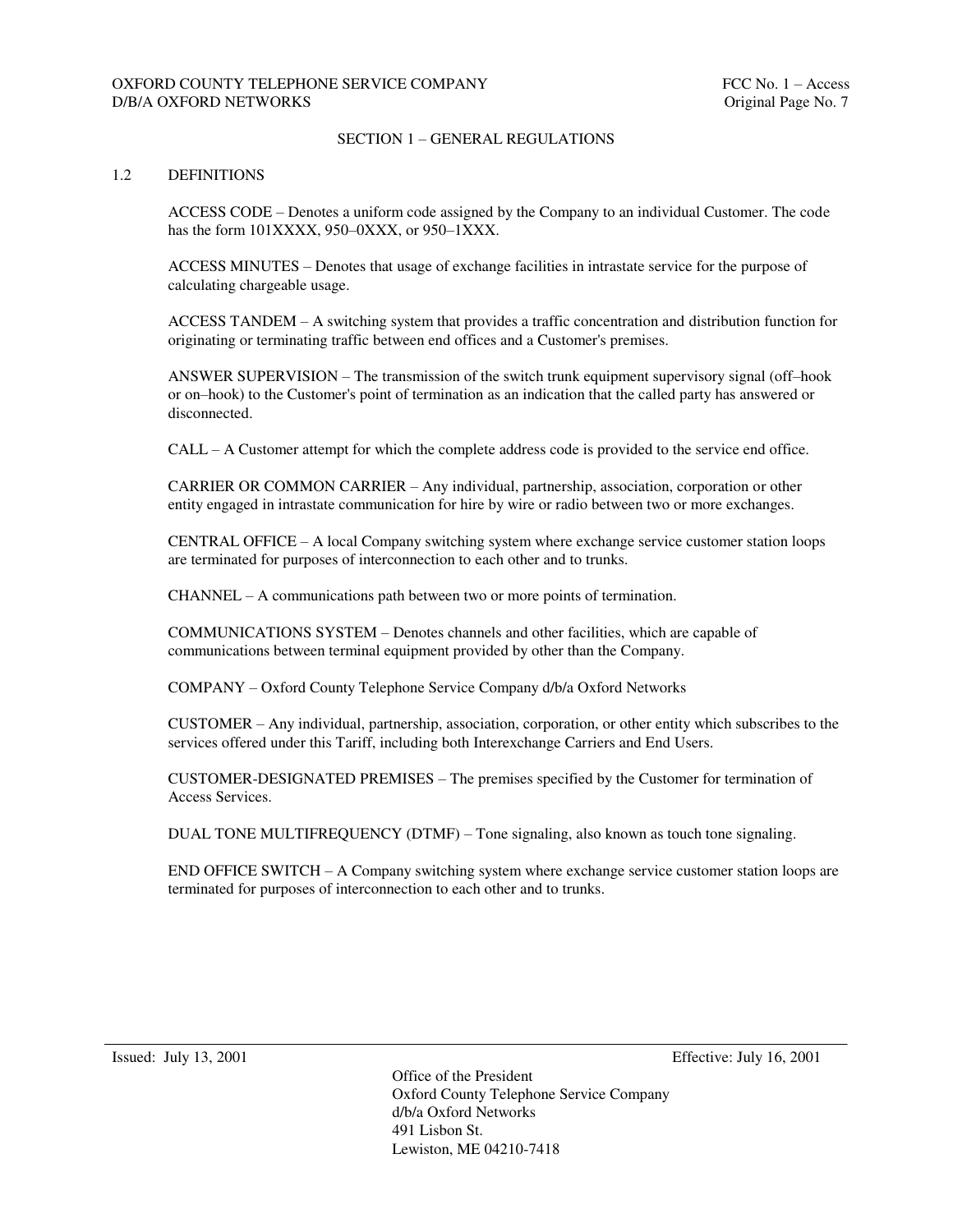## SECTION 1 – GENERAL REGULATIONS

### 1.2 DEFINITIONS

ACCESS CODE – Denotes a uniform code assigned by the Company to an individual Customer. The code has the form 101XXXX, 950–0XXX, or 950–1XXX.

ACCESS MINUTES – Denotes that usage of exchange facilities in intrastate service for the purpose of calculating chargeable usage.

ACCESS TANDEM – A switching system that provides a traffic concentration and distribution function for originating or terminating traffic between end offices and a Customer's premises.

ANSWER SUPERVISION – The transmission of the switch trunk equipment supervisory signal (off–hook or on–hook) to the Customer's point of termination as an indication that the called party has answered or disconnected.

CALL – A Customer attempt for which the complete address code is provided to the service end office.

CARRIER OR COMMON CARRIER – Any individual, partnership, association, corporation or other entity engaged in intrastate communication for hire by wire or radio between two or more exchanges.

CENTRAL OFFICE – A local Company switching system where exchange service customer station loops are terminated for purposes of interconnection to each other and to trunks.

CHANNEL – A communications path between two or more points of termination.

COMMUNICATIONS SYSTEM – Denotes channels and other facilities, which are capable of communications between terminal equipment provided by other than the Company.

COMPANY – Oxford County Telephone Service Company d/b/a Oxford Networks

CUSTOMER – Any individual, partnership, association, corporation, or other entity which subscribes to the services offered under this Tariff, including both Interexchange Carriers and End Users.

CUSTOMER-DESIGNATED PREMISES – The premises specified by the Customer for termination of Access Services.

DUAL TONE MULTIFREQUENCY (DTMF) – Tone signaling, also known as touch tone signaling.

END OFFICE SWITCH – A Company switching system where exchange service customer station loops are terminated for purposes of interconnection to each other and to trunks.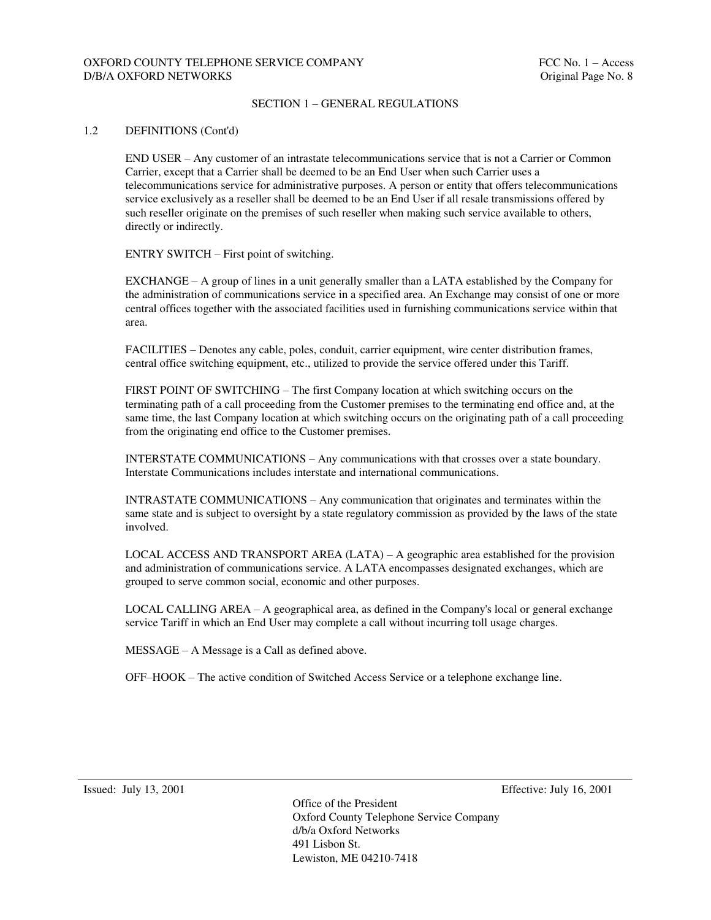## SECTION 1 – GENERAL REGULATIONS

### 1.2 DEFINITIONS (Cont'd)

END USER – Any customer of an intrastate telecommunications service that is not a Carrier or Common Carrier, except that a Carrier shall be deemed to be an End User when such Carrier uses a telecommunications service for administrative purposes. A person or entity that offers telecommunications service exclusively as a reseller shall be deemed to be an End User if all resale transmissions offered by such reseller originate on the premises of such reseller when making such service available to others, directly or indirectly.

ENTRY SWITCH – First point of switching.

EXCHANGE – A group of lines in a unit generally smaller than a LATA established by the Company for the administration of communications service in a specified area. An Exchange may consist of one or more central offices together with the associated facilities used in furnishing communications service within that area.

FACILITIES – Denotes any cable, poles, conduit, carrier equipment, wire center distribution frames, central office switching equipment, etc., utilized to provide the service offered under this Tariff.

FIRST POINT OF SWITCHING – The first Company location at which switching occurs on the terminating path of a call proceeding from the Customer premises to the terminating end office and, at the same time, the last Company location at which switching occurs on the originating path of a call proceeding from the originating end office to the Customer premises.

INTERSTATE COMMUNICATIONS – Any communications with that crosses over a state boundary. Interstate Communications includes interstate and international communications.

INTRASTATE COMMUNICATIONS – Any communication that originates and terminates within the same state and is subject to oversight by a state regulatory commission as provided by the laws of the state involved.

LOCAL ACCESS AND TRANSPORT AREA (LATA) – A geographic area established for the provision and administration of communications service. A LATA encompasses designated exchanges, which are grouped to serve common social, economic and other purposes.

LOCAL CALLING AREA – A geographical area, as defined in the Company's local or general exchange service Tariff in which an End User may complete a call without incurring toll usage charges.

MESSAGE – A Message is a Call as defined above.

OFF–HOOK – The active condition of Switched Access Service or a telephone exchange line.

Issued: July 13, 2001    Effective: July 16, 2001

Office of the President
Oxford County Telephone Service Company
d/b/a Oxford Networks
491 Lisbon St.
Lewiston, ME 04210-7418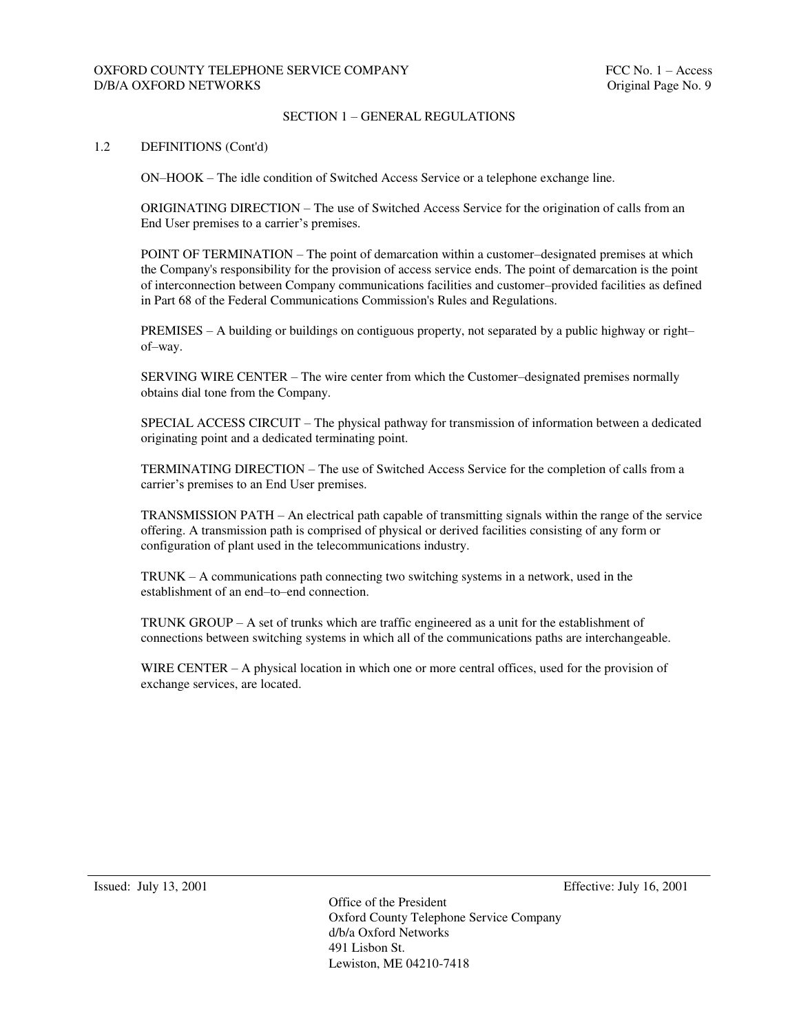## SECTION 1 – GENERAL REGULATIONS

### 1.2 DEFINITIONS (Cont'd)

ON–HOOK – The idle condition of Switched Access Service or a telephone exchange line.

ORIGINATING DIRECTION – The use of Switched Access Service for the origination of calls from an End User premises to a carrier's premises.

POINT OF TERMINATION – The point of demarcation within a customer–designated premises at which the Company's responsibility for the provision of access service ends. The point of demarcation is the point of interconnection between Company communications facilities and customer–provided facilities as defined in Part 68 of the Federal Communications Commission's Rules and Regulations.

PREMISES – A building or buildings on contiguous property, not separated by a public highway or right–of–way.

SERVING WIRE CENTER – The wire center from which the Customer–designated premises normally obtains dial tone from the Company.

SPECIAL ACCESS CIRCUIT – The physical pathway for transmission of information between a dedicated originating point and a dedicated terminating point.

TERMINATING DIRECTION – The use of Switched Access Service for the completion of calls from a carrier's premises to an End User premises.

TRANSMISSION PATH – An electrical path capable of transmitting signals within the range of the service offering. A transmission path is comprised of physical or derived facilities consisting of any form or configuration of plant used in the telecommunications industry.

TRUNK – A communications path connecting two switching systems in a network, used in the establishment of an end–to–end connection.

TRUNK GROUP – A set of trunks which are traffic engineered as a unit for the establishment of connections between switching systems in which all of the communications paths are interchangeable.

WIRE CENTER – A physical location in which one or more central offices, used for the provision of exchange services, are located.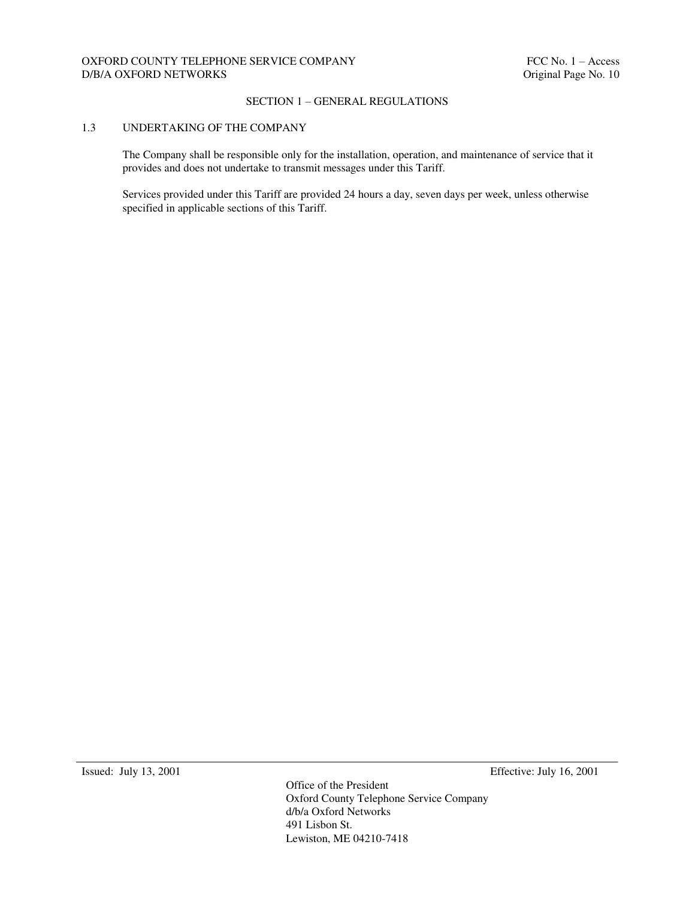## SECTION 1 – GENERAL REGULATIONS

### 1.3 UNDERTAKING OF THE COMPANY

The Company shall be responsible only for the installation, operation, and maintenance of service that it provides and does not undertake to transmit messages under this Tariff.

Services provided under this Tariff are provided 24 hours a day, seven days per week, unless otherwise specified in applicable sections of this Tariff.

Issued: July 13, 2001

Effective: July 16, 2001

Office of the President
Oxford County Telephone Service Company
d/b/a Oxford Networks
491 Lisbon St.
Lewiston, ME 04210-7418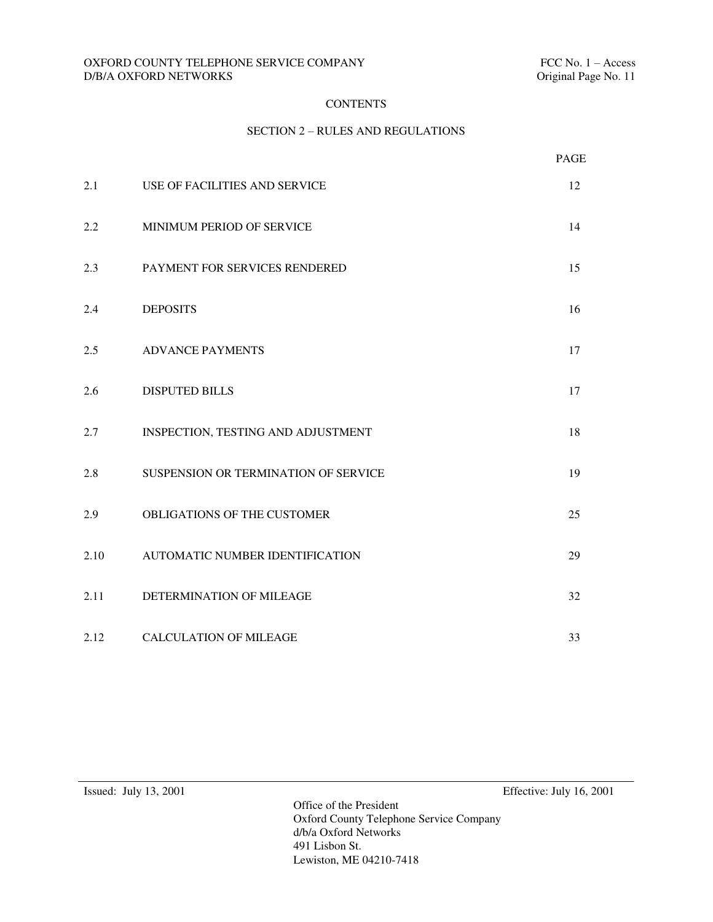# CONTENTS

## SECTION 2 – RULES AND REGULATIONS

| | | PAGE |
|---|---|---|
| 2.1 | USE OF FACILITIES AND SERVICE | 12 |
| 2.2 | MINIMUM PERIOD OF SERVICE | 14 |
| 2.3 | PAYMENT FOR SERVICES RENDERED | 15 |
| 2.4 | DEPOSITS | 16 |
| 2.5 | ADVANCE PAYMENTS | 17 |
| 2.6 | DISPUTED BILLS | 17 |
| 2.7 | INSPECTION, TESTING AND ADJUSTMENT | 18 |
| 2.8 | SUSPENSION OR TERMINATION OF SERVICE | 19 |
| 2.9 | OBLIGATIONS OF THE CUSTOMER | 25 |
| 2.10 | AUTOMATIC NUMBER IDENTIFICATION | 29 |
| 2.11 | DETERMINATION OF MILEAGE | 32 |
| 2.12 | CALCULATION OF MILEAGE | 33 |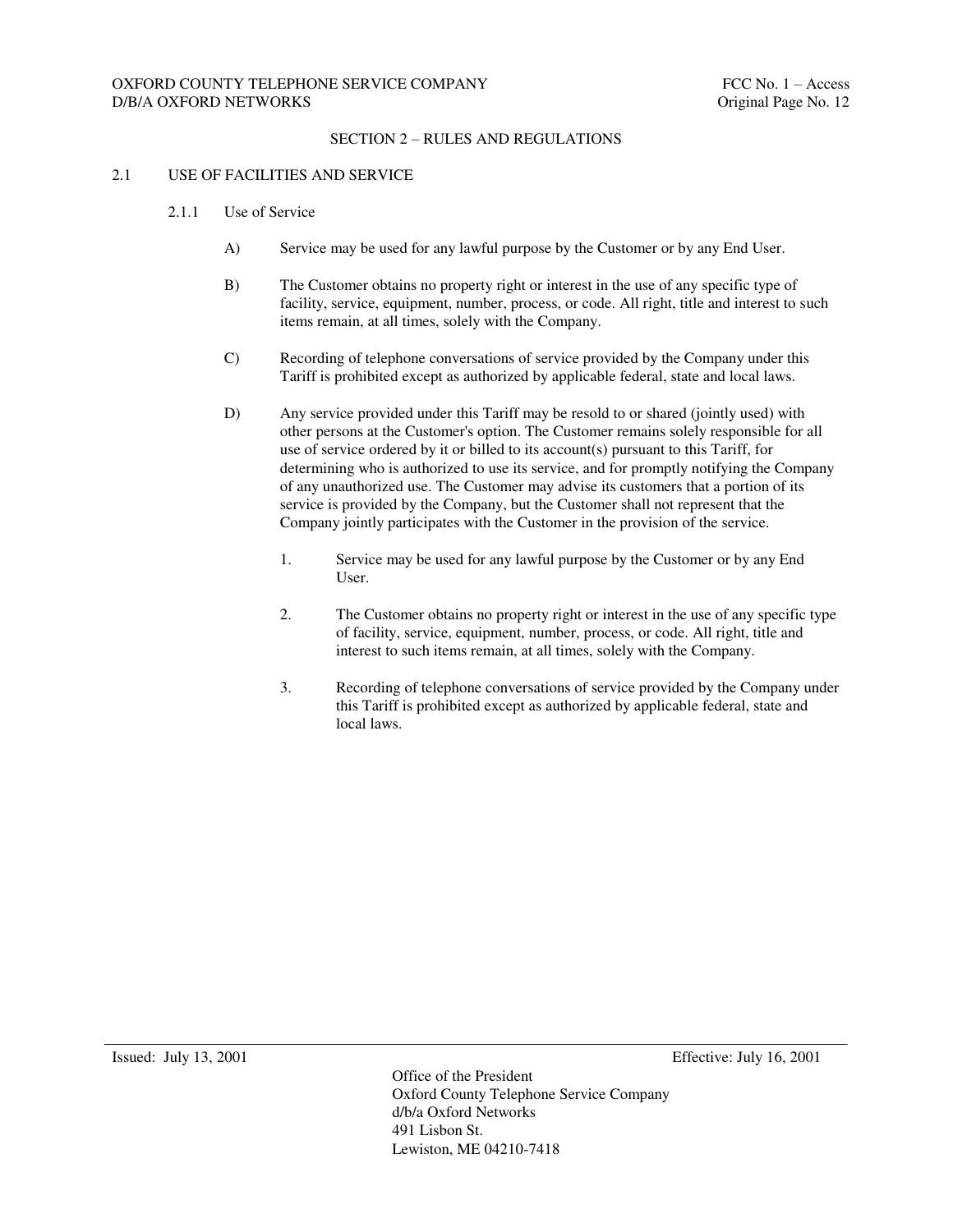## SECTION 2 – RULES AND REGULATIONS

### 2.1 USE OF FACILITIES AND SERVICE

#### 2.1.1 Use of Service

A) Service may be used for any lawful purpose by the Customer or by any End User.

B) The Customer obtains no property right or interest in the use of any specific type of facility, service, equipment, number, process, or code. All right, title and interest to such items remain, at all times, solely with the Company.

C) Recording of telephone conversations of service provided by the Company under this Tariff is prohibited except as authorized by applicable federal, state and local laws.

D) Any service provided under this Tariff may be resold to or shared (jointly used) with other persons at the Customer's option. The Customer remains solely responsible for all use of service ordered by it or billed to its account(s) pursuant to this Tariff, for determining who is authorized to use its service, and for promptly notifying the Company of any unauthorized use. The Customer may advise its customers that a portion of its service is provided by the Company, but the Customer shall not represent that the Company jointly participates with the Customer in the provision of the service.

1. Service may be used for any lawful purpose by the Customer or by any End User.

2. The Customer obtains no property right or interest in the use of any specific type of facility, service, equipment, number, process, or code. All right, title and interest to such items remain, at all times, solely with the Company.

3. Recording of telephone conversations of service provided by the Company under this Tariff is prohibited except as authorized by applicable federal, state and local laws.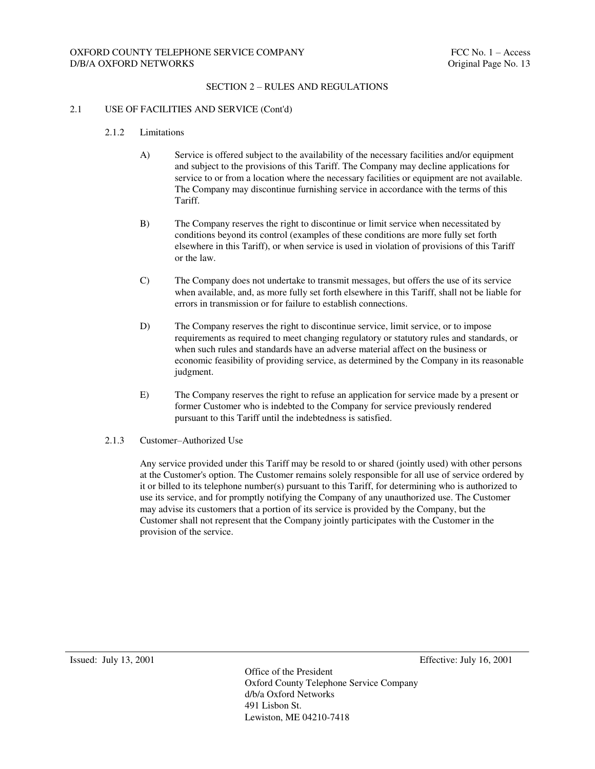## SECTION 2 – RULES AND REGULATIONS

### 2.1 USE OF FACILITIES AND SERVICE (Cont'd)

#### 2.1.2 Limitations

A) Service is offered subject to the availability of the necessary facilities and/or equipment and subject to the provisions of this Tariff. The Company may decline applications for service to or from a location where the necessary facilities or equipment are not available. The Company may discontinue furnishing service in accordance with the terms of this Tariff.

B) The Company reserves the right to discontinue or limit service when necessitated by conditions beyond its control (examples of these conditions are more fully set forth elsewhere in this Tariff), or when service is used in violation of provisions of this Tariff or the law.

C) The Company does not undertake to transmit messages, but offers the use of its service when available, and, as more fully set forth elsewhere in this Tariff, shall not be liable for errors in transmission or for failure to establish connections.

D) The Company reserves the right to discontinue service, limit service, or to impose requirements as required to meet changing regulatory or statutory rules and standards, or when such rules and standards have an adverse material affect on the business or economic feasibility of providing service, as determined by the Company in its reasonable judgment.

E) The Company reserves the right to refuse an application for service made by a present or former Customer who is indebted to the Company for service previously rendered pursuant to this Tariff until the indebtedness is satisfied.

#### 2.1.3 Customer–Authorized Use

Any service provided under this Tariff may be resold to or shared (jointly used) with other persons at the Customer's option. The Customer remains solely responsible for all use of service ordered by it or billed to its telephone number(s) pursuant to this Tariff, for determining who is authorized to use its service, and for promptly notifying the Company of any unauthorized use. The Customer may advise its customers that a portion of its service is provided by the Company, but the Customer shall not represent that the Company jointly participates with the Customer in the provision of the service.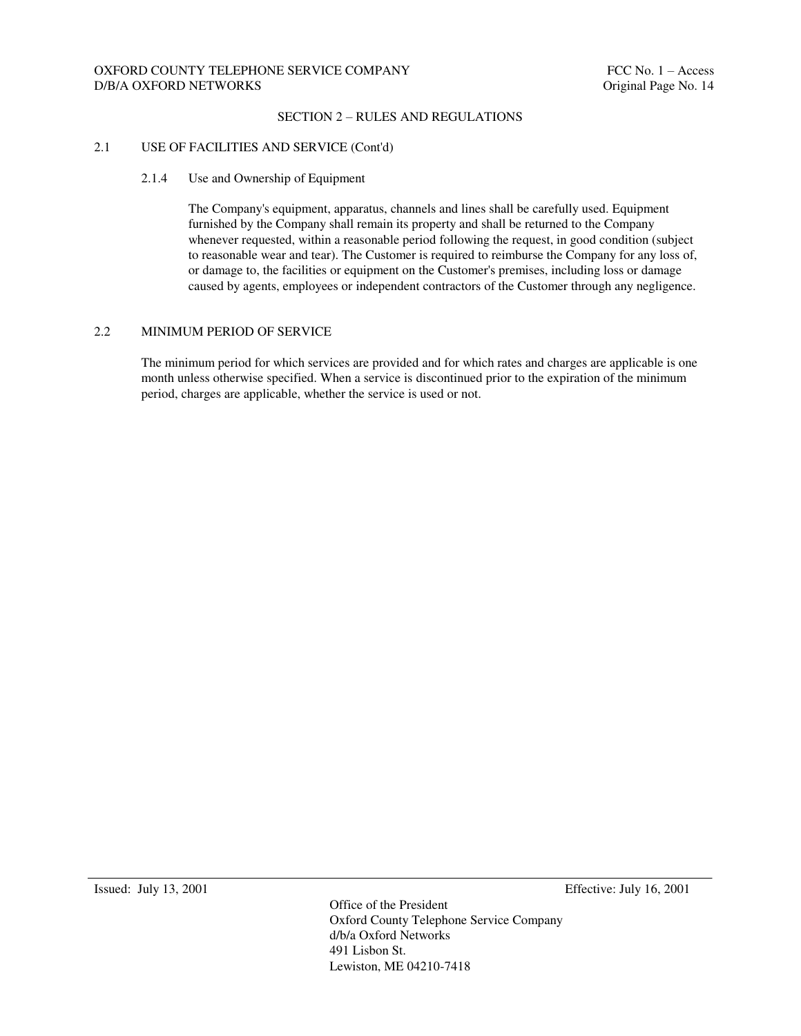## SECTION 2 – RULES AND REGULATIONS

### 2.1 USE OF FACILITIES AND SERVICE (Cont'd)

#### 2.1.4 Use and Ownership of Equipment

The Company's equipment, apparatus, channels and lines shall be carefully used. Equipment furnished by the Company shall remain its property and shall be returned to the Company whenever requested, within a reasonable period following the request, in good condition (subject to reasonable wear and tear). The Customer is required to reimburse the Company for any loss of, or damage to, the facilities or equipment on the Customer's premises, including loss or damage caused by agents, employees or independent contractors of the Customer through any negligence.

### 2.2 MINIMUM PERIOD OF SERVICE

The minimum period for which services are provided and for which rates and charges are applicable is one month unless otherwise specified. When a service is discontinued prior to the expiration of the minimum period, charges are applicable, whether the service is used or not.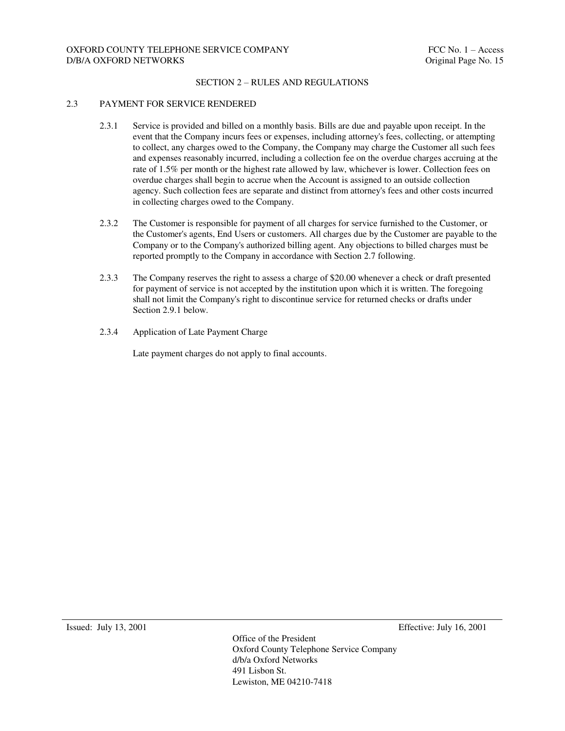## SECTION 2 – RULES AND REGULATIONS

### 2.3 PAYMENT FOR SERVICE RENDERED

2.3.1 Service is provided and billed on a monthly basis. Bills are due and payable upon receipt. In the event that the Company incurs fees or expenses, including attorney's fees, collecting, or attempting to collect, any charges owed to the Company, the Company may charge the Customer all such fees and expenses reasonably incurred, including a collection fee on the overdue charges accruing at the rate of 1.5% per month or the highest rate allowed by law, whichever is lower. Collection fees on overdue charges shall begin to accrue when the Account is assigned to an outside collection agency. Such collection fees are separate and distinct from attorney's fees and other costs incurred in collecting charges owed to the Company.

2.3.2 The Customer is responsible for payment of all charges for service furnished to the Customer, or the Customer's agents, End Users or customers. All charges due by the Customer are payable to the Company or to the Company's authorized billing agent. Any objections to billed charges must be reported promptly to the Company in accordance with Section 2.7 following.

2.3.3 The Company reserves the right to assess a charge of $20.00 whenever a check or draft presented for payment of service is not accepted by the institution upon which it is written. The foregoing shall not limit the Company's right to discontinue service for returned checks or drafts under Section 2.9.1 below.

2.3.4 Application of Late Payment Charge

Late payment charges do not apply to final accounts.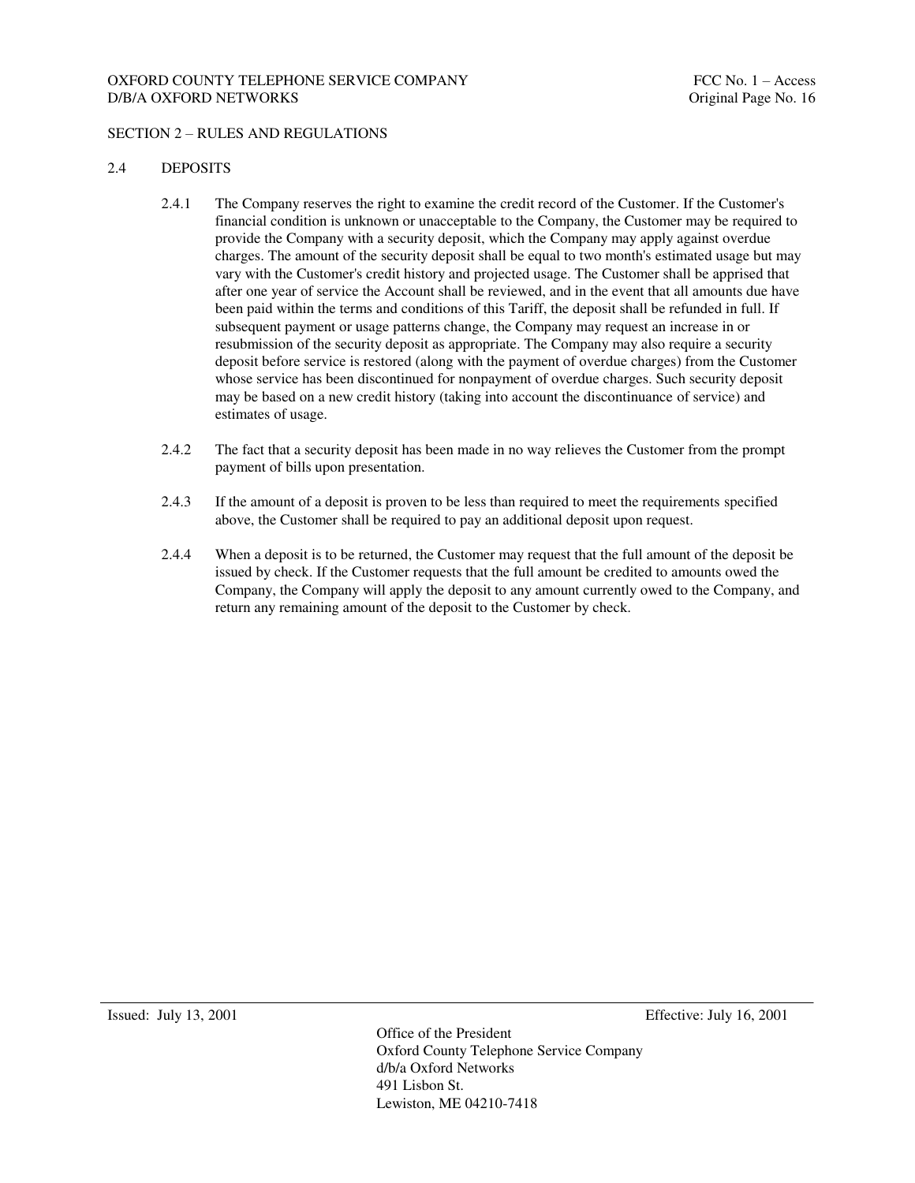## SECTION 2 – RULES AND REGULATIONS

### 2.4 DEPOSITS

2.4.1 The Company reserves the right to examine the credit record of the Customer. If the Customer's financial condition is unknown or unacceptable to the Company, the Customer may be required to provide the Company with a security deposit, which the Company may apply against overdue charges. The amount of the security deposit shall be equal to two month's estimated usage but may vary with the Customer's credit history and projected usage. The Customer shall be apprised that after one year of service the Account shall be reviewed, and in the event that all amounts due have been paid within the terms and conditions of this Tariff, the deposit shall be refunded in full. If subsequent payment or usage patterns change, the Company may request an increase in or resubmission of the security deposit as appropriate. The Company may also require a security deposit before service is restored (along with the payment of overdue charges) from the Customer whose service has been discontinued for nonpayment of overdue charges. Such security deposit may be based on a new credit history (taking into account the discontinuance of service) and estimates of usage.

2.4.2 The fact that a security deposit has been made in no way relieves the Customer from the prompt payment of bills upon presentation.

2.4.3 If the amount of a deposit is proven to be less than required to meet the requirements specified above, the Customer shall be required to pay an additional deposit upon request.

2.4.4 When a deposit is to be returned, the Customer may request that the full amount of the deposit be issued by check. If the Customer requests that the full amount be credited to amounts owed the Company, the Company will apply the deposit to any amount currently owed to the Company, and return any remaining amount of the deposit to the Customer by check.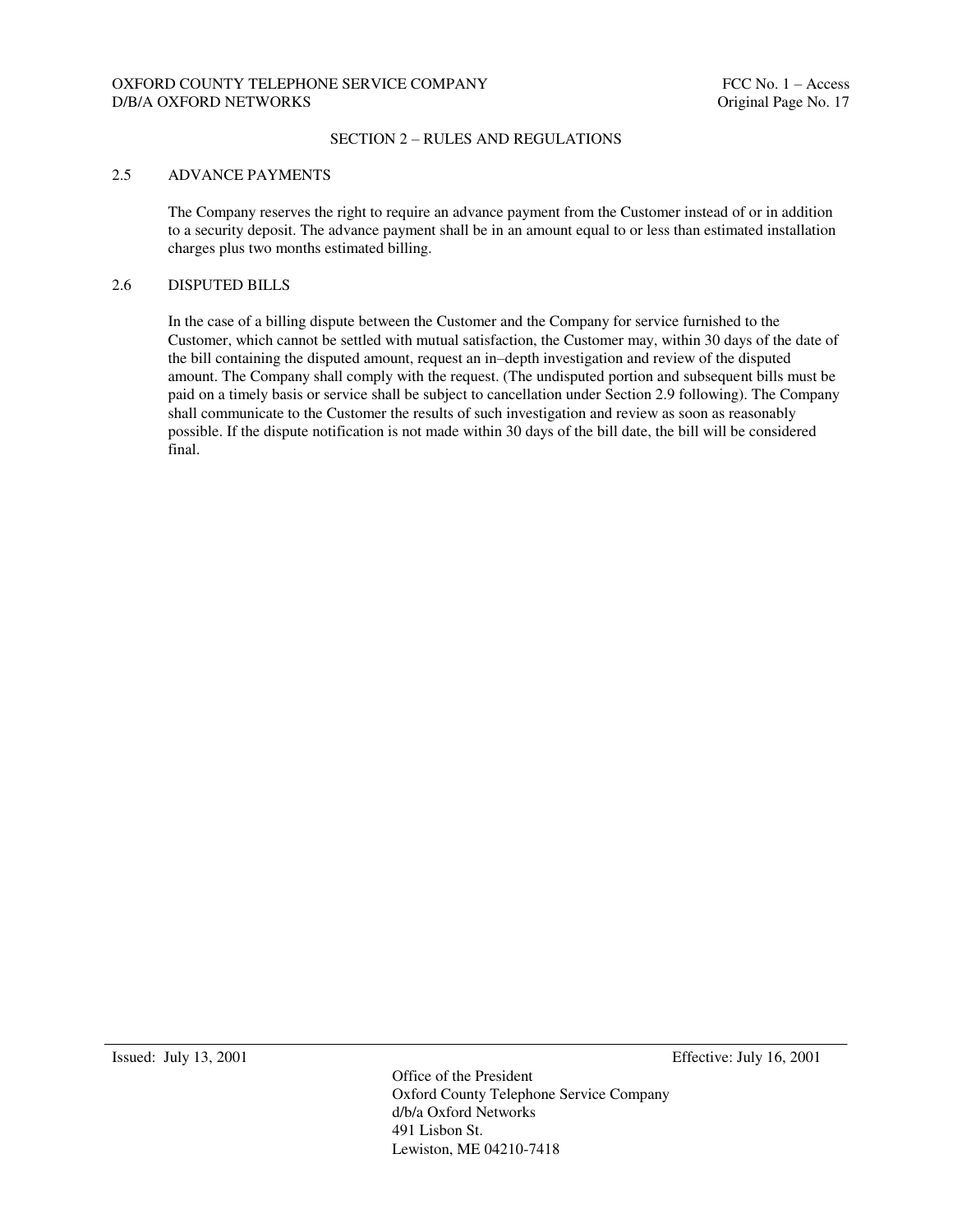## SECTION 2 – RULES AND REGULATIONS

### 2.5 ADVANCE PAYMENTS

The Company reserves the right to require an advance payment from the Customer instead of or in addition to a security deposit. The advance payment shall be in an amount equal to or less than estimated installation charges plus two months estimated billing.

### 2.6 DISPUTED BILLS

In the case of a billing dispute between the Customer and the Company for service furnished to the Customer, which cannot be settled with mutual satisfaction, the Customer may, within 30 days of the date of the bill containing the disputed amount, request an in–depth investigation and review of the disputed amount. The Company shall comply with the request. (The undisputed portion and subsequent bills must be paid on a timely basis or service shall be subject to cancellation under Section 2.9 following). The Company shall communicate to the Customer the results of such investigation and review as soon as reasonably possible. If the dispute notification is not made within 30 days of the bill date, the bill will be considered final.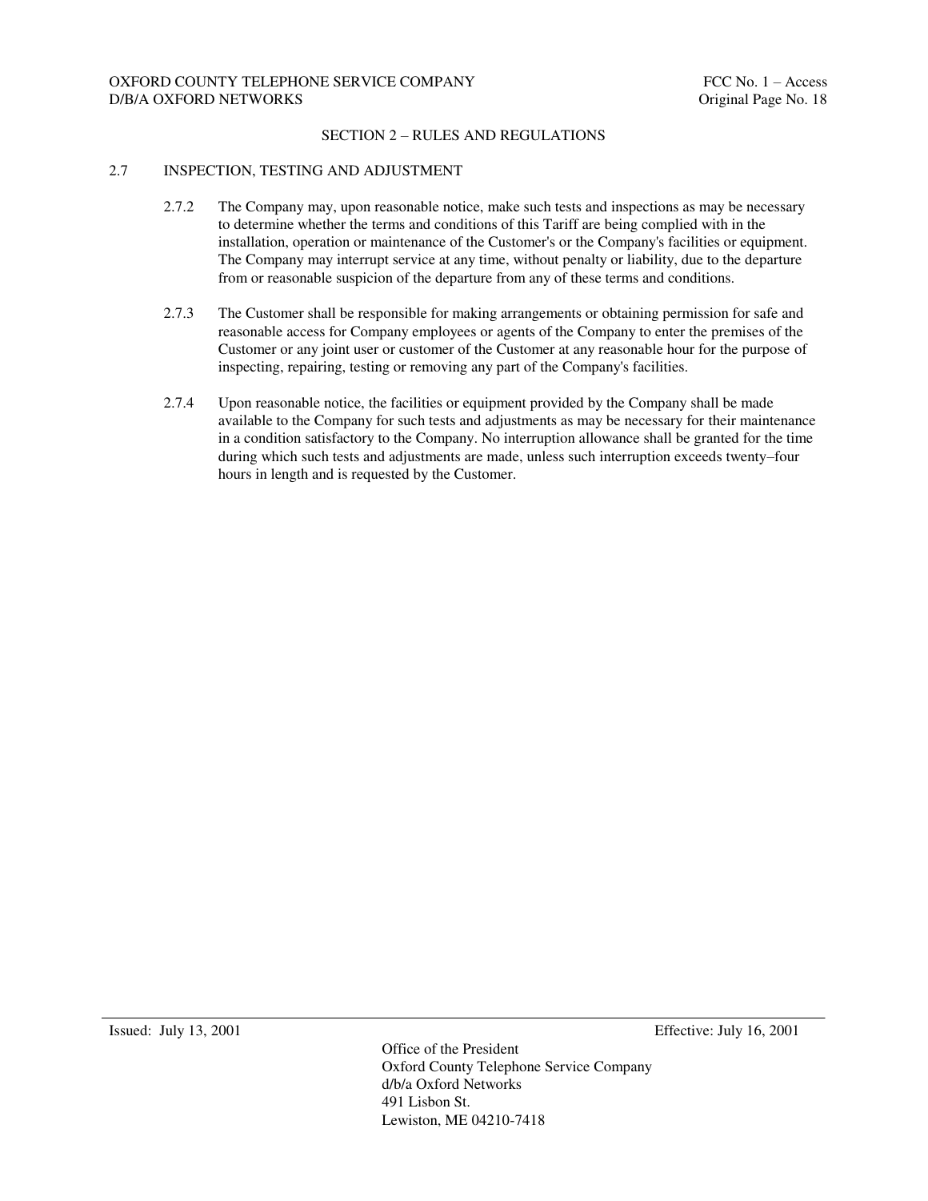## SECTION 2 – RULES AND REGULATIONS

### 2.7 INSPECTION, TESTING AND ADJUSTMENT

2.7.2 The Company may, upon reasonable notice, make such tests and inspections as may be necessary to determine whether the terms and conditions of this Tariff are being complied with in the installation, operation or maintenance of the Customer's or the Company's facilities or equipment. The Company may interrupt service at any time, without penalty or liability, due to the departure from or reasonable suspicion of the departure from any of these terms and conditions.

2.7.3 The Customer shall be responsible for making arrangements or obtaining permission for safe and reasonable access for Company employees or agents of the Company to enter the premises of the Customer or any joint user or customer of the Customer at any reasonable hour for the purpose of inspecting, repairing, testing or removing any part of the Company's facilities.

2.7.4 Upon reasonable notice, the facilities or equipment provided by the Company shall be made available to the Company for such tests and adjustments as may be necessary for their maintenance in a condition satisfactory to the Company. No interruption allowance shall be granted for the time during which such tests and adjustments are made, unless such interruption exceeds twenty–four hours in length and is requested by the Customer.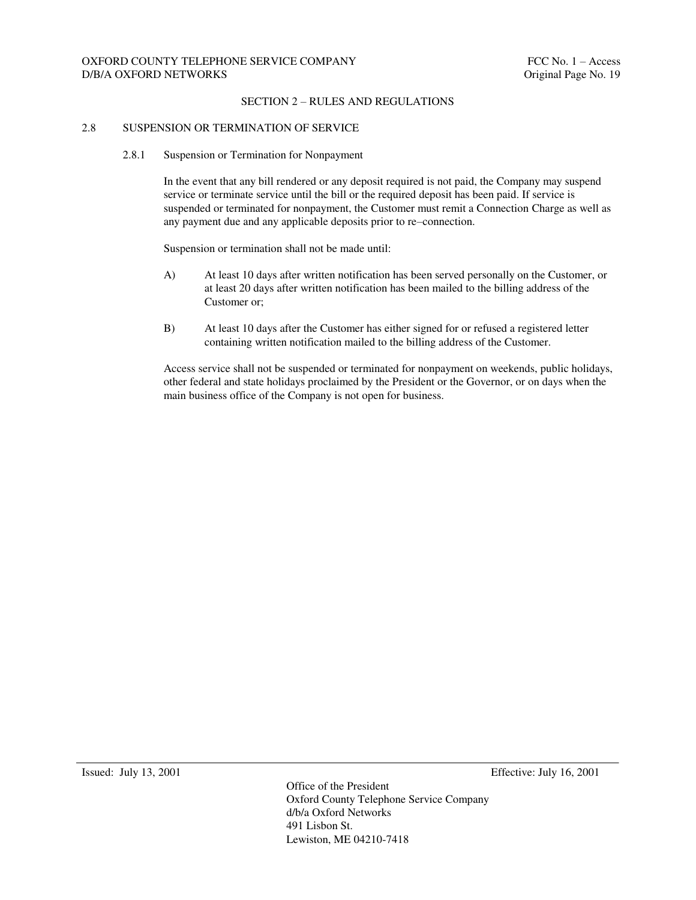## SECTION 2 – RULES AND REGULATIONS

### 2.8 SUSPENSION OR TERMINATION OF SERVICE

#### 2.8.1 Suspension or Termination for Nonpayment

In the event that any bill rendered or any deposit required is not paid, the Company may suspend service or terminate service until the bill or the required deposit has been paid. If service is suspended or terminated for nonpayment, the Customer must remit a Connection Charge as well as any payment due and any applicable deposits prior to re–connection.

Suspension or termination shall not be made until:

A) At least 10 days after written notification has been served personally on the Customer, or at least 20 days after written notification has been mailed to the billing address of the Customer or;

B) At least 10 days after the Customer has either signed for or refused a registered letter containing written notification mailed to the billing address of the Customer.

Access service shall not be suspended or terminated for nonpayment on weekends, public holidays, other federal and state holidays proclaimed by the President or the Governor, or on days when the main business office of the Company is not open for business.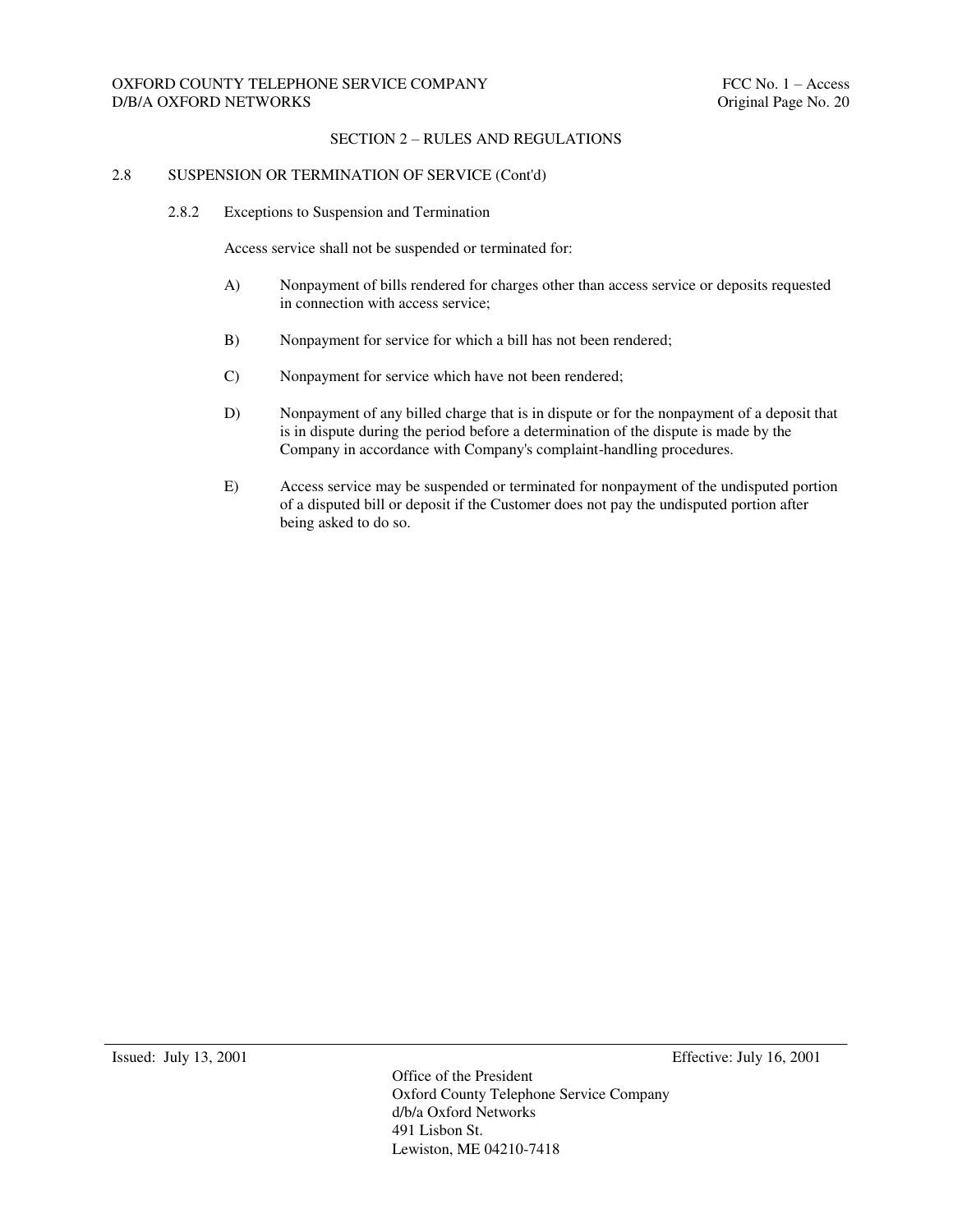## SECTION 2 – RULES AND REGULATIONS

### 2.8 SUSPENSION OR TERMINATION OF SERVICE (Cont'd)

#### 2.8.2 Exceptions to Suspension and Termination

Access service shall not be suspended or terminated for:

A) Nonpayment of bills rendered for charges other than access service or deposits requested in connection with access service;

B) Nonpayment for service for which a bill has not been rendered;

C) Nonpayment for service which have not been rendered;

D) Nonpayment of any billed charge that is in dispute or for the nonpayment of a deposit that is in dispute during the period before a determination of the dispute is made by the Company in accordance with Company's complaint-handling procedures.

E) Access service may be suspended or terminated for nonpayment of the undisputed portion of a disputed bill or deposit if the Customer does not pay the undisputed portion after being asked to do so.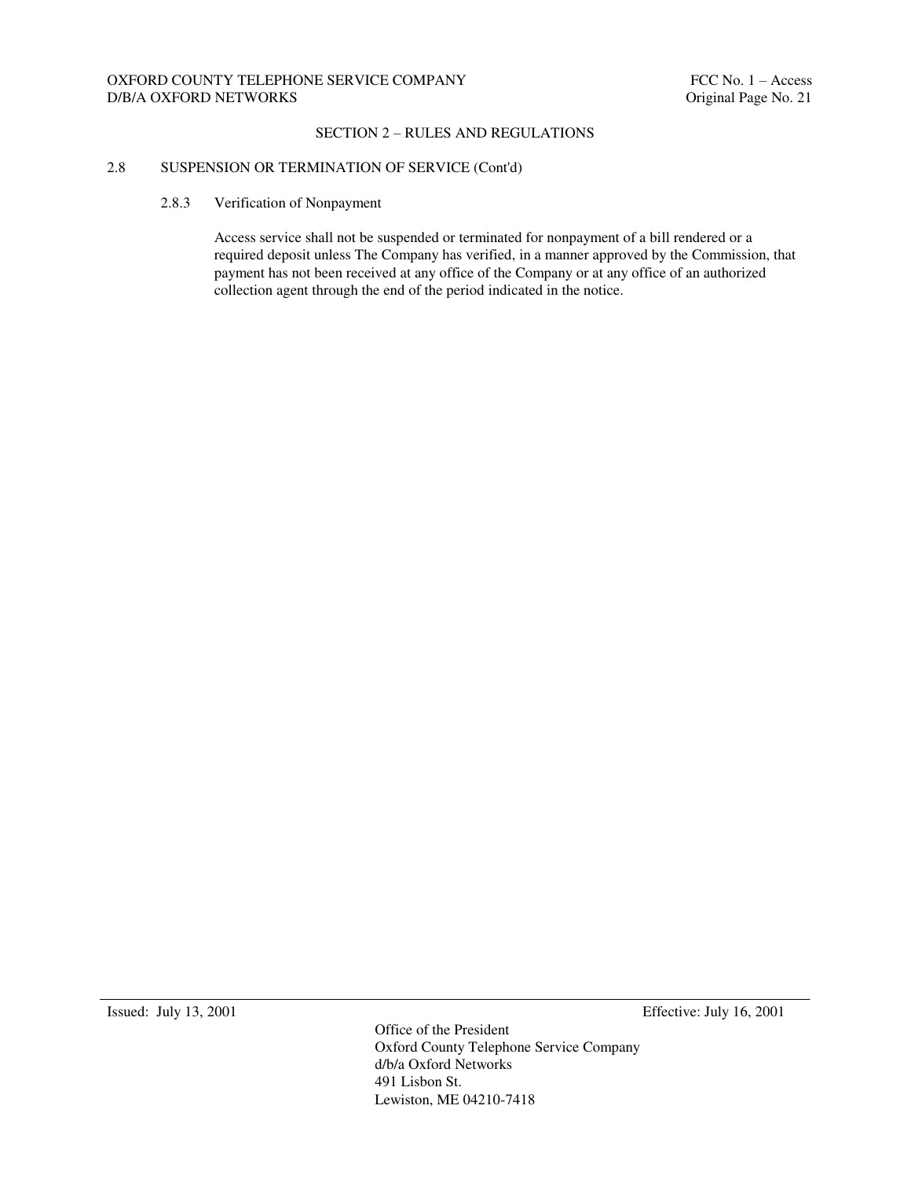## SECTION 2 – RULES AND REGULATIONS

### 2.8 SUSPENSION OR TERMINATION OF SERVICE (Cont'd)

#### 2.8.3 Verification of Nonpayment

Access service shall not be suspended or terminated for nonpayment of a bill rendered or a required deposit unless The Company has verified, in a manner approved by the Commission, that payment has not been received at any office of the Company or at any office of an authorized collection agent through the end of the period indicated in the notice.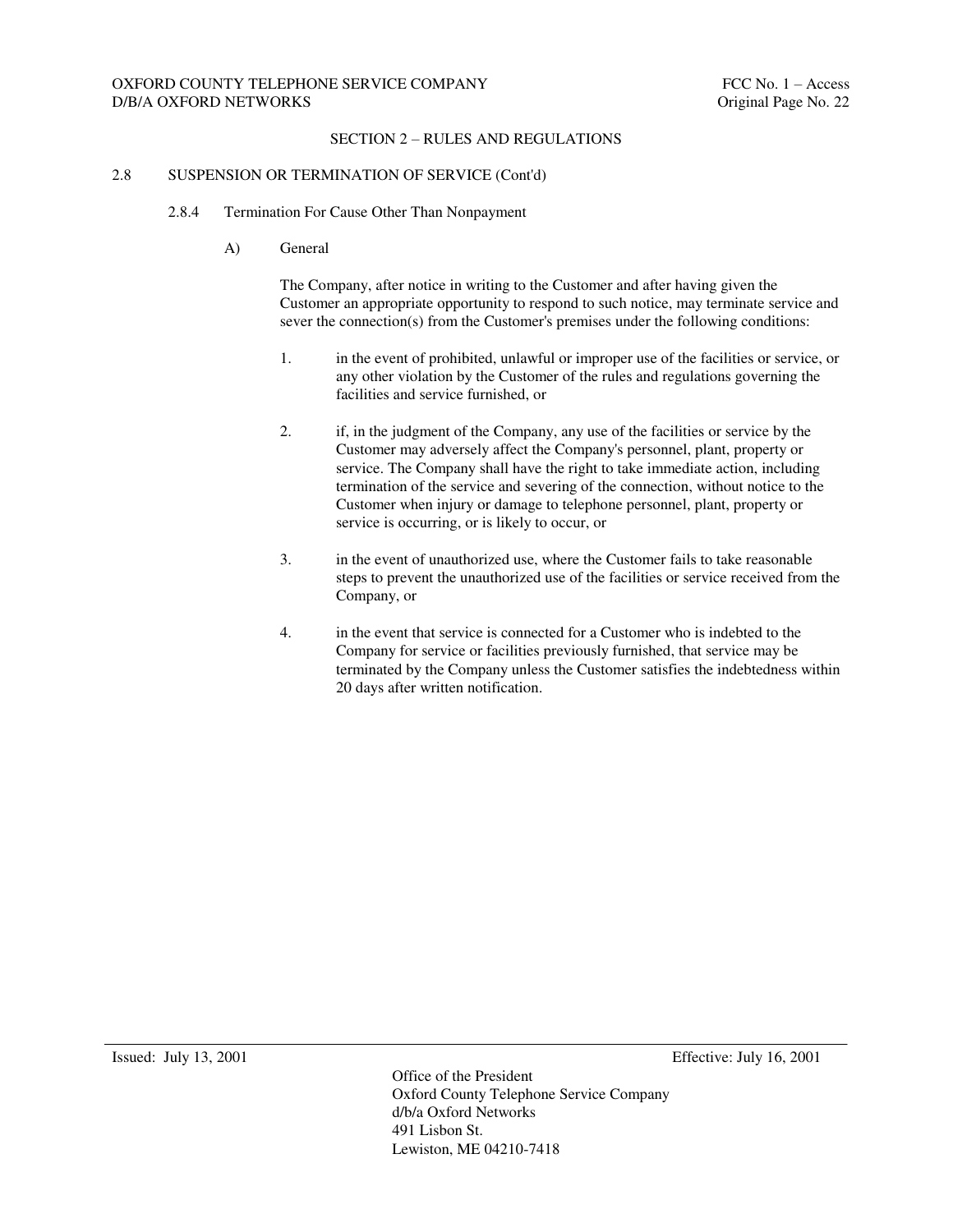## SECTION 2 – RULES AND REGULATIONS

### 2.8 SUSPENSION OR TERMINATION OF SERVICE (Cont'd)

#### 2.8.4 Termination For Cause Other Than Nonpayment

A) General

The Company, after notice in writing to the Customer and after having given the Customer an appropriate opportunity to respond to such notice, may terminate service and sever the connection(s) from the Customer's premises under the following conditions:

1. in the event of prohibited, unlawful or improper use of the facilities or service, or any other violation by the Customer of the rules and regulations governing the facilities and service furnished, or

2. if, in the judgment of the Company, any use of the facilities or service by the Customer may adversely affect the Company's personnel, plant, property or service. The Company shall have the right to take immediate action, including termination of the service and severing of the connection, without notice to the Customer when injury or damage to telephone personnel, plant, property or service is occurring, or is likely to occur, or

3. in the event of unauthorized use, where the Customer fails to take reasonable steps to prevent the unauthorized use of the facilities or service received from the Company, or

4. in the event that service is connected for a Customer who is indebted to the Company for service or facilities previously furnished, that service may be terminated by the Company unless the Customer satisfies the indebtedness within 20 days after written notification.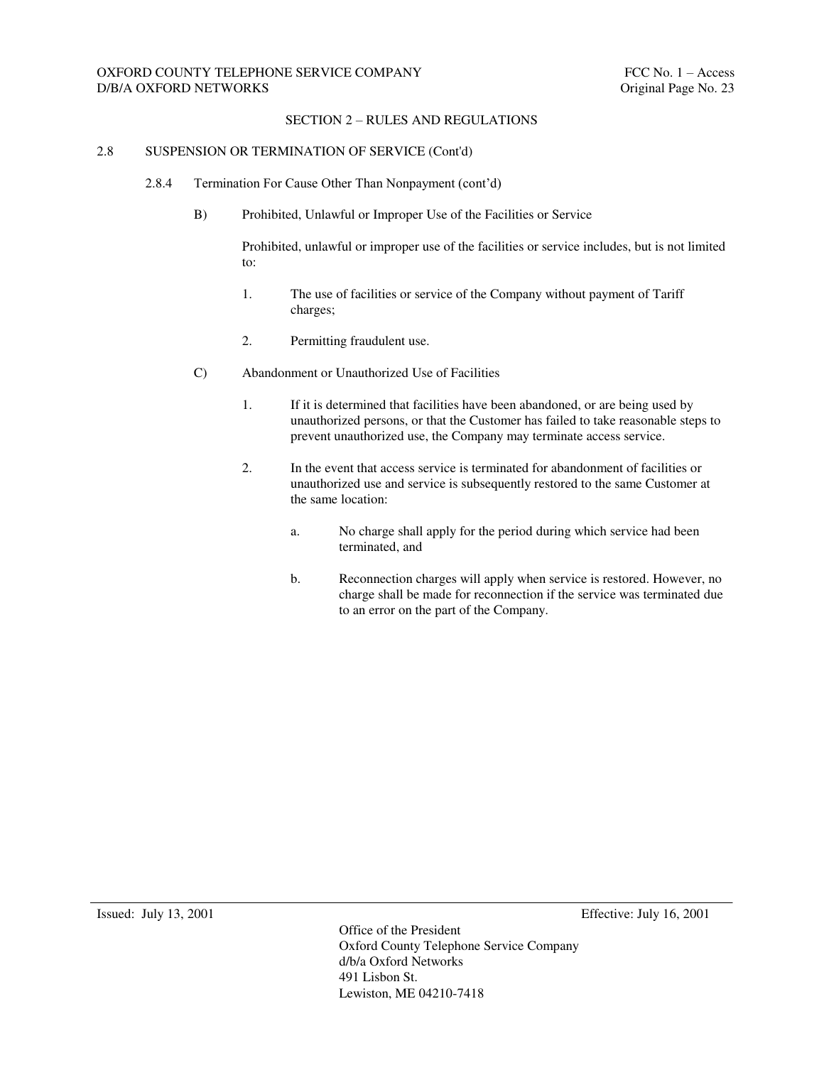## SECTION 2 – RULES AND REGULATIONS

### 2.8 SUSPENSION OR TERMINATION OF SERVICE (Cont'd)

#### 2.8.4 Termination For Cause Other Than Nonpayment (cont'd)

B) Prohibited, Unlawful or Improper Use of the Facilities or Service

Prohibited, unlawful or improper use of the facilities or service includes, but is not limited to:

1. The use of facilities or service of the Company without payment of Tariff charges;

2. Permitting fraudulent use.

C) Abandonment or Unauthorized Use of Facilities

1. If it is determined that facilities have been abandoned, or are being used by unauthorized persons, or that the Customer has failed to take reasonable steps to prevent unauthorized use, the Company may terminate access service.

2. In the event that access service is terminated for abandonment of facilities or unauthorized use and service is subsequently restored to the same Customer at the same location:

   a. No charge shall apply for the period during which service had been terminated, and

   b. Reconnection charges will apply when service is restored. However, no charge shall be made for reconnection if the service was terminated due to an error on the part of the Company.

Issued: July 13, 2001 Effective: July 16, 2001

Office of the President
Oxford County Telephone Service Company
d/b/a Oxford Networks
491 Lisbon St.
Lewiston, ME 04210-7418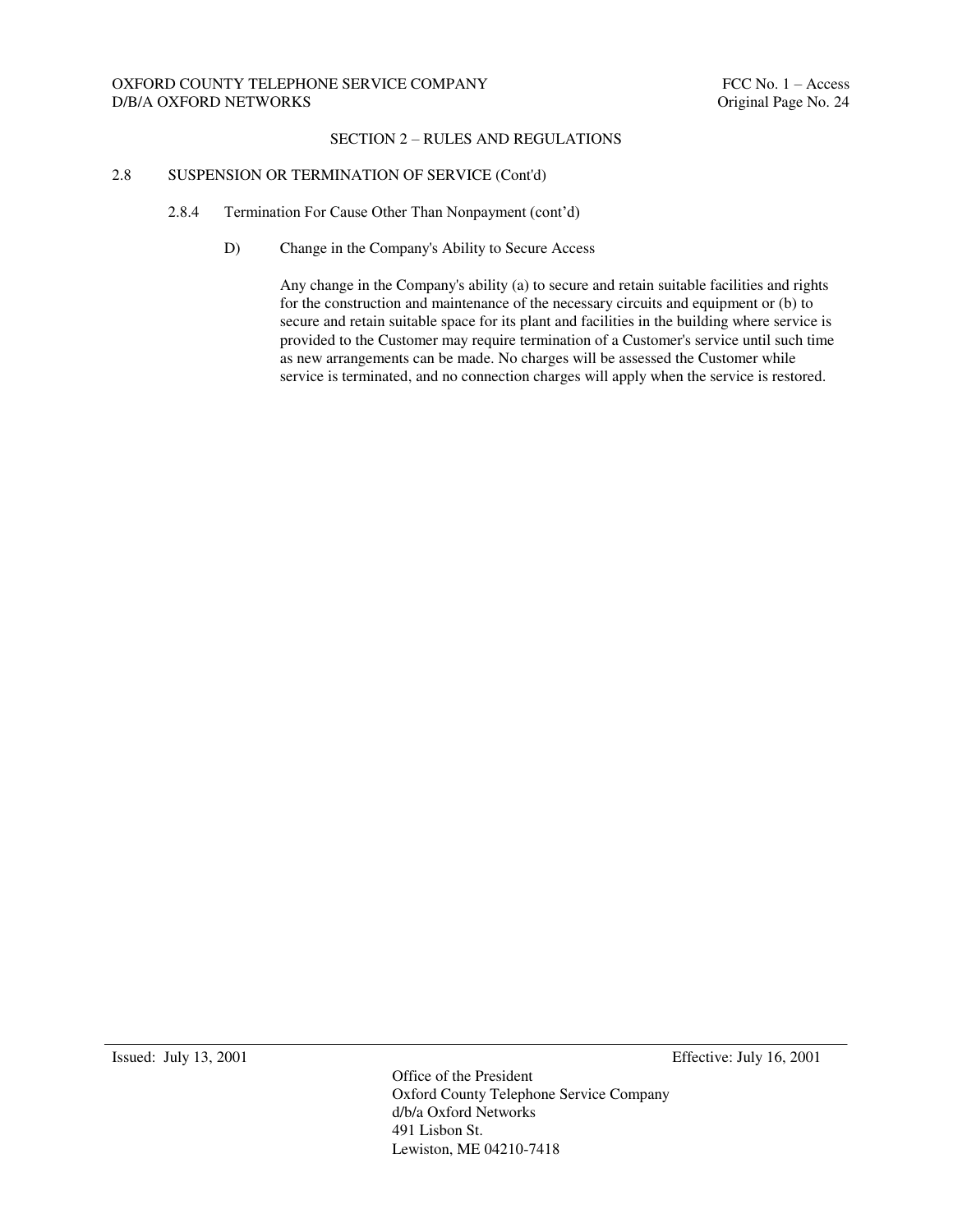## SECTION 2 – RULES AND REGULATIONS

### 2.8 SUSPENSION OR TERMINATION OF SERVICE (Cont'd)

#### 2.8.4 Termination For Cause Other Than Nonpayment (cont'd)

D) Change in the Company's Ability to Secure Access

Any change in the Company's ability (a) to secure and retain suitable facilities and rights for the construction and maintenance of the necessary circuits and equipment or (b) to secure and retain suitable space for its plant and facilities in the building where service is provided to the Customer may require termination of a Customer's service until such time as new arrangements can be made. No charges will be assessed the Customer while service is terminated, and no connection charges will apply when the service is restored.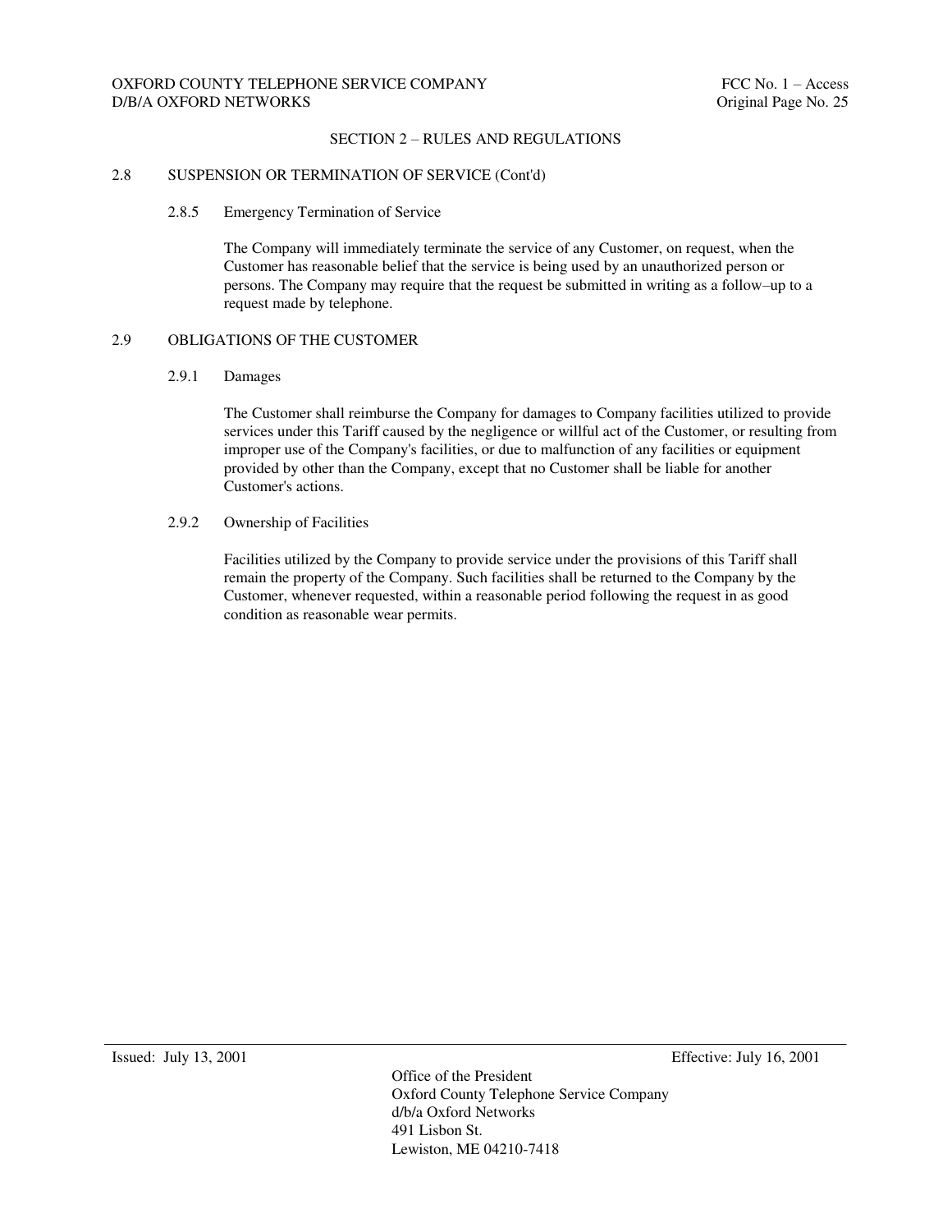## SECTION 2 – RULES AND REGULATIONS

### 2.8 SUSPENSION OR TERMINATION OF SERVICE (Cont'd)

#### 2.8.5 Emergency Termination of Service

The Company will immediately terminate the service of any Customer, on request, when the Customer has reasonable belief that the service is being used by an unauthorized person or persons. The Company may require that the request be submitted in writing as a follow–up to a request made by telephone.

### 2.9 OBLIGATIONS OF THE CUSTOMER

#### 2.9.1 Damages

The Customer shall reimburse the Company for damages to Company facilities utilized to provide services under this Tariff caused by the negligence or willful act of the Customer, or resulting from improper use of the Company's facilities, or due to malfunction of any facilities or equipment provided by other than the Company, except that no Customer shall be liable for another Customer's actions.

#### 2.9.2 Ownership of Facilities

Facilities utilized by the Company to provide service under the provisions of this Tariff shall remain the property of the Company. Such facilities shall be returned to the Company by the Customer, whenever requested, within a reasonable period following the request in as good condition as reasonable wear permits.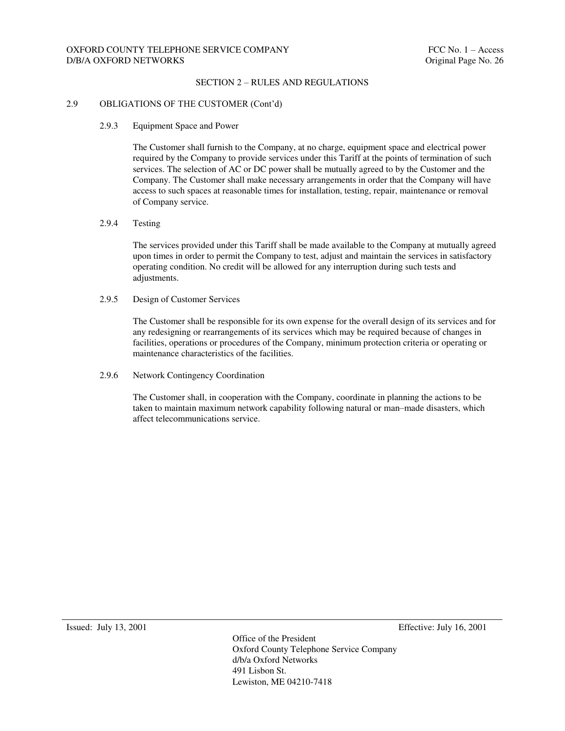## SECTION 2 – RULES AND REGULATIONS

### 2.9 OBLIGATIONS OF THE CUSTOMER (Cont'd)

#### 2.9.3 Equipment Space and Power

The Customer shall furnish to the Company, at no charge, equipment space and electrical power required by the Company to provide services under this Tariff at the points of termination of such services. The selection of AC or DC power shall be mutually agreed to by the Customer and the Company. The Customer shall make necessary arrangements in order that the Company will have access to such spaces at reasonable times for installation, testing, repair, maintenance or removal of Company service.

#### 2.9.4 Testing

The services provided under this Tariff shall be made available to the Company at mutually agreed upon times in order to permit the Company to test, adjust and maintain the services in satisfactory operating condition. No credit will be allowed for any interruption during such tests and adjustments.

#### 2.9.5 Design of Customer Services

The Customer shall be responsible for its own expense for the overall design of its services and for any redesigning or rearrangements of its services which may be required because of changes in facilities, operations or procedures of the Company, minimum protection criteria or operating or maintenance characteristics of the facilities.

#### 2.9.6 Network Contingency Coordination

The Customer shall, in cooperation with the Company, coordinate in planning the actions to be taken to maintain maximum network capability following natural or man–made disasters, which affect telecommunications service.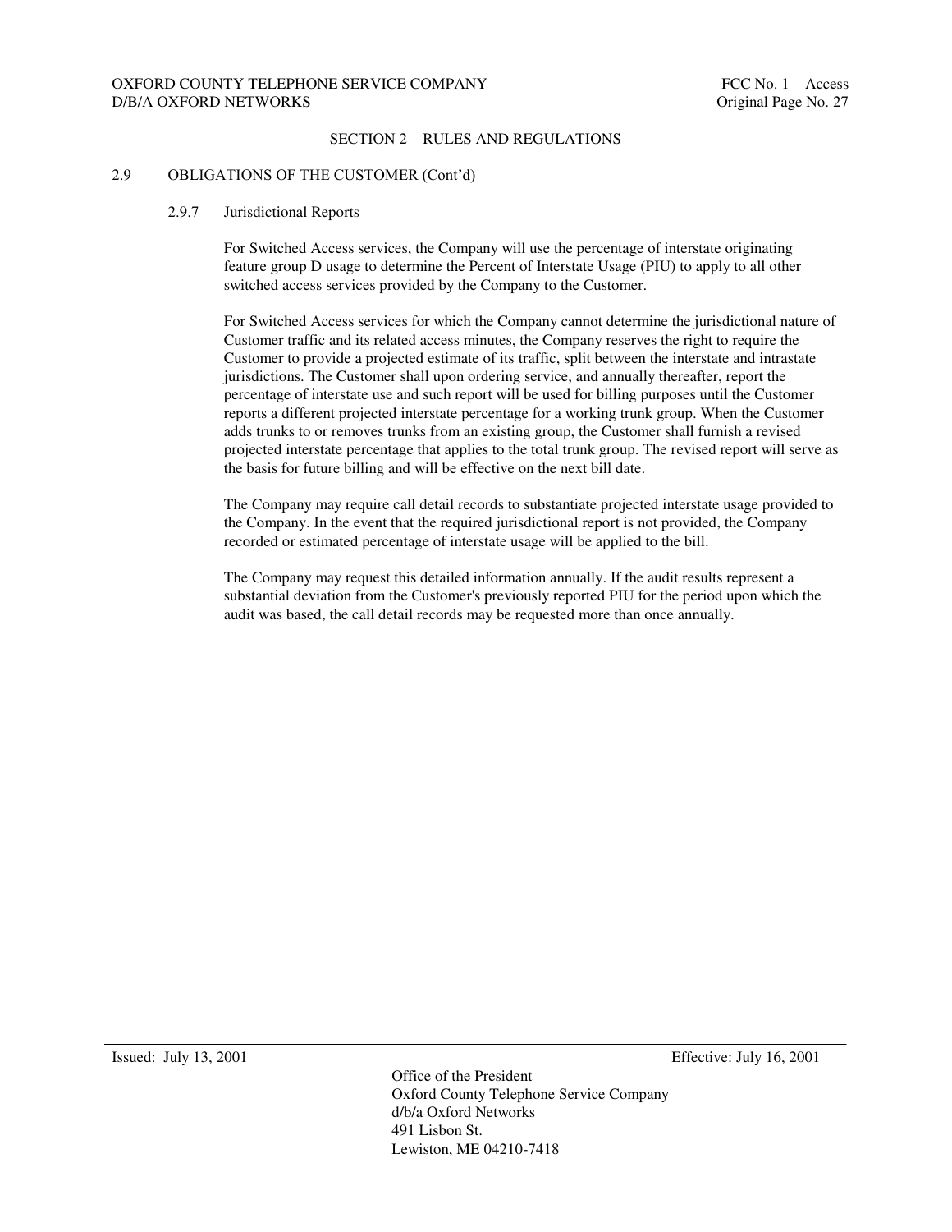## SECTION 2 – RULES AND REGULATIONS

### 2.9 OBLIGATIONS OF THE CUSTOMER (Cont'd)

#### 2.9.7 Jurisdictional Reports

For Switched Access services, the Company will use the percentage of interstate originating feature group D usage to determine the Percent of Interstate Usage (PIU) to apply to all other switched access services provided by the Company to the Customer.

For Switched Access services for which the Company cannot determine the jurisdictional nature of Customer traffic and its related access minutes, the Company reserves the right to require the Customer to provide a projected estimate of its traffic, split between the interstate and intrastate jurisdictions. The Customer shall upon ordering service, and annually thereafter, report the percentage of interstate use and such report will be used for billing purposes until the Customer reports a different projected interstate percentage for a working trunk group. When the Customer adds trunks to or removes trunks from an existing group, the Customer shall furnish a revised projected interstate percentage that applies to the total trunk group. The revised report will serve as the basis for future billing and will be effective on the next bill date.

The Company may require call detail records to substantiate projected interstate usage provided to the Company. In the event that the required jurisdictional report is not provided, the Company recorded or estimated percentage of interstate usage will be applied to the bill.

The Company may request this detailed information annually. If the audit results represent a substantial deviation from the Customer's previously reported PIU for the period upon which the audit was based, the call detail records may be requested more than once annually.

Issued: July 13, 2001 Effective: July 16, 2001

Office of the President
Oxford County Telephone Service Company
d/b/a Oxford Networks
491 Lisbon St.
Lewiston, ME 04210-7418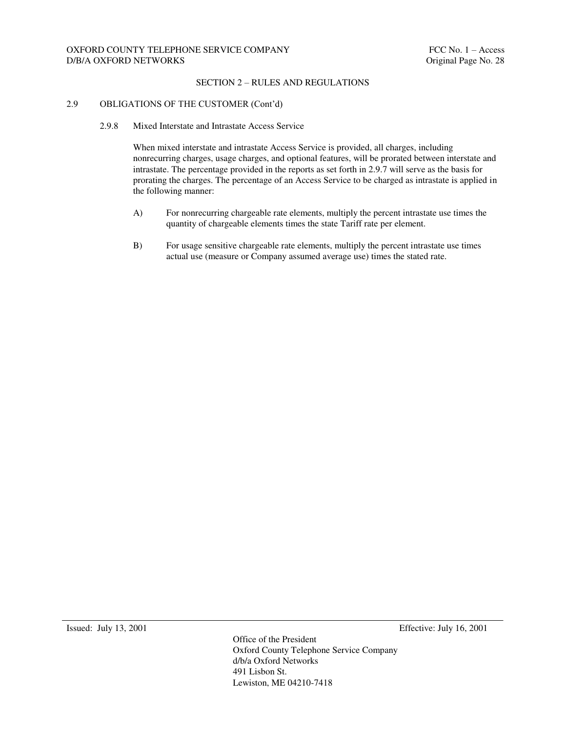## SECTION 2 – RULES AND REGULATIONS

### 2.9 OBLIGATIONS OF THE CUSTOMER (Cont'd)

#### 2.9.8 Mixed Interstate and Intrastate Access Service

When mixed interstate and intrastate Access Service is provided, all charges, including nonrecurring charges, usage charges, and optional features, will be prorated between interstate and intrastate. The percentage provided in the reports as set forth in 2.9.7 will serve as the basis for prorating the charges. The percentage of an Access Service to be charged as intrastate is applied in the following manner:

A) For nonrecurring chargeable rate elements, multiply the percent intrastate use times the quantity of chargeable elements times the state Tariff rate per element.

B) For usage sensitive chargeable rate elements, multiply the percent intrastate use times actual use (measure or Company assumed average use) times the stated rate.

Issued: July 13, 2001 Effective: July 16, 2001

Office of the President
Oxford County Telephone Service Company
d/b/a Oxford Networks
491 Lisbon St.
Lewiston, ME 04210-7418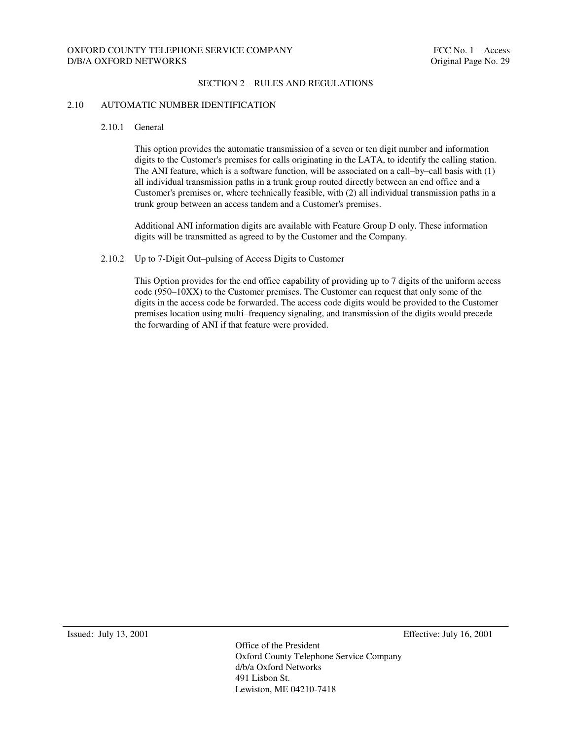## SECTION 2 – RULES AND REGULATIONS

### 2.10 AUTOMATIC NUMBER IDENTIFICATION

#### 2.10.1 General

This option provides the automatic transmission of a seven or ten digit number and information digits to the Customer's premises for calls originating in the LATA, to identify the calling station. The ANI feature, which is a software function, will be associated on a call–by–call basis with (1) all individual transmission paths in a trunk group routed directly between an end office and a Customer's premises or, where technically feasible, with (2) all individual transmission paths in a trunk group between an access tandem and a Customer's premises.

Additional ANI information digits are available with Feature Group D only. These information digits will be transmitted as agreed to by the Customer and the Company.

#### 2.10.2 Up to 7-Digit Out–pulsing of Access Digits to Customer

This Option provides for the end office capability of providing up to 7 digits of the uniform access code (950–10XX) to the Customer premises. The Customer can request that only some of the digits in the access code be forwarded. The access code digits would be provided to the Customer premises location using multi–frequency signaling, and transmission of the digits would precede the forwarding of ANI if that feature were provided.

Issued: July 13, 2001 Effective: July 16, 2001

Office of the President
Oxford County Telephone Service Company
d/b/a Oxford Networks
491 Lisbon St.
Lewiston, ME 04210-7418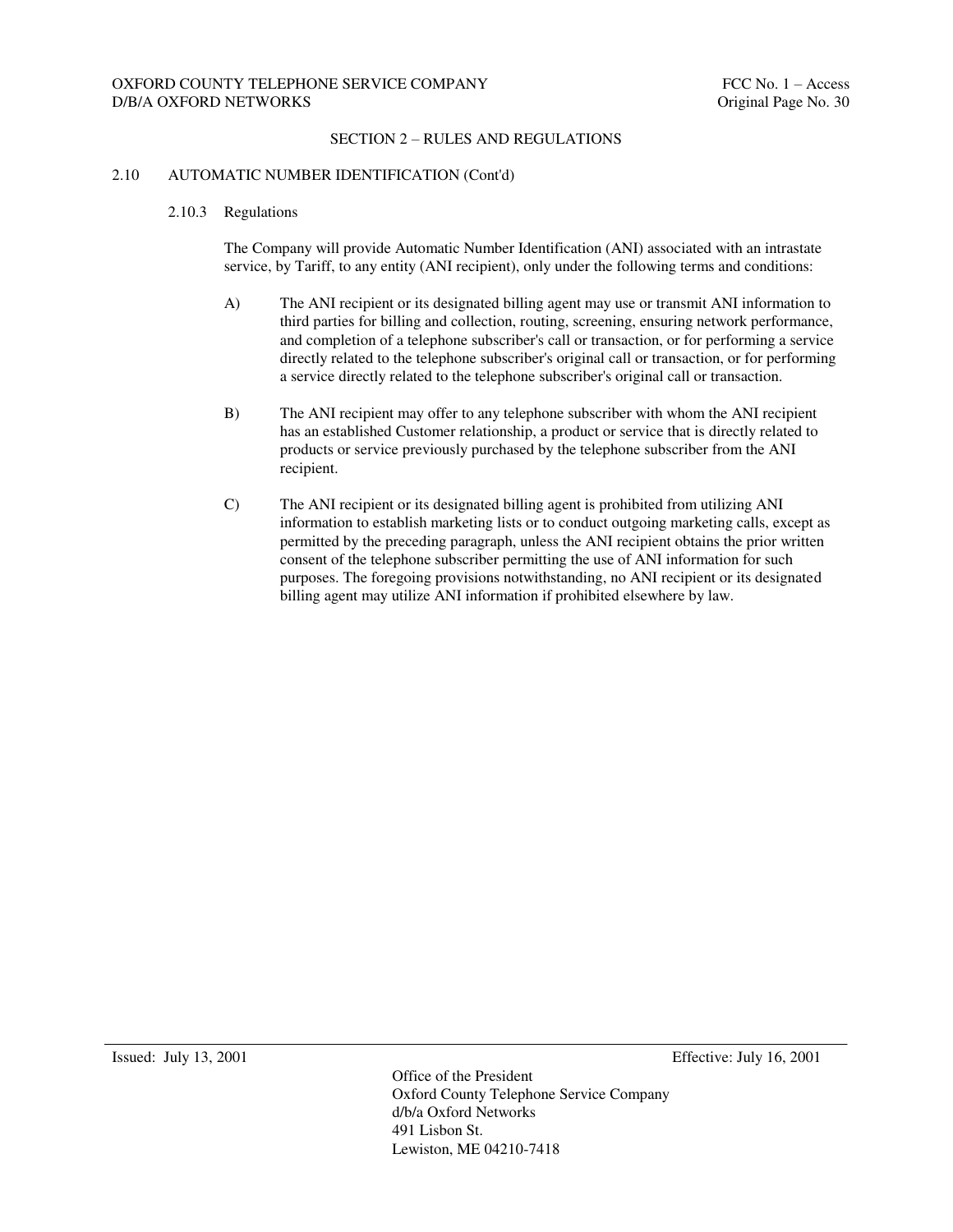## SECTION 2 – RULES AND REGULATIONS

### 2.10 AUTOMATIC NUMBER IDENTIFICATION (Cont'd)

#### 2.10.3 Regulations

The Company will provide Automatic Number Identification (ANI) associated with an intrastate service, by Tariff, to any entity (ANI recipient), only under the following terms and conditions:

A) The ANI recipient or its designated billing agent may use or transmit ANI information to third parties for billing and collection, routing, screening, ensuring network performance, and completion of a telephone subscriber's call or transaction, or for performing a service directly related to the telephone subscriber's original call or transaction, or for performing a service directly related to the telephone subscriber's original call or transaction.

B) The ANI recipient may offer to any telephone subscriber with whom the ANI recipient has an established Customer relationship, a product or service that is directly related to products or service previously purchased by the telephone subscriber from the ANI recipient.

C) The ANI recipient or its designated billing agent is prohibited from utilizing ANI information to establish marketing lists or to conduct outgoing marketing calls, except as permitted by the preceding paragraph, unless the ANI recipient obtains the prior written consent of the telephone subscriber permitting the use of ANI information for such purposes. The foregoing provisions notwithstanding, no ANI recipient or its designated billing agent may utilize ANI information if prohibited elsewhere by law.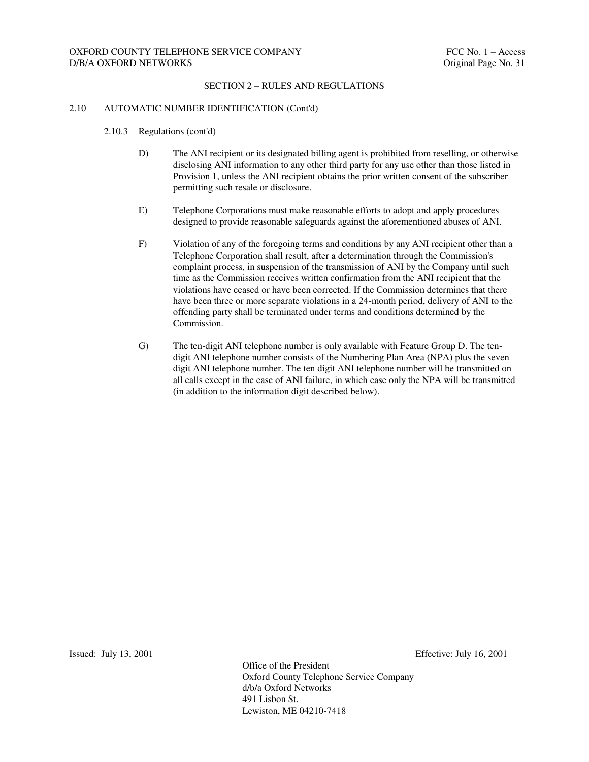## SECTION 2 – RULES AND REGULATIONS

### 2.10 AUTOMATIC NUMBER IDENTIFICATION (Cont'd)

#### 2.10.3 Regulations (cont'd)

D) The ANI recipient or its designated billing agent is prohibited from reselling, or otherwise disclosing ANI information to any other third party for any use other than those listed in Provision 1, unless the ANI recipient obtains the prior written consent of the subscriber permitting such resale or disclosure.

E) Telephone Corporations must make reasonable efforts to adopt and apply procedures designed to provide reasonable safeguards against the aforementioned abuses of ANI.

F) Violation of any of the foregoing terms and conditions by any ANI recipient other than a Telephone Corporation shall result, after a determination through the Commission's complaint process, in suspension of the transmission of ANI by the Company until such time as the Commission receives written confirmation from the ANI recipient that the violations have ceased or have been corrected. If the Commission determines that there have been three or more separate violations in a 24-month period, delivery of ANI to the offending party shall be terminated under terms and conditions determined by the Commission.

G) The ten-digit ANI telephone number is only available with Feature Group D. The ten-digit ANI telephone number consists of the Numbering Plan Area (NPA) plus the seven digit ANI telephone number. The ten digit ANI telephone number will be transmitted on all calls except in the case of ANI failure, in which case only the NPA will be transmitted (in addition to the information digit described below).

Issued: July 13, 2001 Effective: July 16, 2001

Office of the President
Oxford County Telephone Service Company
d/b/a Oxford Networks
491 Lisbon St.
Lewiston, ME 04210-7418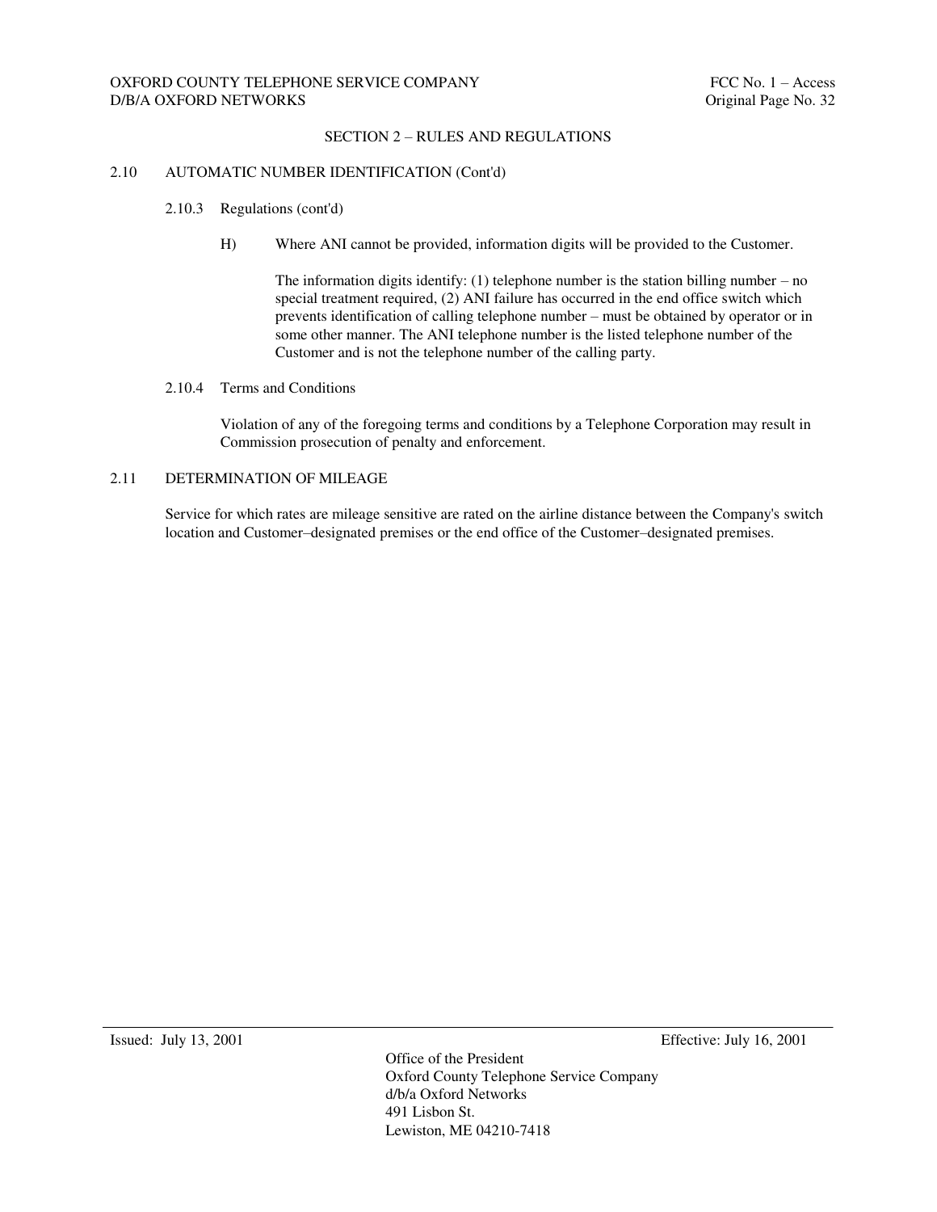## SECTION 2 – RULES AND REGULATIONS

### 2.10 AUTOMATIC NUMBER IDENTIFICATION (Cont'd)

#### 2.10.3 Regulations (cont'd)

H) Where ANI cannot be provided, information digits will be provided to the Customer.

The information digits identify: (1) telephone number is the station billing number – no special treatment required, (2) ANI failure has occurred in the end office switch which prevents identification of calling telephone number – must be obtained by operator or in some other manner. The ANI telephone number is the listed telephone number of the Customer and is not the telephone number of the calling party.

#### 2.10.4 Terms and Conditions

Violation of any of the foregoing terms and conditions by a Telephone Corporation may result in Commission prosecution of penalty and enforcement.

### 2.11 DETERMINATION OF MILEAGE

Service for which rates are mileage sensitive are rated on the airline distance between the Company's switch location and Customer–designated premises or the end office of the Customer–designated premises.

Issued: July 13, 2001

Effective: July 16, 2001

Office of the President
Oxford County Telephone Service Company
d/b/a Oxford Networks
491 Lisbon St.
Lewiston, ME 04210-7418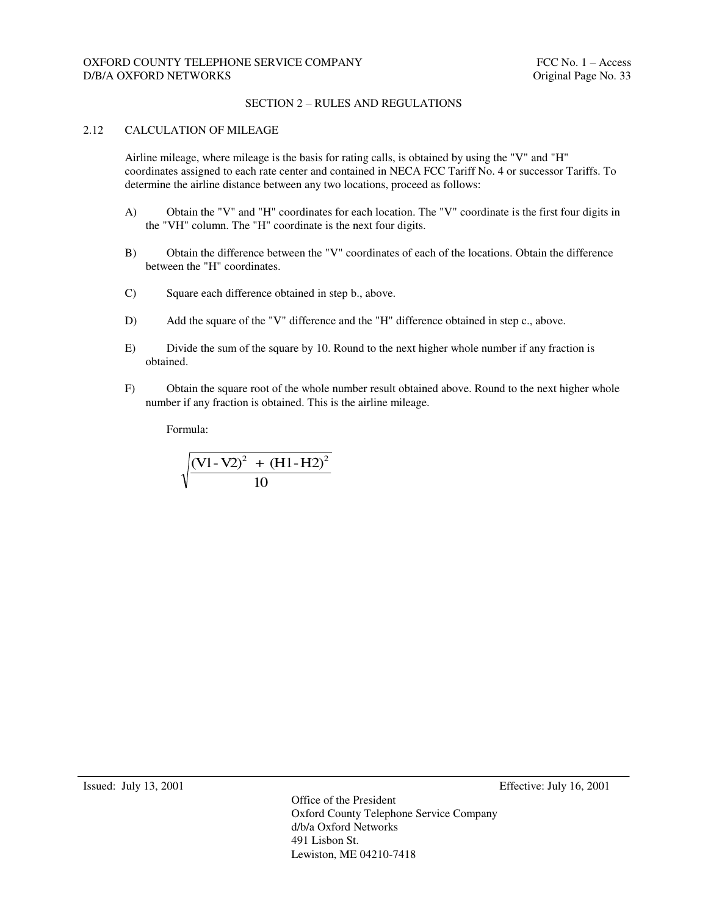## SECTION 2 – RULES AND REGULATIONS

### 2.12 CALCULATION OF MILEAGE

Airline mileage, where mileage is the basis for rating calls, is obtained by using the "V" and "H" coordinates assigned to each rate center and contained in NECA FCC Tariff No. 4 or successor Tariffs. To determine the airline distance between any two locations, proceed as follows:

A) Obtain the "V" and "H" coordinates for each location. The "V" coordinate is the first four digits in the "VH" column. The "H" coordinate is the next four digits.

B) Obtain the difference between the "V" coordinates of each of the locations. Obtain the difference between the "H" coordinates.

C) Square each difference obtained in step b., above.

D) Add the square of the "V" difference and the "H" difference obtained in step c., above.

E) Divide the sum of the square by 10. Round to the next higher whole number if any fraction is obtained.

F) Obtain the square root of the whole number result obtained above. Round to the next higher whole number if any fraction is obtained. This is the airline mileage.

Formula:

$$\sqrt{\frac{(V1-V2)^2 + (H1-H2)^2}{10}}$$

Issued: July 13, 2001

Effective: July 16, 2001

Office of the President
Oxford County Telephone Service Company
d/b/a Oxford Networks
491 Lisbon St.
Lewiston, ME 04210-7418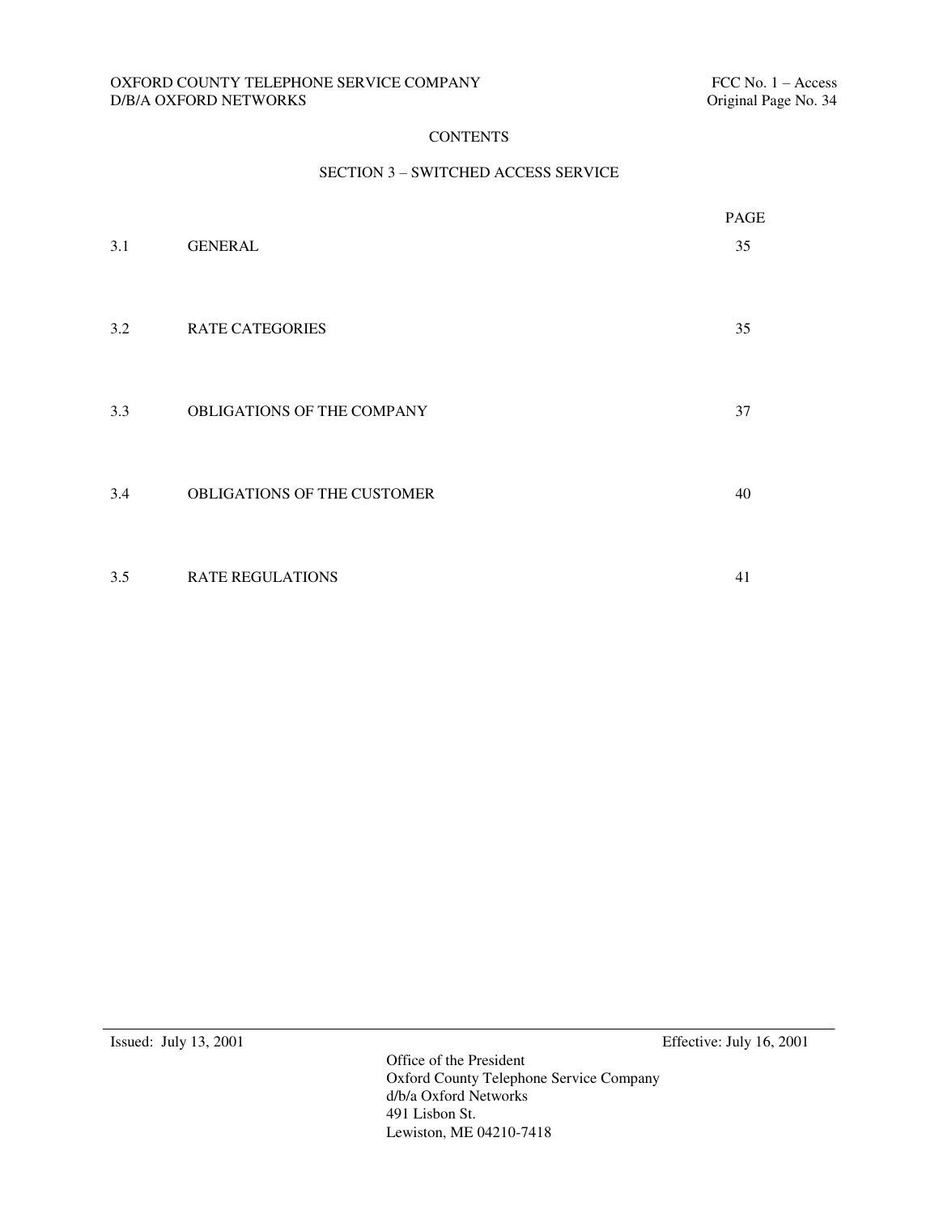# CONTENTS

## SECTION 3 – SWITCHED ACCESS SERVICE

| | | PAGE |
|---|---|---|
| 3.1 | GENERAL | 35 |
| 3.2 | RATE CATEGORIES | 35 |
| 3.3 | OBLIGATIONS OF THE COMPANY | 37 |
| 3.4 | OBLIGATIONS OF THE CUSTOMER | 40 |
| 3.5 | RATE REGULATIONS | 41 |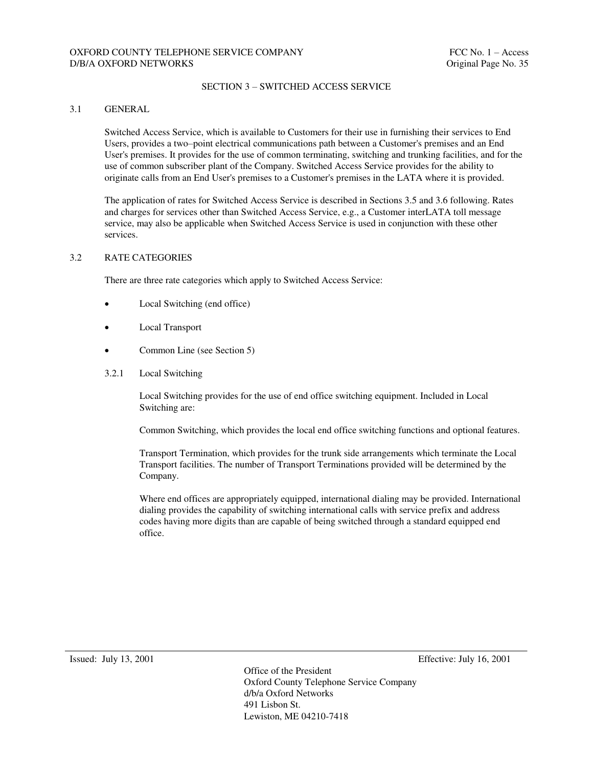## SECTION 3 – SWITCHED ACCESS SERVICE

### 3.1 GENERAL

Switched Access Service, which is available to Customers for their use in furnishing their services to End Users, provides a two–point electrical communications path between a Customer's premises and an End User's premises. It provides for the use of common terminating, switching and trunking facilities, and for the use of common subscriber plant of the Company. Switched Access Service provides for the ability to originate calls from an End User's premises to a Customer's premises in the LATA where it is provided.

The application of rates for Switched Access Service is described in Sections 3.5 and 3.6 following. Rates and charges for services other than Switched Access Service, e.g., a Customer interLATA toll message service, may also be applicable when Switched Access Service is used in conjunction with these other services.

### 3.2 RATE CATEGORIES

There are three rate categories which apply to Switched Access Service:

- Local Switching (end office)
- Local Transport
- Common Line (see Section 5)

#### 3.2.1 Local Switching

Local Switching provides for the use of end office switching equipment. Included in Local Switching are:

Common Switching, which provides the local end office switching functions and optional features.

Transport Termination, which provides for the trunk side arrangements which terminate the Local Transport facilities. The number of Transport Terminations provided will be determined by the Company.

Where end offices are appropriately equipped, international dialing may be provided. International dialing provides the capability of switching international calls with service prefix and address codes having more digits than are capable of being switched through a standard equipped end office.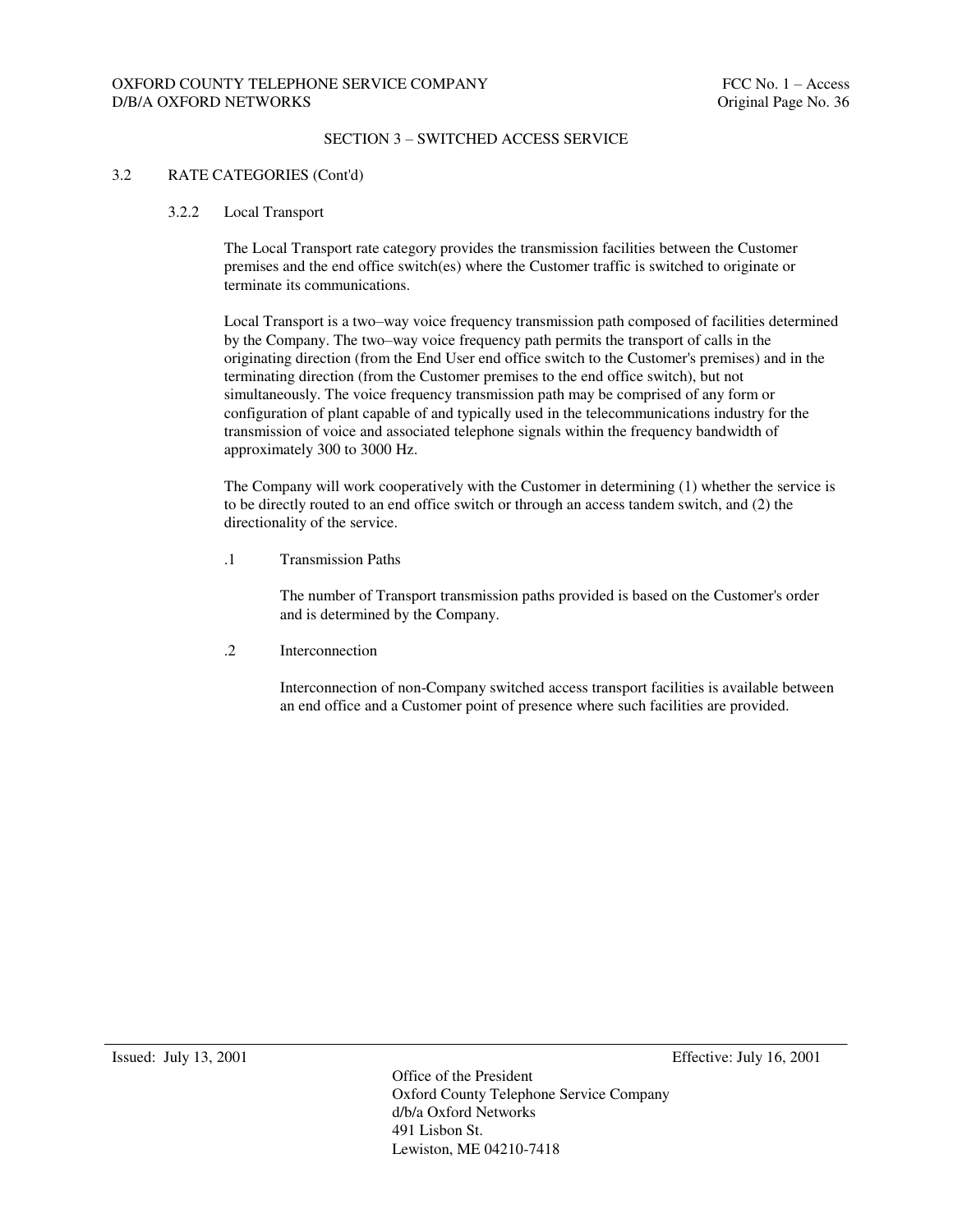## SECTION 3 – SWITCHED ACCESS SERVICE

3.2 RATE CATEGORIES (Cont'd)

3.2.2 Local Transport

The Local Transport rate category provides the transmission facilities between the Customer premises and the end office switch(es) where the Customer traffic is switched to originate or terminate its communications.

Local Transport is a two–way voice frequency transmission path composed of facilities determined by the Company. The two–way voice frequency path permits the transport of calls in the originating direction (from the End User end office switch to the Customer's premises) and in the terminating direction (from the Customer premises to the end office switch), but not simultaneously. The voice frequency transmission path may be comprised of any form or configuration of plant capable of and typically used in the telecommunications industry for the transmission of voice and associated telephone signals within the frequency bandwidth of approximately 300 to 3000 Hz.

The Company will work cooperatively with the Customer in determining (1) whether the service is to be directly routed to an end office switch or through an access tandem switch, and (2) the directionality of the service.

.1 Transmission Paths

The number of Transport transmission paths provided is based on the Customer's order and is determined by the Company.

.2 Interconnection

Interconnection of non-Company switched access transport facilities is available between an end office and a Customer point of presence where such facilities are provided.

Issued: July 13, 2001 Effective: July 16, 2001

Office of the President
Oxford County Telephone Service Company
d/b/a Oxford Networks
491 Lisbon St.
Lewiston, ME 04210-7418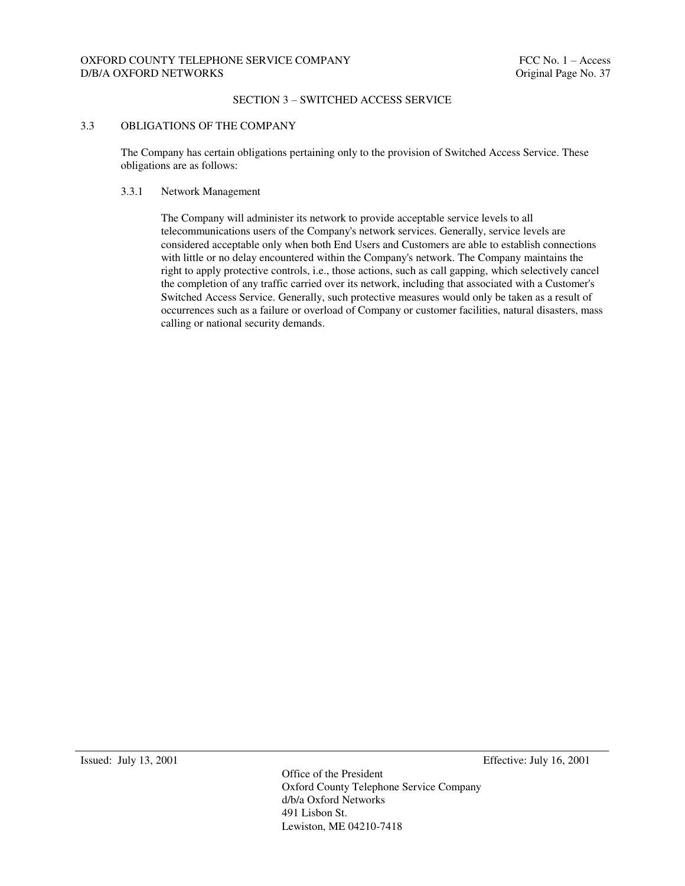## SECTION 3 – SWITCHED ACCESS SERVICE

### 3.3 OBLIGATIONS OF THE COMPANY

The Company has certain obligations pertaining only to the provision of Switched Access Service. These obligations are as follows:

#### 3.3.1 Network Management

The Company will administer its network to provide acceptable service levels to all telecommunications users of the Company's network services. Generally, service levels are considered acceptable only when both End Users and Customers are able to establish connections with little or no delay encountered within the Company's network. The Company maintains the right to apply protective controls, i.e., those actions, such as call gapping, which selectively cancel the completion of any traffic carried over its network, including that associated with a Customer's Switched Access Service. Generally, such protective measures would only be taken as a result of occurrences such as a failure or overload of Company or customer facilities, natural disasters, mass calling or national security demands.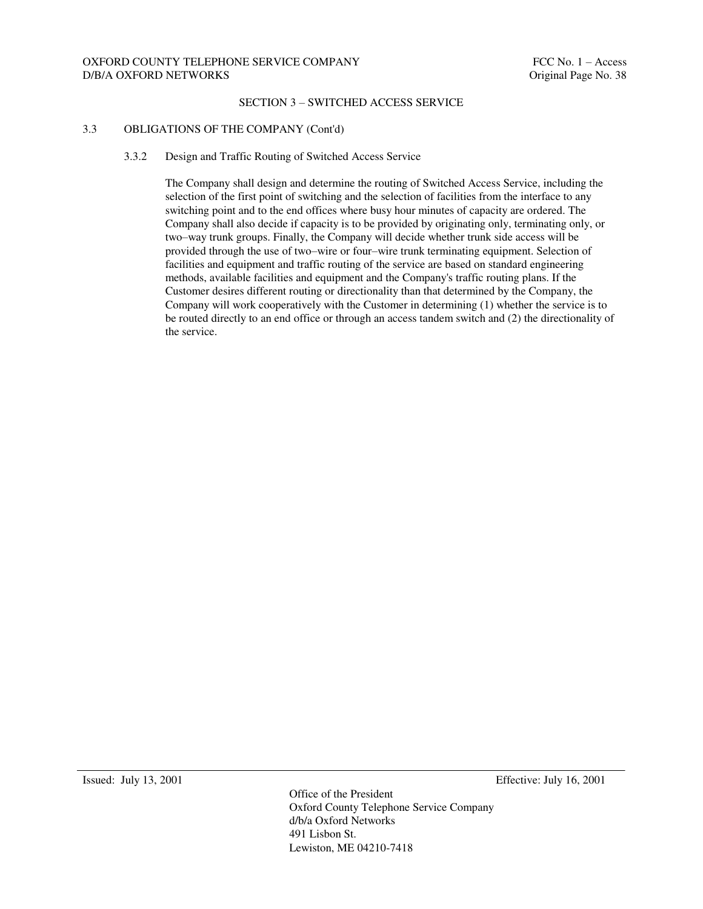## SECTION 3 – SWITCHED ACCESS SERVICE

### 3.3 OBLIGATIONS OF THE COMPANY (Cont'd)

#### 3.3.2 Design and Traffic Routing of Switched Access Service

The Company shall design and determine the routing of Switched Access Service, including the selection of the first point of switching and the selection of facilities from the interface to any switching point and to the end offices where busy hour minutes of capacity are ordered. The Company shall also decide if capacity is to be provided by originating only, terminating only, or two–way trunk groups. Finally, the Company will decide whether trunk side access will be provided through the use of two–wire or four–wire trunk terminating equipment. Selection of facilities and equipment and traffic routing of the service are based on standard engineering methods, available facilities and equipment and the Company's traffic routing plans. If the Customer desires different routing or directionality than that determined by the Company, the Company will work cooperatively with the Customer in determining (1) whether the service is to be routed directly to an end office or through an access tandem switch and (2) the directionality of the service.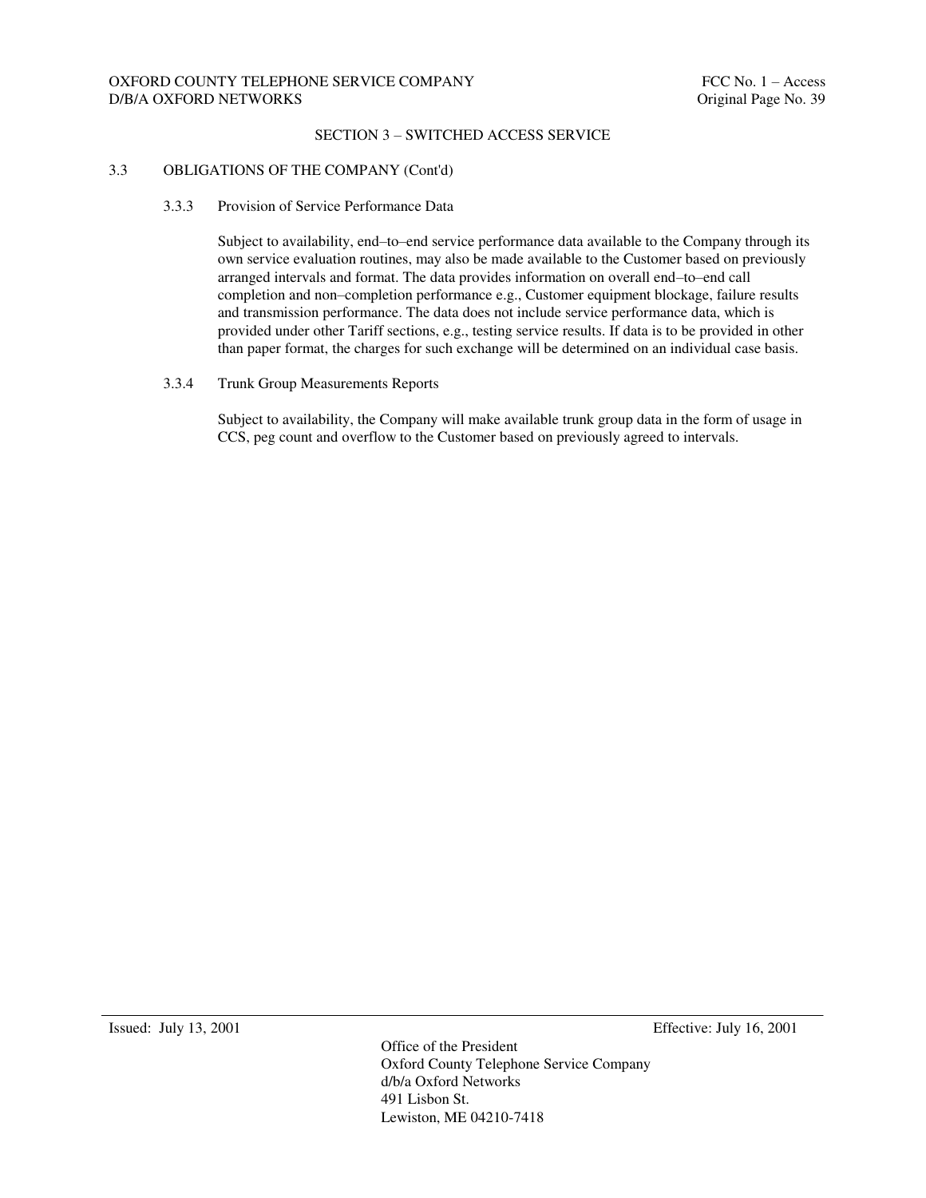## SECTION 3 – SWITCHED ACCESS SERVICE

### 3.3 OBLIGATIONS OF THE COMPANY (Cont'd)

#### 3.3.3 Provision of Service Performance Data

Subject to availability, end–to–end service performance data available to the Company through its own service evaluation routines, may also be made available to the Customer based on previously arranged intervals and format. The data provides information on overall end–to–end call completion and non–completion performance e.g., Customer equipment blockage, failure results and transmission performance. The data does not include service performance data, which is provided under other Tariff sections, e.g., testing service results. If data is to be provided in other than paper format, the charges for such exchange will be determined on an individual case basis.

#### 3.3.4 Trunk Group Measurements Reports

Subject to availability, the Company will make available trunk group data in the form of usage in CCS, peg count and overflow to the Customer based on previously agreed to intervals.

Issued: July 13, 2001 Effective: July 16, 2001

Office of the President
Oxford County Telephone Service Company
d/b/a Oxford Networks
491 Lisbon St.
Lewiston, ME 04210-7418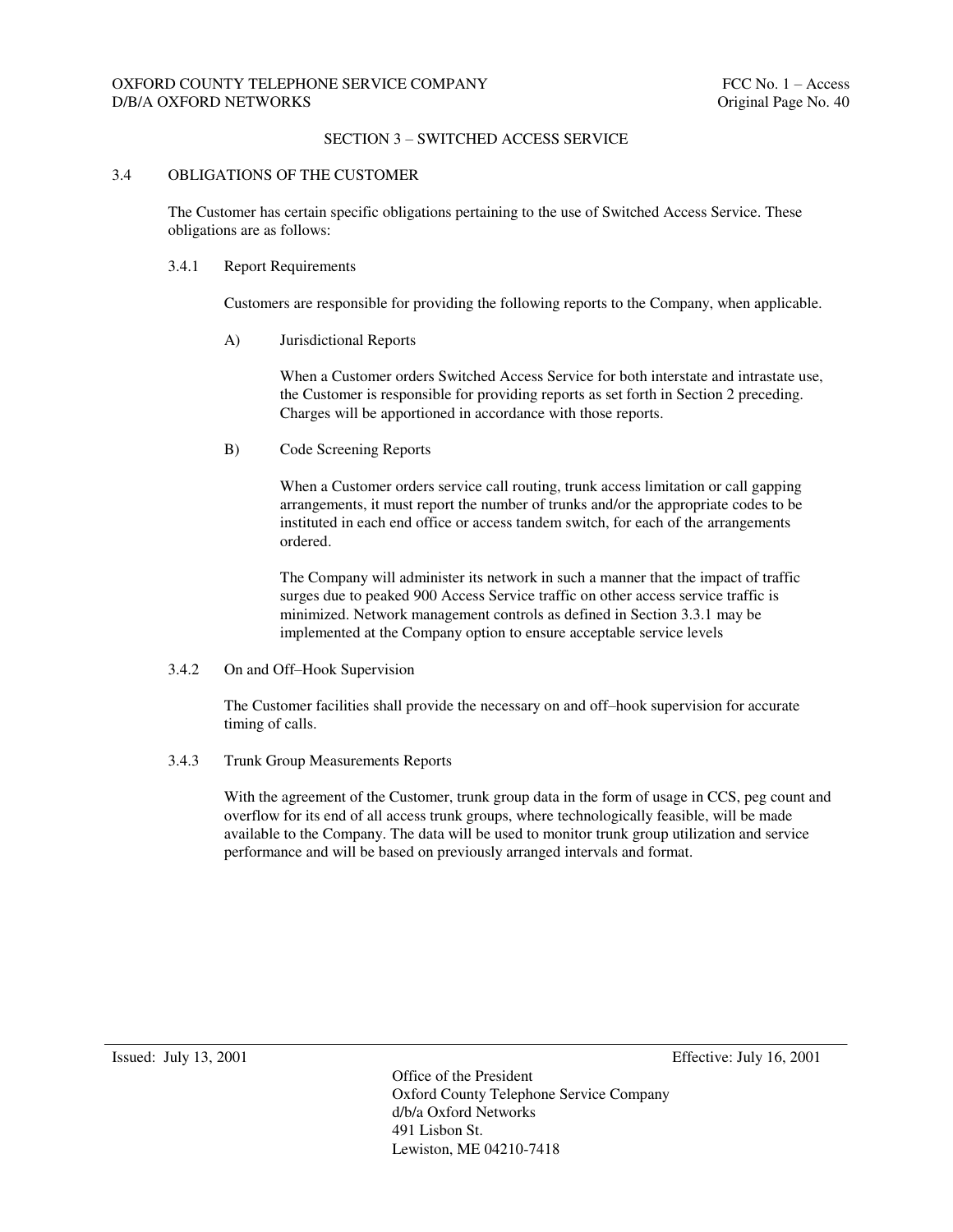## SECTION 3 – SWITCHED ACCESS SERVICE

### 3.4 OBLIGATIONS OF THE CUSTOMER

The Customer has certain specific obligations pertaining to the use of Switched Access Service. These obligations are as follows:

#### 3.4.1 Report Requirements

Customers are responsible for providing the following reports to the Company, when applicable.

A) Jurisdictional Reports

When a Customer orders Switched Access Service for both interstate and intrastate use, the Customer is responsible for providing reports as set forth in Section 2 preceding. Charges will be apportioned in accordance with those reports.

B) Code Screening Reports

When a Customer orders service call routing, trunk access limitation or call gapping arrangements, it must report the number of trunks and/or the appropriate codes to be instituted in each end office or access tandem switch, for each of the arrangements ordered.

The Company will administer its network in such a manner that the impact of traffic surges due to peaked 900 Access Service traffic on other access service traffic is minimized. Network management controls as defined in Section 3.3.1 may be implemented at the Company option to ensure acceptable service levels

#### 3.4.2 On and Off–Hook Supervision

The Customer facilities shall provide the necessary on and off–hook supervision for accurate timing of calls.

#### 3.4.3 Trunk Group Measurements Reports

With the agreement of the Customer, trunk group data in the form of usage in CCS, peg count and overflow for its end of all access trunk groups, where technologically feasible, will be made available to the Company. The data will be used to monitor trunk group utilization and service performance and will be based on previously arranged intervals and format.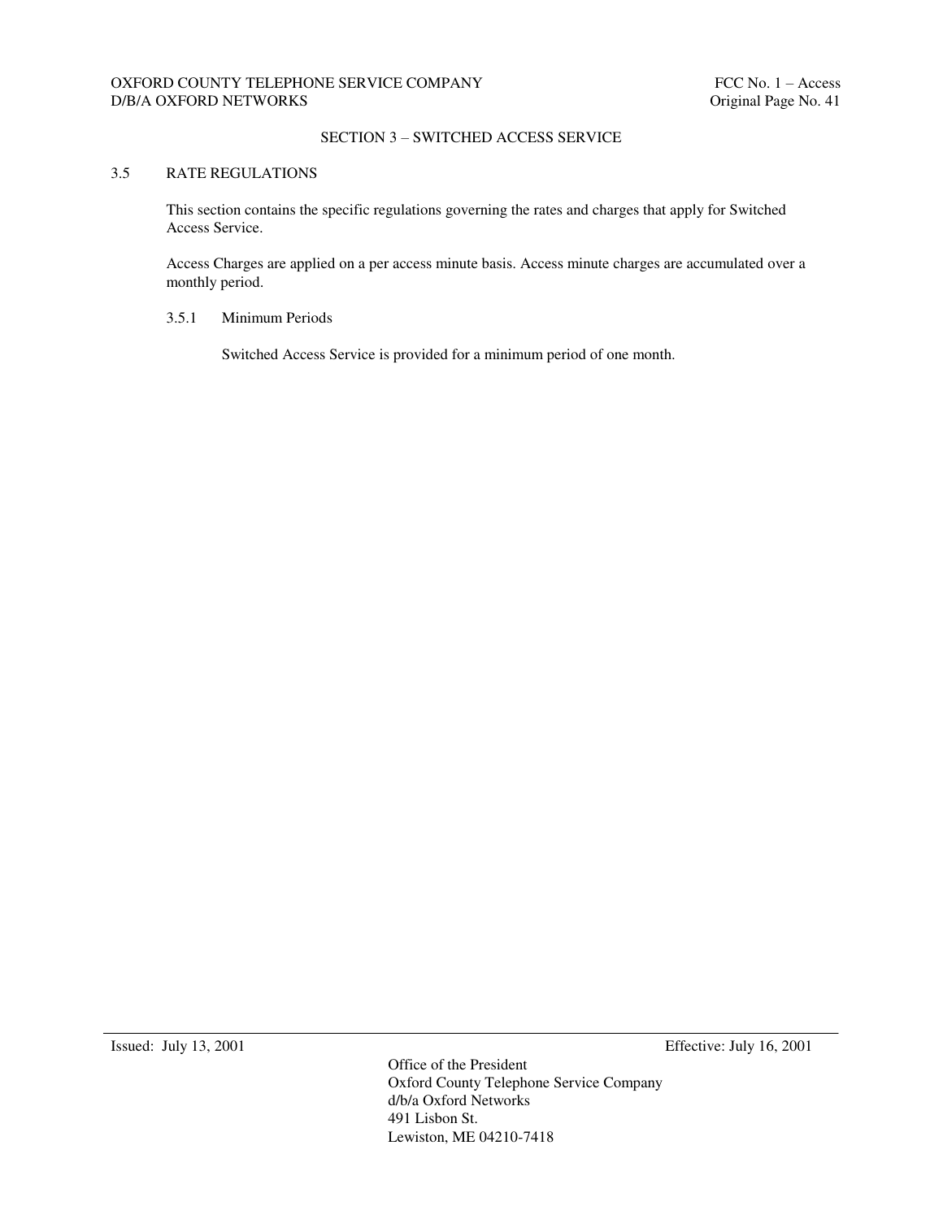## SECTION 3 – SWITCHED ACCESS SERVICE

### 3.5 RATE REGULATIONS

This section contains the specific regulations governing the rates and charges that apply for Switched Access Service.

Access Charges are applied on a per access minute basis. Access minute charges are accumulated over a monthly period.

#### 3.5.1 Minimum Periods

Switched Access Service is provided for a minimum period of one month.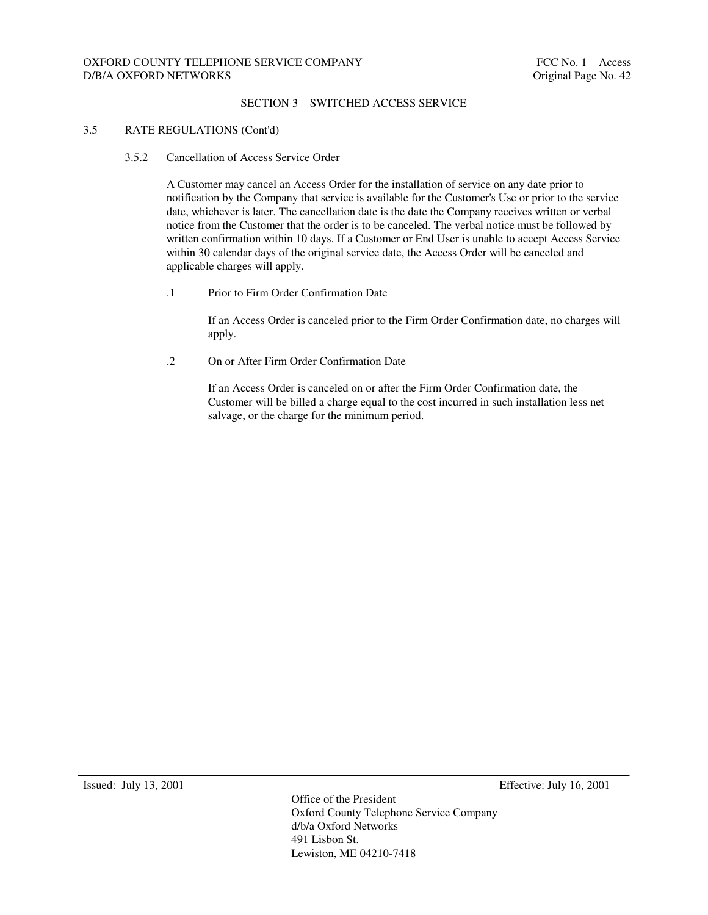## SECTION 3 – SWITCHED ACCESS SERVICE

### 3.5 RATE REGULATIONS (Cont'd)

#### 3.5.2 Cancellation of Access Service Order

A Customer may cancel an Access Order for the installation of service on any date prior to notification by the Company that service is available for the Customer's Use or prior to the service date, whichever is later. The cancellation date is the date the Company receives written or verbal notice from the Customer that the order is to be canceled. The verbal notice must be followed by written confirmation within 10 days. If a Customer or End User is unable to accept Access Service within 30 calendar days of the original service date, the Access Order will be canceled and applicable charges will apply.

.1 Prior to Firm Order Confirmation Date

If an Access Order is canceled prior to the Firm Order Confirmation date, no charges will apply.

.2 On or After Firm Order Confirmation Date

If an Access Order is canceled on or after the Firm Order Confirmation date, the Customer will be billed a charge equal to the cost incurred in such installation less net salvage, or the charge for the minimum period.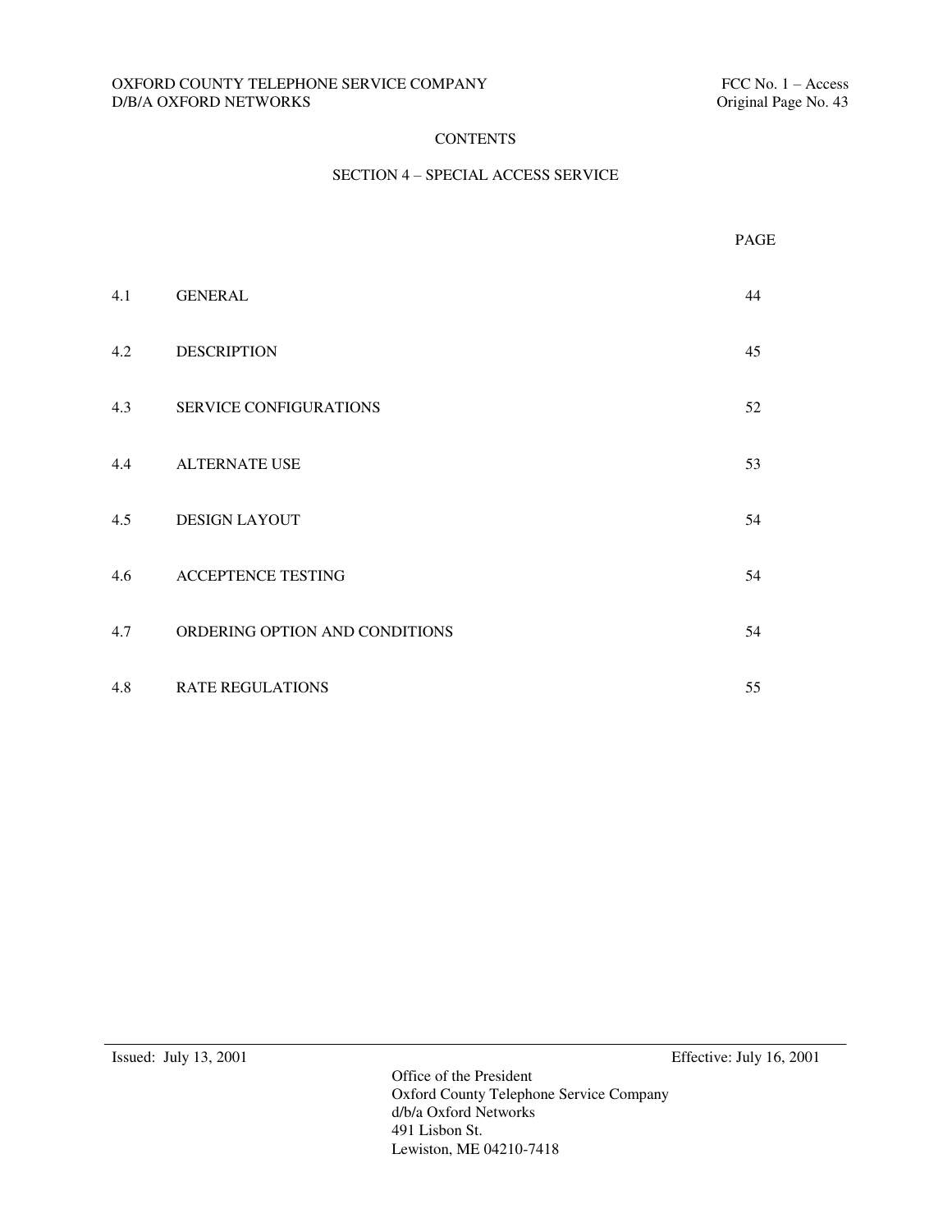# CONTENTS

## SECTION 4 – SPECIAL ACCESS SERVICE

| | | PAGE |
|---|---|---|
| 4.1 | GENERAL | 44 |
| 4.2 | DESCRIPTION | 45 |
| 4.3 | SERVICE CONFIGURATIONS | 52 |
| 4.4 | ALTERNATE USE | 53 |
| 4.5 | DESIGN LAYOUT | 54 |
| 4.6 | ACCEPTENCE TESTING | 54 |
| 4.7 | ORDERING OPTION AND CONDITIONS | 54 |
| 4.8 | RATE REGULATIONS | 55 |

Issued: July 13, 2001 Effective: July 16, 2001

Office of the President
Oxford County Telephone Service Company
d/b/a Oxford Networks
491 Lisbon St.
Lewiston, ME 04210-7418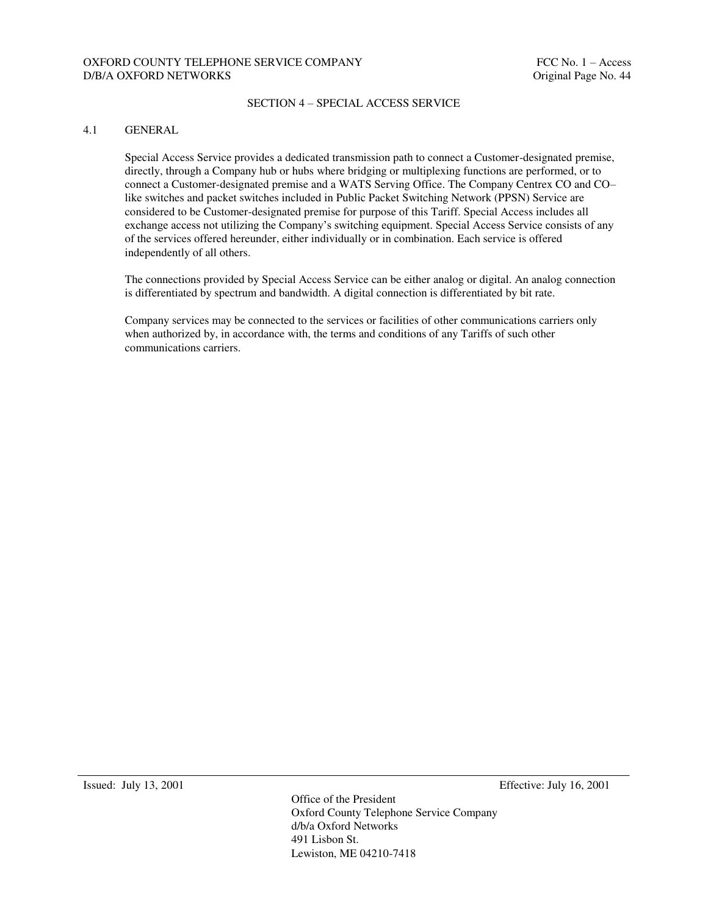## SECTION 4 – SPECIAL ACCESS SERVICE

### 4.1 GENERAL

Special Access Service provides a dedicated transmission path to connect a Customer-designated premise, directly, through a Company hub or hubs where bridging or multiplexing functions are performed, or to connect a Customer-designated premise and a WATS Serving Office. The Company Centrex CO and CO–like switches and packet switches included in Public Packet Switching Network (PPSN) Service are considered to be Customer-designated premise for purpose of this Tariff. Special Access includes all exchange access not utilizing the Company's switching equipment. Special Access Service consists of any of the services offered hereunder, either individually or in combination. Each service is offered independently of all others.

The connections provided by Special Access Service can be either analog or digital. An analog connection is differentiated by spectrum and bandwidth. A digital connection is differentiated by bit rate.

Company services may be connected to the services or facilities of other communications carriers only when authorized by, in accordance with, the terms and conditions of any Tariffs of such other communications carriers.

Issued: July 13, 2001 Effective: July 16, 2001

Office of the President
Oxford County Telephone Service Company
d/b/a Oxford Networks
491 Lisbon St.
Lewiston, ME 04210-7418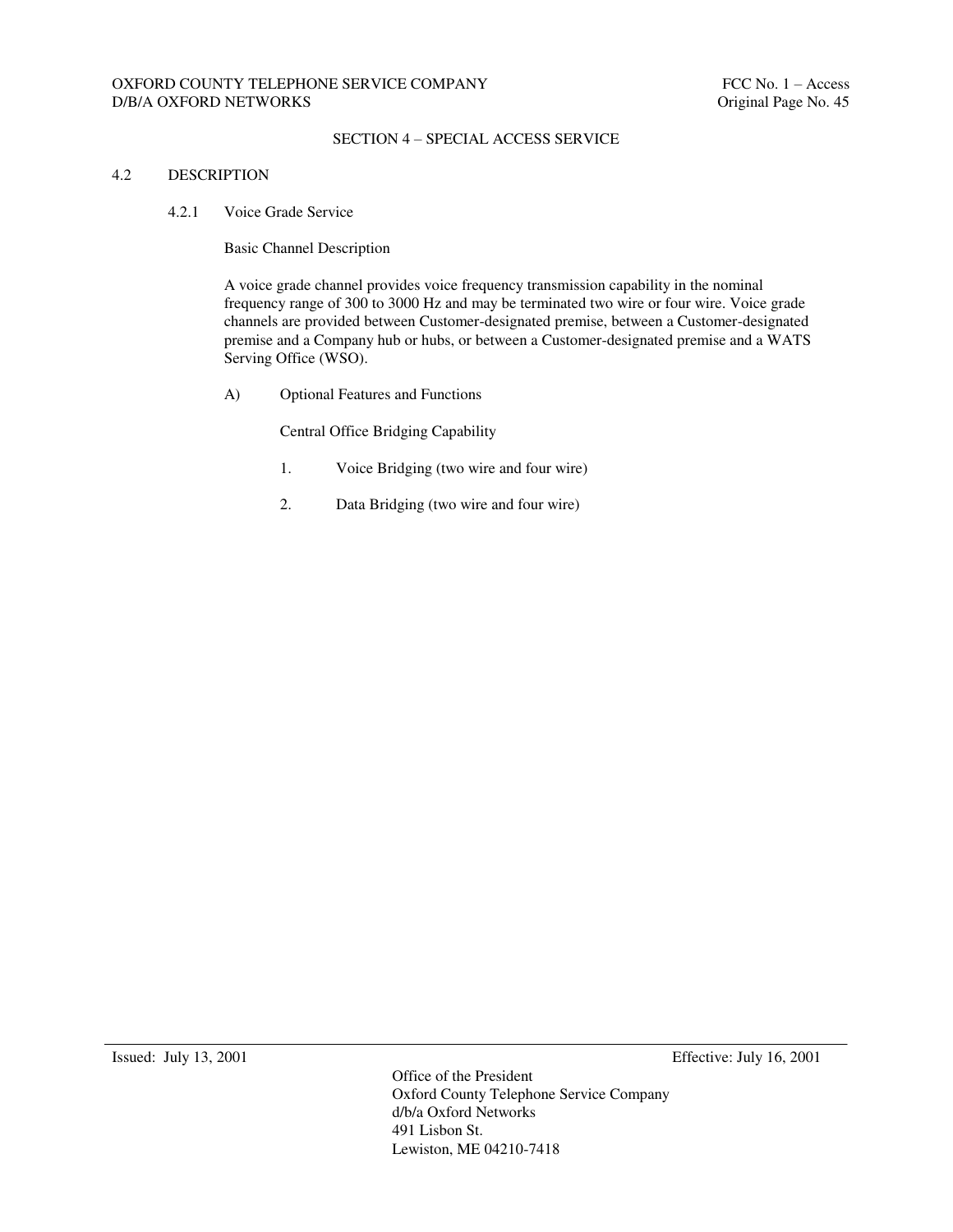## SECTION 4 – SPECIAL ACCESS SERVICE

### 4.2 DESCRIPTION

#### 4.2.1 Voice Grade Service

Basic Channel Description

A voice grade channel provides voice frequency transmission capability in the nominal frequency range of 300 to 3000 Hz and may be terminated two wire or four wire. Voice grade channels are provided between Customer-designated premise, between a Customer-designated premise and a Company hub or hubs, or between a Customer-designated premise and a WATS Serving Office (WSO).

A) Optional Features and Functions

Central Office Bridging Capability

1. Voice Bridging (two wire and four wire)
2. Data Bridging (two wire and four wire)

Issued: July 13, 2001 Effective: July 16, 2001

Office of the President
Oxford County Telephone Service Company
d/b/a Oxford Networks
491 Lisbon St.
Lewiston, ME 04210-7418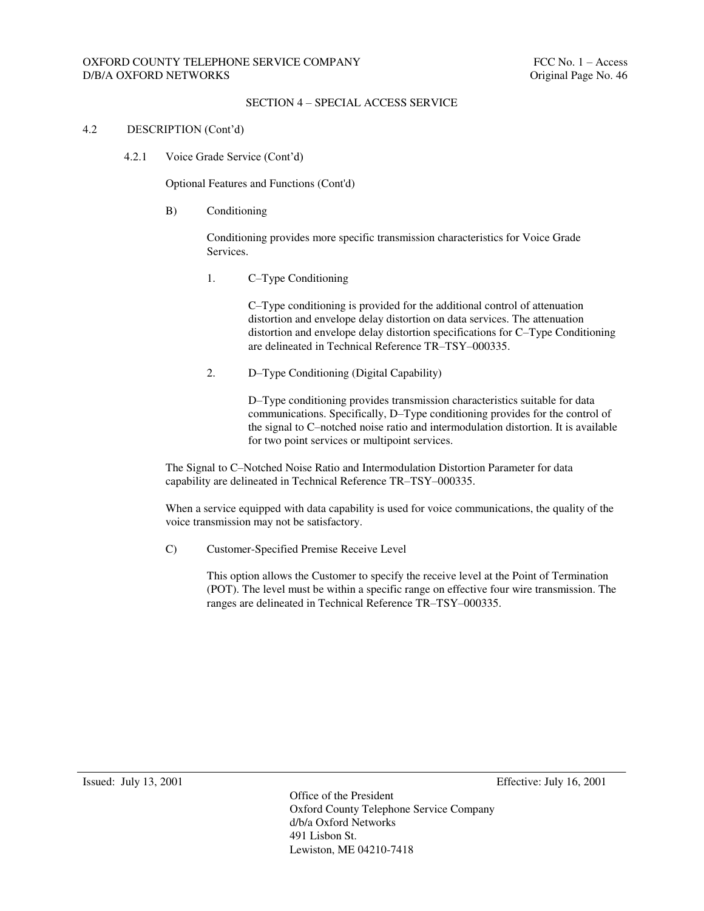## SECTION 4 – SPECIAL ACCESS SERVICE

4.2 DESCRIPTION (Cont'd)

4.2.1 Voice Grade Service (Cont'd)

Optional Features and Functions (Cont'd)

B) Conditioning

Conditioning provides more specific transmission characteristics for Voice Grade Services.

1. C–Type Conditioning

C–Type conditioning is provided for the additional control of attenuation distortion and envelope delay distortion on data services. The attenuation distortion and envelope delay distortion specifications for C–Type Conditioning are delineated in Technical Reference TR–TSY–000335.

2. D–Type Conditioning (Digital Capability)

D–Type conditioning provides transmission characteristics suitable for data communications. Specifically, D–Type conditioning provides for the control of the signal to C–notched noise ratio and intermodulation distortion. It is available for two point services or multipoint services.

The Signal to C–Notched Noise Ratio and Intermodulation Distortion Parameter for data capability are delineated in Technical Reference TR–TSY–000335.

When a service equipped with data capability is used for voice communications, the quality of the voice transmission may not be satisfactory.

C) Customer-Specified Premise Receive Level

This option allows the Customer to specify the receive level at the Point of Termination (POT). The level must be within a specific range on effective four wire transmission. The ranges are delineated in Technical Reference TR–TSY–000335.

Issued: July 13, 2001 Effective: July 16, 2001

Office of the President
Oxford County Telephone Service Company
d/b/a Oxford Networks
491 Lisbon St.
Lewiston, ME 04210-7418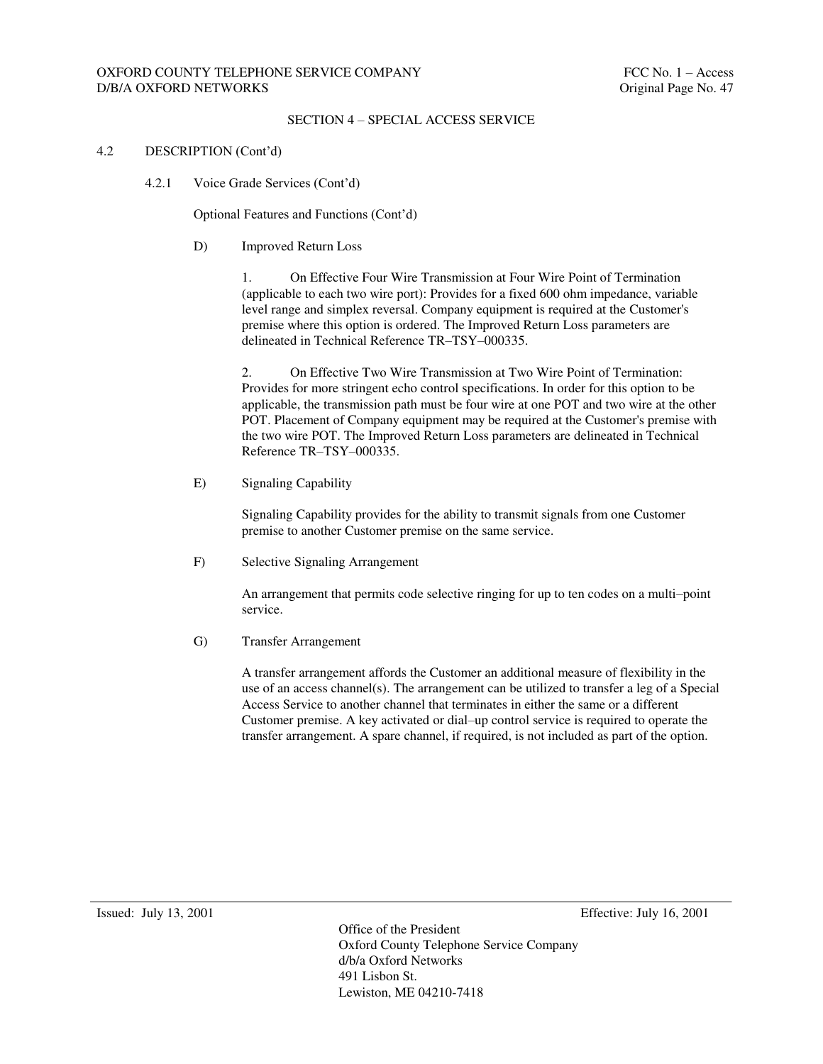## SECTION 4 – SPECIAL ACCESS SERVICE

4.2 DESCRIPTION (Cont'd)

4.2.1 Voice Grade Services (Cont'd)

Optional Features and Functions (Cont'd)

D) Improved Return Loss

1. On Effective Four Wire Transmission at Four Wire Point of Termination (applicable to each two wire port): Provides for a fixed 600 ohm impedance, variable level range and simplex reversal. Company equipment is required at the Customer's premise where this option is ordered. The Improved Return Loss parameters are delineated in Technical Reference TR–TSY–000335.

2. On Effective Two Wire Transmission at Two Wire Point of Termination: Provides for more stringent echo control specifications. In order for this option to be applicable, the transmission path must be four wire at one POT and two wire at the other POT. Placement of Company equipment may be required at the Customer's premise with the two wire POT. The Improved Return Loss parameters are delineated in Technical Reference TR–TSY–000335.

E) Signaling Capability

Signaling Capability provides for the ability to transmit signals from one Customer premise to another Customer premise on the same service.

F) Selective Signaling Arrangement

An arrangement that permits code selective ringing for up to ten codes on a multi–point service.

G) Transfer Arrangement

A transfer arrangement affords the Customer an additional measure of flexibility in the use of an access channel(s). The arrangement can be utilized to transfer a leg of a Special Access Service to another channel that terminates in either the same or a different Customer premise. A key activated or dial–up control service is required to operate the transfer arrangement. A spare channel, if required, is not included as part of the option.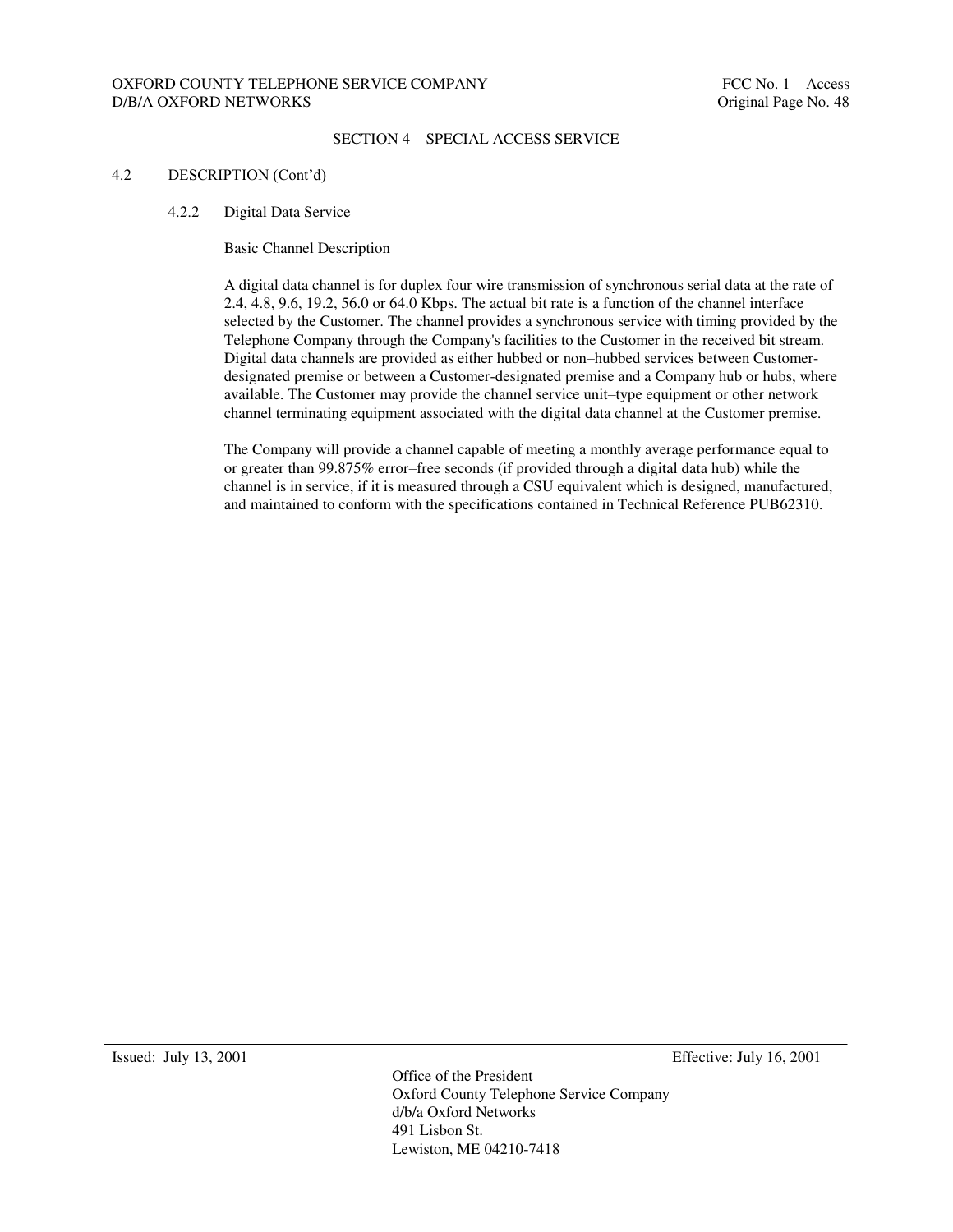## SECTION 4 – SPECIAL ACCESS SERVICE

### 4.2 DESCRIPTION (Cont'd)

#### 4.2.2 Digital Data Service

Basic Channel Description

A digital data channel is for duplex four wire transmission of synchronous serial data at the rate of 2.4, 4.8, 9.6, 19.2, 56.0 or 64.0 Kbps. The actual bit rate is a function of the channel interface selected by the Customer. The channel provides a synchronous service with timing provided by the Telephone Company through the Company's facilities to the Customer in the received bit stream. Digital data channels are provided as either hubbed or non–hubbed services between Customer-designated premise or between a Customer-designated premise and a Company hub or hubs, where available. The Customer may provide the channel service unit–type equipment or other network channel terminating equipment associated with the digital data channel at the Customer premise.

The Company will provide a channel capable of meeting a monthly average performance equal to or greater than 99.875% error–free seconds (if provided through a digital data hub) while the channel is in service, if it is measured through a CSU equivalent which is designed, manufactured, and maintained to conform with the specifications contained in Technical Reference PUB62310.

Issued: July 13, 2001 Effective: July 16, 2001

Office of the President
Oxford County Telephone Service Company
d/b/a Oxford Networks
491 Lisbon St.
Lewiston, ME 04210-7418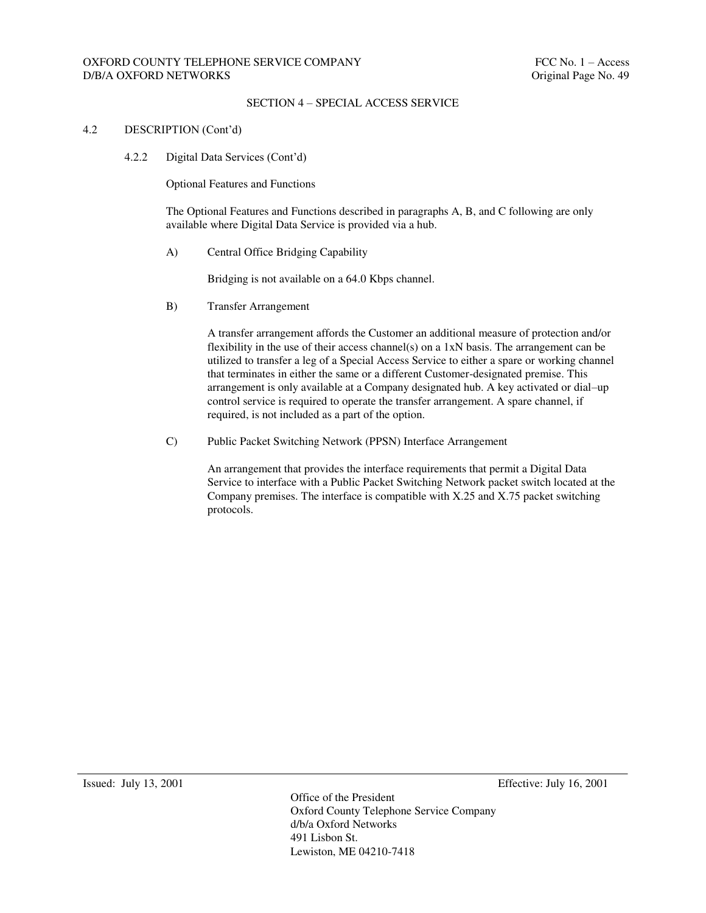## SECTION 4 – SPECIAL ACCESS SERVICE

### 4.2 DESCRIPTION (Cont'd)

#### 4.2.2 Digital Data Services (Cont'd)

Optional Features and Functions

The Optional Features and Functions described in paragraphs A, B, and C following are only available where Digital Data Service is provided via a hub.

A) Central Office Bridging Capability

Bridging is not available on a 64.0 Kbps channel.

B) Transfer Arrangement

A transfer arrangement affords the Customer an additional measure of protection and/or flexibility in the use of their access channel(s) on a 1xN basis. The arrangement can be utilized to transfer a leg of a Special Access Service to either a spare or working channel that terminates in either the same or a different Customer-designated premise. This arrangement is only available at a Company designated hub. A key activated or dial–up control service is required to operate the transfer arrangement. A spare channel, if required, is not included as a part of the option.

C) Public Packet Switching Network (PPSN) Interface Arrangement

An arrangement that provides the interface requirements that permit a Digital Data Service to interface with a Public Packet Switching Network packet switch located at the Company premises. The interface is compatible with X.25 and X.75 packet switching protocols.

Issued: July 13, 2001 Effective: July 16, 2001

Office of the President
Oxford County Telephone Service Company
d/b/a Oxford Networks
491 Lisbon St.
Lewiston, ME 04210-7418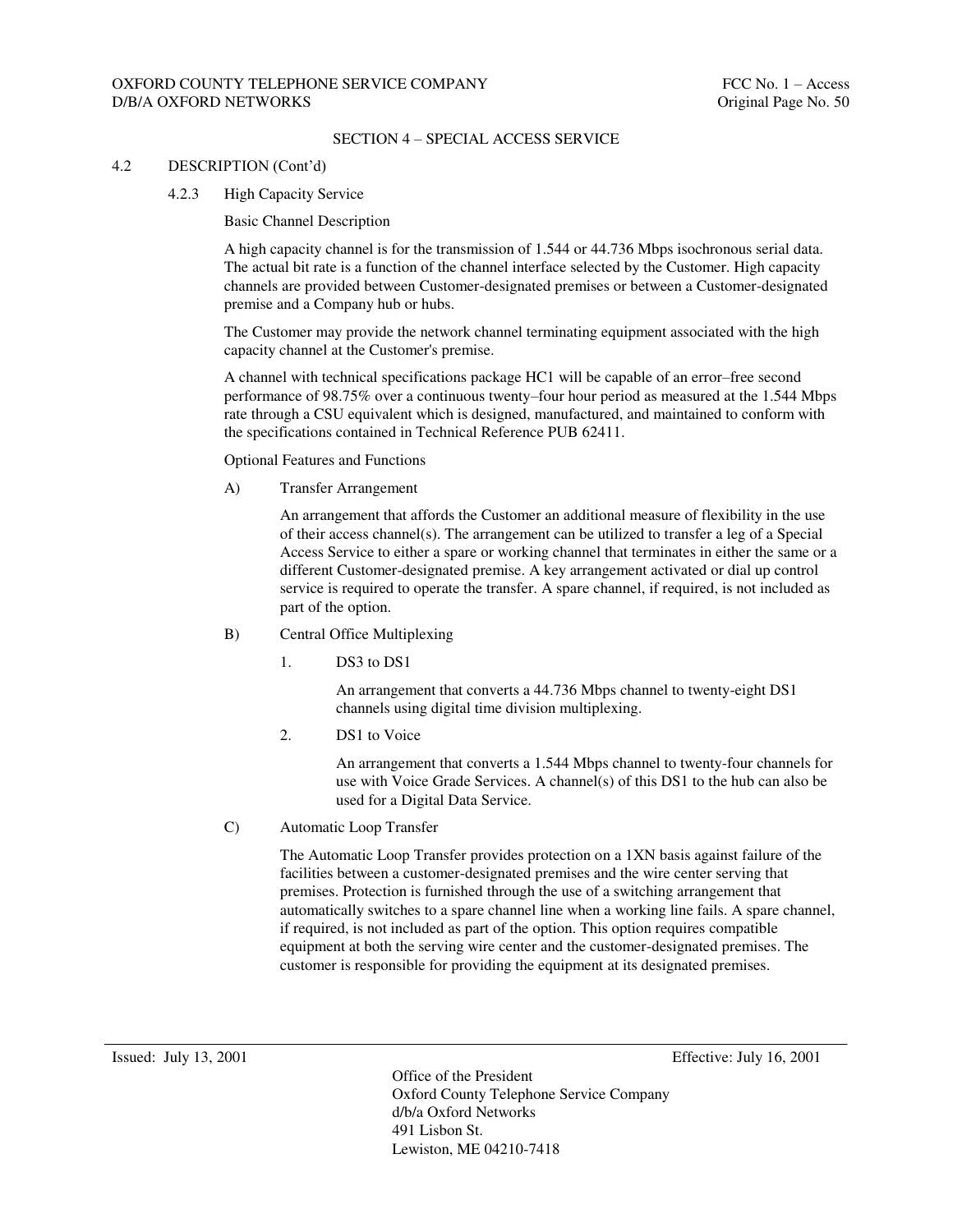## SECTION 4 – SPECIAL ACCESS SERVICE

4.2 DESCRIPTION (Cont'd)

### 4.2.3 High Capacity Service

Basic Channel Description

A high capacity channel is for the transmission of 1.544 or 44.736 Mbps isochronous serial data. The actual bit rate is a function of the channel interface selected by the Customer. High capacity channels are provided between Customer-designated premises or between a Customer-designated premise and a Company hub or hubs.

The Customer may provide the network channel terminating equipment associated with the high capacity channel at the Customer's premise.

A channel with technical specifications package HC1 will be capable of an error–free second performance of 98.75% over a continuous twenty–four hour period as measured at the 1.544 Mbps rate through a CSU equivalent which is designed, manufactured, and maintained to conform with the specifications contained in Technical Reference PUB 62411.

Optional Features and Functions

A) Transfer Arrangement

An arrangement that affords the Customer an additional measure of flexibility in the use of their access channel(s). The arrangement can be utilized to transfer a leg of a Special Access Service to either a spare or working channel that terminates in either the same or a different Customer-designated premise. A key arrangement activated or dial up control service is required to operate the transfer. A spare channel, if required, is not included as part of the option.

B) Central Office Multiplexing

1. DS3 to DS1

   An arrangement that converts a 44.736 Mbps channel to twenty-eight DS1 channels using digital time division multiplexing.

2. DS1 to Voice

   An arrangement that converts a 1.544 Mbps channel to twenty-four channels for use with Voice Grade Services. A channel(s) of this DS1 to the hub can also be used for a Digital Data Service.

C) Automatic Loop Transfer

The Automatic Loop Transfer provides protection on a 1XN basis against failure of the facilities between a customer-designated premises and the wire center serving that premises. Protection is furnished through the use of a switching arrangement that automatically switches to a spare channel line when a working line fails. A spare channel, if required, is not included as part of the option. This option requires compatible equipment at both the serving wire center and the customer-designated premises. The customer is responsible for providing the equipment at its designated premises.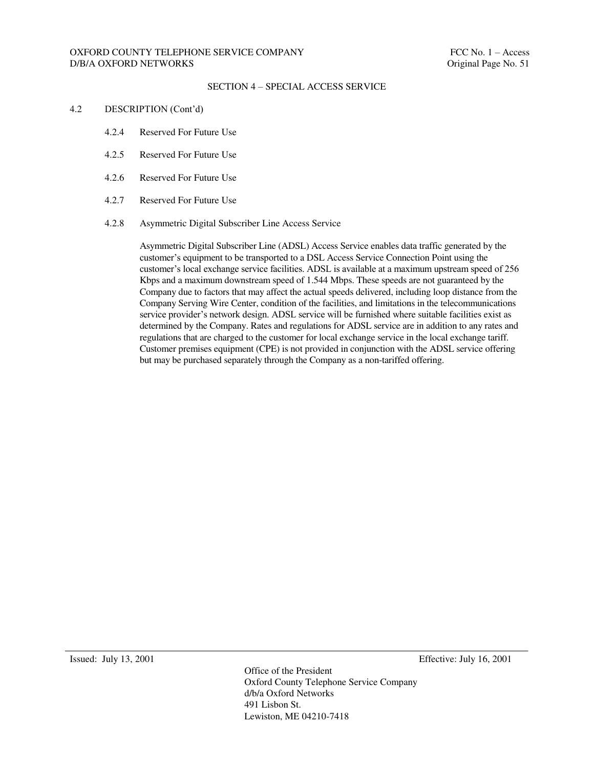## SECTION 4 – SPECIAL ACCESS SERVICE

4.2 DESCRIPTION (Cont'd)

4.2.4 Reserved For Future Use

4.2.5 Reserved For Future Use

4.2.6 Reserved For Future Use

4.2.7 Reserved For Future Use

4.2.8 Asymmetric Digital Subscriber Line Access Service

Asymmetric Digital Subscriber Line (ADSL) Access Service enables data traffic generated by the customer's equipment to be transported to a DSL Access Service Connection Point using the customer's local exchange service facilities. ADSL is available at a maximum upstream speed of 256 Kbps and a maximum downstream speed of 1.544 Mbps. These speeds are not guaranteed by the Company due to factors that may affect the actual speeds delivered, including loop distance from the Company Serving Wire Center, condition of the facilities, and limitations in the telecommunications service provider's network design. ADSL service will be furnished where suitable facilities exist as determined by the Company. Rates and regulations for ADSL service are in addition to any rates and regulations that are charged to the customer for local exchange service in the local exchange tariff. Customer premises equipment (CPE) is not provided in conjunction with the ADSL service offering but may be purchased separately through the Company as a non-tariffed offering.

Issued: July 13, 2001 Effective: July 16, 2001

Office of the President
Oxford County Telephone Service Company
d/b/a Oxford Networks
491 Lisbon St.
Lewiston, ME 04210-7418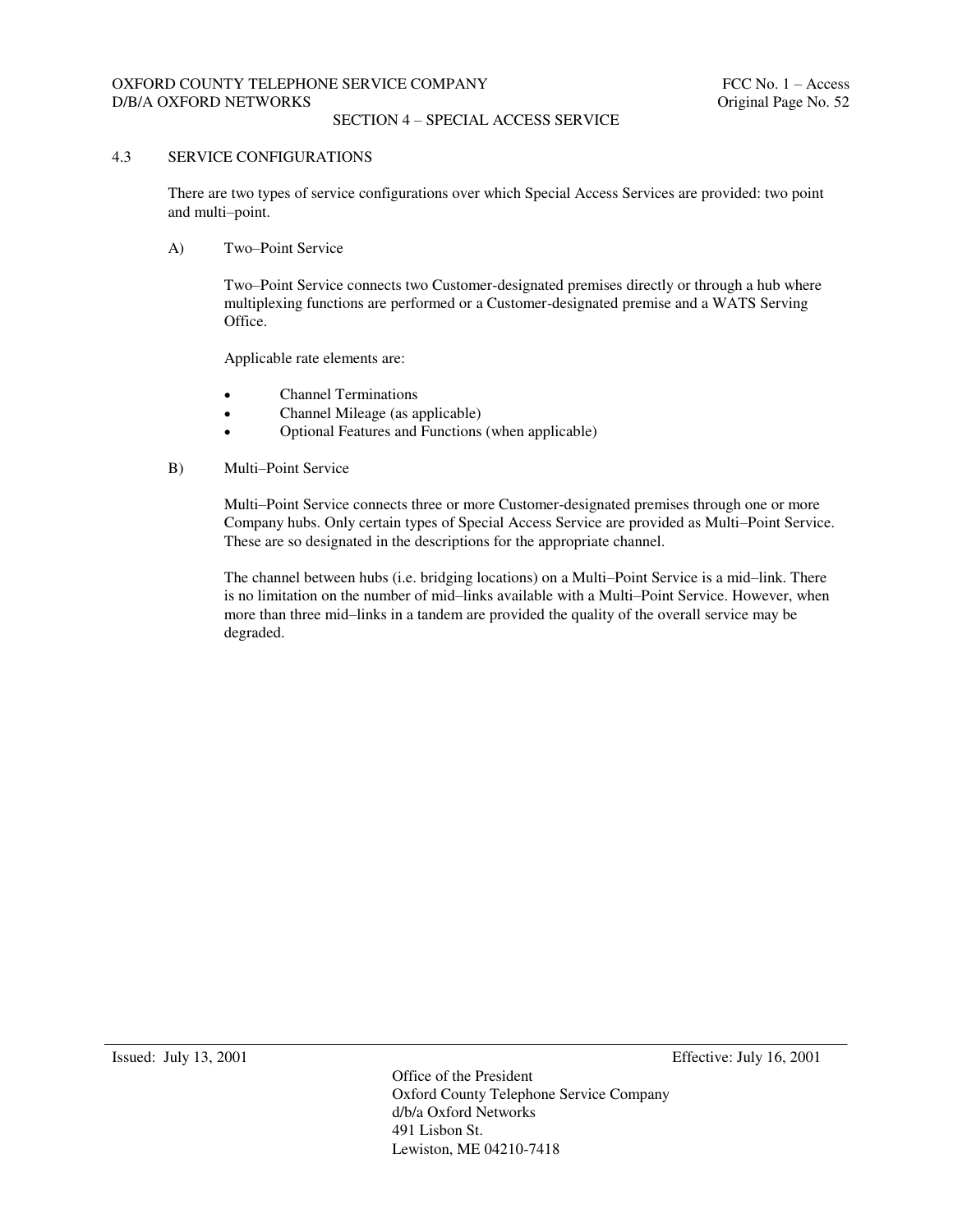## 4.3 SERVICE CONFIGURATIONS

There are two types of service configurations over which Special Access Services are provided: two point and multi–point.

### A) Two–Point Service

Two–Point Service connects two Customer-designated premises directly or through a hub where multiplexing functions are performed or a Customer-designated premise and a WATS Serving Office.

Applicable rate elements are:

- Channel Terminations
- Channel Mileage (as applicable)
- Optional Features and Functions (when applicable)

### B) Multi–Point Service

Multi–Point Service connects three or more Customer-designated premises through one or more Company hubs. Only certain types of Special Access Service are provided as Multi–Point Service. These are so designated in the descriptions for the appropriate channel.

The channel between hubs (i.e. bridging locations) on a Multi–Point Service is a mid–link. There is no limitation on the number of mid–links available with a Multi–Point Service. However, when more than three mid–links in a tandem are provided the quality of the overall service may be degraded.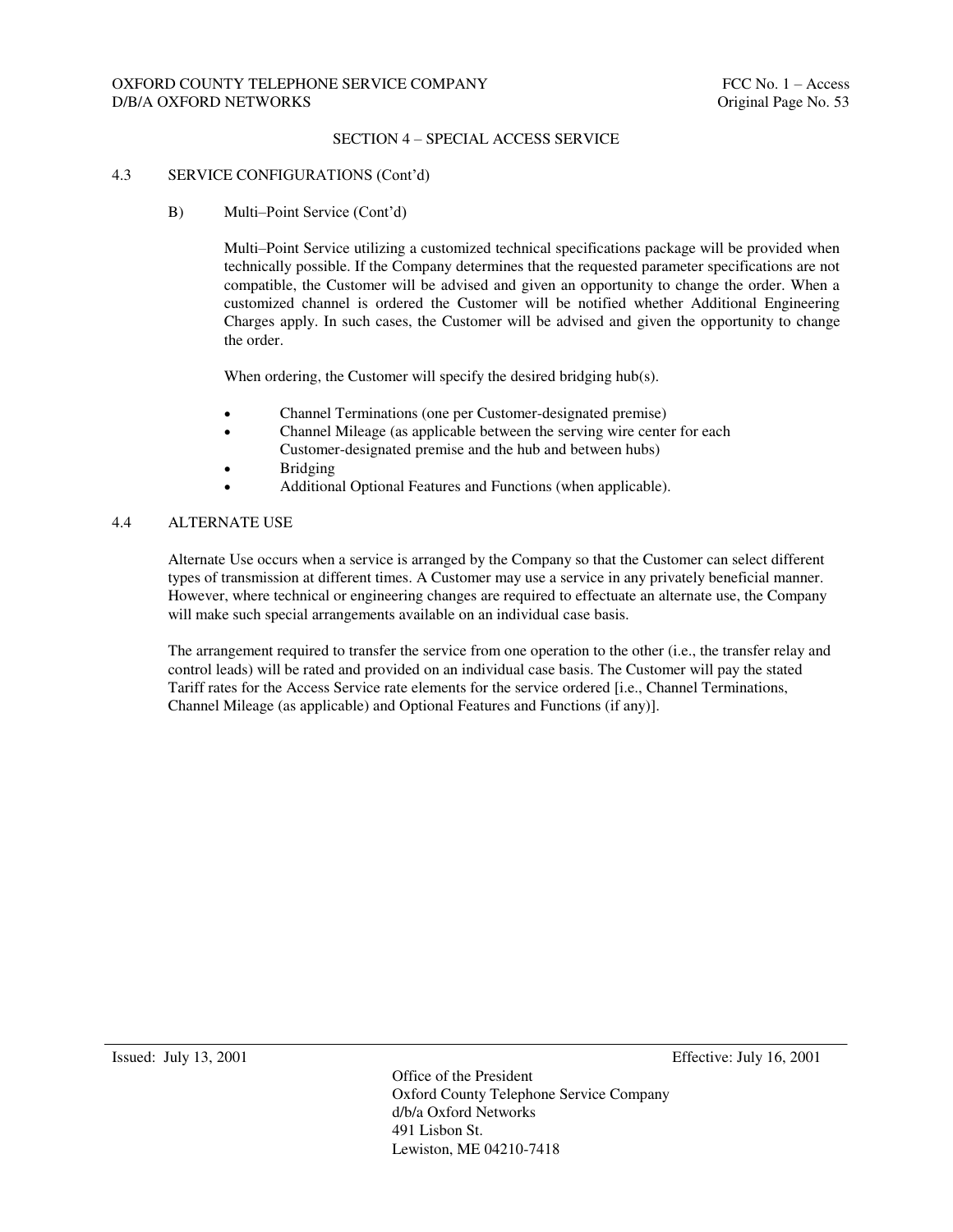## SECTION 4 – SPECIAL ACCESS SERVICE

### 4.3 SERVICE CONFIGURATIONS (Cont'd)

B) Multi–Point Service (Cont'd)

Multi–Point Service utilizing a customized technical specifications package will be provided when technically possible. If the Company determines that the requested parameter specifications are not compatible, the Customer will be advised and given an opportunity to change the order. When a customized channel is ordered the Customer will be notified whether Additional Engineering Charges apply. In such cases, the Customer will be advised and given the opportunity to change the order.

When ordering, the Customer will specify the desired bridging hub(s).

- Channel Terminations (one per Customer-designated premise)
- Channel Mileage (as applicable between the serving wire center for each Customer-designated premise and the hub and between hubs)
- Bridging
- Additional Optional Features and Functions (when applicable).

### 4.4 ALTERNATE USE

Alternate Use occurs when a service is arranged by the Company so that the Customer can select different types of transmission at different times. A Customer may use a service in any privately beneficial manner. However, where technical or engineering changes are required to effectuate an alternate use, the Company will make such special arrangements available on an individual case basis.

The arrangement required to transfer the service from one operation to the other (i.e., the transfer relay and control leads) will be rated and provided on an individual case basis. The Customer will pay the stated Tariff rates for the Access Service rate elements for the service ordered [i.e., Channel Terminations, Channel Mileage (as applicable) and Optional Features and Functions (if any)].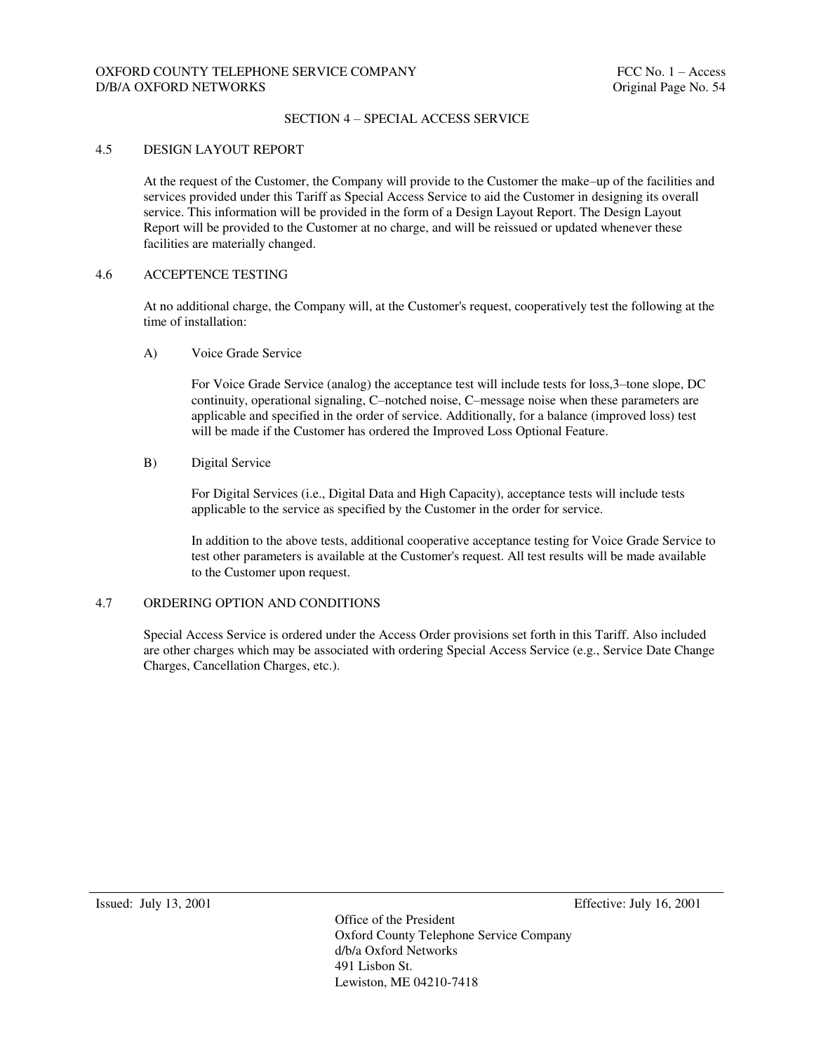## SECTION 4 – SPECIAL ACCESS SERVICE

### 4.5 DESIGN LAYOUT REPORT

At the request of the Customer, the Company will provide to the Customer the make–up of the facilities and services provided under this Tariff as Special Access Service to aid the Customer in designing its overall service. This information will be provided in the form of a Design Layout Report. The Design Layout Report will be provided to the Customer at no charge, and will be reissued or updated whenever these facilities are materially changed.

### 4.6 ACCEPTENCE TESTING

At no additional charge, the Company will, at the Customer's request, cooperatively test the following at the time of installation:

A) Voice Grade Service

For Voice Grade Service (analog) the acceptance test will include tests for loss,3–tone slope, DC continuity, operational signaling, C–notched noise, C–message noise when these parameters are applicable and specified in the order of service. Additionally, for a balance (improved loss) test will be made if the Customer has ordered the Improved Loss Optional Feature.

B) Digital Service

For Digital Services (i.e., Digital Data and High Capacity), acceptance tests will include tests applicable to the service as specified by the Customer in the order for service.

In addition to the above tests, additional cooperative acceptance testing for Voice Grade Service to test other parameters is available at the Customer's request. All test results will be made available to the Customer upon request.

### 4.7 ORDERING OPTION AND CONDITIONS

Special Access Service is ordered under the Access Order provisions set forth in this Tariff. Also included are other charges which may be associated with ordering Special Access Service (e.g., Service Date Change Charges, Cancellation Charges, etc.).

Issued: July 13, 2001 Effective: July 16, 2001

Office of the President
Oxford County Telephone Service Company
d/b/a Oxford Networks
491 Lisbon St.
Lewiston, ME 04210-7418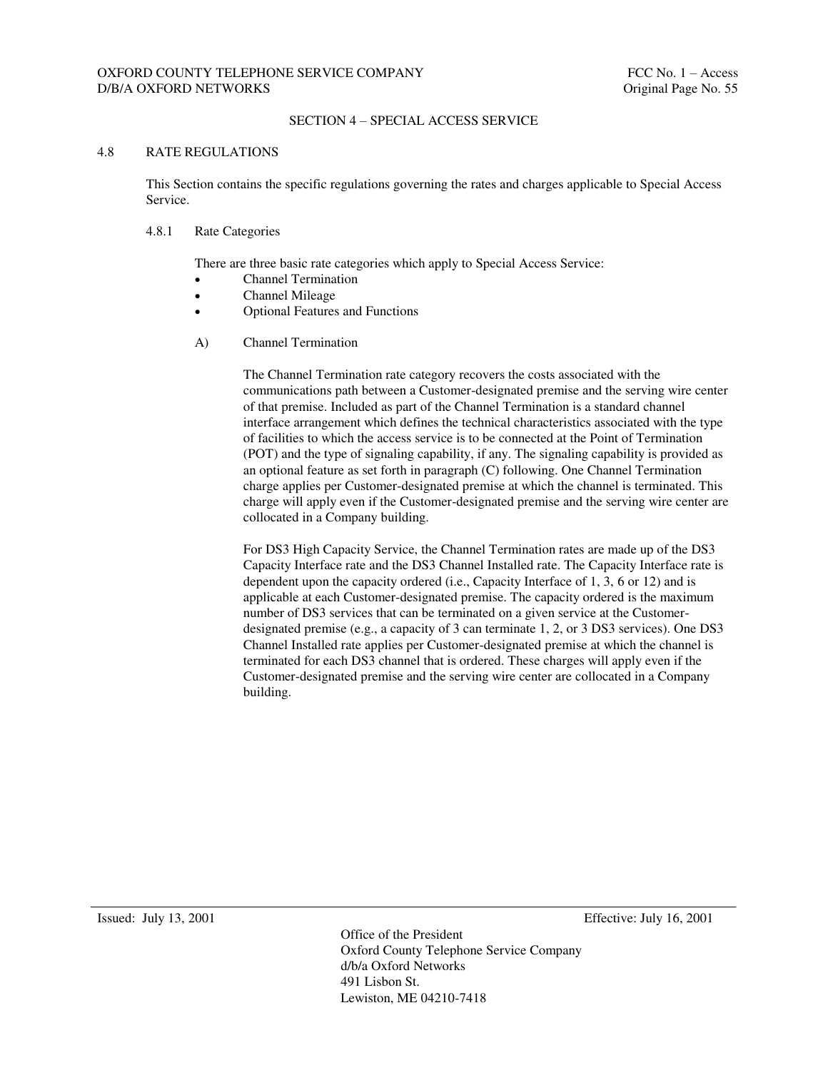## SECTION 4 – SPECIAL ACCESS SERVICE

### 4.8 RATE REGULATIONS

This Section contains the specific regulations governing the rates and charges applicable to Special Access Service.

#### 4.8.1 Rate Categories

There are three basic rate categories which apply to Special Access Service:

- Channel Termination
- Channel Mileage
- Optional Features and Functions

A) Channel Termination

The Channel Termination rate category recovers the costs associated with the communications path between a Customer-designated premise and the serving wire center of that premise. Included as part of the Channel Termination is a standard channel interface arrangement which defines the technical characteristics associated with the type of facilities to which the access service is to be connected at the Point of Termination (POT) and the type of signaling capability, if any. The signaling capability is provided as an optional feature as set forth in paragraph (C) following. One Channel Termination charge applies per Customer-designated premise at which the channel is terminated. This charge will apply even if the Customer-designated premise and the serving wire center are collocated in a Company building.

For DS3 High Capacity Service, the Channel Termination rates are made up of the DS3 Capacity Interface rate and the DS3 Channel Installed rate. The Capacity Interface rate is dependent upon the capacity ordered (i.e., Capacity Interface of 1, 3, 6 or 12) and is applicable at each Customer-designated premise. The capacity ordered is the maximum number of DS3 services that can be terminated on a given service at the Customer-designated premise (e.g., a capacity of 3 can terminate 1, 2, or 3 DS3 services). One DS3 Channel Installed rate applies per Customer-designated premise at which the channel is terminated for each DS3 channel that is ordered. These charges will apply even if the Customer-designated premise and the serving wire center are collocated in a Company building.

Issued: July 13, 2001

Effective: July 16, 2001

Office of the President
Oxford County Telephone Service Company
d/b/a Oxford Networks
491 Lisbon St.
Lewiston, ME 04210-7418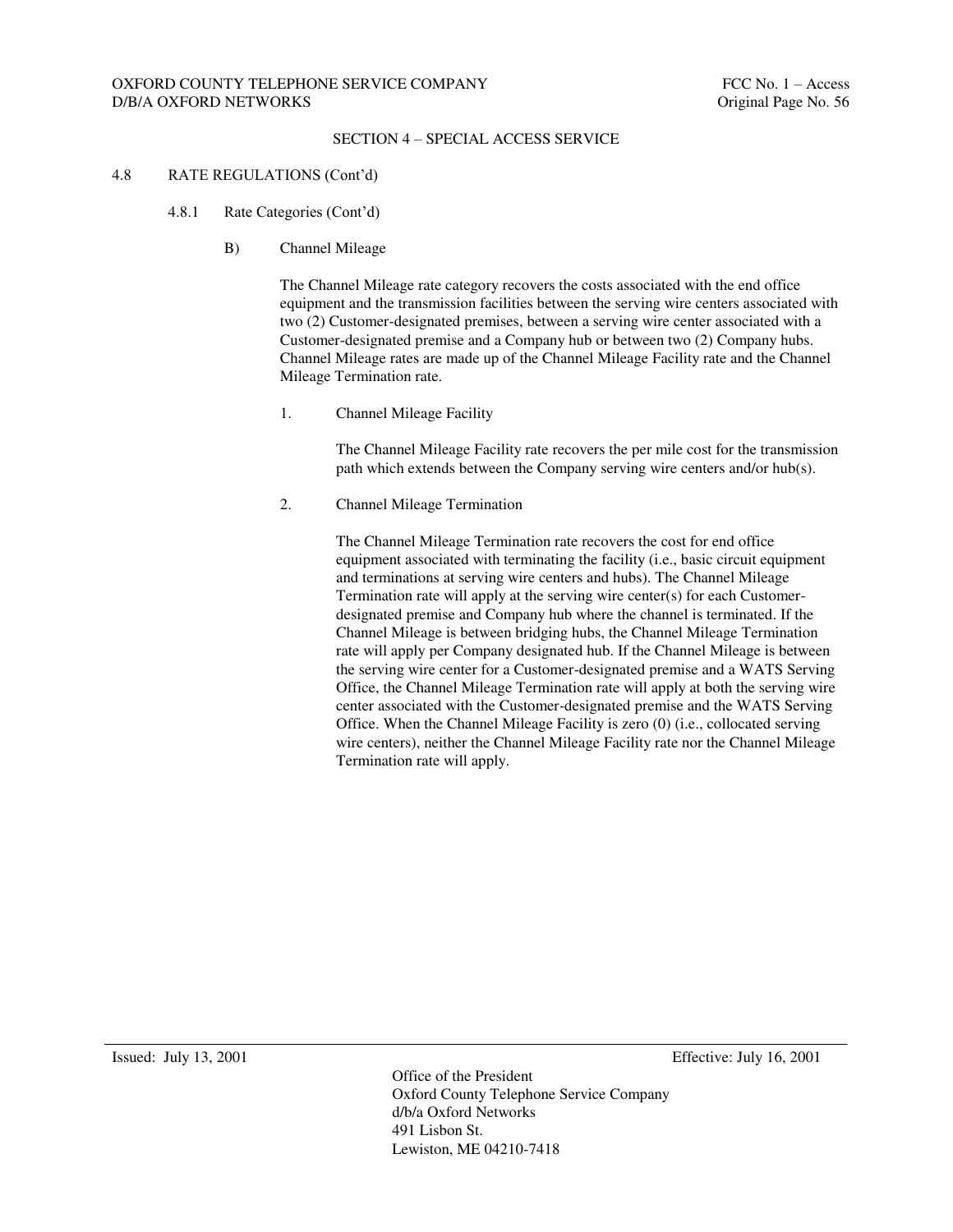SECTION 4 – SPECIAL ACCESS SERVICE

4.8 RATE REGULATIONS (Cont'd)

4.8.1 Rate Categories (Cont'd)

B) Channel Mileage

The Channel Mileage rate category recovers the costs associated with the end office equipment and the transmission facilities between the serving wire centers associated with two (2) Customer-designated premises, between a serving wire center associated with a Customer-designated premise and a Company hub or between two (2) Company hubs. Channel Mileage rates are made up of the Channel Mileage Facility rate and the Channel Mileage Termination rate.

1. Channel Mileage Facility

The Channel Mileage Facility rate recovers the per mile cost for the transmission path which extends between the Company serving wire centers and/or hub(s).

2. Channel Mileage Termination

The Channel Mileage Termination rate recovers the cost for end office equipment associated with terminating the facility (i.e., basic circuit equipment and terminations at serving wire centers and hubs). The Channel Mileage Termination rate will apply at the serving wire center(s) for each Customer-designated premise and Company hub where the channel is terminated. If the Channel Mileage is between bridging hubs, the Channel Mileage Termination rate will apply per Company designated hub. If the Channel Mileage is between the serving wire center for a Customer-designated premise and a WATS Serving Office, the Channel Mileage Termination rate will apply at both the serving wire center associated with the Customer-designated premise and the WATS Serving Office. When the Channel Mileage Facility is zero (0) (i.e., collocated serving wire centers), neither the Channel Mileage Facility rate nor the Channel Mileage Termination rate will apply.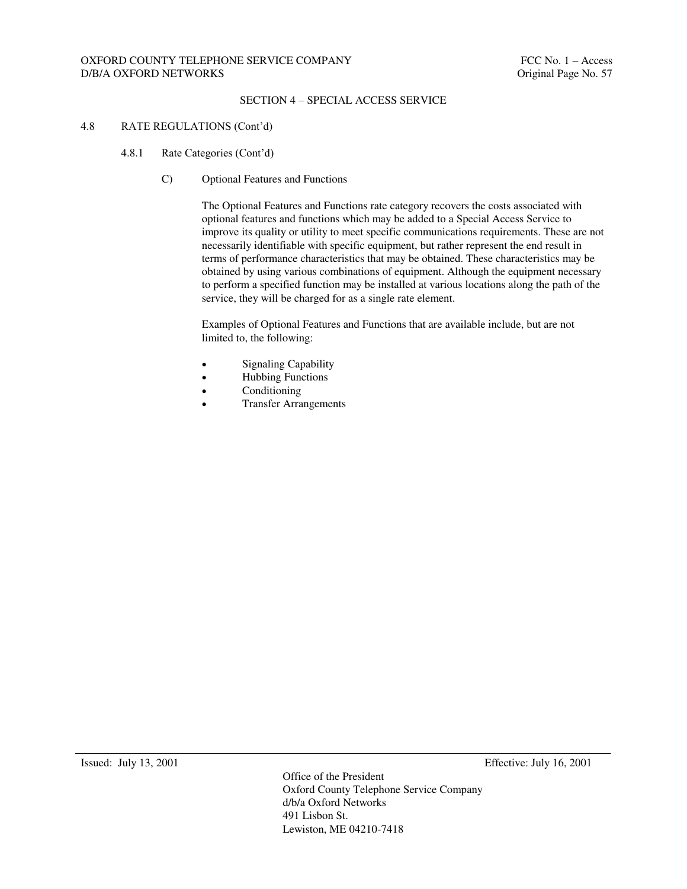## SECTION 4 – SPECIAL ACCESS SERVICE

### 4.8 RATE REGULATIONS (Cont'd)

#### 4.8.1 Rate Categories (Cont'd)

##### C) Optional Features and Functions

The Optional Features and Functions rate category recovers the costs associated with optional features and functions which may be added to a Special Access Service to improve its quality or utility to meet specific communications requirements. These are not necessarily identifiable with specific equipment, but rather represent the end result in terms of performance characteristics that may be obtained. These characteristics may be obtained by using various combinations of equipment. Although the equipment necessary to perform a specified function may be installed at various locations along the path of the service, they will be charged for as a single rate element.

Examples of Optional Features and Functions that are available include, but are not limited to, the following:

- Signaling Capability
- Hubbing Functions
- Conditioning
- Transfer Arrangements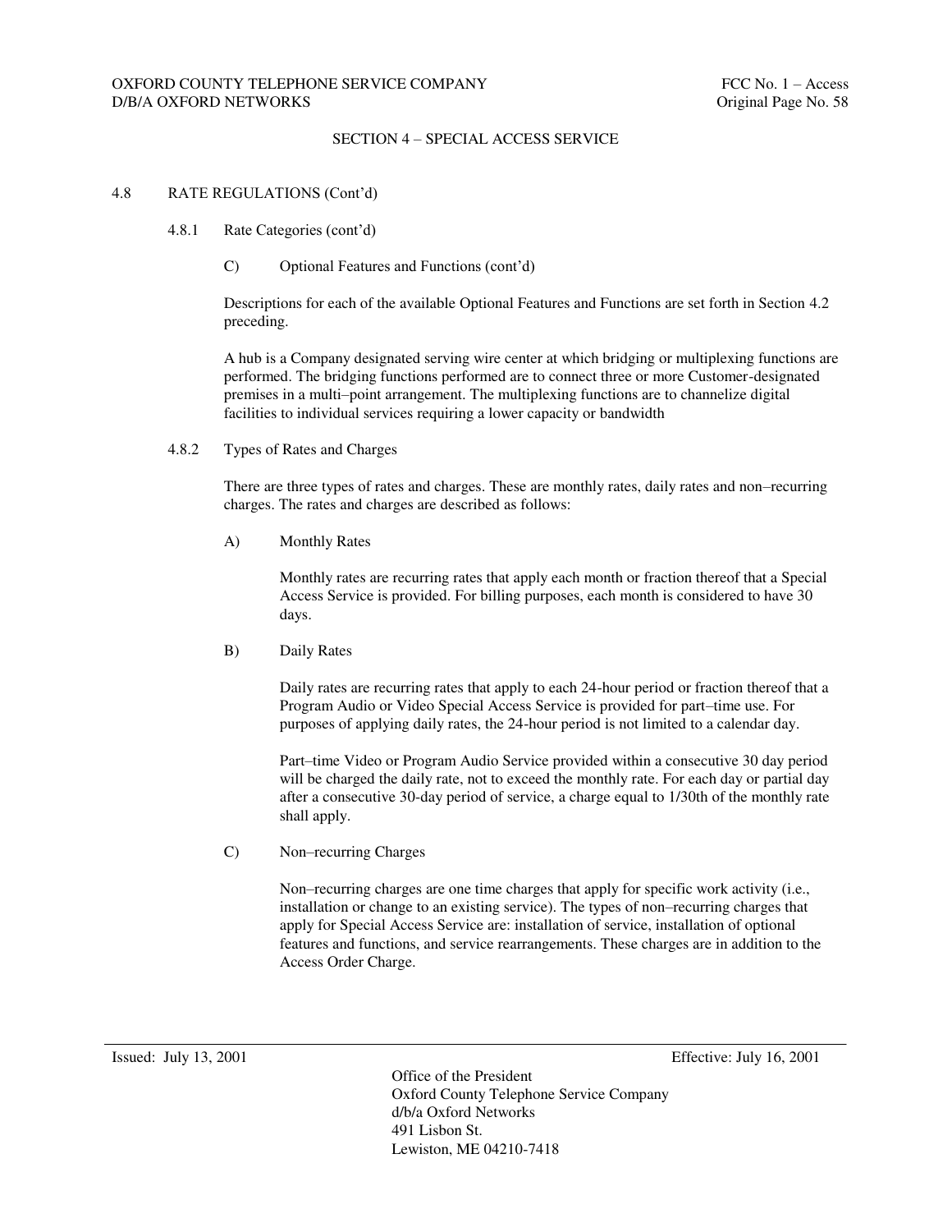## SECTION 4 – SPECIAL ACCESS SERVICE

### 4.8 RATE REGULATIONS (Cont'd)

#### 4.8.1 Rate Categories (cont'd)

C) Optional Features and Functions (cont'd)

Descriptions for each of the available Optional Features and Functions are set forth in Section 4.2 preceding.

A hub is a Company designated serving wire center at which bridging or multiplexing functions are performed. The bridging functions performed are to connect three or more Customer-designated premises in a multi–point arrangement. The multiplexing functions are to channelize digital facilities to individual services requiring a lower capacity or bandwidth

#### 4.8.2 Types of Rates and Charges

There are three types of rates and charges. These are monthly rates, daily rates and non–recurring charges. The rates and charges are described as follows:

A) Monthly Rates

Monthly rates are recurring rates that apply each month or fraction thereof that a Special Access Service is provided. For billing purposes, each month is considered to have 30 days.

B) Daily Rates

Daily rates are recurring rates that apply to each 24-hour period or fraction thereof that a Program Audio or Video Special Access Service is provided for part–time use. For purposes of applying daily rates, the 24-hour period is not limited to a calendar day.

Part–time Video or Program Audio Service provided within a consecutive 30 day period will be charged the daily rate, not to exceed the monthly rate. For each day or partial day after a consecutive 30-day period of service, a charge equal to 1/30th of the monthly rate shall apply.

C) Non–recurring Charges

Non–recurring charges are one time charges that apply for specific work activity (i.e., installation or change to an existing service). The types of non–recurring charges that apply for Special Access Service are: installation of service, installation of optional features and functions, and service rearrangements. These charges are in addition to the Access Order Charge.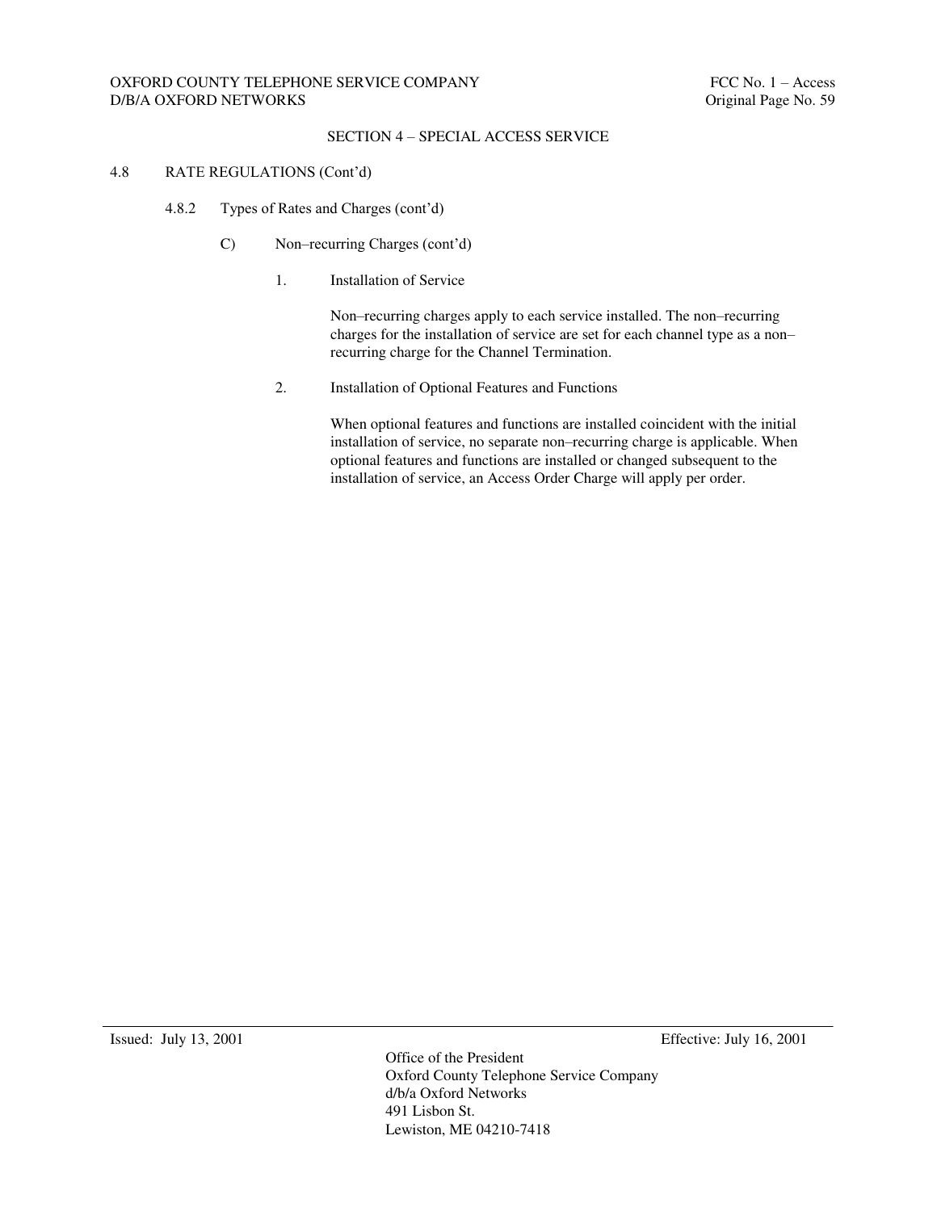## SECTION 4 – SPECIAL ACCESS SERVICE

4.8 RATE REGULATIONS (Cont'd)

4.8.2 Types of Rates and Charges (cont'd)

C) Non–recurring Charges (cont'd)

1. Installation of Service

   Non–recurring charges apply to each service installed. The non–recurring charges for the installation of service are set for each channel type as a non–recurring charge for the Channel Termination.

2. Installation of Optional Features and Functions

   When optional features and functions are installed coincident with the initial installation of service, no separate non–recurring charge is applicable. When optional features and functions are installed or changed subsequent to the installation of service, an Access Order Charge will apply per order.

Issued: July 13, 2001 Effective: July 16, 2001

Office of the President
Oxford County Telephone Service Company
d/b/a Oxford Networks
491 Lisbon St.
Lewiston, ME 04210-7418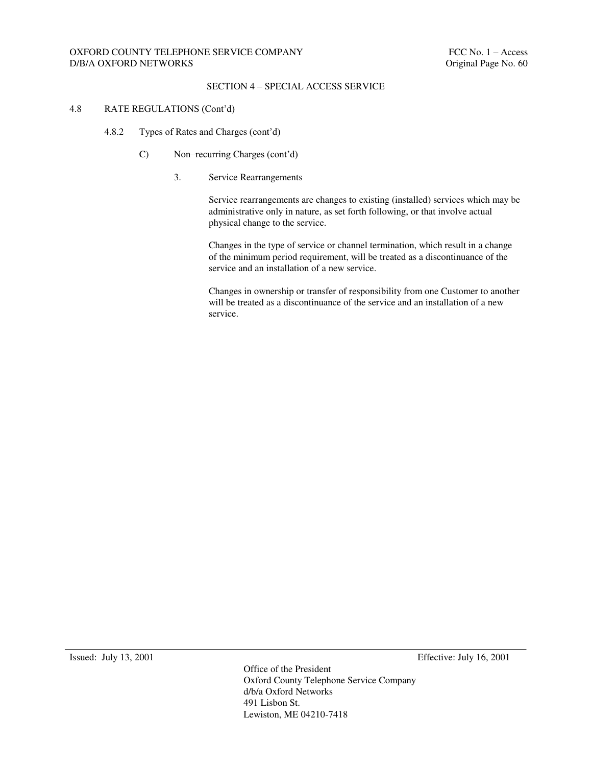## SECTION 4 – SPECIAL ACCESS SERVICE

4.8 RATE REGULATIONS (Cont'd)

4.8.2 Types of Rates and Charges (cont'd)

C) Non–recurring Charges (cont'd)

3. Service Rearrangements

Service rearrangements are changes to existing (installed) services which may be administrative only in nature, as set forth following, or that involve actual physical change to the service.

Changes in the type of service or channel termination, which result in a change of the minimum period requirement, will be treated as a discontinuance of the service and an installation of a new service.

Changes in ownership or transfer of responsibility from one Customer to another will be treated as a discontinuance of the service and an installation of a new service.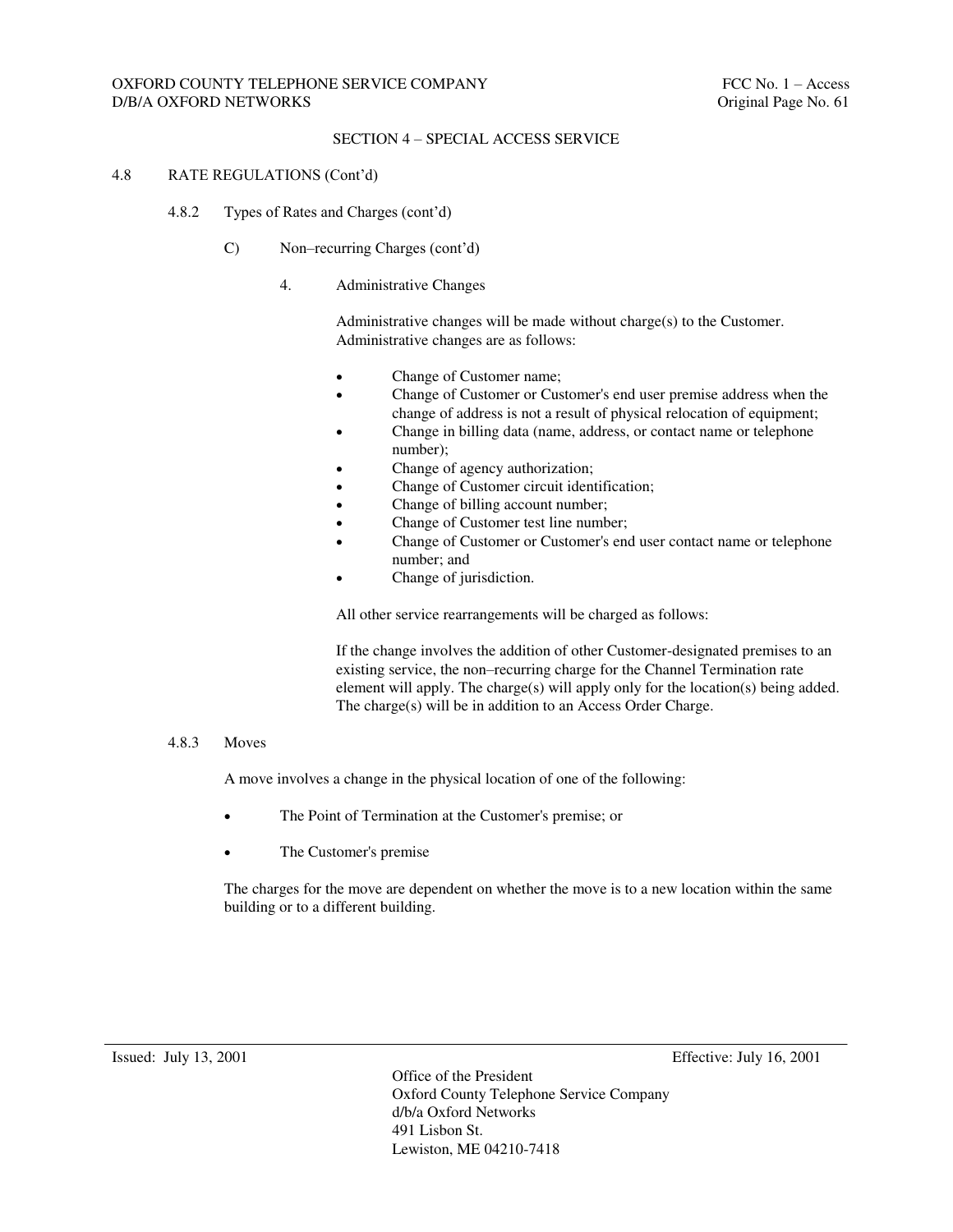## SECTION 4 – SPECIAL ACCESS SERVICE

### 4.8 RATE REGULATIONS (Cont'd)

#### 4.8.2 Types of Rates and Charges (cont'd)

C) Non–recurring Charges (cont'd)

4. Administrative Changes

Administrative changes will be made without charge(s) to the Customer. Administrative changes are as follows:

- Change of Customer name;
- Change of Customer or Customer's end user premise address when the change of address is not a result of physical relocation of equipment;
- Change in billing data (name, address, or contact name or telephone number);
- Change of agency authorization;
- Change of Customer circuit identification;
- Change of billing account number;
- Change of Customer test line number;
- Change of Customer or Customer's end user contact name or telephone number; and
- Change of jurisdiction.

All other service rearrangements will be charged as follows:

If the change involves the addition of other Customer-designated premises to an existing service, the non–recurring charge for the Channel Termination rate element will apply. The charge(s) will apply only for the location(s) being added. The charge(s) will be in addition to an Access Order Charge.

#### 4.8.3 Moves

A move involves a change in the physical location of one of the following:

- The Point of Termination at the Customer's premise; or
- The Customer's premise

The charges for the move are dependent on whether the move is to a new location within the same building or to a different building.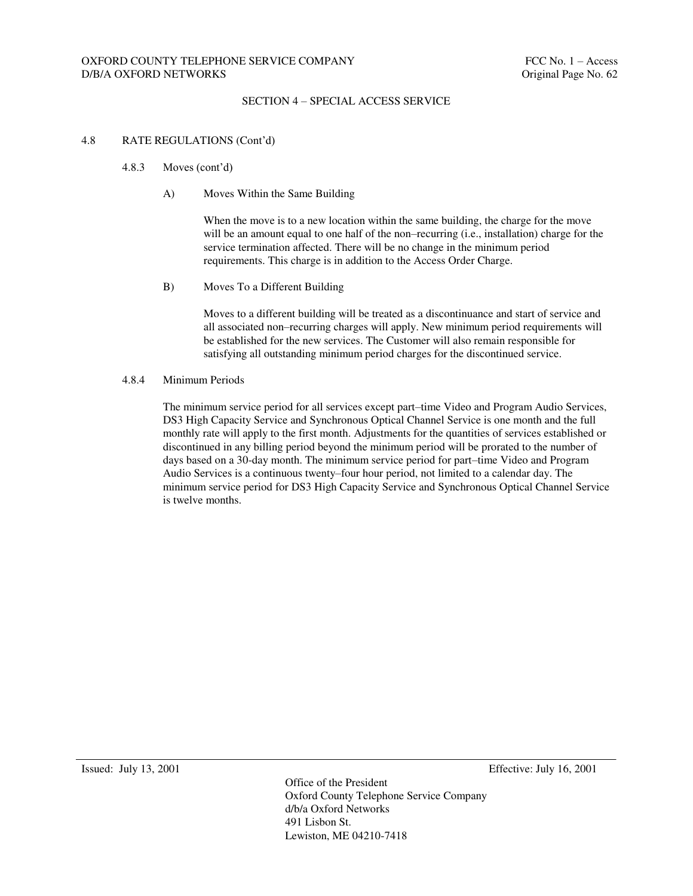## SECTION 4 – SPECIAL ACCESS SERVICE

### 4.8 RATE REGULATIONS (Cont'd)

#### 4.8.3 Moves (cont'd)

A) Moves Within the Same Building

When the move is to a new location within the same building, the charge for the move will be an amount equal to one half of the non–recurring (i.e., installation) charge for the service termination affected. There will be no change in the minimum period requirements. This charge is in addition to the Access Order Charge.

B) Moves To a Different Building

Moves to a different building will be treated as a discontinuance and start of service and all associated non–recurring charges will apply. New minimum period requirements will be established for the new services. The Customer will also remain responsible for satisfying all outstanding minimum period charges for the discontinued service.

#### 4.8.4 Minimum Periods

The minimum service period for all services except part–time Video and Program Audio Services, DS3 High Capacity Service and Synchronous Optical Channel Service is one month and the full monthly rate will apply to the first month. Adjustments for the quantities of services established or discontinued in any billing period beyond the minimum period will be prorated to the number of days based on a 30-day month. The minimum service period for part–time Video and Program Audio Services is a continuous twenty–four hour period, not limited to a calendar day. The minimum service period for DS3 High Capacity Service and Synchronous Optical Channel Service is twelve months.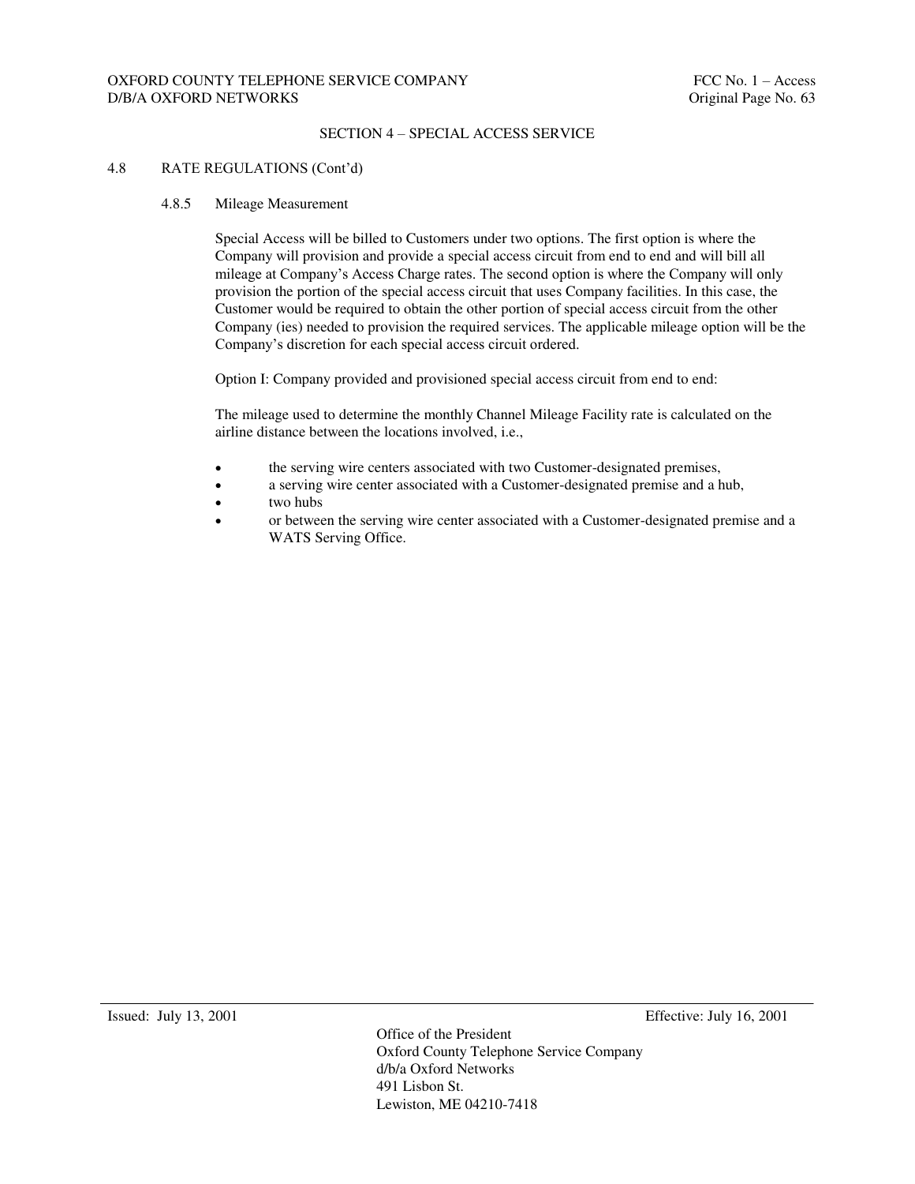## SECTION 4 – SPECIAL ACCESS SERVICE

### 4.8 RATE REGULATIONS (Cont'd)

#### 4.8.5 Mileage Measurement

Special Access will be billed to Customers under two options. The first option is where the Company will provision and provide a special access circuit from end to end and will bill all mileage at Company's Access Charge rates. The second option is where the Company will only provision the portion of the special access circuit that uses Company facilities. In this case, the Customer would be required to obtain the other portion of special access circuit from the other Company (ies) needed to provision the required services. The applicable mileage option will be the Company's discretion for each special access circuit ordered.

Option I: Company provided and provisioned special access circuit from end to end:

The mileage used to determine the monthly Channel Mileage Facility rate is calculated on the airline distance between the locations involved, i.e.,

- the serving wire centers associated with two Customer-designated premises,
- a serving wire center associated with a Customer-designated premise and a hub,
- two hubs
- or between the serving wire center associated with a Customer-designated premise and a WATS Serving Office.

Issued: July 13, 2001 Effective: July 16, 2001

Office of the President
Oxford County Telephone Service Company
d/b/a Oxford Networks
491 Lisbon St.
Lewiston, ME 04210-7418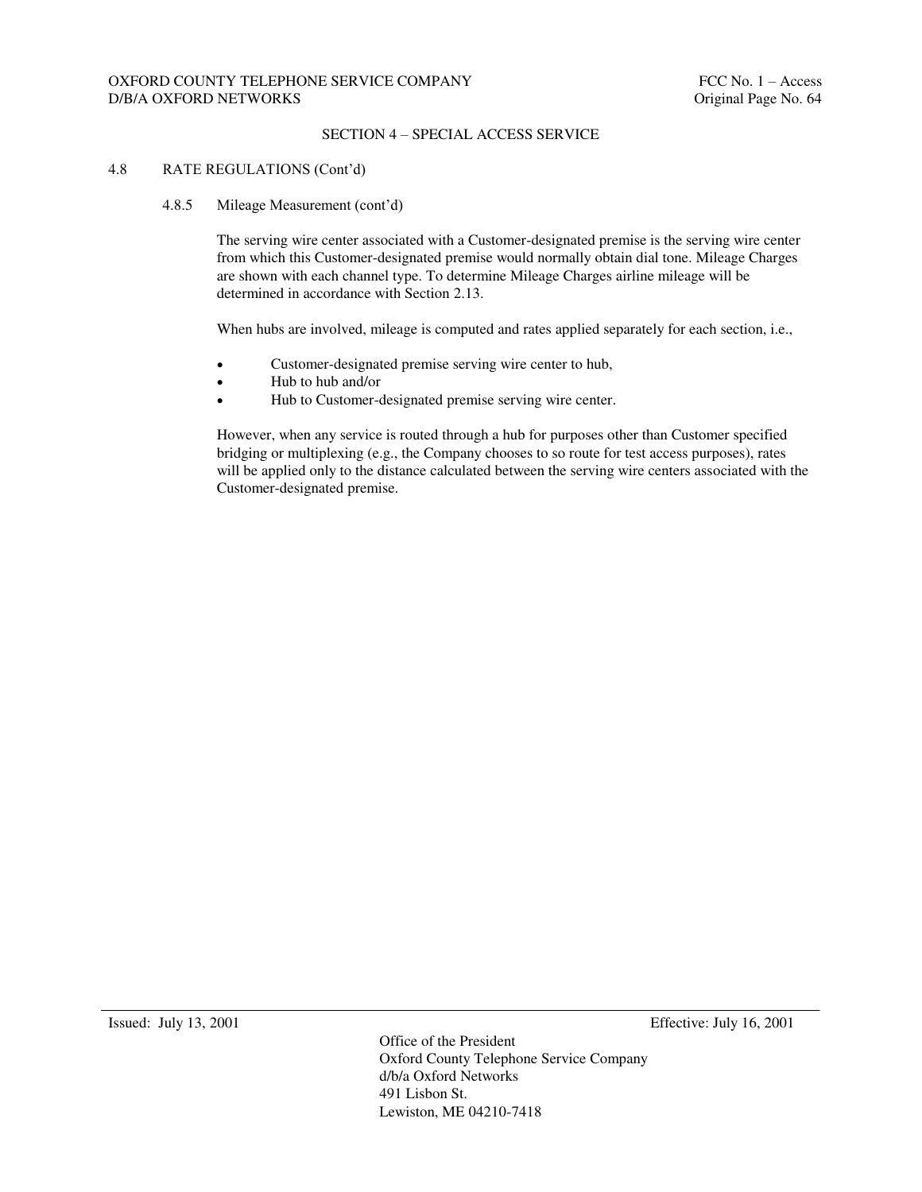## SECTION 4 – SPECIAL ACCESS SERVICE

### 4.8 RATE REGULATIONS (Cont'd)

#### 4.8.5 Mileage Measurement (cont'd)

The serving wire center associated with a Customer-designated premise is the serving wire center from which this Customer-designated premise would normally obtain dial tone. Mileage Charges are shown with each channel type. To determine Mileage Charges airline mileage will be determined in accordance with Section 2.13.

When hubs are involved, mileage is computed and rates applied separately for each section, i.e.,

- Customer-designated premise serving wire center to hub,
- Hub to hub and/or
- Hub to Customer-designated premise serving wire center.

However, when any service is routed through a hub for purposes other than Customer specified bridging or multiplexing (e.g., the Company chooses to so route for test access purposes), rates will be applied only to the distance calculated between the serving wire centers associated with the Customer-designated premise.

Issued: July 13, 2001 Effective: July 16, 2001

Office of the President
Oxford County Telephone Service Company
d/b/a Oxford Networks
491 Lisbon St.
Lewiston, ME 04210-7418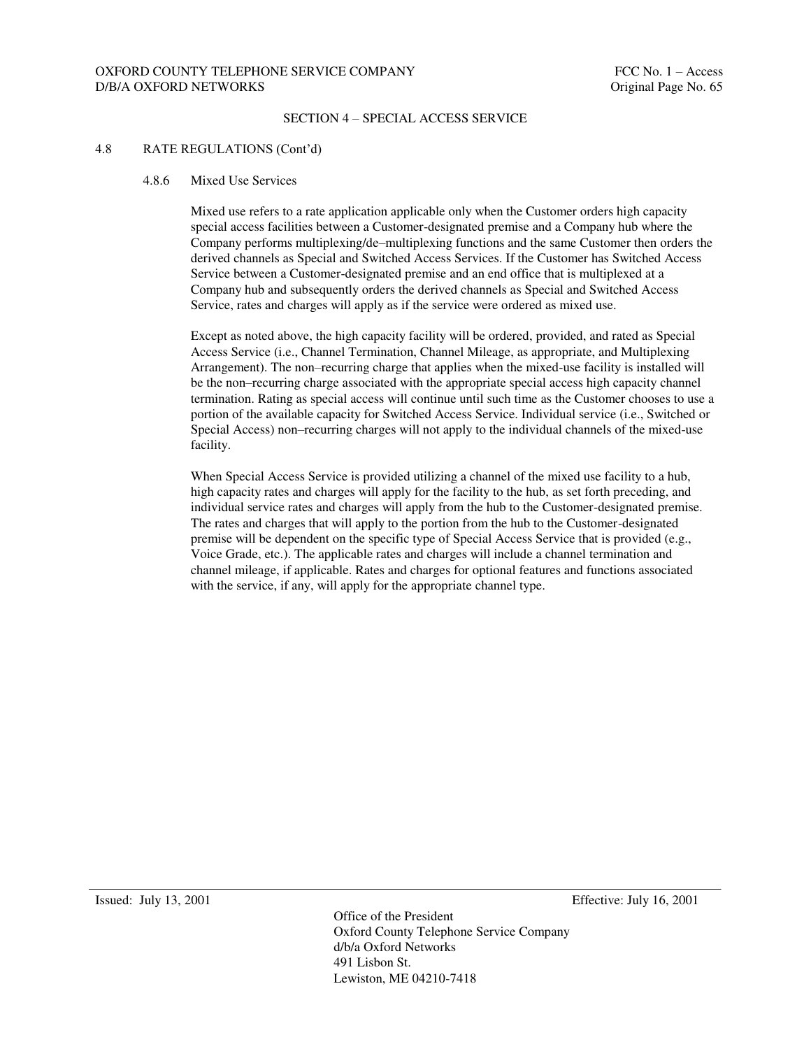## SECTION 4 – SPECIAL ACCESS SERVICE

### 4.8 RATE REGULATIONS (Cont'd)

#### 4.8.6 Mixed Use Services

Mixed use refers to a rate application applicable only when the Customer orders high capacity special access facilities between a Customer-designated premise and a Company hub where the Company performs multiplexing/de–multiplexing functions and the same Customer then orders the derived channels as Special and Switched Access Services. If the Customer has Switched Access Service between a Customer-designated premise and an end office that is multiplexed at a Company hub and subsequently orders the derived channels as Special and Switched Access Service, rates and charges will apply as if the service were ordered as mixed use.

Except as noted above, the high capacity facility will be ordered, provided, and rated as Special Access Service (i.e., Channel Termination, Channel Mileage, as appropriate, and Multiplexing Arrangement). The non–recurring charge that applies when the mixed-use facility is installed will be the non–recurring charge associated with the appropriate special access high capacity channel termination. Rating as special access will continue until such time as the Customer chooses to use a portion of the available capacity for Switched Access Service. Individual service (i.e., Switched or Special Access) non–recurring charges will not apply to the individual channels of the mixed-use facility.

When Special Access Service is provided utilizing a channel of the mixed use facility to a hub, high capacity rates and charges will apply for the facility to the hub, as set forth preceding, and individual service rates and charges will apply from the hub to the Customer-designated premise. The rates and charges that will apply to the portion from the hub to the Customer-designated premise will be dependent on the specific type of Special Access Service that is provided (e.g., Voice Grade, etc.). The applicable rates and charges will include a channel termination and channel mileage, if applicable. Rates and charges for optional features and functions associated with the service, if any, will apply for the appropriate channel type.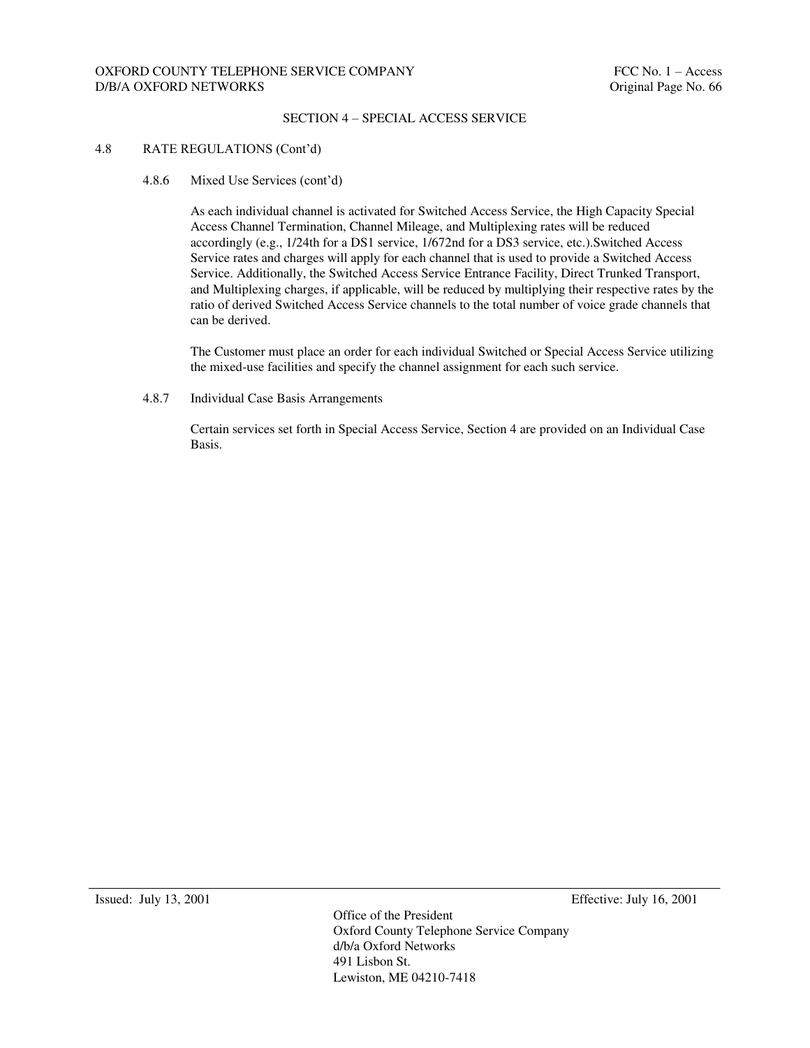## SECTION 4 – SPECIAL ACCESS SERVICE

### 4.8 RATE REGULATIONS (Cont'd)

#### 4.8.6 Mixed Use Services (cont'd)

As each individual channel is activated for Switched Access Service, the High Capacity Special Access Channel Termination, Channel Mileage, and Multiplexing rates will be reduced accordingly (e.g., 1/24th for a DS1 service, 1/672nd for a DS3 service, etc.).Switched Access Service rates and charges will apply for each channel that is used to provide a Switched Access Service. Additionally, the Switched Access Service Entrance Facility, Direct Trunked Transport, and Multiplexing charges, if applicable, will be reduced by multiplying their respective rates by the ratio of derived Switched Access Service channels to the total number of voice grade channels that can be derived.

The Customer must place an order for each individual Switched or Special Access Service utilizing the mixed-use facilities and specify the channel assignment for each such service.

#### 4.8.7 Individual Case Basis Arrangements

Certain services set forth in Special Access Service, Section 4 are provided on an Individual Case Basis.

Issued: July 13, 2001 Effective: July 16, 2001

Office of the President
Oxford County Telephone Service Company
d/b/a Oxford Networks
491 Lisbon St.
Lewiston, ME 04210-7418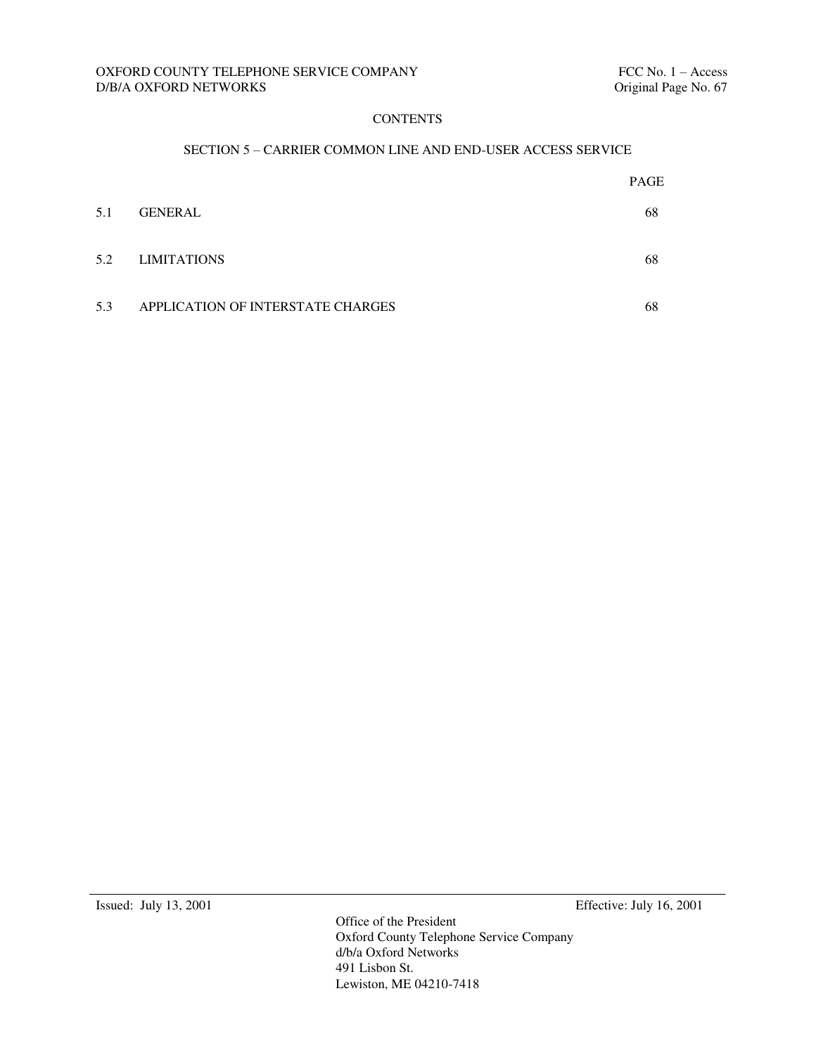# CONTENTS

## SECTION 5 – CARRIER COMMON LINE AND END-USER ACCESS SERVICE

| | | PAGE |
|---|---|---|
| 5.1 | GENERAL | 68 |
| 5.2 | LIMITATIONS | 68 |
| 5.3 | APPLICATION OF INTERSTATE CHARGES | 68 |

Issued: July 13, 2001 Effective: July 16, 2001

Office of the President
Oxford County Telephone Service Company
d/b/a Oxford Networks
491 Lisbon St.
Lewiston, ME 04210-7418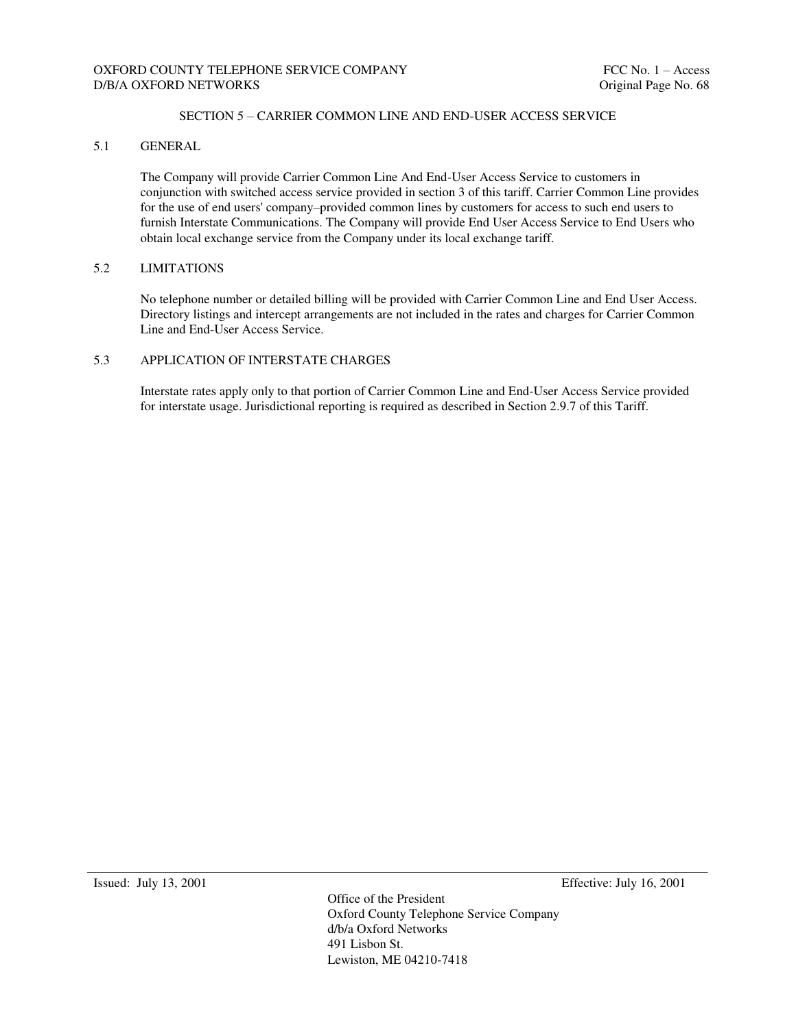## SECTION 5 – CARRIER COMMON LINE AND END-USER ACCESS SERVICE

### 5.1 GENERAL

The Company will provide Carrier Common Line And End-User Access Service to customers in conjunction with switched access service provided in section 3 of this tariff. Carrier Common Line provides for the use of end users' company–provided common lines by customers for access to such end users to furnish Interstate Communications. The Company will provide End User Access Service to End Users who obtain local exchange service from the Company under its local exchange tariff.

### 5.2 LIMITATIONS

No telephone number or detailed billing will be provided with Carrier Common Line and End User Access. Directory listings and intercept arrangements are not included in the rates and charges for Carrier Common Line and End-User Access Service.

### 5.3 APPLICATION OF INTERSTATE CHARGES

Interstate rates apply only to that portion of Carrier Common Line and End-User Access Service provided for interstate usage. Jurisdictional reporting is required as described in Section 2.9.7 of this Tariff.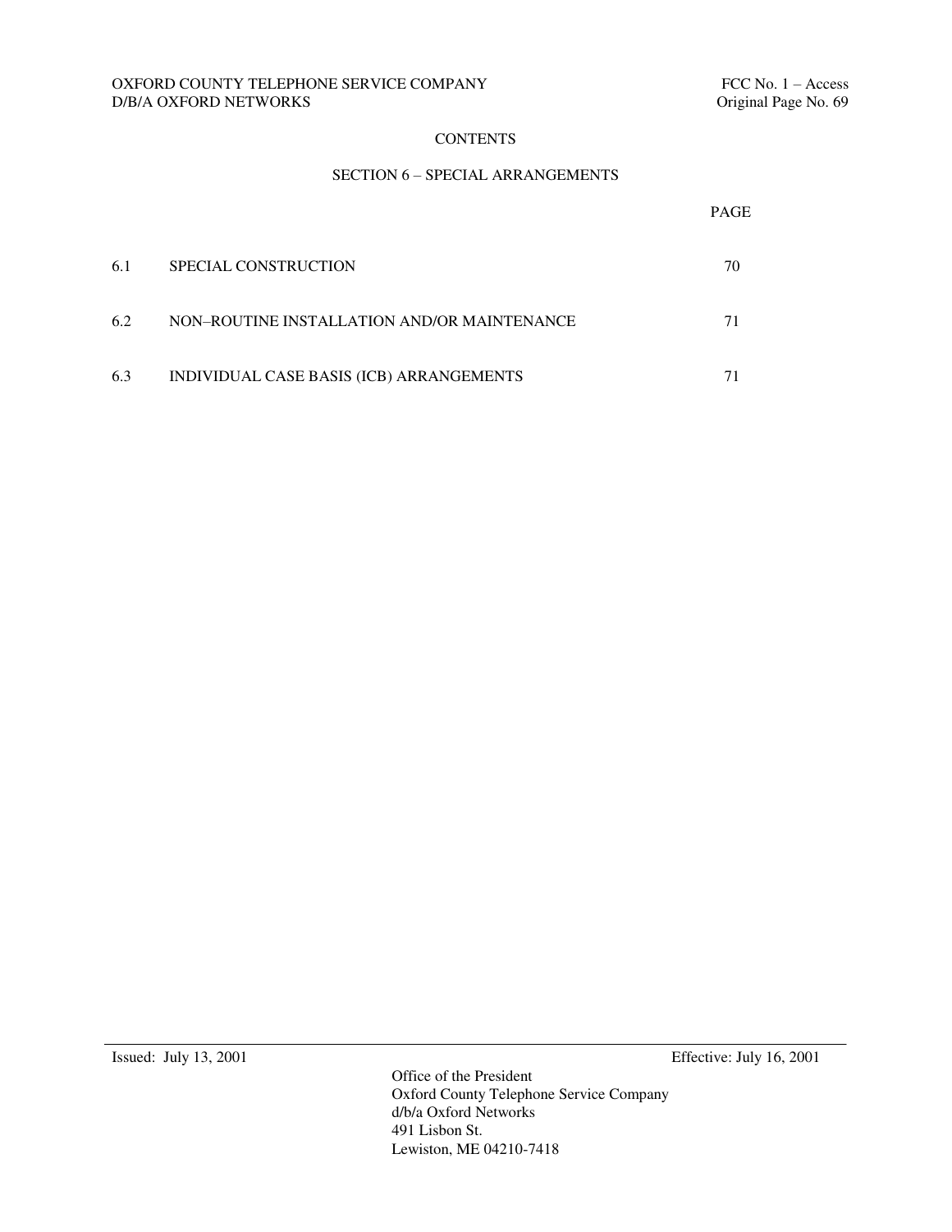# CONTENTS

## SECTION 6 – SPECIAL ARRANGEMENTS

| | | PAGE |
|---|---|---|
| 6.1 | SPECIAL CONSTRUCTION | 70 |
| 6.2 | NON–ROUTINE INSTALLATION AND/OR MAINTENANCE | 71 |
| 6.3 | INDIVIDUAL CASE BASIS (ICB) ARRANGEMENTS | 71 |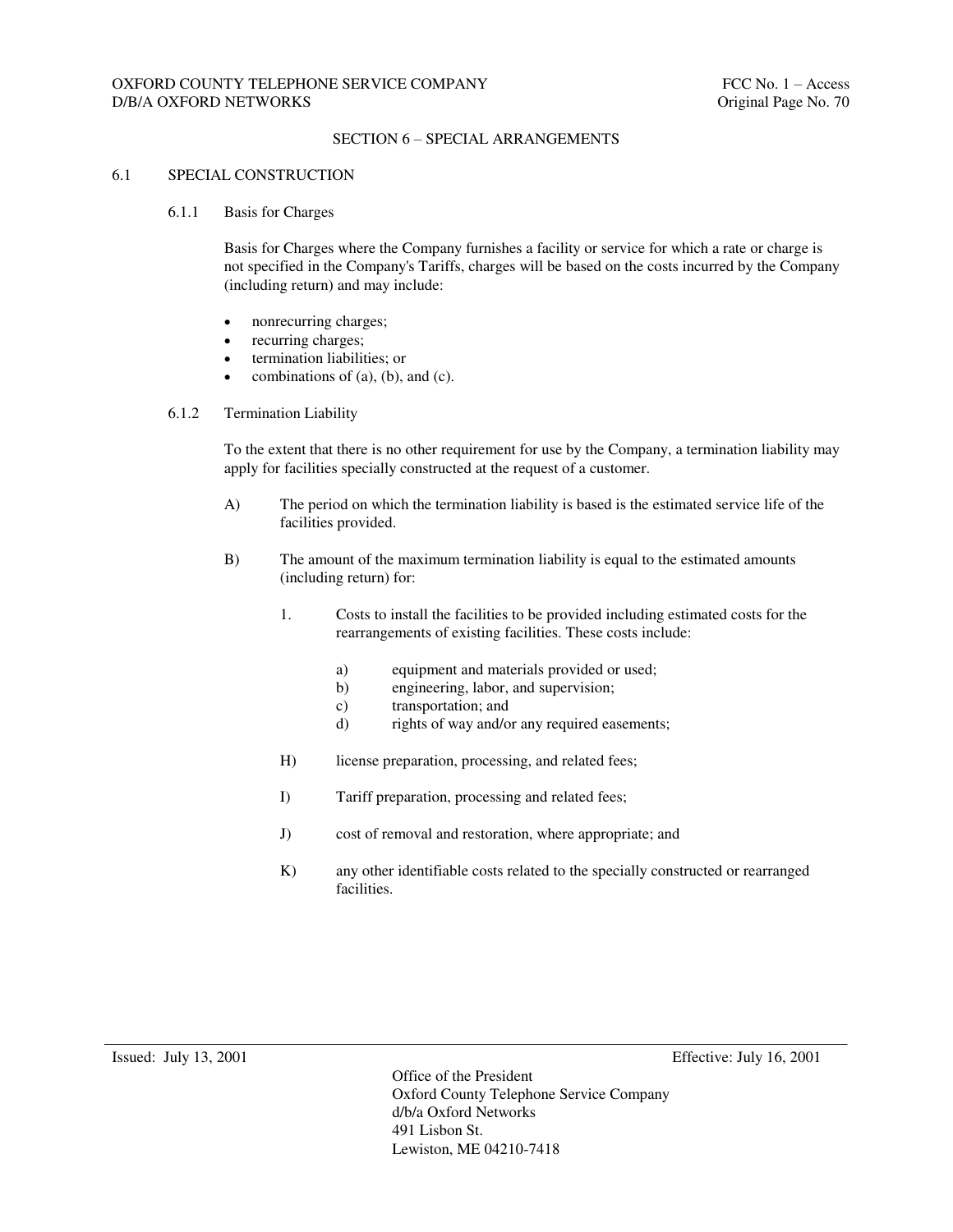## SECTION 6 – SPECIAL ARRANGEMENTS

### 6.1 SPECIAL CONSTRUCTION

#### 6.1.1 Basis for Charges

Basis for Charges where the Company furnishes a facility or service for which a rate or charge is not specified in the Company's Tariffs, charges will be based on the costs incurred by the Company (including return) and may include:

- nonrecurring charges;
- recurring charges;
- termination liabilities; or
- combinations of (a), (b), and (c).

#### 6.1.2 Termination Liability

To the extent that there is no other requirement for use by the Company, a termination liability may apply for facilities specially constructed at the request of a customer.

A) The period on which the termination liability is based is the estimated service life of the facilities provided.

B) The amount of the maximum termination liability is equal to the estimated amounts (including return) for:

1. Costs to install the facilities to be provided including estimated costs for the rearrangements of existing facilities. These costs include:

   a) equipment and materials provided or used;
   b) engineering, labor, and supervision;
   c) transportation; and
   d) rights of way and/or any required easements;

H) license preparation, processing, and related fees;

I) Tariff preparation, processing and related fees;

J) cost of removal and restoration, where appropriate; and

K) any other identifiable costs related to the specially constructed or rearranged facilities.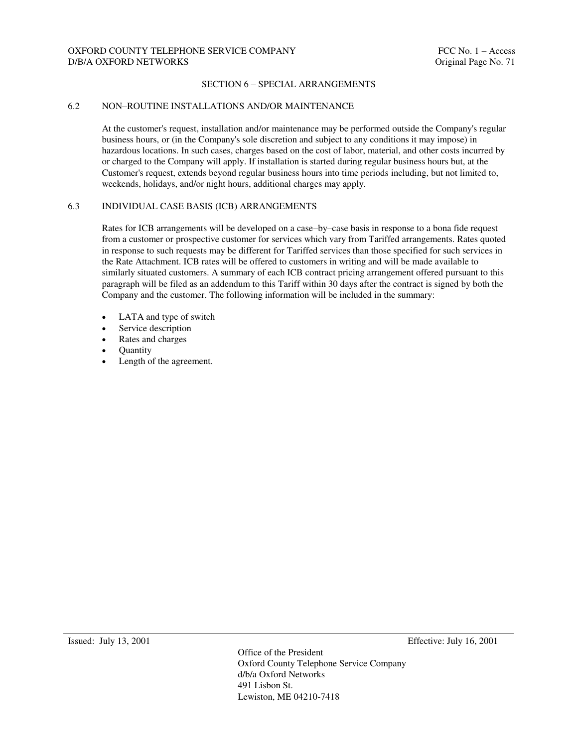## SECTION 6 – SPECIAL ARRANGEMENTS

### 6.2 NON–ROUTINE INSTALLATIONS AND/OR MAINTENANCE

At the customer's request, installation and/or maintenance may be performed outside the Company's regular business hours, or (in the Company's sole discretion and subject to any conditions it may impose) in hazardous locations. In such cases, charges based on the cost of labor, material, and other costs incurred by or charged to the Company will apply. If installation is started during regular business hours but, at the Customer's request, extends beyond regular business hours into time periods including, but not limited to, weekends, holidays, and/or night hours, additional charges may apply.

### 6.3 INDIVIDUAL CASE BASIS (ICB) ARRANGEMENTS

Rates for ICB arrangements will be developed on a case–by–case basis in response to a bona fide request from a customer or prospective customer for services which vary from Tariffed arrangements. Rates quoted in response to such requests may be different for Tariffed services than those specified for such services in the Rate Attachment. ICB rates will be offered to customers in writing and will be made available to similarly situated customers. A summary of each ICB contract pricing arrangement offered pursuant to this paragraph will be filed as an addendum to this Tariff within 30 days after the contract is signed by both the Company and the customer. The following information will be included in the summary:

- LATA and type of switch
- Service description
- Rates and charges
- Quantity
- Length of the agreement.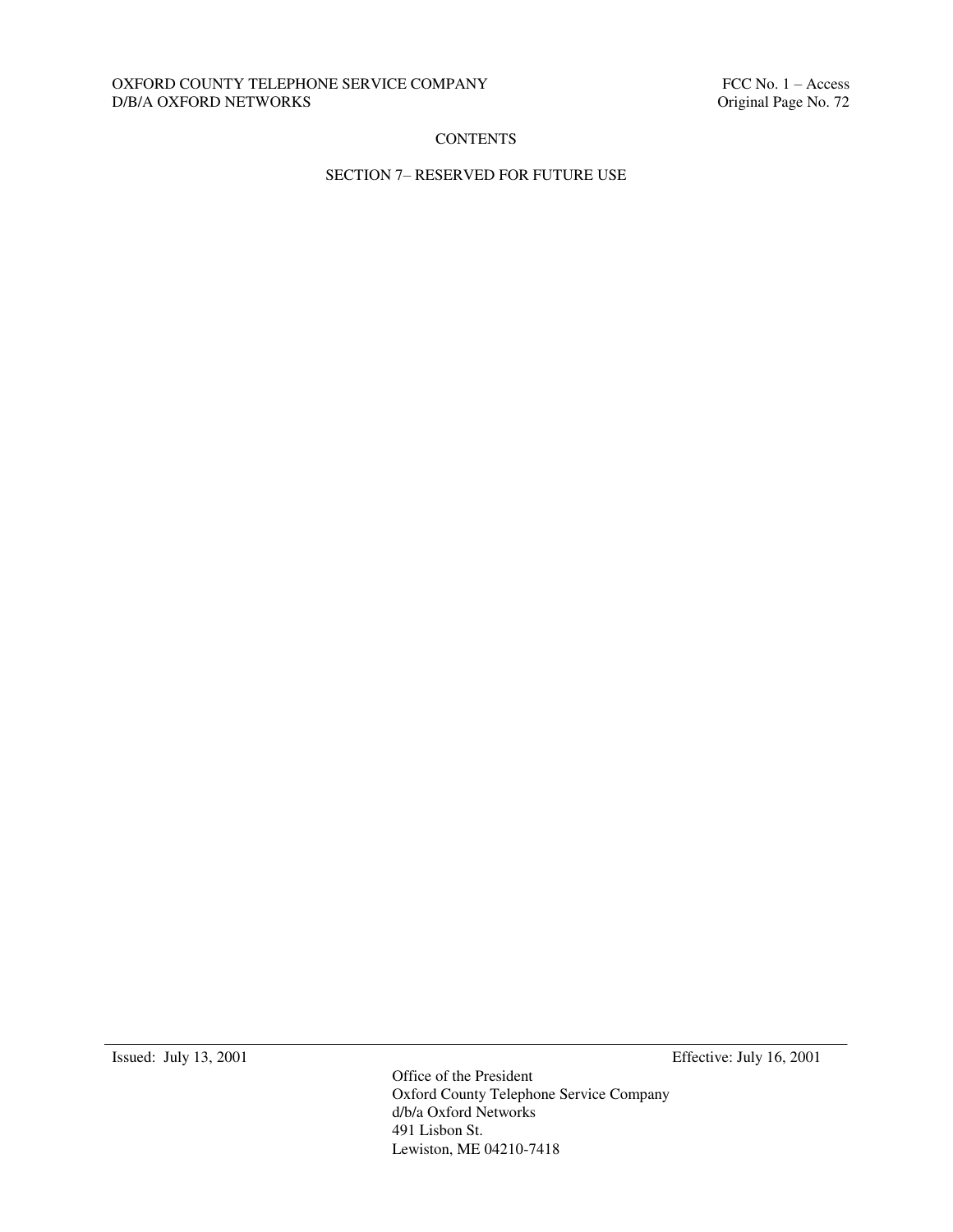# CONTENTS

## SECTION 7– RESERVED FOR FUTURE USE

Issued: July 13, 2001 Effective: July 16, 2001

Office of the President
Oxford County Telephone Service Company
d/b/a Oxford Networks
491 Lisbon St.
Lewiston, ME 04210-7418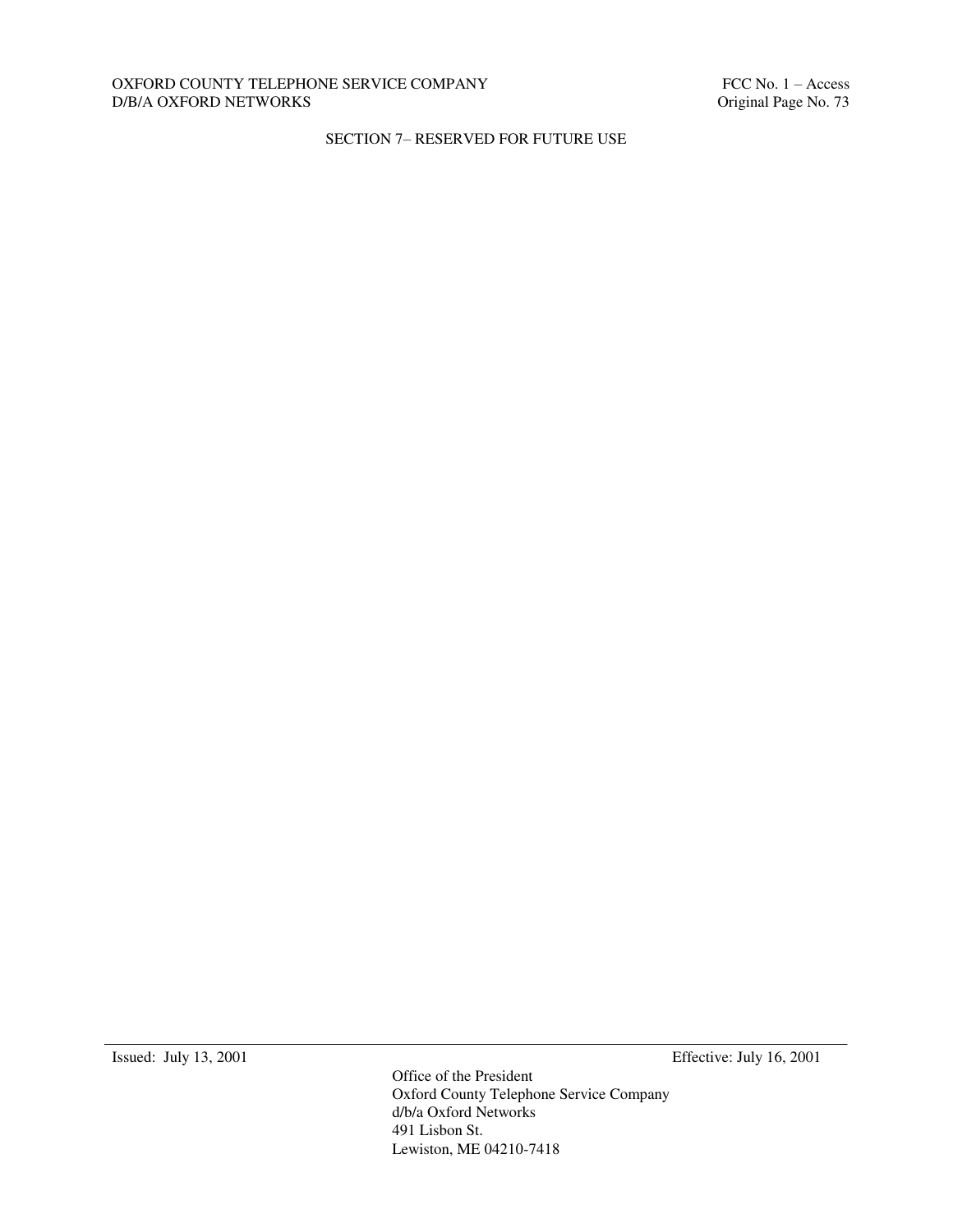SECTION 7– RESERVED FOR FUTURE USE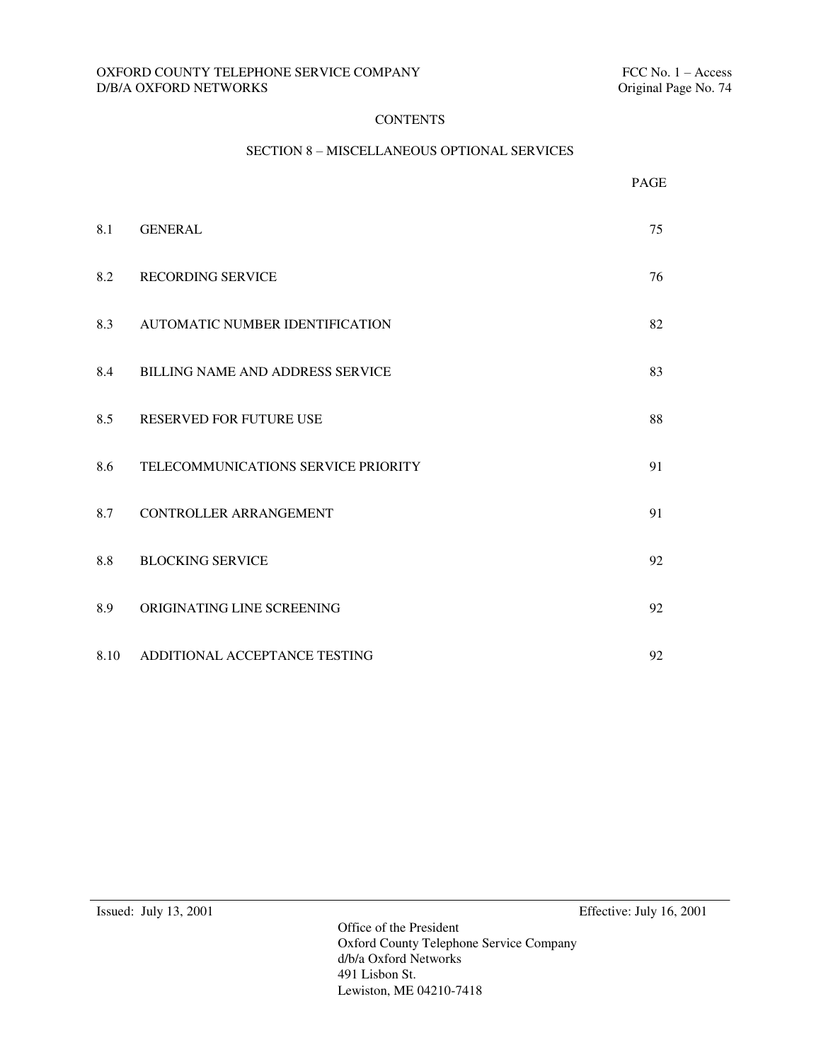# CONTENTS

## SECTION 8 – MISCELLANEOUS OPTIONAL SERVICES

| | | PAGE |
|---|---|---|
| 8.1 | GENERAL | 75 |
| 8.2 | RECORDING SERVICE | 76 |
| 8.3 | AUTOMATIC NUMBER IDENTIFICATION | 82 |
| 8.4 | BILLING NAME AND ADDRESS SERVICE | 83 |
| 8.5 | RESERVED FOR FUTURE USE | 88 |
| 8.6 | TELECOMMUNICATIONS SERVICE PRIORITY | 91 |
| 8.7 | CONTROLLER ARRANGEMENT | 91 |
| 8.8 | BLOCKING SERVICE | 92 |
| 8.9 | ORIGINATING LINE SCREENING | 92 |
| 8.10 | ADDITIONAL ACCEPTANCE TESTING | 92 |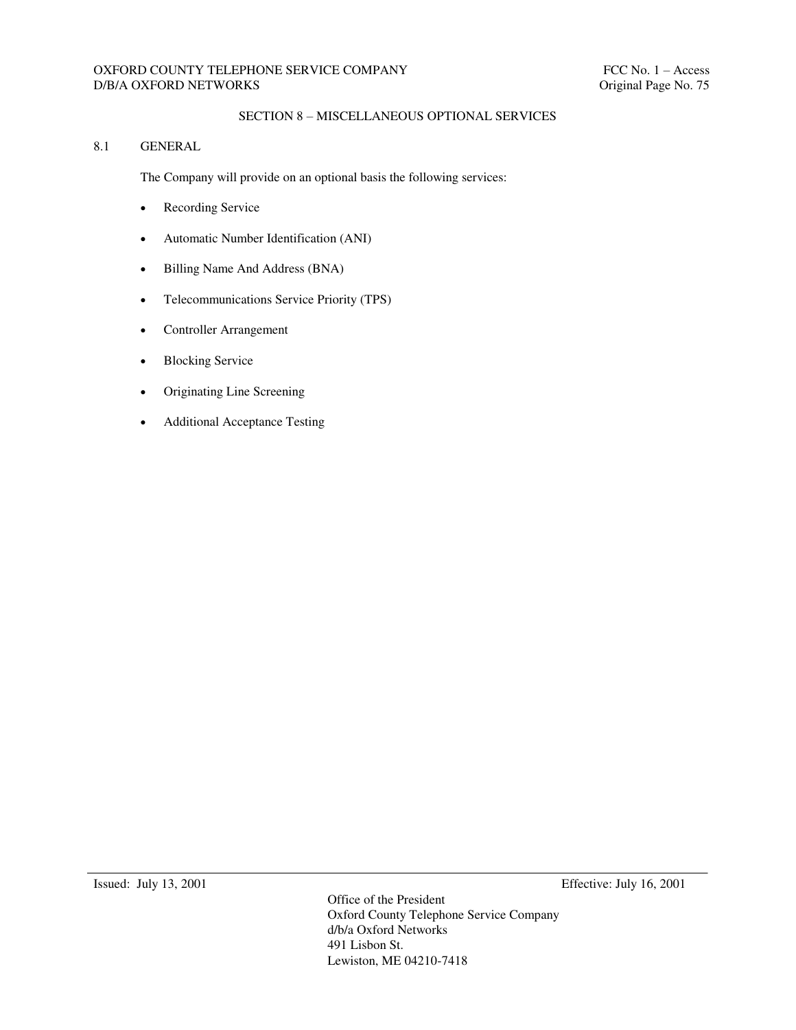## SECTION 8 – MISCELLANEOUS OPTIONAL SERVICES

### 8.1 GENERAL

The Company will provide on an optional basis the following services:

- Recording Service
- Automatic Number Identification (ANI)
- Billing Name And Address (BNA)
- Telecommunications Service Priority (TPS)
- Controller Arrangement
- Blocking Service
- Originating Line Screening
- Additional Acceptance Testing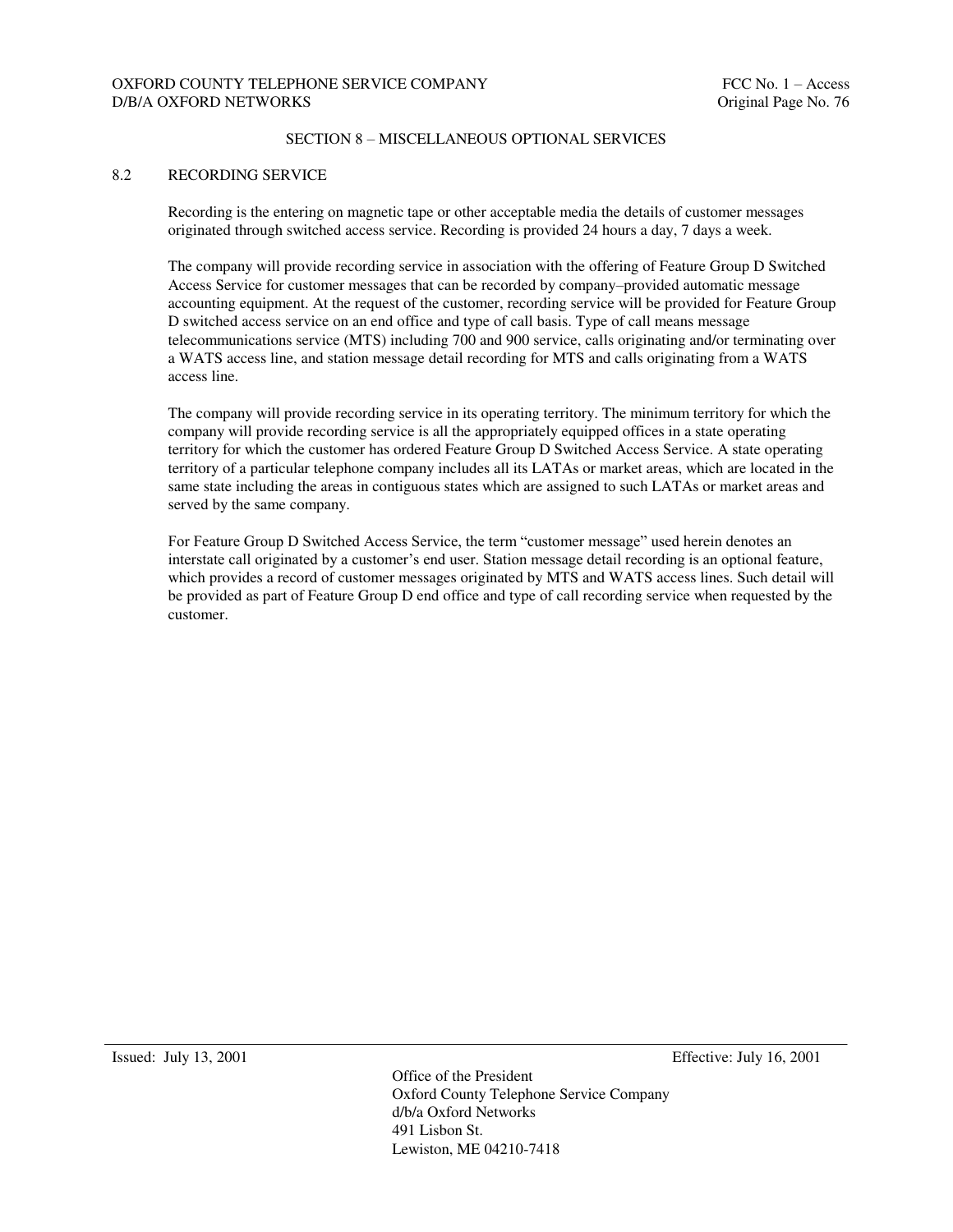## SECTION 8 – MISCELLANEOUS OPTIONAL SERVICES

### 8.2 RECORDING SERVICE

Recording is the entering on magnetic tape or other acceptable media the details of customer messages originated through switched access service. Recording is provided 24 hours a day, 7 days a week.

The company will provide recording service in association with the offering of Feature Group D Switched Access Service for customer messages that can be recorded by company–provided automatic message accounting equipment. At the request of the customer, recording service will be provided for Feature Group D switched access service on an end office and type of call basis. Type of call means message telecommunications service (MTS) including 700 and 900 service, calls originating and/or terminating over a WATS access line, and station message detail recording for MTS and calls originating from a WATS access line.

The company will provide recording service in its operating territory. The minimum territory for which the company will provide recording service is all the appropriately equipped offices in a state operating territory for which the customer has ordered Feature Group D Switched Access Service. A state operating territory of a particular telephone company includes all its LATAs or market areas, which are located in the same state including the areas in contiguous states which are assigned to such LATAs or market areas and served by the same company.

For Feature Group D Switched Access Service, the term "customer message" used herein denotes an interstate call originated by a customer's end user. Station message detail recording is an optional feature, which provides a record of customer messages originated by MTS and WATS access lines. Such detail will be provided as part of Feature Group D end office and type of call recording service when requested by the customer.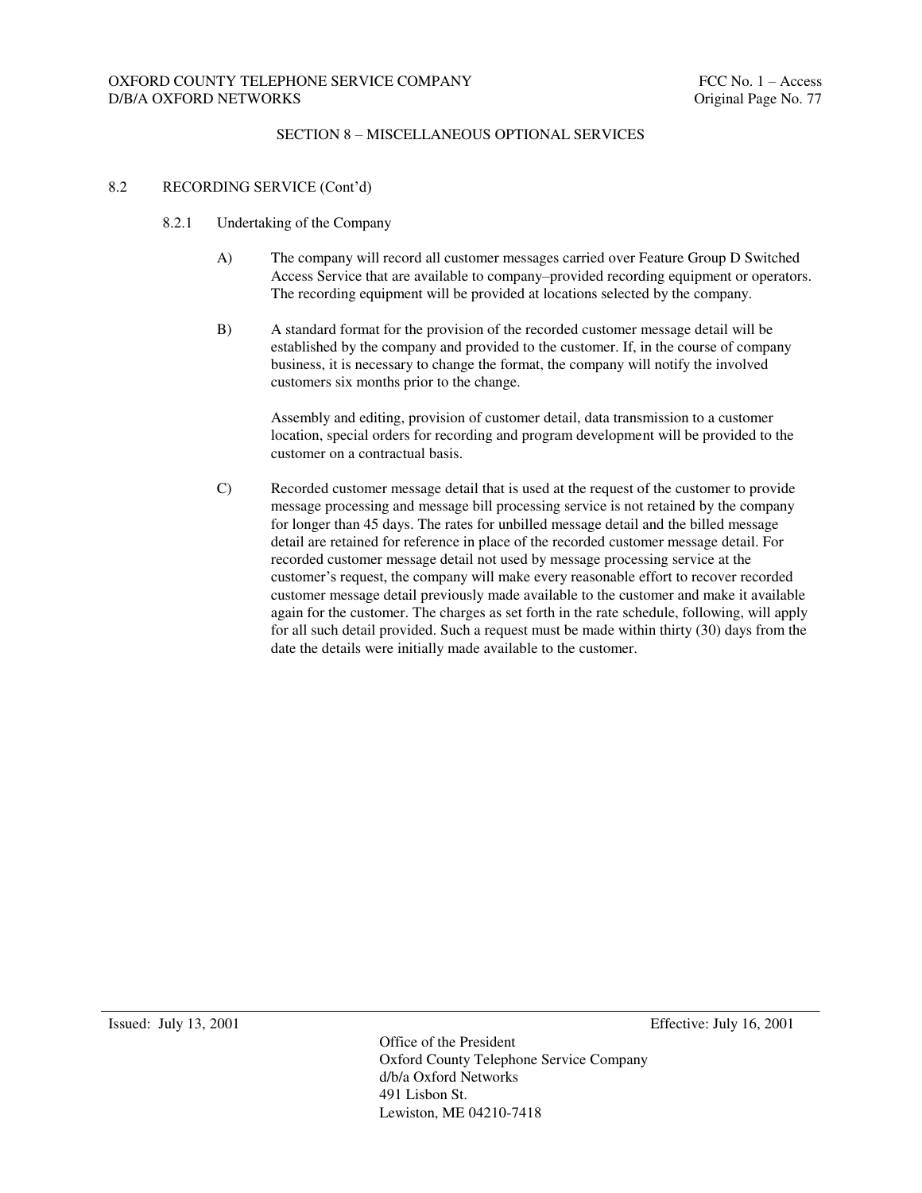## SECTION 8 – MISCELLANEOUS OPTIONAL SERVICES

### 8.2 RECORDING SERVICE (Cont'd)

#### 8.2.1 Undertaking of the Company

A) The company will record all customer messages carried over Feature Group D Switched Access Service that are available to company–provided recording equipment or operators. The recording equipment will be provided at locations selected by the company.

B) A standard format for the provision of the recorded customer message detail will be established by the company and provided to the customer. If, in the course of company business, it is necessary to change the format, the company will notify the involved customers six months prior to the change.

Assembly and editing, provision of customer detail, data transmission to a customer location, special orders for recording and program development will be provided to the customer on a contractual basis.

C) Recorded customer message detail that is used at the request of the customer to provide message processing and message bill processing service is not retained by the company for longer than 45 days. The rates for unbilled message detail and the billed message detail are retained for reference in place of the recorded customer message detail. For recorded customer message detail not used by message processing service at the customer's request, the company will make every reasonable effort to recover recorded customer message detail previously made available to the customer and make it available again for the customer. The charges as set forth in the rate schedule, following, will apply for all such detail provided. Such a request must be made within thirty (30) days from the date the details were initially made available to the customer.

Issued: July 13, 2001 Effective: July 16, 2001

Office of the President
Oxford County Telephone Service Company
d/b/a Oxford Networks
491 Lisbon St.
Lewiston, ME 04210-7418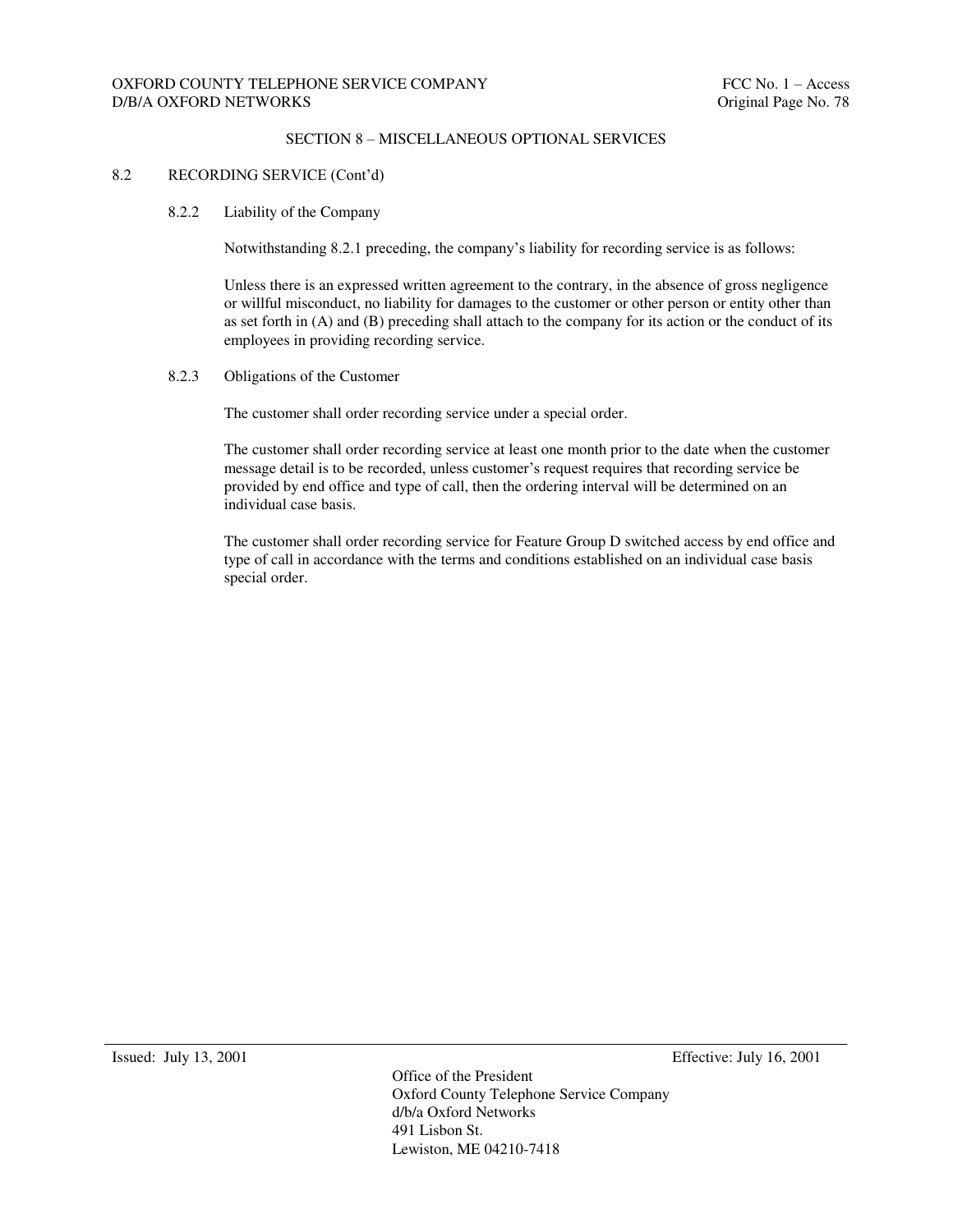## SECTION 8 – MISCELLANEOUS OPTIONAL SERVICES

### 8.2 RECORDING SERVICE (Cont'd)

#### 8.2.2 Liability of the Company

Notwithstanding 8.2.1 preceding, the company's liability for recording service is as follows:

Unless there is an expressed written agreement to the contrary, in the absence of gross negligence or willful misconduct, no liability for damages to the customer or other person or entity other than as set forth in (A) and (B) preceding shall attach to the company for its action or the conduct of its employees in providing recording service.

#### 8.2.3 Obligations of the Customer

The customer shall order recording service under a special order.

The customer shall order recording service at least one month prior to the date when the customer message detail is to be recorded, unless customer's request requires that recording service be provided by end office and type of call, then the ordering interval will be determined on an individual case basis.

The customer shall order recording service for Feature Group D switched access by end office and type of call in accordance with the terms and conditions established on an individual case basis special order.

Issued: July 13, 2001

Effective: July 16, 2001

Office of the President
Oxford County Telephone Service Company
d/b/a Oxford Networks
491 Lisbon St.
Lewiston, ME 04210-7418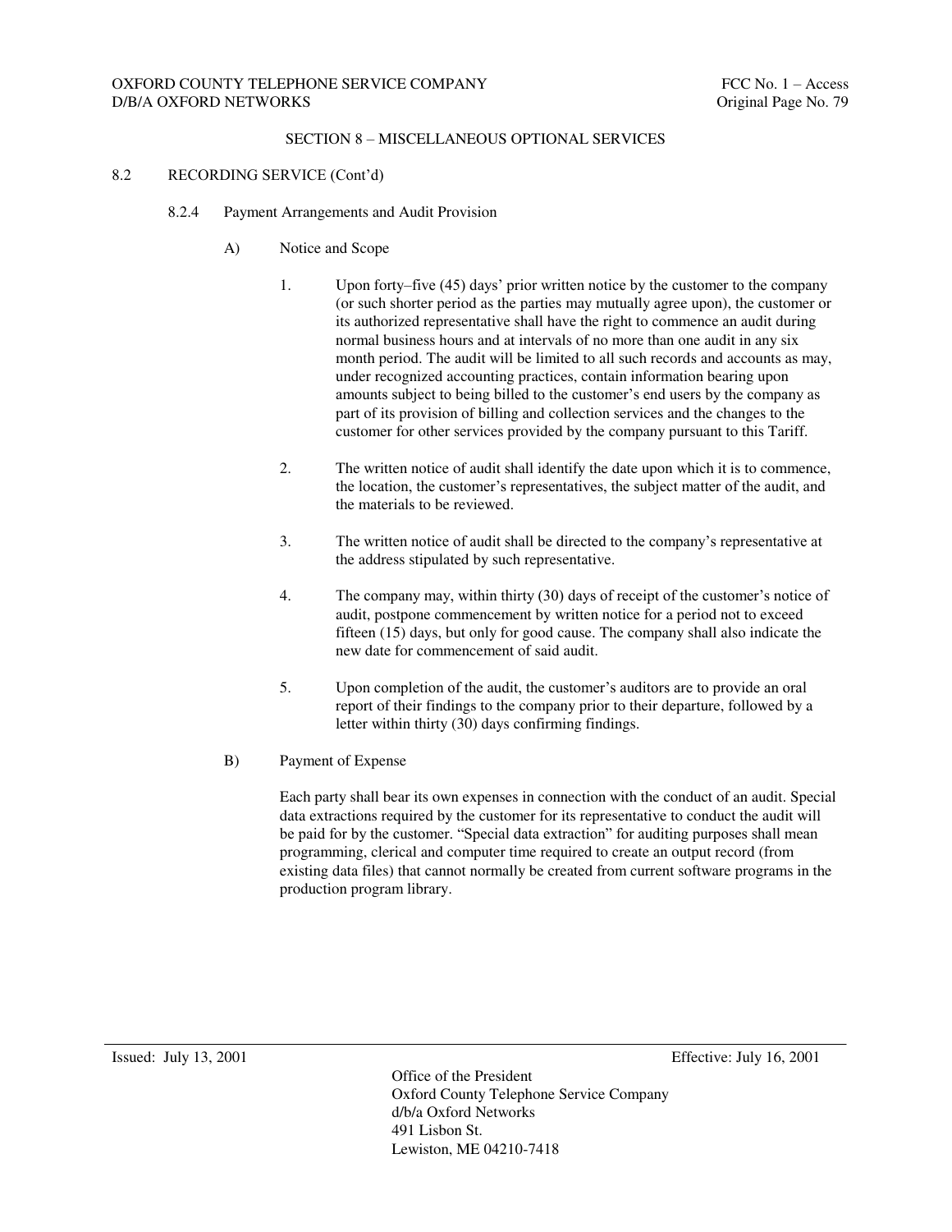## SECTION 8 – MISCELLANEOUS OPTIONAL SERVICES

### 8.2 RECORDING SERVICE (Cont'd)

#### 8.2.4 Payment Arrangements and Audit Provision

A) Notice and Scope

1. Upon forty–five (45) days' prior written notice by the customer to the company (or such shorter period as the parties may mutually agree upon), the customer or its authorized representative shall have the right to commence an audit during normal business hours and at intervals of no more than one audit in any six month period. The audit will be limited to all such records and accounts as may, under recognized accounting practices, contain information bearing upon amounts subject to being billed to the customer's end users by the company as part of its provision of billing and collection services and the changes to the customer for other services provided by the company pursuant to this Tariff.

2. The written notice of audit shall identify the date upon which it is to commence, the location, the customer's representatives, the subject matter of the audit, and the materials to be reviewed.

3. The written notice of audit shall be directed to the company's representative at the address stipulated by such representative.

4. The company may, within thirty (30) days of receipt of the customer's notice of audit, postpone commencement by written notice for a period not to exceed fifteen (15) days, but only for good cause. The company shall also indicate the new date for commencement of said audit.

5. Upon completion of the audit, the customer's auditors are to provide an oral report of their findings to the company prior to their departure, followed by a letter within thirty (30) days confirming findings.

B) Payment of Expense

Each party shall bear its own expenses in connection with the conduct of an audit. Special data extractions required by the customer for its representative to conduct the audit will be paid for by the customer. "Special data extraction" for auditing purposes shall mean programming, clerical and computer time required to create an output record (from existing data files) that cannot normally be created from current software programs in the production program library.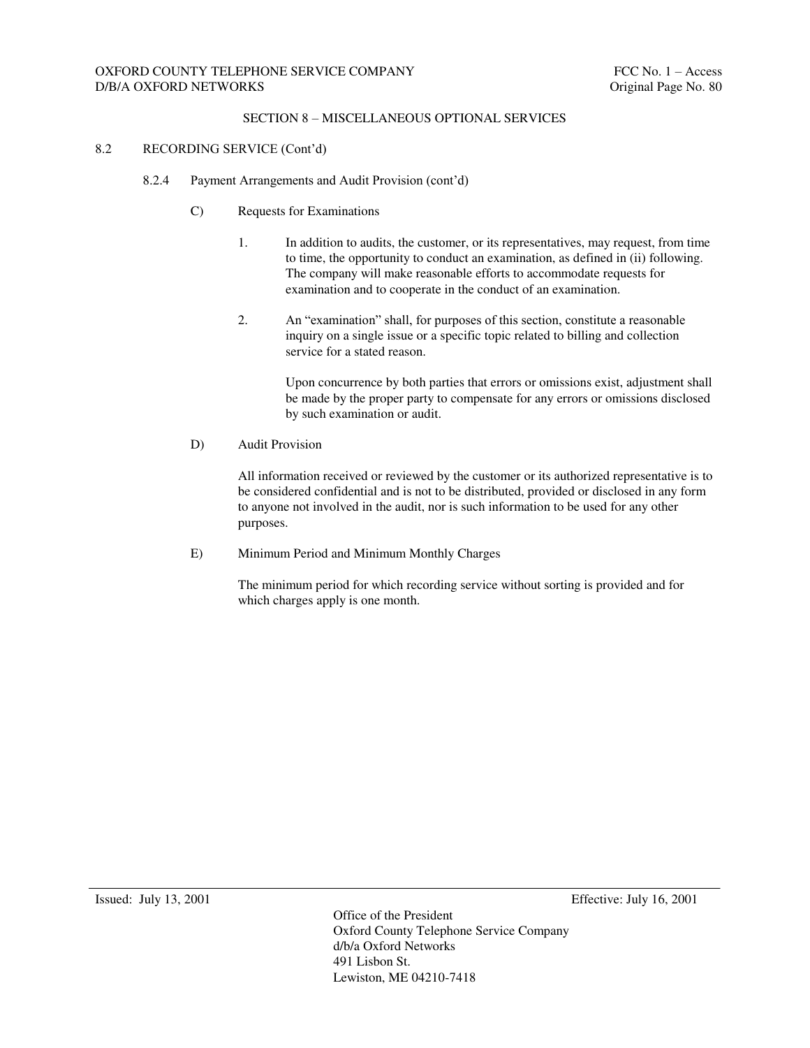## SECTION 8 – MISCELLANEOUS OPTIONAL SERVICES

### 8.2 RECORDING SERVICE (Cont'd)

#### 8.2.4 Payment Arrangements and Audit Provision (cont'd)

C) Requests for Examinations

1. In addition to audits, the customer, or its representatives, may request, from time to time, the opportunity to conduct an examination, as defined in (ii) following. The company will make reasonable efforts to accommodate requests for examination and to cooperate in the conduct of an examination.

2. An "examination" shall, for purposes of this section, constitute a reasonable inquiry on a single issue or a specific topic related to billing and collection service for a stated reason.

   Upon concurrence by both parties that errors or omissions exist, adjustment shall be made by the proper party to compensate for any errors or omissions disclosed by such examination or audit.

D) Audit Provision

All information received or reviewed by the customer or its authorized representative is to be considered confidential and is not to be distributed, provided or disclosed in any form to anyone not involved in the audit, nor is such information to be used for any other purposes.

E) Minimum Period and Minimum Monthly Charges

The minimum period for which recording service without sorting is provided and for which charges apply is one month.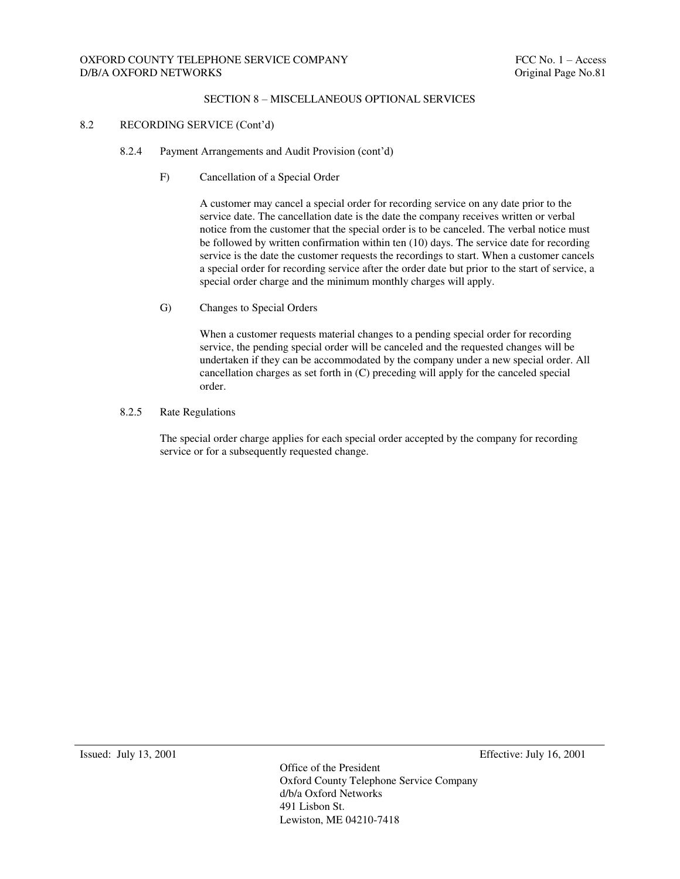## SECTION 8 – MISCELLANEOUS OPTIONAL SERVICES

### 8.2 RECORDING SERVICE (Cont'd)

#### 8.2.4 Payment Arrangements and Audit Provision (cont'd)

F) Cancellation of a Special Order

A customer may cancel a special order for recording service on any date prior to the service date. The cancellation date is the date the company receives written or verbal notice from the customer that the special order is to be canceled. The verbal notice must be followed by written confirmation within ten (10) days. The service date for recording service is the date the customer requests the recordings to start. When a customer cancels a special order for recording service after the order date but prior to the start of service, a special order charge and the minimum monthly charges will apply.

G) Changes to Special Orders

When a customer requests material changes to a pending special order for recording service, the pending special order will be canceled and the requested changes will be undertaken if they can be accommodated by the company under a new special order. All cancellation charges as set forth in (C) preceding will apply for the canceled special order.

#### 8.2.5 Rate Regulations

The special order charge applies for each special order accepted by the company for recording service or for a subsequently requested change.

Issued: July 13, 2001 Effective: July 16, 2001

Office of the President
Oxford County Telephone Service Company
d/b/a Oxford Networks
491 Lisbon St.
Lewiston, ME 04210-7418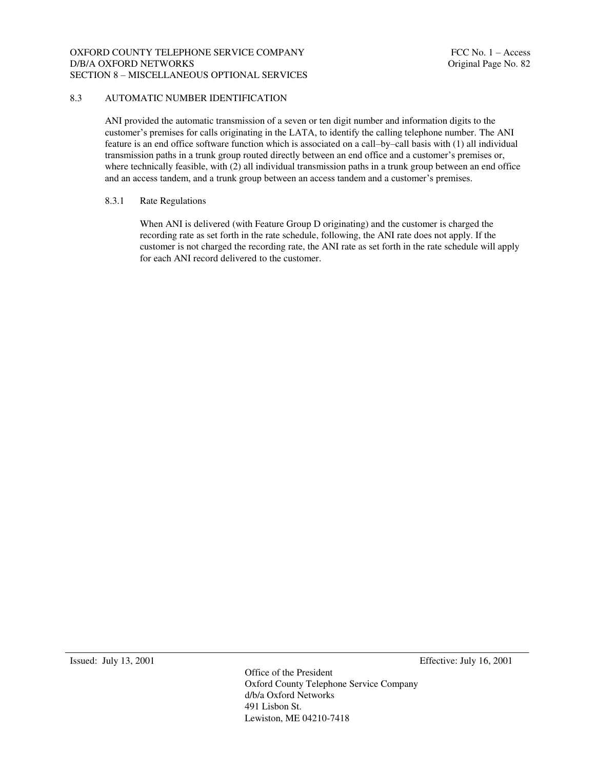## 8.3 AUTOMATIC NUMBER IDENTIFICATION

ANI provided the automatic transmission of a seven or ten digit number and information digits to the customer's premises for calls originating in the LATA, to identify the calling telephone number. The ANI feature is an end office software function which is associated on a call–by–call basis with (1) all individual transmission paths in a trunk group routed directly between an end office and a customer's premises or, where technically feasible, with (2) all individual transmission paths in a trunk group between an end office and an access tandem, and a trunk group between an access tandem and a customer's premises.

### 8.3.1 Rate Regulations

When ANI is delivered (with Feature Group D originating) and the customer is charged the recording rate as set forth in the rate schedule, following, the ANI rate does not apply. If the customer is not charged the recording rate, the ANI rate as set forth in the rate schedule will apply for each ANI record delivered to the customer.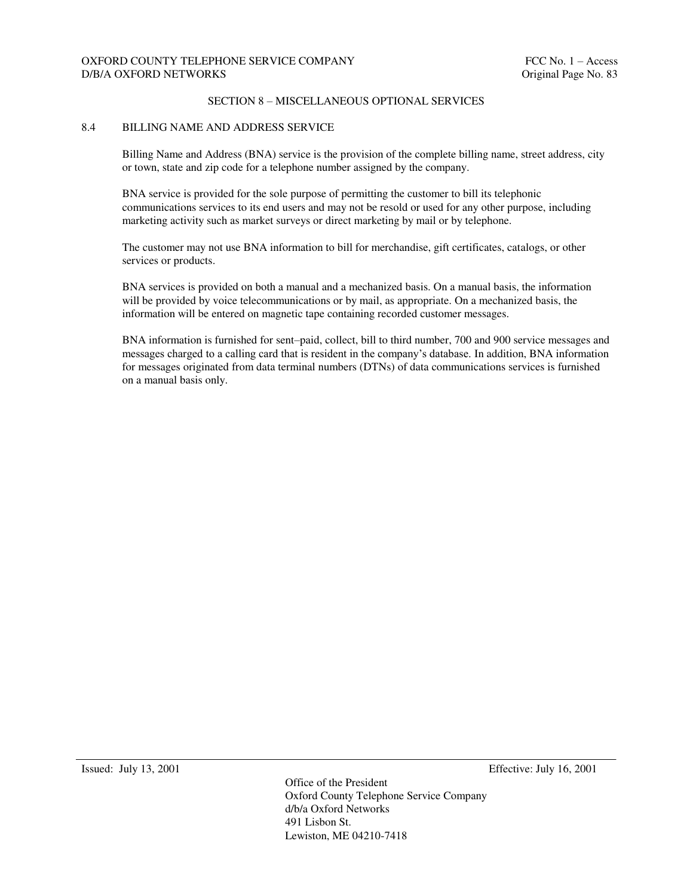## SECTION 8 – MISCELLANEOUS OPTIONAL SERVICES

### 8.4 BILLING NAME AND ADDRESS SERVICE

Billing Name and Address (BNA) service is the provision of the complete billing name, street address, city or town, state and zip code for a telephone number assigned by the company.

BNA service is provided for the sole purpose of permitting the customer to bill its telephonic communications services to its end users and may not be resold or used for any other purpose, including marketing activity such as market surveys or direct marketing by mail or by telephone.

The customer may not use BNA information to bill for merchandise, gift certificates, catalogs, or other services or products.

BNA services is provided on both a manual and a mechanized basis. On a manual basis, the information will be provided by voice telecommunications or by mail, as appropriate. On a mechanized basis, the information will be entered on magnetic tape containing recorded customer messages.

BNA information is furnished for sent–paid, collect, bill to third number, 700 and 900 service messages and messages charged to a calling card that is resident in the company's database. In addition, BNA information for messages originated from data terminal numbers (DTNs) of data communications services is furnished on a manual basis only.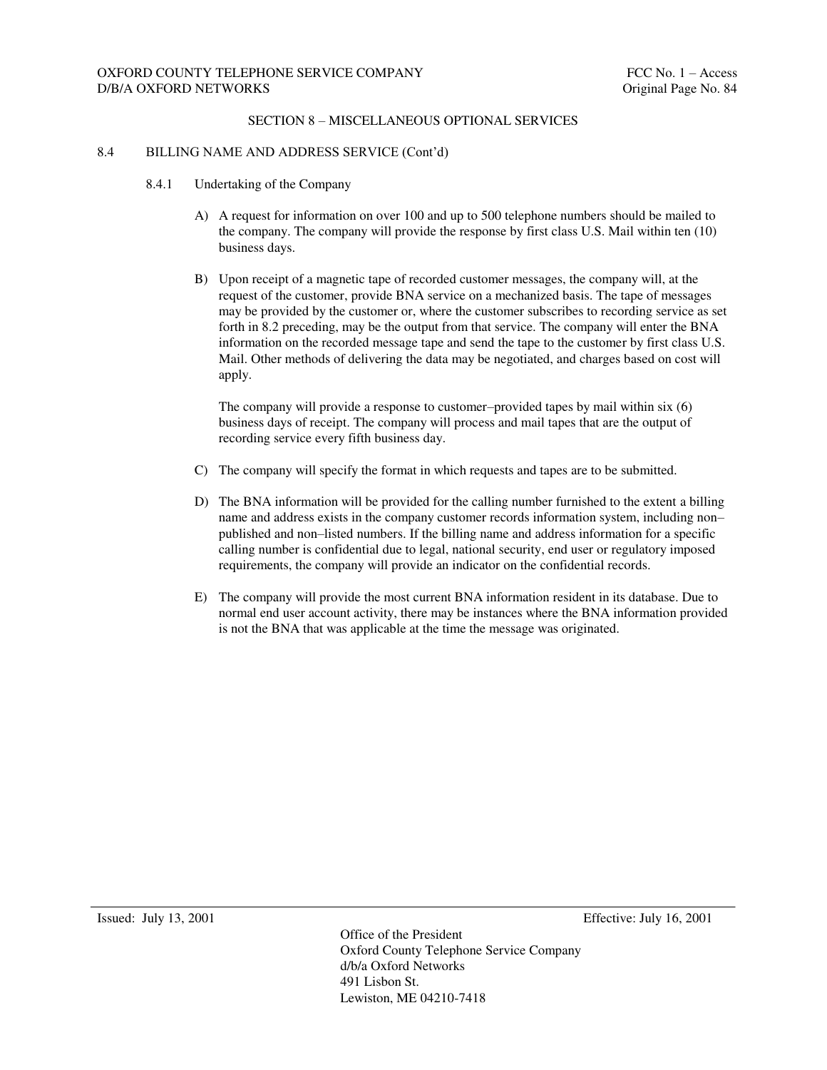## SECTION 8 – MISCELLANEOUS OPTIONAL SERVICES

### 8.4 BILLING NAME AND ADDRESS SERVICE (Cont'd)

#### 8.4.1 Undertaking of the Company

A) A request for information on over 100 and up to 500 telephone numbers should be mailed to the company. The company will provide the response by first class U.S. Mail within ten (10) business days.

B) Upon receipt of a magnetic tape of recorded customer messages, the company will, at the request of the customer, provide BNA service on a mechanized basis. The tape of messages may be provided by the customer or, where the customer subscribes to recording service as set forth in 8.2 preceding, may be the output from that service. The company will enter the BNA information on the recorded message tape and send the tape to the customer by first class U.S. Mail. Other methods of delivering the data may be negotiated, and charges based on cost will apply.

   The company will provide a response to customer–provided tapes by mail within six (6) business days of receipt. The company will process and mail tapes that are the output of recording service every fifth business day.

C) The company will specify the format in which requests and tapes are to be submitted.

D) The BNA information will be provided for the calling number furnished to the extent a billing name and address exists in the company customer records information system, including non–published and non–listed numbers. If the billing name and address information for a specific calling number is confidential due to legal, national security, end user or regulatory imposed requirements, the company will provide an indicator on the confidential records.

E) The company will provide the most current BNA information resident in its database. Due to normal end user account activity, there may be instances where the BNA information provided is not the BNA that was applicable at the time the message was originated.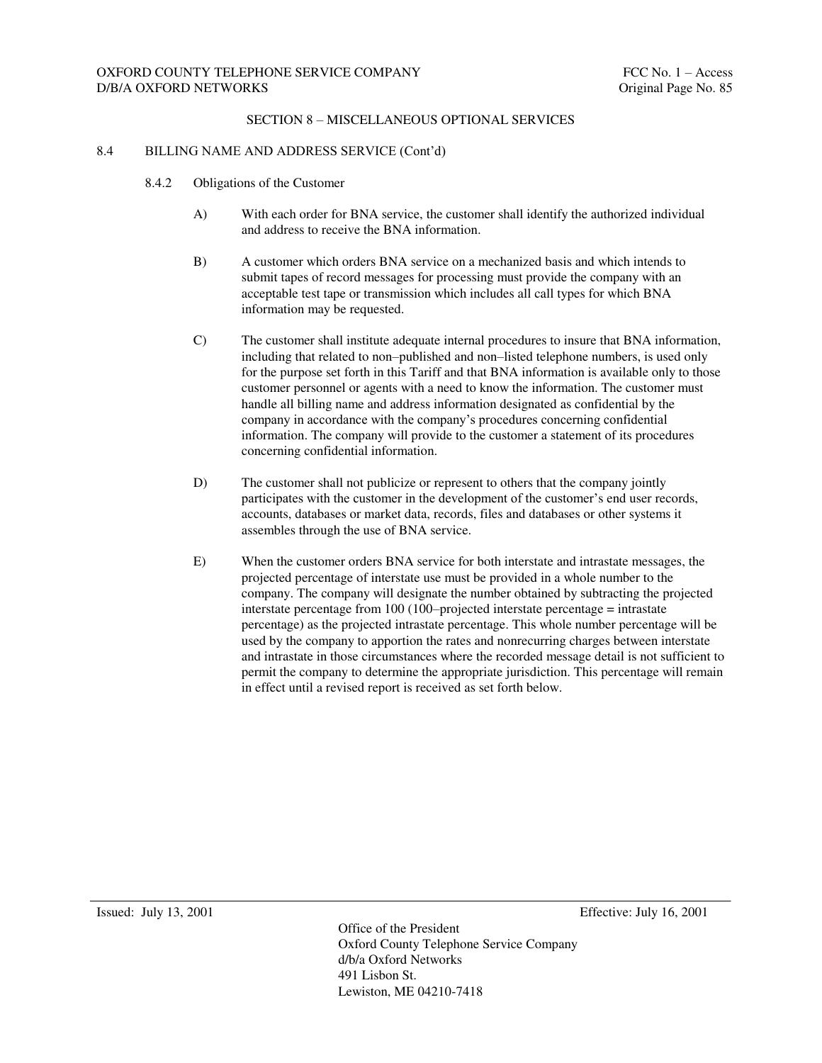## SECTION 8 – MISCELLANEOUS OPTIONAL SERVICES

### 8.4 BILLING NAME AND ADDRESS SERVICE (Cont'd)

#### 8.4.2 Obligations of the Customer

A) With each order for BNA service, the customer shall identify the authorized individual and address to receive the BNA information.

B) A customer which orders BNA service on a mechanized basis and which intends to submit tapes of record messages for processing must provide the company with an acceptable test tape or transmission which includes all call types for which BNA information may be requested.

C) The customer shall institute adequate internal procedures to insure that BNA information, including that related to non–published and non–listed telephone numbers, is used only for the purpose set forth in this Tariff and that BNA information is available only to those customer personnel or agents with a need to know the information. The customer must handle all billing name and address information designated as confidential by the company in accordance with the company's procedures concerning confidential information. The company will provide to the customer a statement of its procedures concerning confidential information.

D) The customer shall not publicize or represent to others that the company jointly participates with the customer in the development of the customer's end user records, accounts, databases or market data, records, files and databases or other systems it assembles through the use of BNA service.

E) When the customer orders BNA service for both interstate and intrastate messages, the projected percentage of interstate use must be provided in a whole number to the company. The company will designate the number obtained by subtracting the projected interstate percentage from 100 (100–projected interstate percentage = intrastate percentage) as the projected intrastate percentage. This whole number percentage will be used by the company to apportion the rates and nonrecurring charges between interstate and intrastate in those circumstances where the recorded message detail is not sufficient to permit the company to determine the appropriate jurisdiction. This percentage will remain in effect until a revised report is received as set forth below.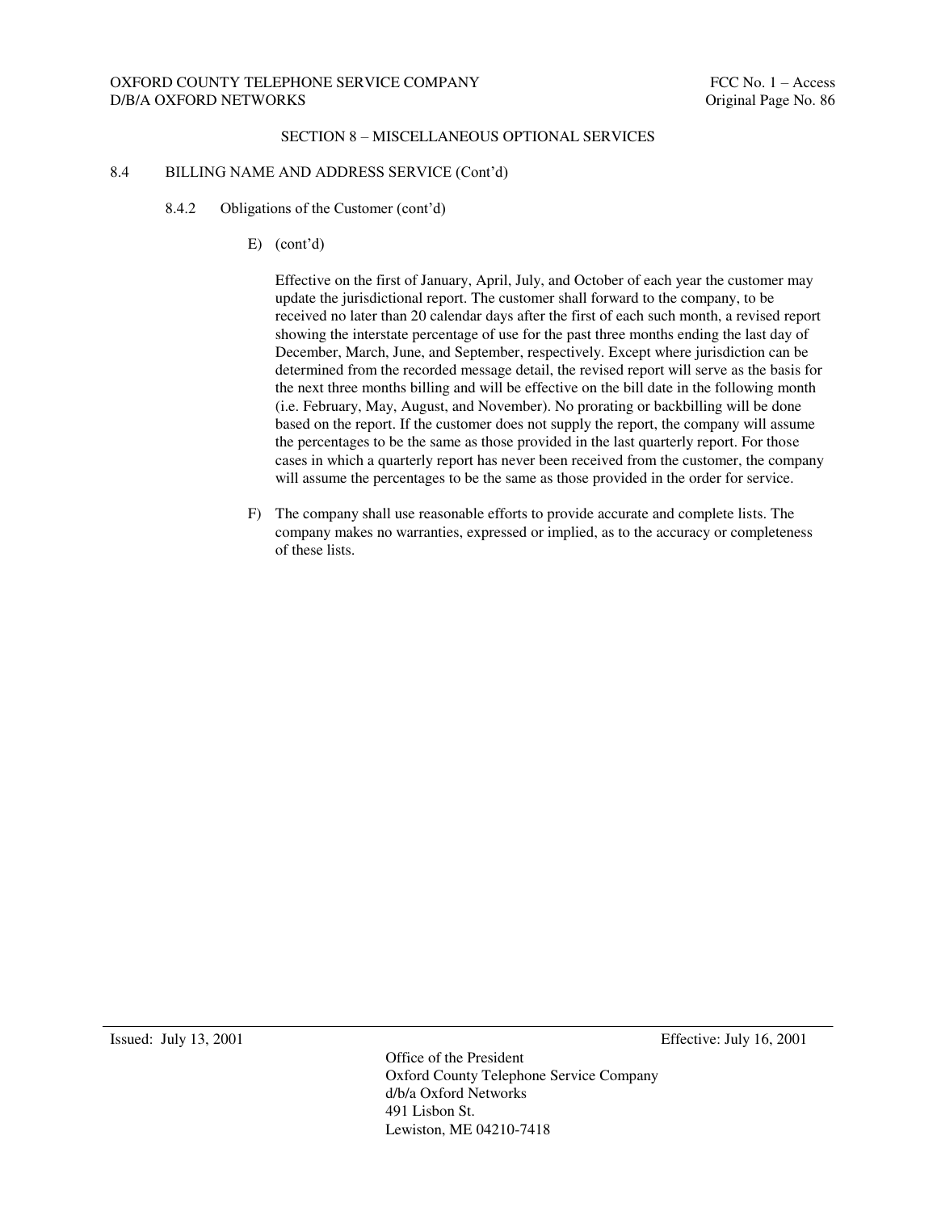## SECTION 8 – MISCELLANEOUS OPTIONAL SERVICES

### 8.4 BILLING NAME AND ADDRESS SERVICE (Cont'd)

#### 8.4.2 Obligations of the Customer (cont'd)

E) (cont'd)

Effective on the first of January, April, July, and October of each year the customer may update the jurisdictional report. The customer shall forward to the company, to be received no later than 20 calendar days after the first of each such month, a revised report showing the interstate percentage of use for the past three months ending the last day of December, March, June, and September, respectively. Except where jurisdiction can be determined from the recorded message detail, the revised report will serve as the basis for the next three months billing and will be effective on the bill date in the following month (i.e. February, May, August, and November). No prorating or backbilling will be done based on the report. If the customer does not supply the report, the company will assume the percentages to be the same as those provided in the last quarterly report. For those cases in which a quarterly report has never been received from the customer, the company will assume the percentages to be the same as those provided in the order for service.

F) The company shall use reasonable efforts to provide accurate and complete lists. The company makes no warranties, expressed or implied, as to the accuracy or completeness of these lists.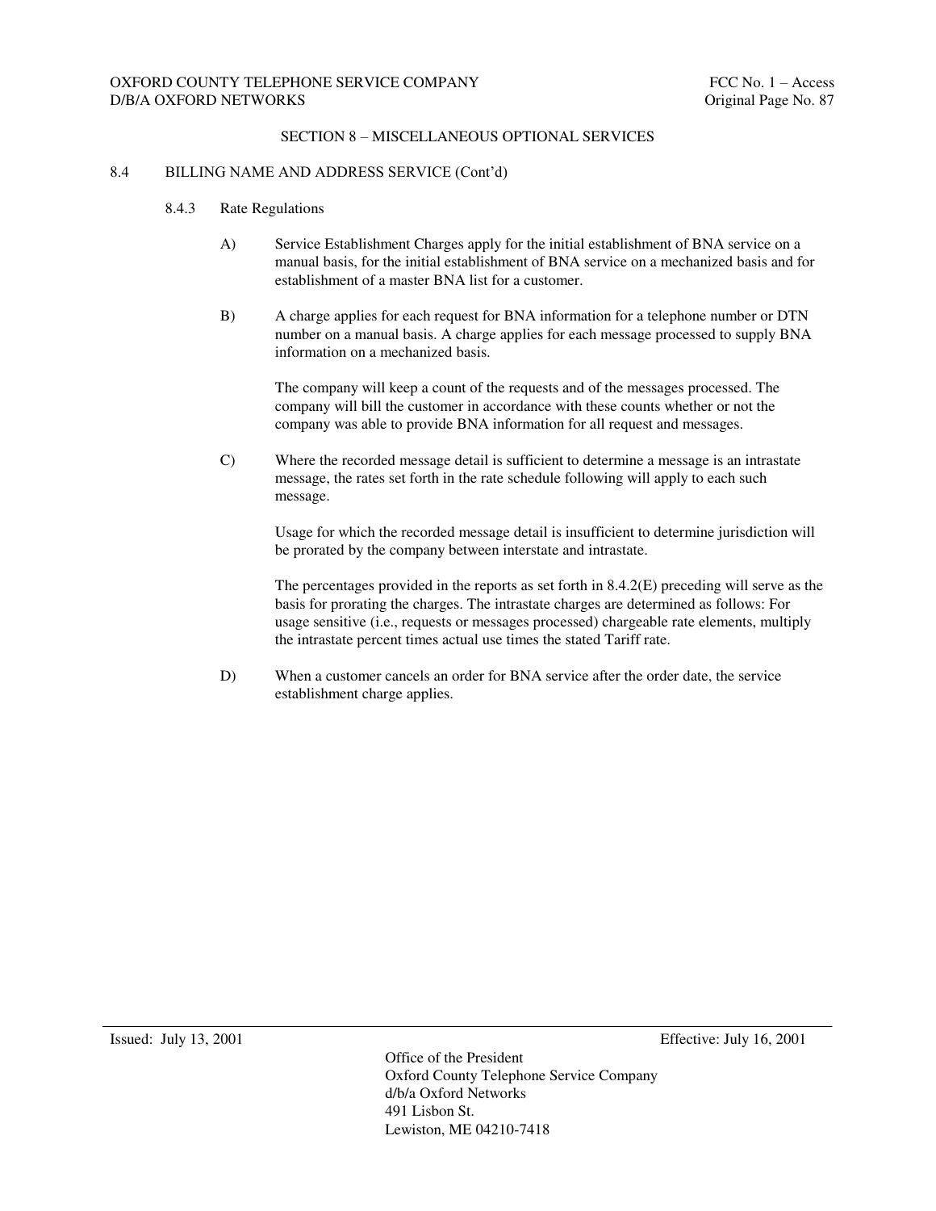## SECTION 8 – MISCELLANEOUS OPTIONAL SERVICES

### 8.4 BILLING NAME AND ADDRESS SERVICE (Cont'd)

#### 8.4.3 Rate Regulations

A) Service Establishment Charges apply for the initial establishment of BNA service on a manual basis, for the initial establishment of BNA service on a mechanized basis and for establishment of a master BNA list for a customer.

B) A charge applies for each request for BNA information for a telephone number or DTN number on a manual basis. A charge applies for each message processed to supply BNA information on a mechanized basis.

The company will keep a count of the requests and of the messages processed. The company will bill the customer in accordance with these counts whether or not the company was able to provide BNA information for all request and messages.

C) Where the recorded message detail is sufficient to determine a message is an intrastate message, the rates set forth in the rate schedule following will apply to each such message.

Usage for which the recorded message detail is insufficient to determine jurisdiction will be prorated by the company between interstate and intrastate.

The percentages provided in the reports as set forth in 8.4.2(E) preceding will serve as the basis for prorating the charges. The intrastate charges are determined as follows: For usage sensitive (i.e., requests or messages processed) chargeable rate elements, multiply the intrastate percent times actual use times the stated Tariff rate.

D) When a customer cancels an order for BNA service after the order date, the service establishment charge applies.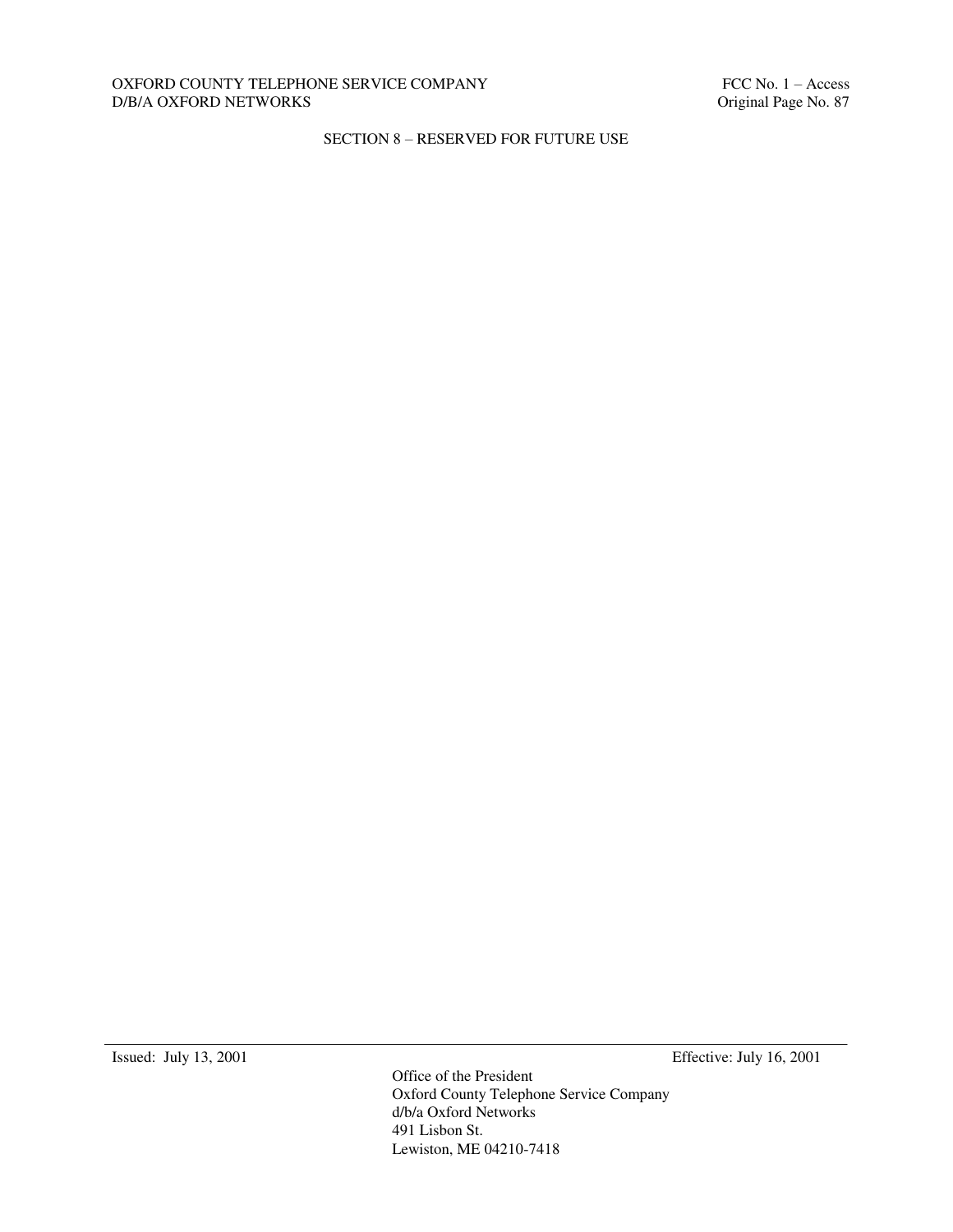## SECTION 8 – RESERVED FOR FUTURE USE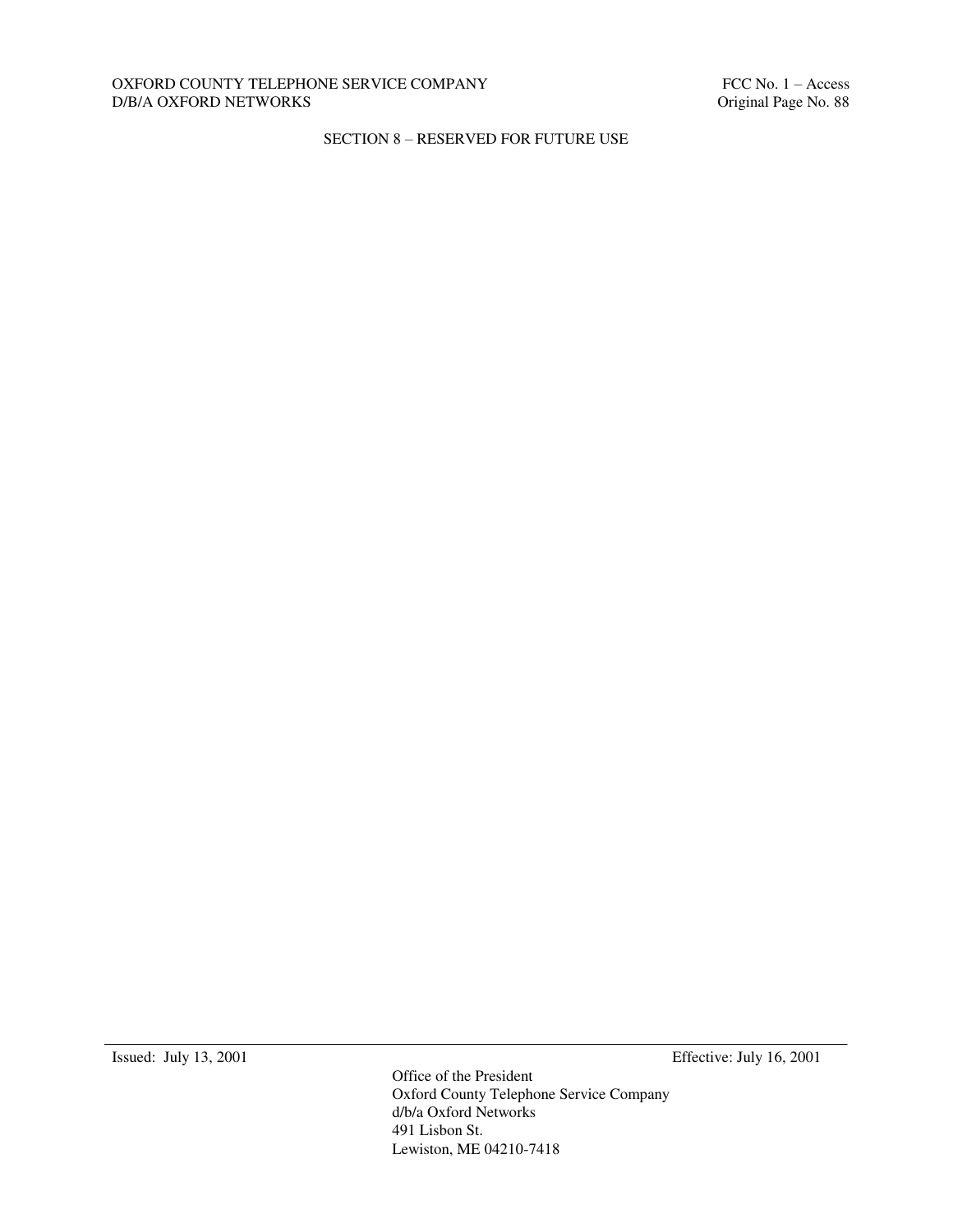SECTION 8 – RESERVED FOR FUTURE USE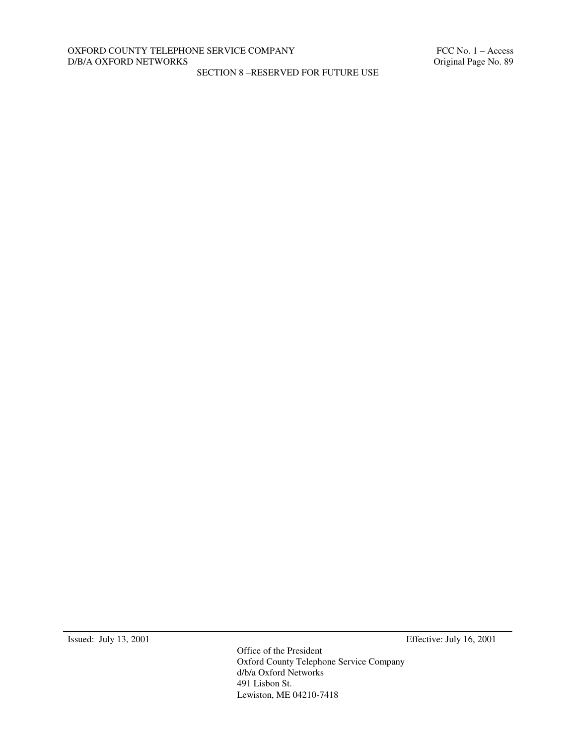SECTION 8 –RESERVED FOR FUTURE USE

Issued: July 13, 2001 Effective: July 16, 2001

Office of the President
Oxford County Telephone Service Company
d/b/a Oxford Networks
491 Lisbon St.
Lewiston, ME 04210-7418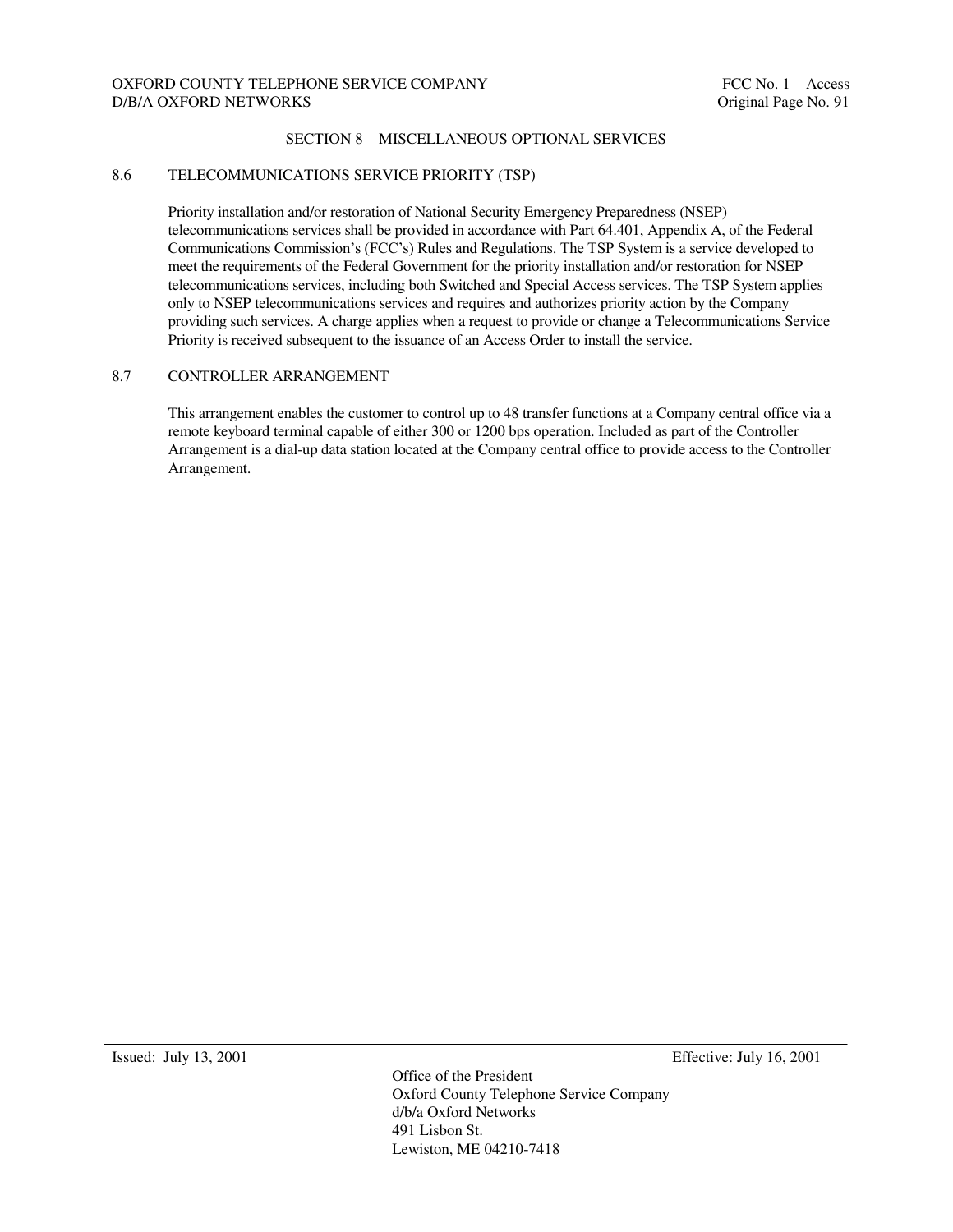## SECTION 8 – MISCELLANEOUS OPTIONAL SERVICES

### 8.6 TELECOMMUNICATIONS SERVICE PRIORITY (TSP)

Priority installation and/or restoration of National Security Emergency Preparedness (NSEP) telecommunications services shall be provided in accordance with Part 64.401, Appendix A, of the Federal Communications Commission's (FCC's) Rules and Regulations. The TSP System is a service developed to meet the requirements of the Federal Government for the priority installation and/or restoration for NSEP telecommunications services, including both Switched and Special Access services. The TSP System applies only to NSEP telecommunications services and requires and authorizes priority action by the Company providing such services. A charge applies when a request to provide or change a Telecommunications Service Priority is received subsequent to the issuance of an Access Order to install the service.

### 8.7 CONTROLLER ARRANGEMENT

This arrangement enables the customer to control up to 48 transfer functions at a Company central office via a remote keyboard terminal capable of either 300 or 1200 bps operation. Included as part of the Controller Arrangement is a dial-up data station located at the Company central office to provide access to the Controller Arrangement.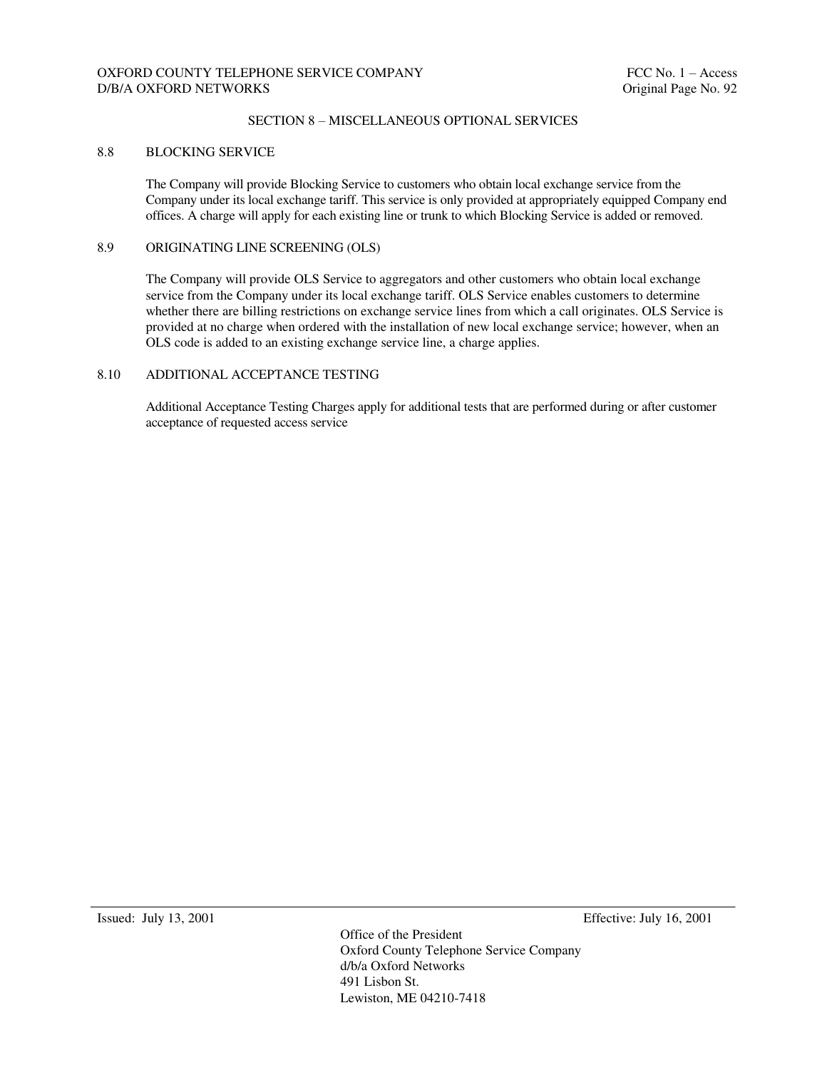## SECTION 8 – MISCELLANEOUS OPTIONAL SERVICES

### 8.8 BLOCKING SERVICE

The Company will provide Blocking Service to customers who obtain local exchange service from the Company under its local exchange tariff. This service is only provided at appropriately equipped Company end offices. A charge will apply for each existing line or trunk to which Blocking Service is added or removed.

### 8.9 ORIGINATING LINE SCREENING (OLS)

The Company will provide OLS Service to aggregators and other customers who obtain local exchange service from the Company under its local exchange tariff. OLS Service enables customers to determine whether there are billing restrictions on exchange service lines from which a call originates. OLS Service is provided at no charge when ordered with the installation of new local exchange service; however, when an OLS code is added to an existing exchange service line, a charge applies.

### 8.10 ADDITIONAL ACCEPTANCE TESTING

Additional Acceptance Testing Charges apply for additional tests that are performed during or after customer acceptance of requested access service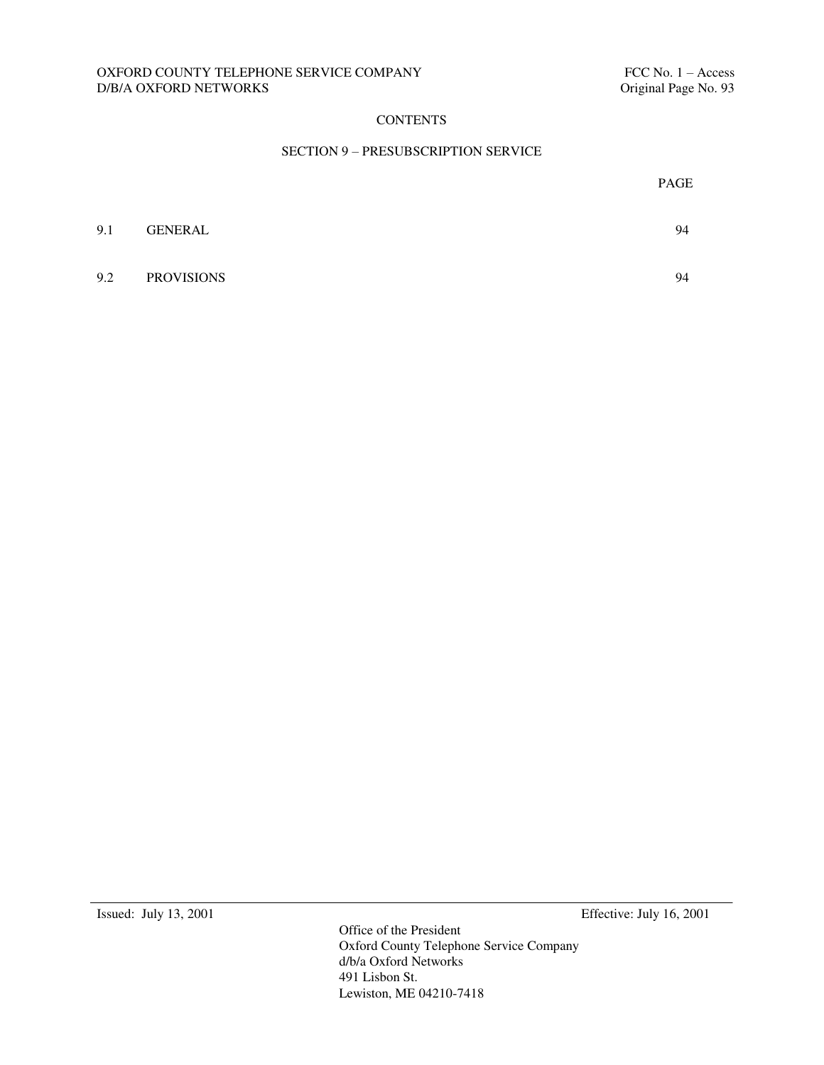# CONTENTS

## SECTION 9 – PRESUBSCRIPTION SERVICE

| | | PAGE |
|---|---|---|
| 9.1 | GENERAL | 94 |
| 9.2 | PROVISIONS | 94 |

Issued: July 13, 2001

Effective: July 16, 2001

Office of the President
Oxford County Telephone Service Company
d/b/a Oxford Networks
491 Lisbon St.
Lewiston, ME 04210-7418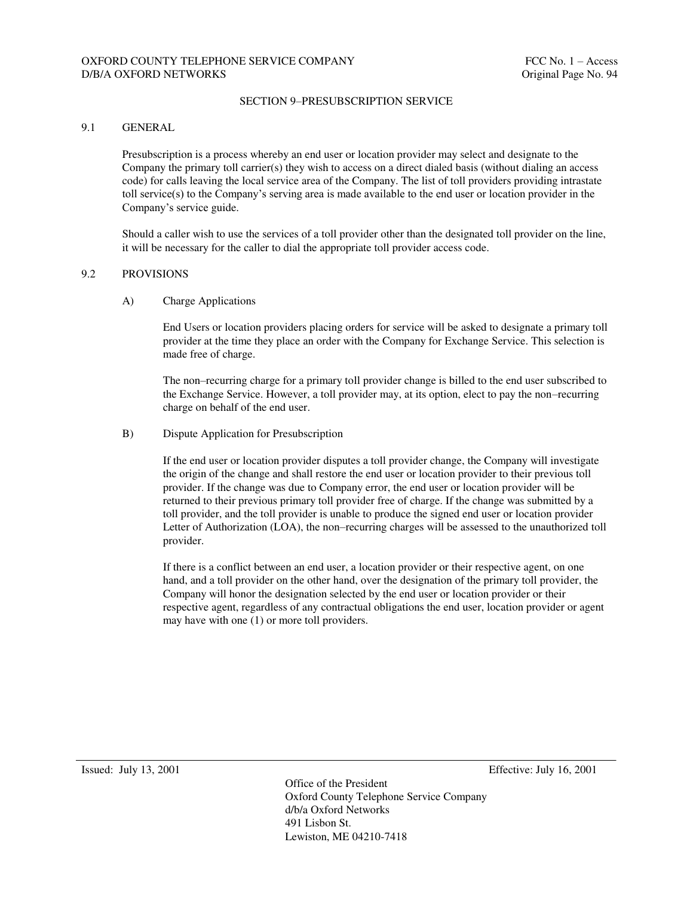## SECTION 9–PRESUBSCRIPTION SERVICE

### 9.1 GENERAL

Presubscription is a process whereby an end user or location provider may select and designate to the Company the primary toll carrier(s) they wish to access on a direct dialed basis (without dialing an access code) for calls leaving the local service area of the Company. The list of toll providers providing intrastate toll service(s) to the Company's serving area is made available to the end user or location provider in the Company's service guide.

Should a caller wish to use the services of a toll provider other than the designated toll provider on the line, it will be necessary for the caller to dial the appropriate toll provider access code.

### 9.2 PROVISIONS

#### A) Charge Applications

End Users or location providers placing orders for service will be asked to designate a primary toll provider at the time they place an order with the Company for Exchange Service. This selection is made free of charge.

The non–recurring charge for a primary toll provider change is billed to the end user subscribed to the Exchange Service. However, a toll provider may, at its option, elect to pay the non–recurring charge on behalf of the end user.

#### B) Dispute Application for Presubscription

If the end user or location provider disputes a toll provider change, the Company will investigate the origin of the change and shall restore the end user or location provider to their previous toll provider. If the change was due to Company error, the end user or location provider will be returned to their previous primary toll provider free of charge. If the change was submitted by a toll provider, and the toll provider is unable to produce the signed end user or location provider Letter of Authorization (LOA), the non–recurring charges will be assessed to the unauthorized toll provider.

If there is a conflict between an end user, a location provider or their respective agent, on one hand, and a toll provider on the other hand, over the designation of the primary toll provider, the Company will honor the designation selected by the end user or location provider or their respective agent, regardless of any contractual obligations the end user, location provider or agent may have with one (1) or more toll providers.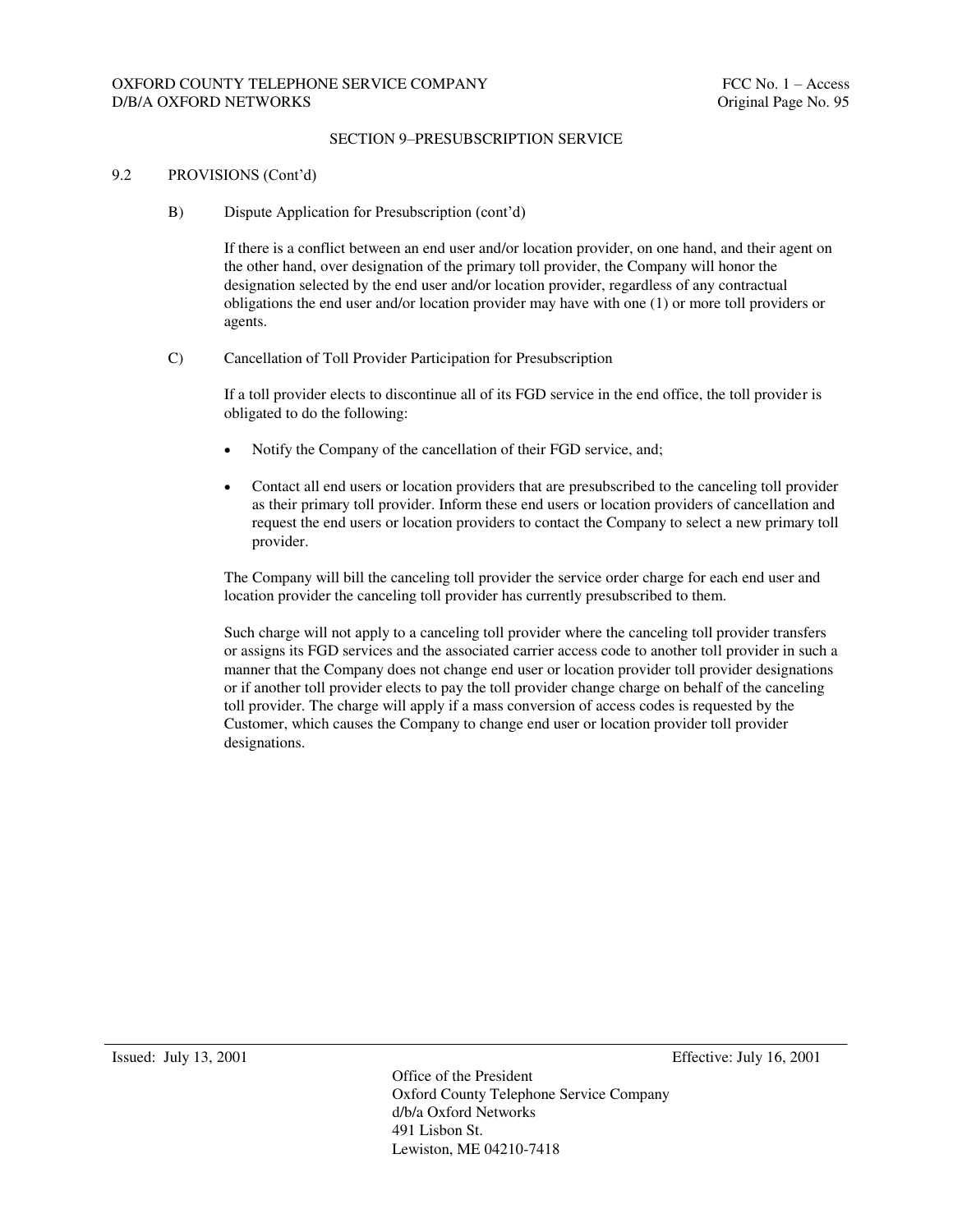## SECTION 9–PRESUBSCRIPTION SERVICE

### 9.2 PROVISIONS (Cont'd)

#### B) Dispute Application for Presubscription (cont'd)

If there is a conflict between an end user and/or location provider, on one hand, and their agent on the other hand, over designation of the primary toll provider, the Company will honor the designation selected by the end user and/or location provider, regardless of any contractual obligations the end user and/or location provider may have with one (1) or more toll providers or agents.

#### C) Cancellation of Toll Provider Participation for Presubscription

If a toll provider elects to discontinue all of its FGD service in the end office, the toll provider is obligated to do the following:

- Notify the Company of the cancellation of their FGD service, and;
- Contact all end users or location providers that are presubscribed to the canceling toll provider as their primary toll provider. Inform these end users or location providers of cancellation and request the end users or location providers to contact the Company to select a new primary toll provider.

The Company will bill the canceling toll provider the service order charge for each end user and location provider the canceling toll provider has currently presubscribed to them.

Such charge will not apply to a canceling toll provider where the canceling toll provider transfers or assigns its FGD services and the associated carrier access code to another toll provider in such a manner that the Company does not change end user or location provider toll provider designations or if another toll provider elects to pay the toll provider change charge on behalf of the canceling toll provider. The charge will apply if a mass conversion of access codes is requested by the Customer, which causes the Company to change end user or location provider toll provider designations.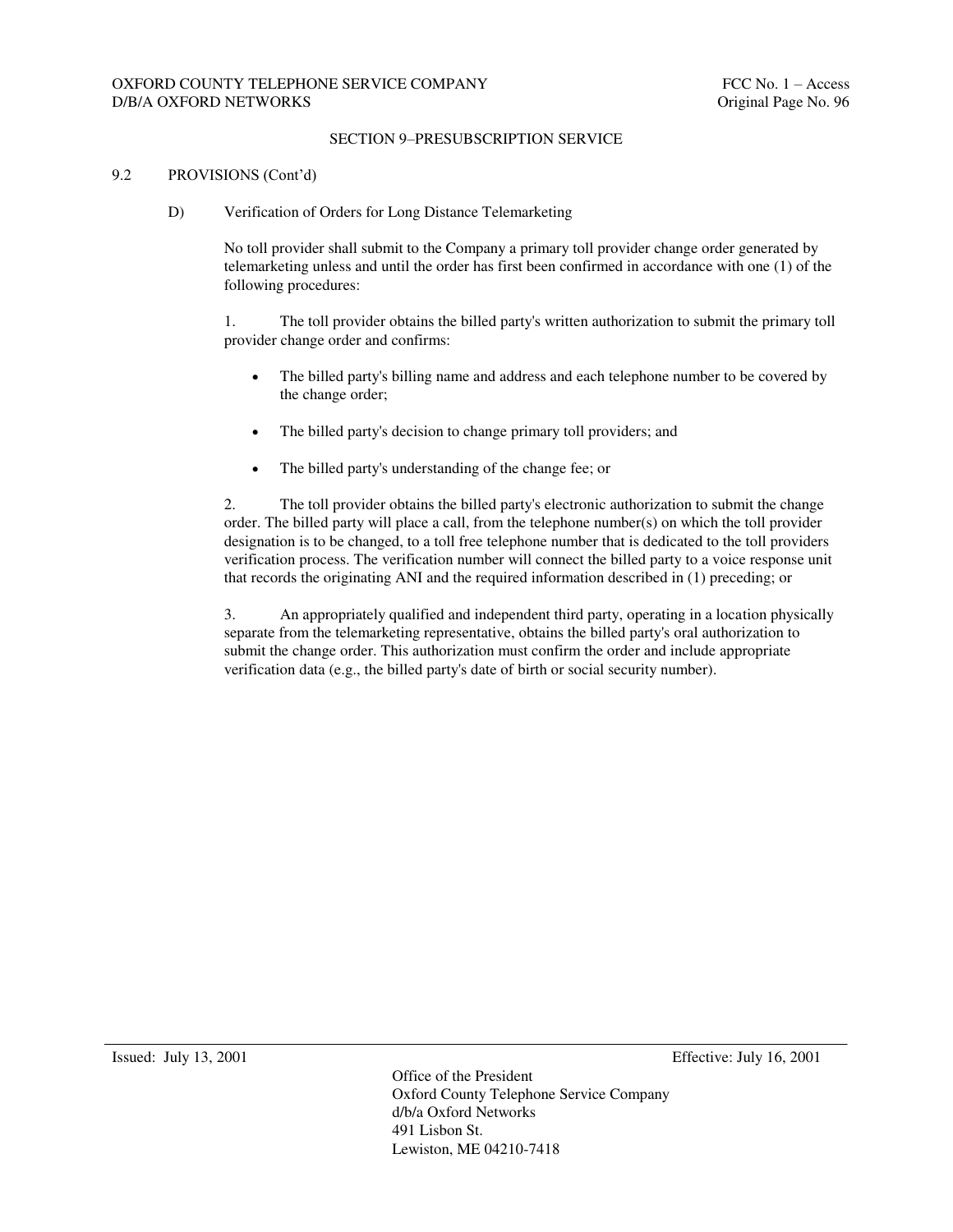## SECTION 9–PRESUBSCRIPTION SERVICE

9.2 PROVISIONS (Cont'd)

D) Verification of Orders for Long Distance Telemarketing

No toll provider shall submit to the Company a primary toll provider change order generated by telemarketing unless and until the order has first been confirmed in accordance with one (1) of the following procedures:

1. The toll provider obtains the billed party's written authorization to submit the primary toll provider change order and confirms:

- The billed party's billing name and address and each telephone number to be covered by the change order;
- The billed party's decision to change primary toll providers; and
- The billed party's understanding of the change fee; or

2. The toll provider obtains the billed party's electronic authorization to submit the change order. The billed party will place a call, from the telephone number(s) on which the toll provider designation is to be changed, to a toll free telephone number that is dedicated to the toll providers verification process. The verification number will connect the billed party to a voice response unit that records the originating ANI and the required information described in (1) preceding; or

3. An appropriately qualified and independent third party, operating in a location physically separate from the telemarketing representative, obtains the billed party's oral authorization to submit the change order. This authorization must confirm the order and include appropriate verification data (e.g., the billed party's date of birth or social security number).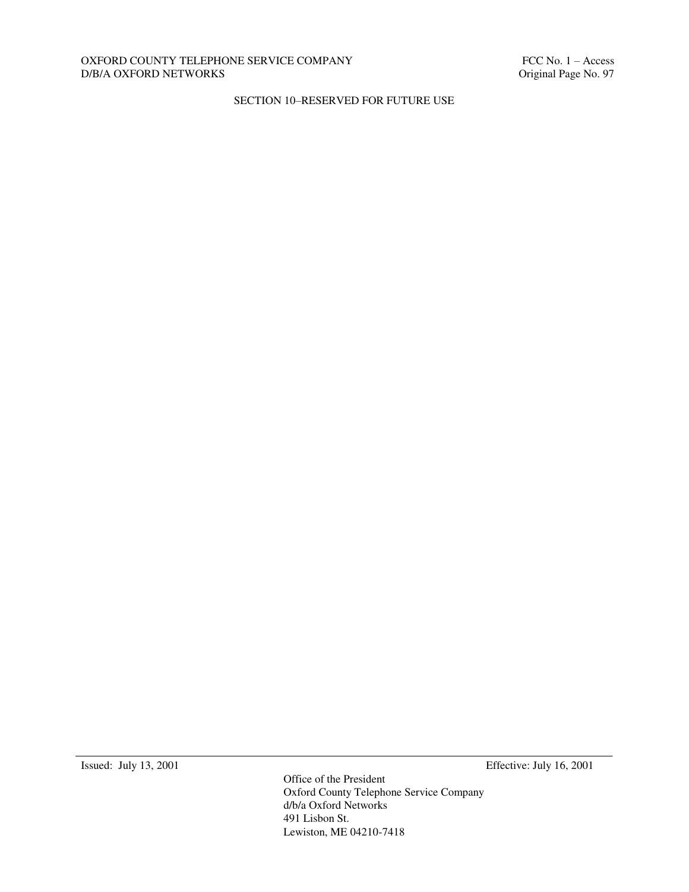SECTION 10–RESERVED FOR FUTURE USE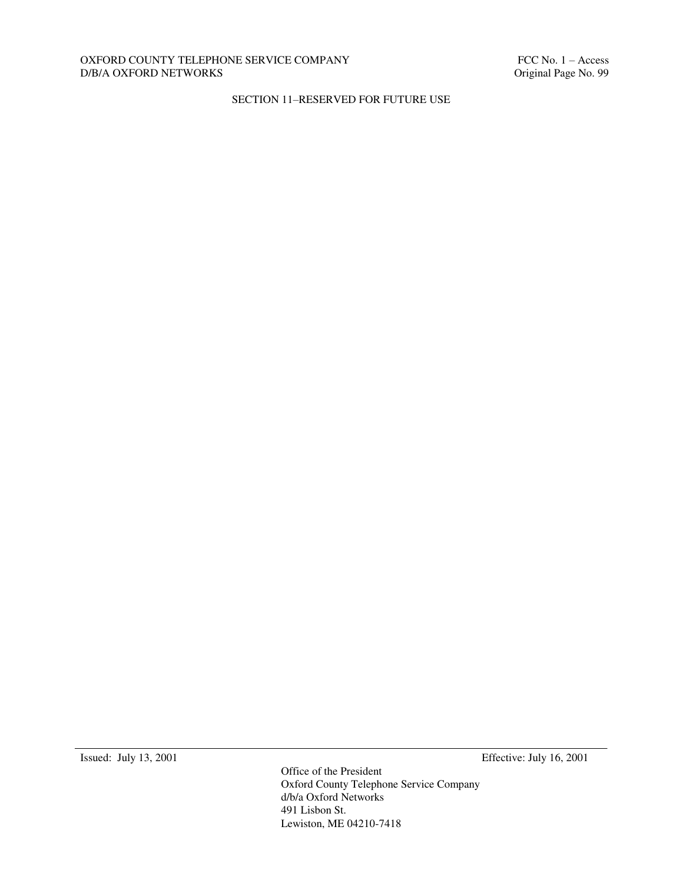## SECTION 11–RESERVED FOR FUTURE USE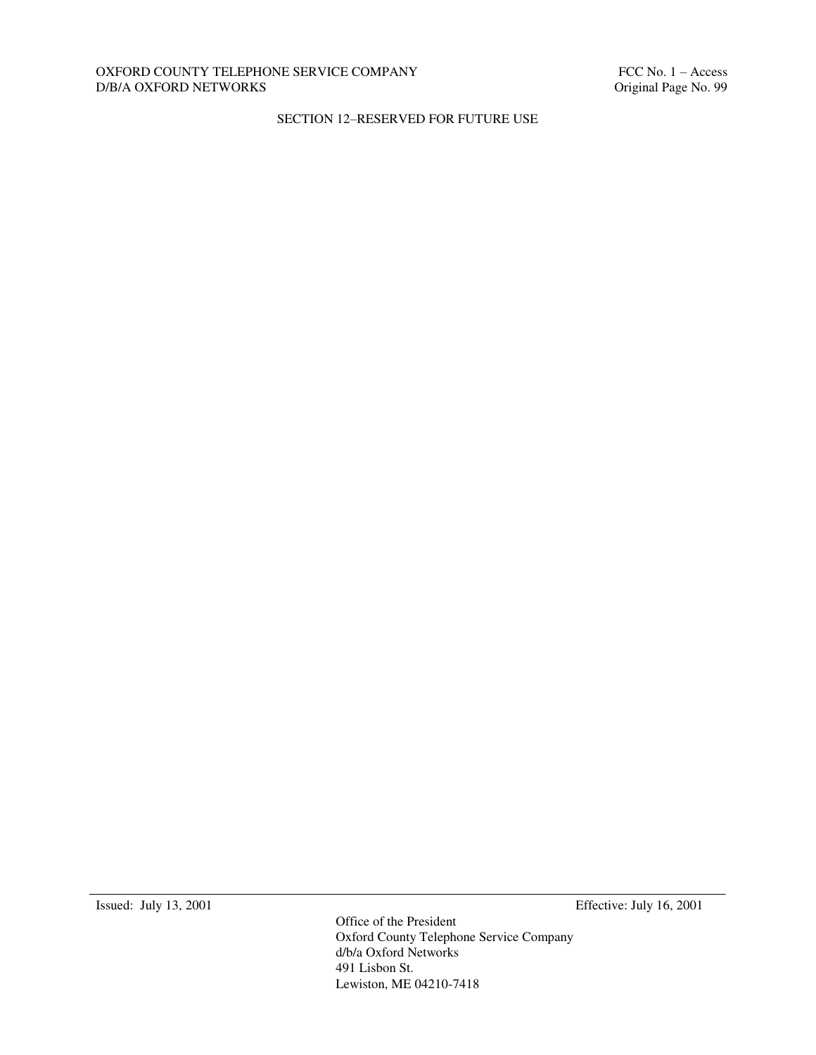SECTION 12–RESERVED FOR FUTURE USE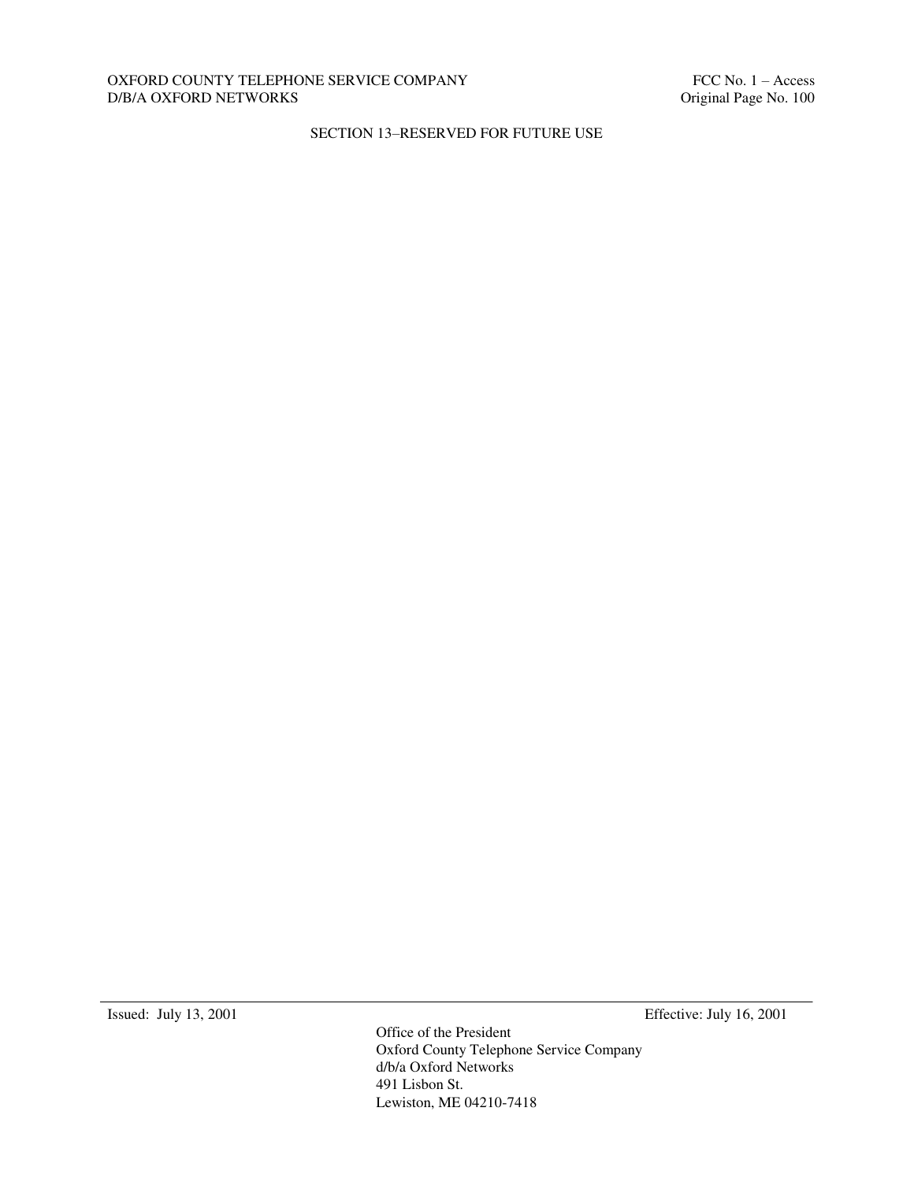# SECTION 13–RESERVED FOR FUTURE USE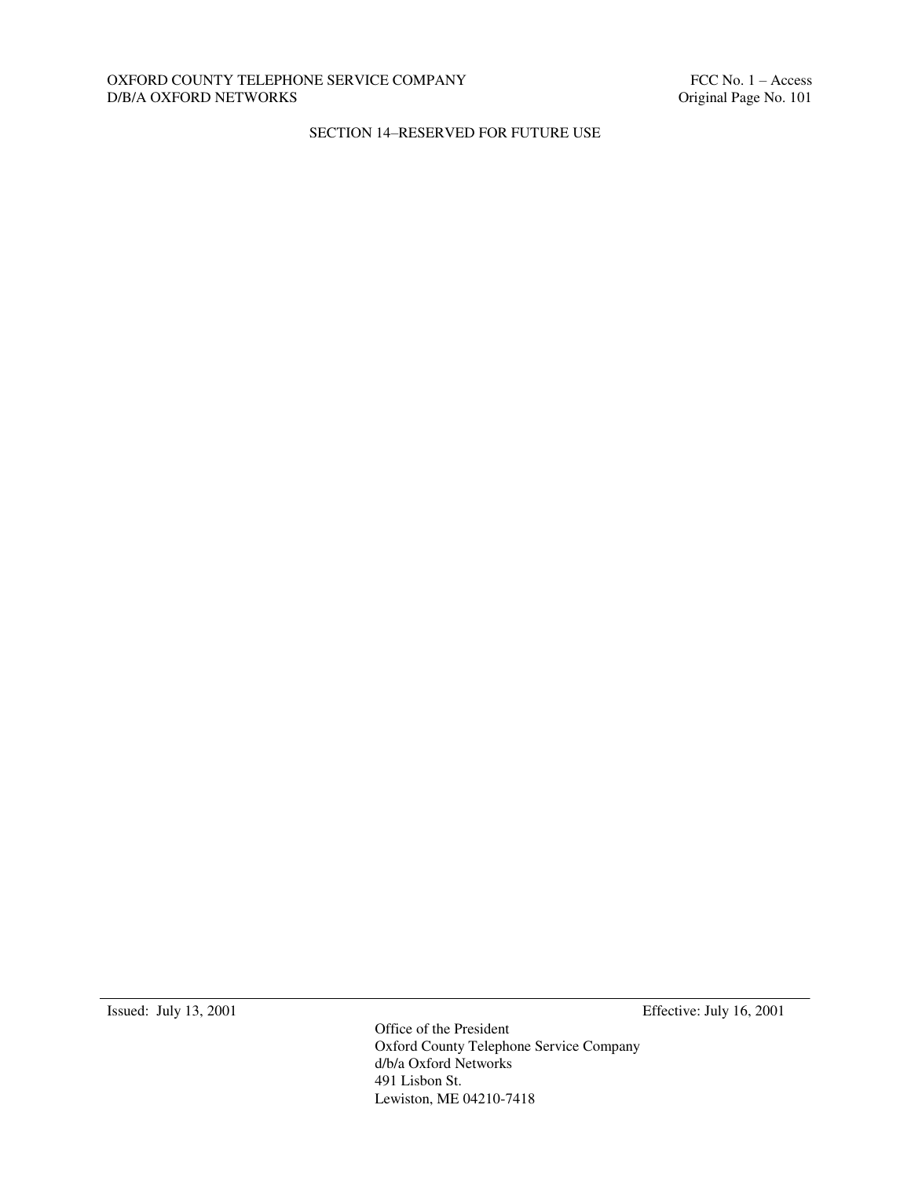## SECTION 14–RESERVED FOR FUTURE USE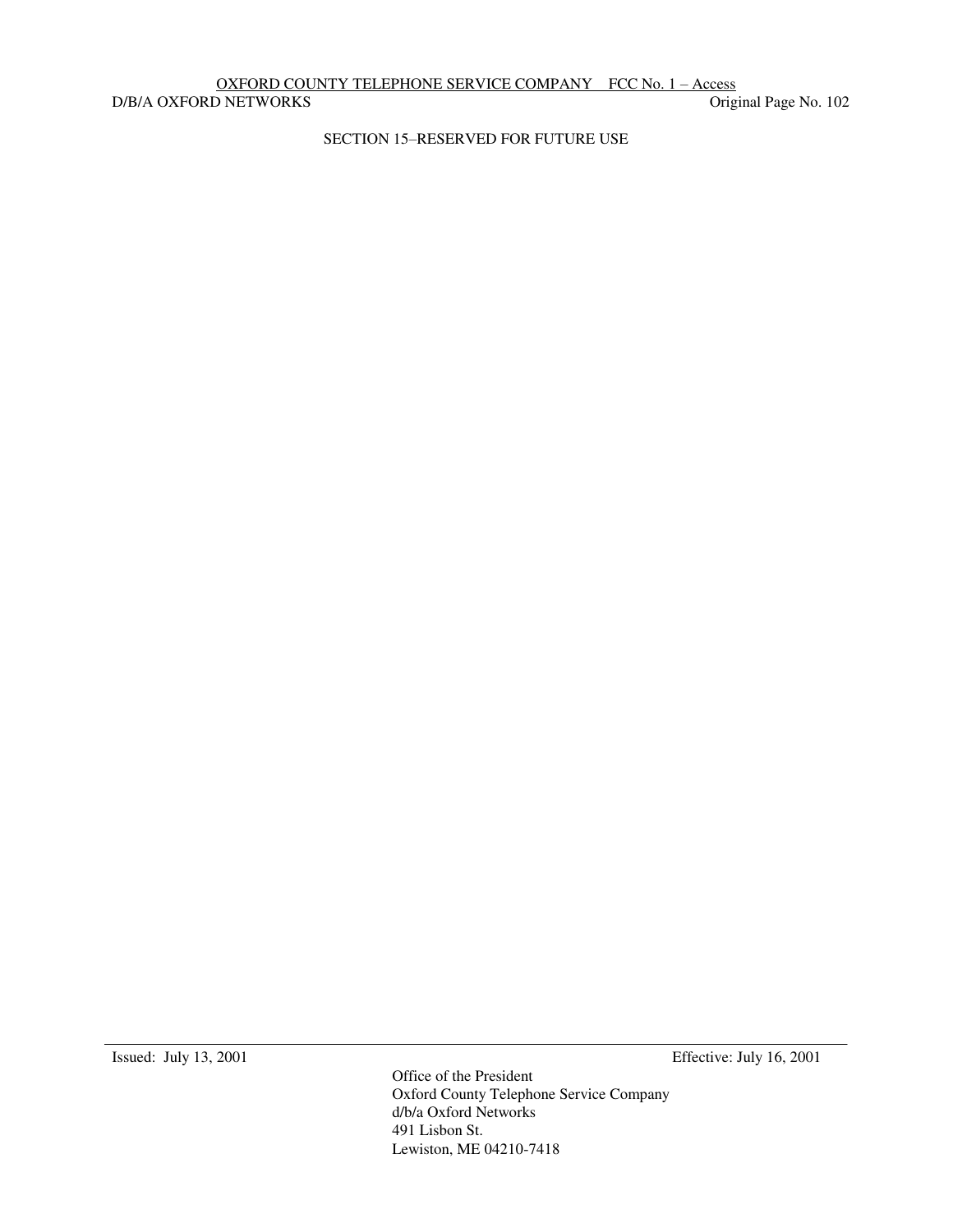## SECTION 15–RESERVED FOR FUTURE USE

Issued: July 13, 2001

Effective: July 16, 2001

Office of the President
Oxford County Telephone Service Company
d/b/a Oxford Networks
491 Lisbon St.
Lewiston, ME 04210-7418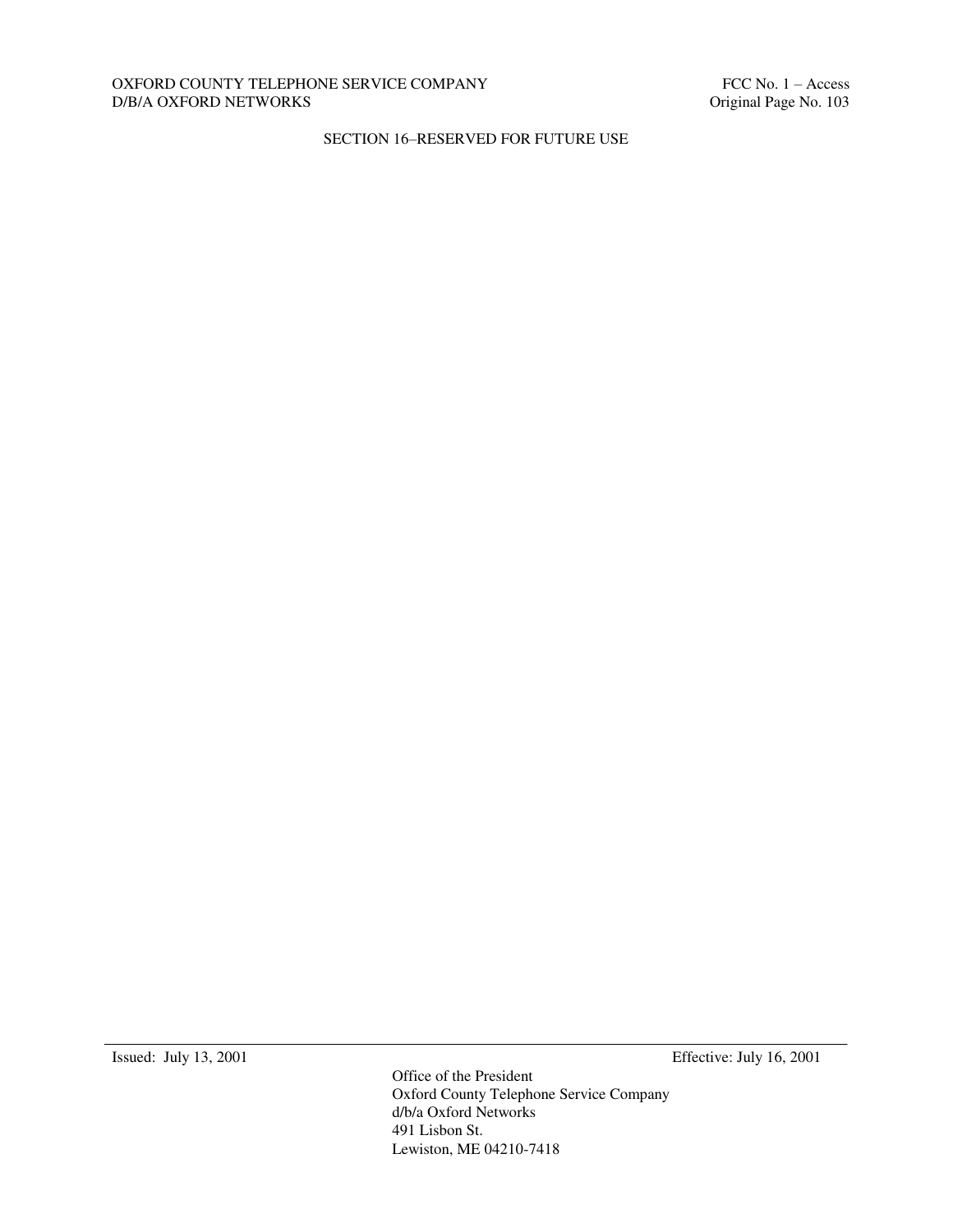SECTION 16–RESERVED FOR FUTURE USE

Issued: July 13, 2001 Effective: July 16, 2001

Office of the President
Oxford County Telephone Service Company
d/b/a Oxford Networks
491 Lisbon St.
Lewiston, ME 04210-7418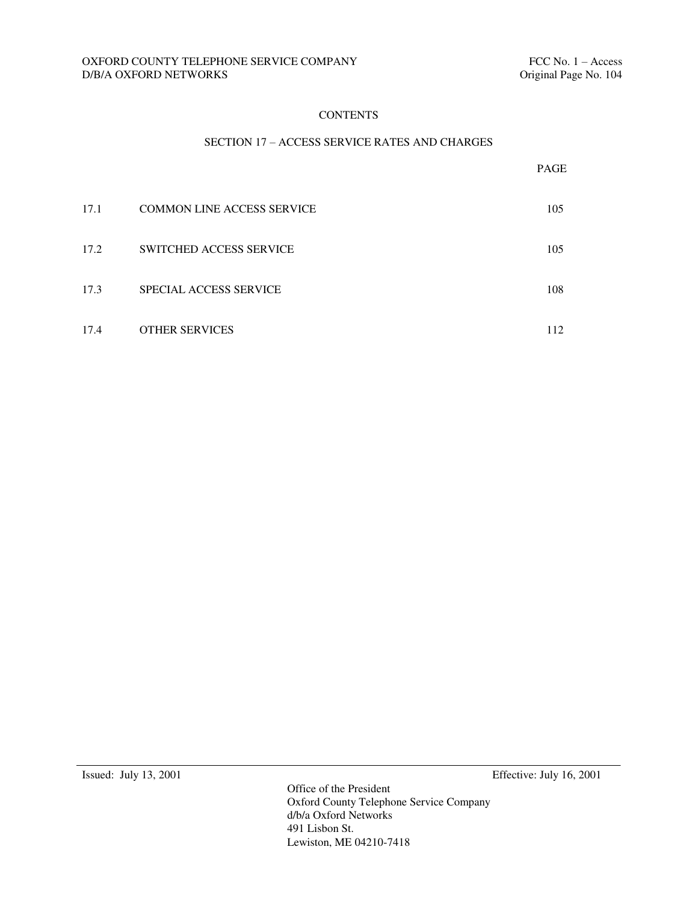# CONTENTS

## SECTION 17 – ACCESS SERVICE RATES AND CHARGES

| | | PAGE |
|---|---|---|
| 17.1 | COMMON LINE ACCESS SERVICE | 105 |
| 17.2 | SWITCHED ACCESS SERVICE | 105 |
| 17.3 | SPECIAL ACCESS SERVICE | 108 |
| 17.4 | OTHER SERVICES | 112 |

Issued: July 13, 2001

Effective: July 16, 2001

Office of the President
Oxford County Telephone Service Company
d/b/a Oxford Networks
491 Lisbon St.
Lewiston, ME 04210-7418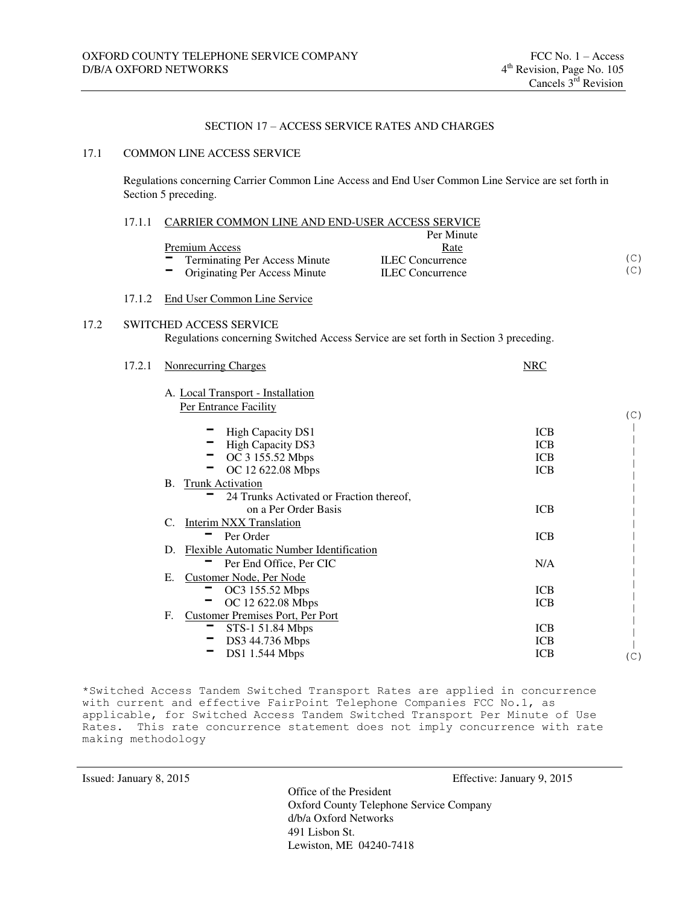## SECTION 17 – ACCESS SERVICE RATES AND CHARGES

### 17.1 COMMON LINE ACCESS SERVICE

Regulations concerning Carrier Common Line Access and End User Common Line Service are set forth in Section 5 preceding.

#### 17.1.1 CARRIER COMMON LINE AND END-USER ACCESS SERVICE

| Premium Access | Per Minute Rate | |
|---|---|---|
| - Terminating Per Access Minute | ILEC Concurrence | (C) |
| - Originating Per Access Minute | ILEC Concurrence | (C) |

#### 17.1.2 End User Common Line Service

### 17.2 SWITCHED ACCESS SERVICE

Regulations concerning Switched Access Service are set forth in Section 3 preceding.

#### 17.2.1 Nonrecurring Charges

| | NRC | |
|---|---|---|
| A. Local Transport - Installation Per Entrance Facility | | (C) |
| - High Capacity DS1 | ICB | \| |
| - High Capacity DS3 | ICB | \| |
| - OC 3 155.52 Mbps | ICB | \| |
| - OC 12 622.08 Mbps | ICB | \| |
| B. Trunk Activation | | \| |
| - 24 Trunks Activated or Fraction thereof, on a Per Order Basis | ICB | \| |
| C. Interim NXX Translation | | \| |
| - Per Order | ICB | \| |
| D. Flexible Automatic Number Identification | | \| |
| - Per End Office, Per CIC | N/A | \| |
| E. Customer Node, Per Node | | \| |
| - OC3 155.52 Mbps | ICB | \| |
| - OC 12 622.08 Mbps | ICB | \| |
| F. Customer Premises Port, Per Port | | \| |
| - STS-1 51.84 Mbps | ICB | \| |
| - DS3 44.736 Mbps | ICB | \| |
| - DS1 1.544 Mbps | ICB | (C) |

*Switched Access Tandem Switched Transport Rates are applied in concurrence with current and effective FairPoint Telephone Companies FCC No.1, as applicable, for Switched Access Tandem Switched Transport Per Minute of Use Rates. This rate concurrence statement does not imply concurrence with rate making methodology

Issued: January 8, 2015

Effective: January 9, 2015

Office of the President
Oxford County Telephone Service Company
d/b/a Oxford Networks
491 Lisbon St.
Lewiston, ME 04240-7418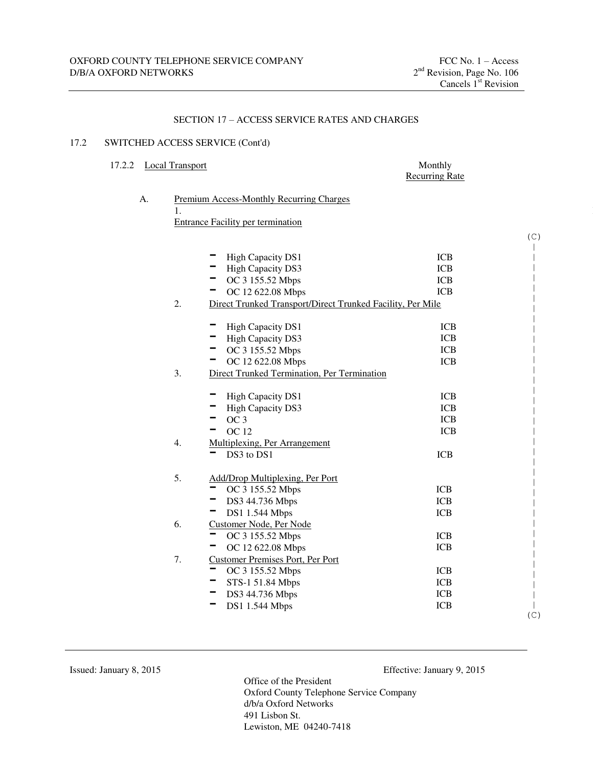SECTION 17 – ACCESS SERVICE RATES AND CHARGES

17.2 SWITCHED ACCESS SERVICE (Cont'd)

17.2.2 Local Transport

A. Premium Access-Monthly Recurring Charges

| | Monthly Recurring Rate |
|---|---|
| **1. Entrance Facility per termination** | |
| - High Capacity DS1 | ICB |
| - High Capacity DS3 | ICB |
| - OC 3 155.52 Mbps | ICB |
| - OC 12 622.08 Mbps | ICB |
| **2. Direct Trunked Transport/Direct Trunked Facility, Per Mile** | |
| - High Capacity DS1 | ICB |
| - High Capacity DS3 | ICB |
| - OC 3 155.52 Mbps | ICB |
| - OC 12 622.08 Mbps | ICB |
| **3. Direct Trunked Termination, Per Termination** | |
| - High Capacity DS1 | ICB |
| - High Capacity DS3 | ICB |
| - OC 3 | ICB |
| - OC 12 | ICB |
| **4. Multiplexing, Per Arrangement** | |
| - DS3 to DS1 | ICB |
| **5. Add/Drop Multiplexing, Per Port** | |
| - OC 3 155.52 Mbps | ICB |
| - DS3 44.736 Mbps | ICB |
| - DS1 1.544 Mbps | ICB |
| **6. Customer Node, Per Node** | |
| - OC 3 155.52 Mbps | ICB |
| - OC 12 622.08 Mbps | ICB |
| **7. Customer Premises Port, Per Port** | |
| - OC 3 155.52 Mbps | ICB |
| - STS-1 51.84 Mbps | ICB |
| - DS3 44.736 Mbps | ICB |
| - DS1 1.544 Mbps | ICB |

(C)

Issued: January 8, 2015

Effective: January 9, 2015

Office of the President
Oxford County Telephone Service Company
d/b/a Oxford Networks
491 Lisbon St.
Lewiston, ME 04240-7418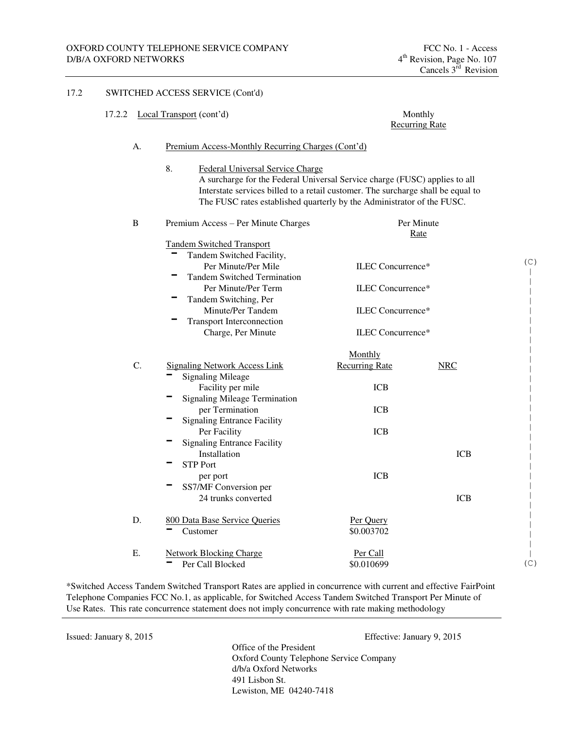17.2 SWITCHED ACCESS SERVICE (Cont'd)

17.2.2 Local Transport (cont'd)

Monthly Recurring Rate

A. Premium Access-Monthly Recurring Charges (Cont'd)

8. Federal Universal Service Charge

A surcharge for the Federal Universal Service charge (FUSC) applies to all Interstate services billed to a retail customer. The surcharge shall be equal to The FUSC rates established quarterly by the Administrator of the FUSC.

B Premium Access – Per Minute Charges

| Tandem Switched Transport | Per Minute Rate |
|---|---|
| - Tandem Switched Facility, Per Minute/Per Mile | ILEC Concurrence* |
| - Tandem Switched Termination Per Minute/Per Term | ILEC Concurrence* |
| - Tandem Switching, Per Minute/Per Tandem | ILEC Concurrence* |
| - Transport Interconnection Charge, Per Minute | ILEC Concurrence* |

(C)

C. Signaling Network Access Link

| | Monthly Recurring Rate | NRC |
|---|---|---|
| - Signaling Mileage Facility per mile | ICB | |
| - Signaling Mileage Termination per Termination | ICB | |
| - Signaling Entrance Facility Per Facility | ICB | |
| - Signaling Entrance Facility Installation | | ICB |
| - STP Port per port | ICB | |
| - SS7/MF Conversion per 24 trunks converted | | ICB |

D. 800 Data Base Service Queries

| | Per Query |
|---|---|
| - Customer | $0.003702 |

E. Network Blocking Charge

| | Per Call |
|---|---|
| - Per Call Blocked | $0.010699 |

(C)

*Switched Access Tandem Switched Transport Rates are applied in concurrence with current and effective FairPoint Telephone Companies FCC No.1, as applicable, for Switched Access Tandem Switched Transport Per Minute of Use Rates. This rate concurrence statement does not imply concurrence with rate making methodology

Issued: January 8, 2015

Effective: January 9, 2015

Office of the President
Oxford County Telephone Service Company
d/b/a Oxford Networks
491 Lisbon St.
Lewiston, ME 04240-7418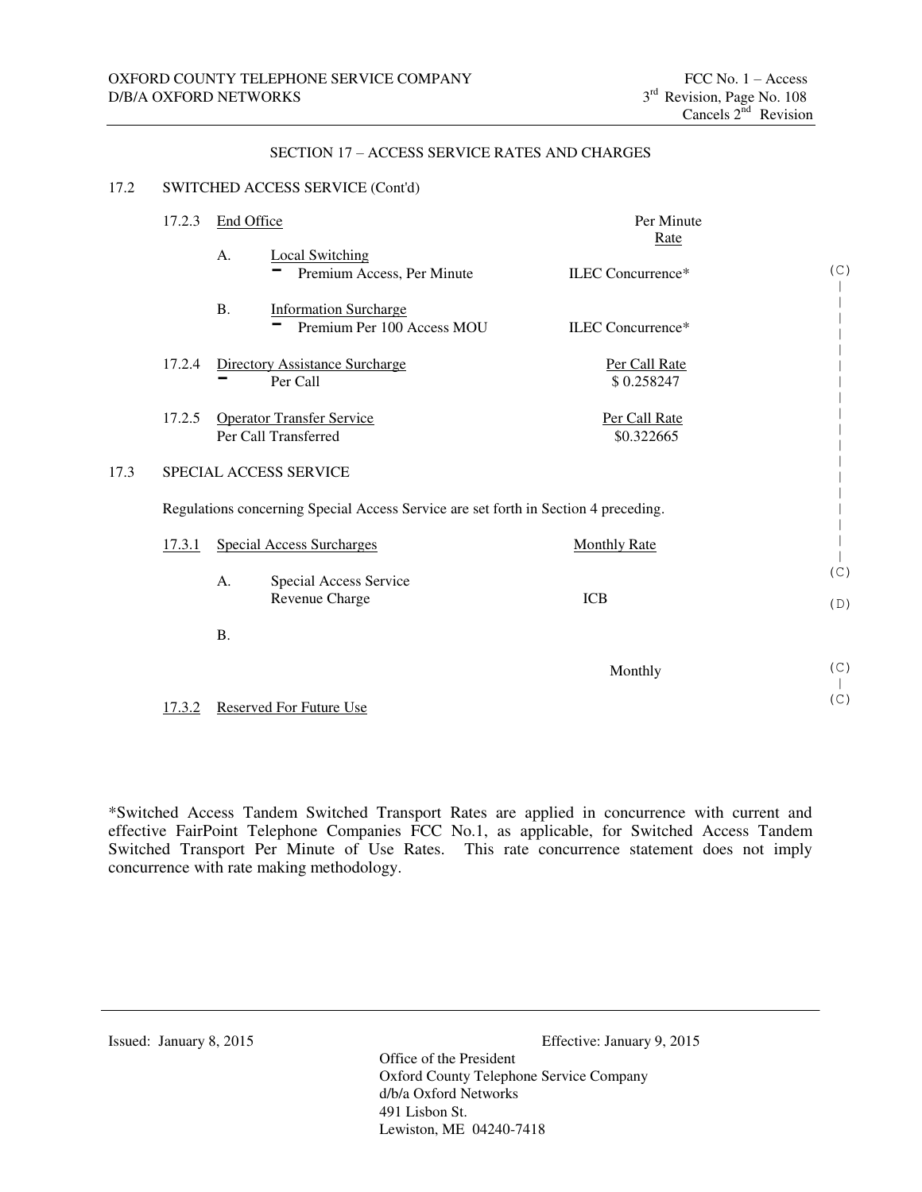SECTION 17 – ACCESS SERVICE RATES AND CHARGES

17.2 SWITCHED ACCESS SERVICE (Cont'd)

17.2.3 End Office

| | | Per Minute Rate | |
|---|---|---|---|
| A. | Local Switching | | (C) |
| | - Premium Access, Per Minute | ILEC Concurrence* | |
| B. | Information Surcharge | | |
| | - Premium Per 100 Access MOU | ILEC Concurrence* | |

17.2.4 Directory Assistance Surcharge

| | Per Call Rate |
|---|---|
| - Per Call | $ 0.258247 |

17.2.5 Operator Transfer Service

| | Per Call Rate |
|---|---|
| Per Call Transferred | $0.322665 |

17.3 SPECIAL ACCESS SERVICE

Regulations concerning Special Access Service are set forth in Section 4 preceding.

17.3.1 Special Access Surcharges

| | | Monthly Rate | |
|---|---|---|---|
| A. | Special Access Service Revenue Charge | ICB | (C) (D) |
| B. | | Monthly | (C) |

17.3.2 Reserved For Future Use (C)

*Switched Access Tandem Switched Transport Rates are applied in concurrence with current and effective FairPoint Telephone Companies FCC No.1, as applicable, for Switched Access Tandem Switched Transport Per Minute of Use Rates. This rate concurrence statement does not imply concurrence with rate making methodology.

Issued: January 8, 2015

Effective: January 9, 2015

Office of the President
Oxford County Telephone Service Company
d/b/a Oxford Networks
491 Lisbon St.
Lewiston, ME 04240-7418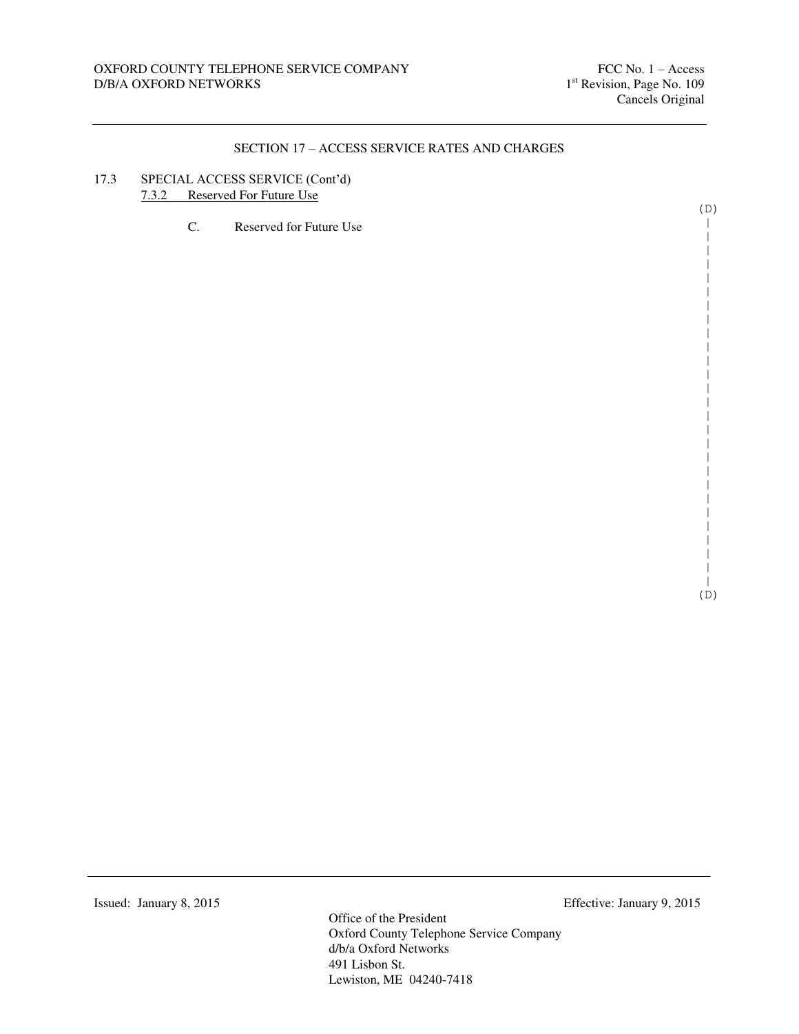## SECTION 17 – ACCESS SERVICE RATES AND CHARGES

17.3 SPECIAL ACCESS SERVICE (Cont'd)

7.3.2 Reserved For Future Use

(D)

C. Reserved for Future Use

(D)

Issued: January 8, 2015

Effective: January 9, 2015

Office of the President
Oxford County Telephone Service Company
d/b/a Oxford Networks
491 Lisbon St.
Lewiston, ME 04240-7418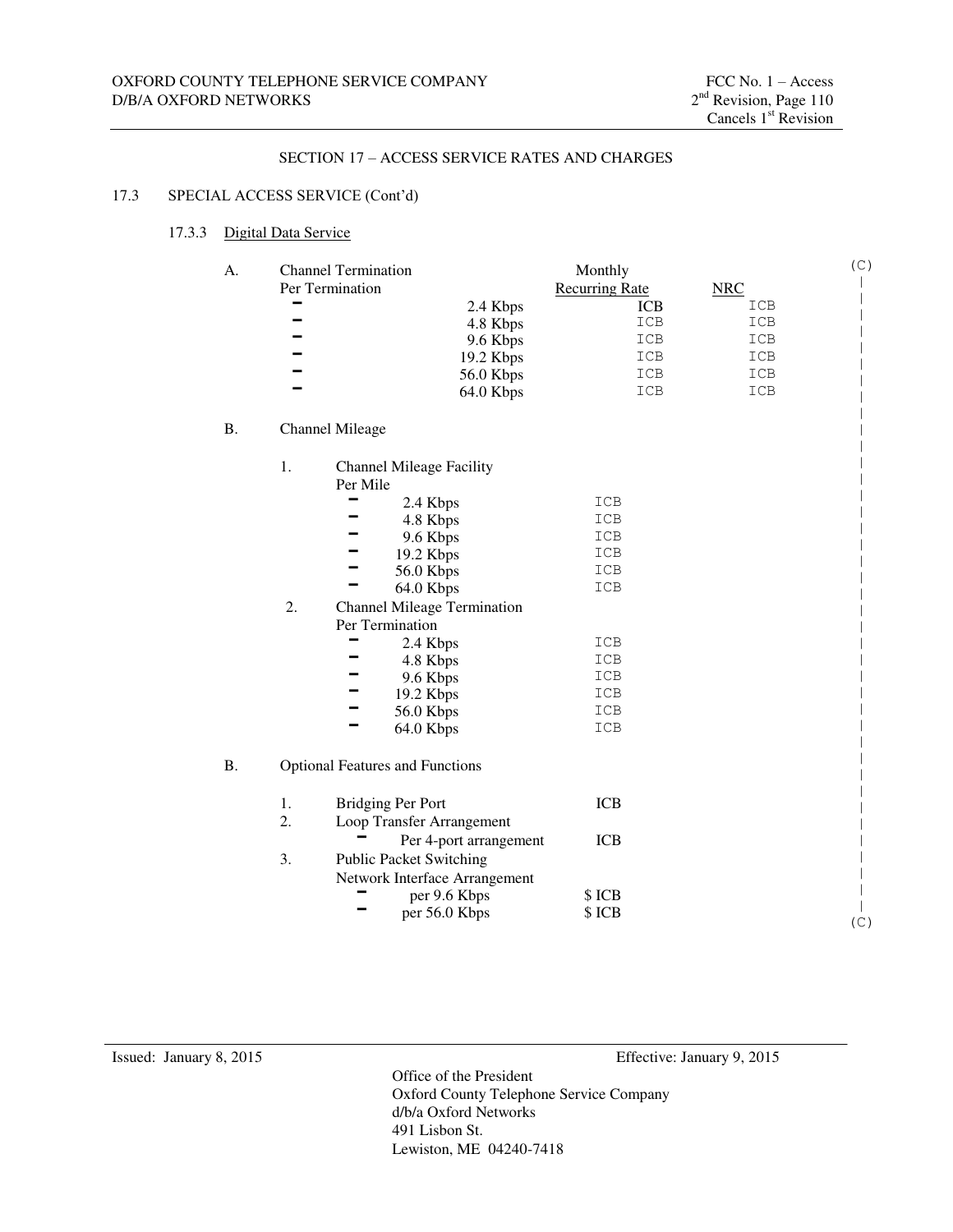SECTION 17 – ACCESS SERVICE RATES AND CHARGES

17.3 SPECIAL ACCESS SERVICE (Cont'd)

17.3.3 Digital Data Service

(C)

A. Channel Termination Per Termination

| | | Monthly Recurring Rate | NRC |
|---|---|---|---|
| – | 2.4 Kbps | ICB | ICB |
| – | 4.8 Kbps | ICB | ICB |
| – | 9.6 Kbps | ICB | ICB |
| – | 19.2 Kbps | ICB | ICB |
| – | 56.0 Kbps | ICB | ICB |
| – | 64.0 Kbps | ICB | ICB |

B. Channel Mileage

1. Channel Mileage Facility Per Mile

| | | |
|---|---|---|
| – | 2.4 Kbps | ICB |
| – | 4.8 Kbps | ICB |
| – | 9.6 Kbps | ICB |
| – | 19.2 Kbps | ICB |
| – | 56.0 Kbps | ICB |
| – | 64.0 Kbps | ICB |

2. Channel Mileage Termination Per Termination

| | | |
|---|---|---|
| – | 2.4 Kbps | ICB |
| – | 4.8 Kbps | ICB |
| – | 9.6 Kbps | ICB |
| – | 19.2 Kbps | ICB |
| – | 56.0 Kbps | ICB |
| – | 64.0 Kbps | ICB |

B. Optional Features and Functions

1. Bridging Per Port — ICB
2. Loop Transfer Arrangement
   - Per 4-port arrangement — ICB
3. Public Packet Switching Network Interface Arrangement
   - per 9.6 Kbps — $ ICB
   - per 56.0 Kbps — $ ICB

(C)

Issued: January 8, 2015

Effective: January 9, 2015

Office of the President
Oxford County Telephone Service Company
d/b/a Oxford Networks
491 Lisbon St.
Lewiston, ME 04240-7418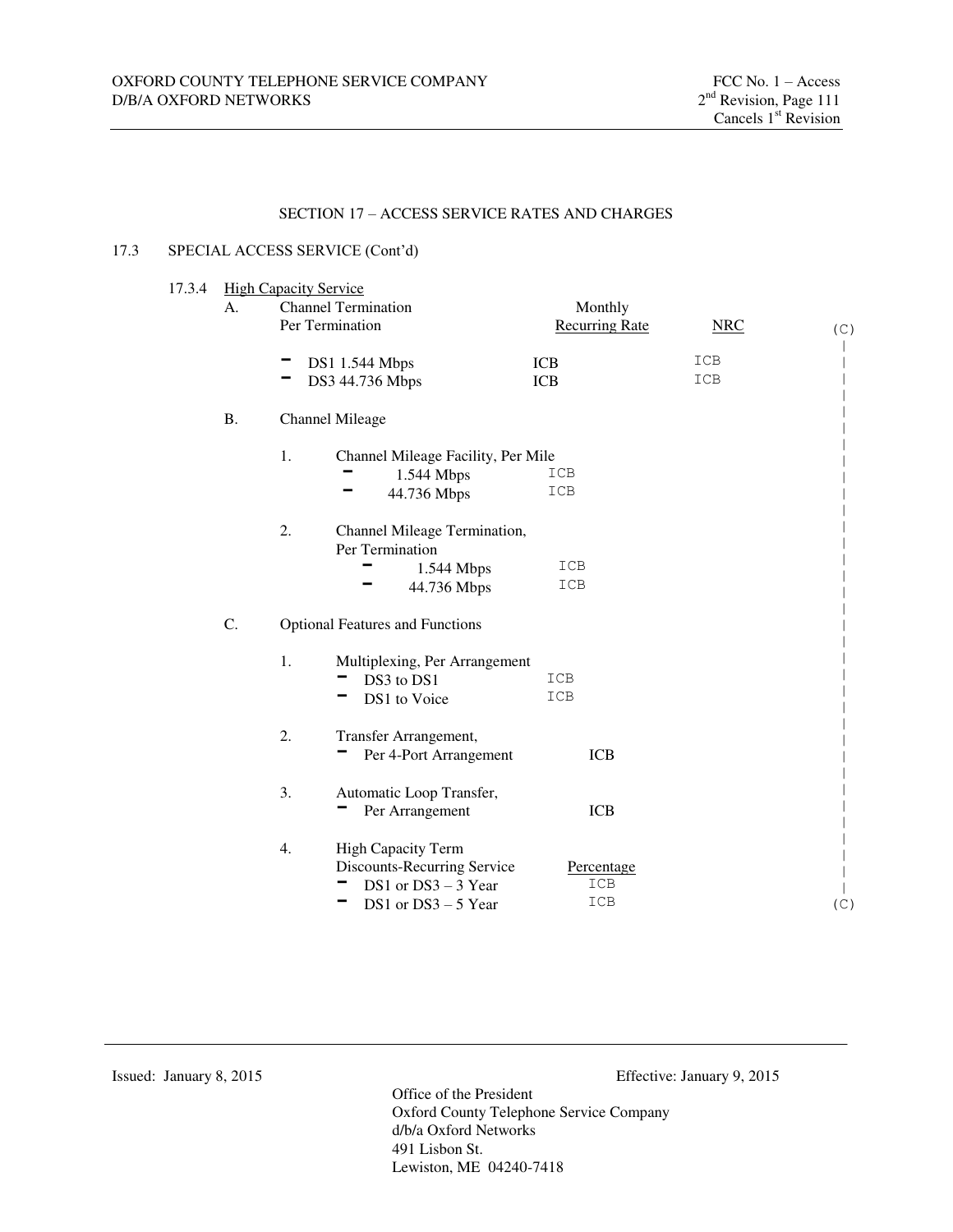SECTION 17 – ACCESS SERVICE RATES AND CHARGES

17.3 SPECIAL ACCESS SERVICE (Cont'd)

17.3.4 High Capacity Service

A. Channel Termination Per Termination

| | Monthly Recurring Rate | NRC | |
|---|---|---|---|
| - DS1 1.544 Mbps | ICB | ICB | (C) |
| - DS3 44.736 Mbps | ICB | ICB | |

B. Channel Mileage

1. Channel Mileage Facility, Per Mile

| | |
|---|---|
| - 1.544 Mbps | ICB |
| - 44.736 Mbps | ICB |

2. Channel Mileage Termination, Per Termination

| | |
|---|---|
| - 1.544 Mbps | ICB |
| - 44.736 Mbps | ICB |

C. Optional Features and Functions

1. Multiplexing, Per Arrangement

| | |
|---|---|
| - DS3 to DS1 | ICB |
| - DS1 to Voice | ICB |

2. Transfer Arrangement,

| | |
|---|---|
| - Per 4-Port Arrangement | ICB |

3. Automatic Loop Transfer,

| | |
|---|---|
| - Per Arrangement | ICB |

4. High Capacity Term Discounts-Recurring Service

| | Percentage | |
|---|---|---|
| - DS1 or DS3 – 3 Year | ICB | |
| - DS1 or DS3 – 5 Year | ICB | (C) |

Issued: January 8, 2015

Effective: January 9, 2015

Office of the President
Oxford County Telephone Service Company
d/b/a Oxford Networks
491 Lisbon St.
Lewiston, ME 04240-7418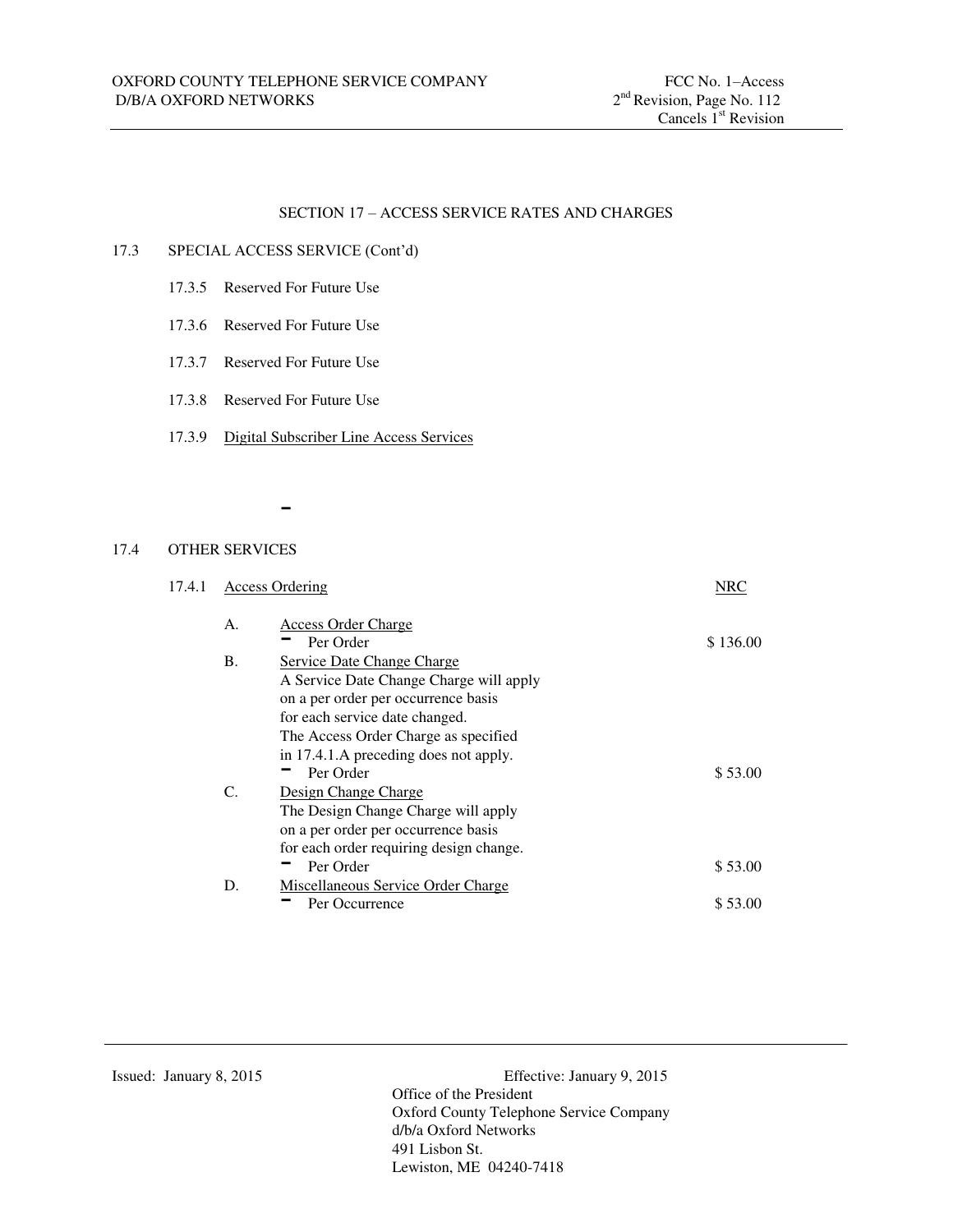## SECTION 17 – ACCESS SERVICE RATES AND CHARGES

### 17.3 SPECIAL ACCESS SERVICE (Cont'd)

17.3.5 Reserved For Future Use

17.3.6 Reserved For Future Use

17.3.7 Reserved For Future Use

17.3.8 Reserved For Future Use

17.3.9 Digital Subscriber Line Access Services

-

### 17.4 OTHER SERVICES

| 17.4.1 Access Ordering | NRC |
|---|---|
| A. Access Order Charge | |
| - Per Order | $ 136.00 |
| B. Service Date Change Charge<br>A Service Date Change Charge will apply on a per order per occurrence basis for each service date changed.<br>The Access Order Charge as specified in 17.4.1.A preceding does not apply. | |
| - Per Order | $ 53.00 |
| C. Design Change Charge<br>The Design Change Charge will apply on a per order per occurrence basis for each order requiring design change. | |
| - Per Order | $ 53.00 |
| D. Miscellaneous Service Order Charge | |
| - Per Occurrence | $ 53.00 |

Issued: January 8, 2015

Effective: January 9, 2015

Office of the President
Oxford County Telephone Service Company
d/b/a Oxford Networks
491 Lisbon St.
Lewiston, ME 04240-7418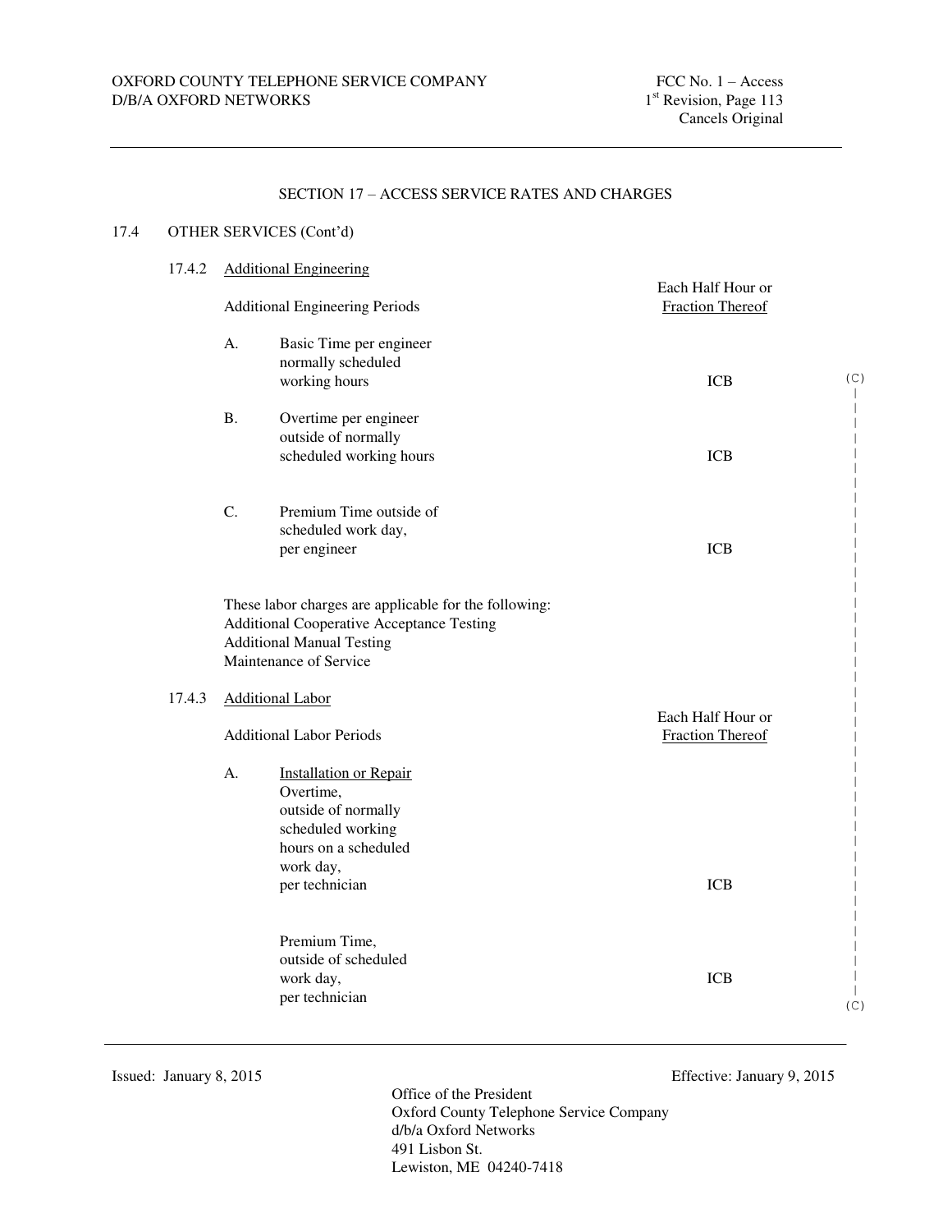## SECTION 17 – ACCESS SERVICE RATES AND CHARGES

17.4 OTHER SERVICES (Cont'd)

17.4.2 Additional Engineering

| Additional Engineering Periods | Each Half Hour or Fraction Thereof |
|---|---|
| A. Basic Time per engineer normally scheduled working hours | ICB |
| B. Overtime per engineer outside of normally scheduled working hours | ICB |
| C. Premium Time outside of scheduled work day, per engineer | ICB |

These labor charges are applicable for the following:
Additional Cooperative Acceptance Testing
Additional Manual Testing
Maintenance of Service

17.4.3 Additional Labor

| Additional Labor Periods | Each Half Hour or Fraction Thereof |
|---|---|
| A. Installation or Repair Overtime, outside of normally scheduled working hours on a scheduled work day, per technician | ICB |
| Premium Time, outside of scheduled work day, per technician | ICB |

(C)

Issued: January 8, 2015

Effective: January 9, 2015

Office of the President
Oxford County Telephone Service Company
d/b/a Oxford Networks
491 Lisbon St.
Lewiston, ME 04240-7418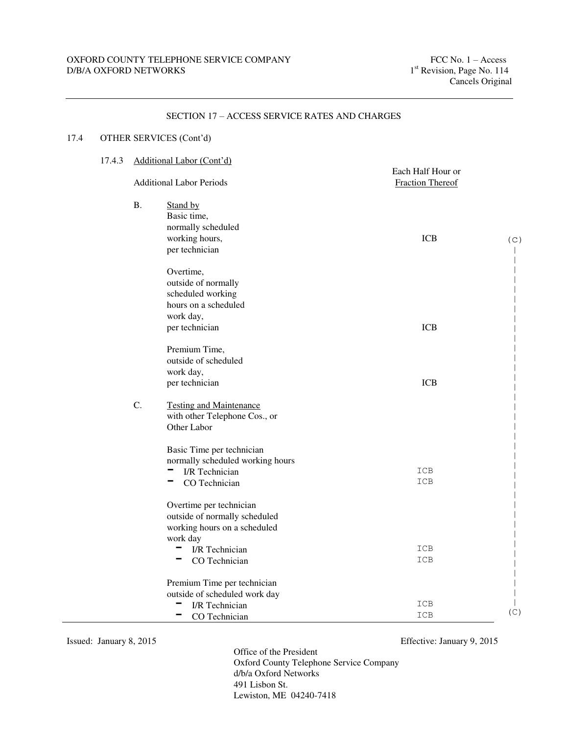## SECTION 17 – ACCESS SERVICE RATES AND CHARGES

### 17.4 OTHER SERVICES (Cont'd)

#### 17.4.3 Additional Labor (Cont'd)

| Additional Labor Periods | Each Half Hour or Fraction Thereof | |
|---|---|---|
| **B. Stand by** | | |
| Basic time, normally scheduled working hours, per technician | ICB | (C) |
| Overtime, outside of normally scheduled working hours on a scheduled work day, per technician | ICB | \| |
| Premium Time, outside of scheduled work day, per technician | ICB | \| |
| **C. Testing and Maintenance with other Telephone Cos., or Other Labor** | | \| |
| Basic Time per technician normally scheduled working hours | | \| |
| - I/R Technician | ICB | \| |
| - CO Technician | ICB | \| |
| Overtime per technician outside of normally scheduled working hours on a scheduled work day | | \| |
| - I/R Technician | ICB | \| |
| - CO Technician | ICB | \| |
| Premium Time per technician outside of scheduled work day | | \| |
| - I/R Technician | ICB | \| |
| - CO Technician | ICB | (C) |

Issued: January 8, 2015

Effective: January 9, 2015

Office of the President
Oxford County Telephone Service Company
d/b/a Oxford Networks
491 Lisbon St.
Lewiston, ME 04240-7418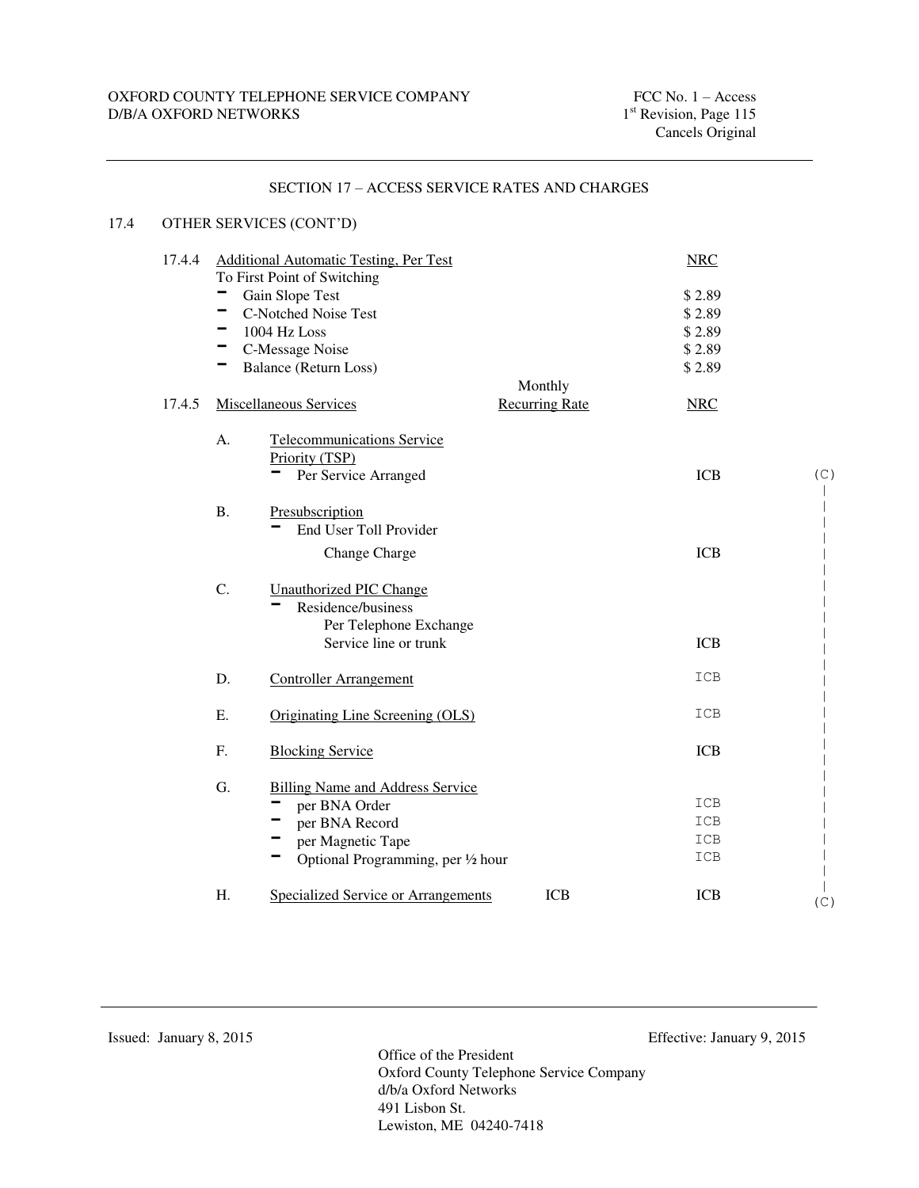## SECTION 17 – ACCESS SERVICE RATES AND CHARGES

17.4 OTHER SERVICES (CONT'D)

| | | NRC |
|---|---|---|
| 17.4.4 | Additional Automatic Testing, Per Test To First Point of Switching | |
| | - Gain Slope Test | $ 2.89 |
| | - C-Notched Noise Test | $ 2.89 |
| | - 1004 Hz Loss | $ 2.89 |
| | - C-Message Noise | $ 2.89 |
| | - Balance (Return Loss) | $ 2.89 |

| | | | Monthly Recurring Rate | NRC | |
|---|---|---|---|---|---|
| 17.4.5 | Miscellaneous Services | | | | |
| | A. | Telecommunications Service Priority (TSP) - Per Service Arranged | | ICB | (C) |
| | B. | Presubscription - End User Toll Provider Change Charge | | ICB | \| |
| | C. | Unauthorized PIC Change - Residence/business Per Telephone Exchange Service line or trunk | | ICB | \| |
| | D. | Controller Arrangement | | ICB | \| |
| | E. | Originating Line Screening (OLS) | | ICB | \| |
| | F. | Blocking Service | | ICB | \| |
| | G. | Billing Name and Address Service | | | \| |
| | | - per BNA Order | | ICB | \| |
| | | - per BNA Record | | ICB | \| |
| | | - per Magnetic Tape | | ICB | \| |
| | | - Optional Programming, per ½ hour | | ICB | \| |
| | H. | Specialized Service or Arrangements | ICB | ICB | (C) |

Issued: January 8, 2015

Effective: January 9, 2015

Office of the President
Oxford County Telephone Service Company
d/b/a Oxford Networks
491 Lisbon St.
Lewiston, ME 04240-7418